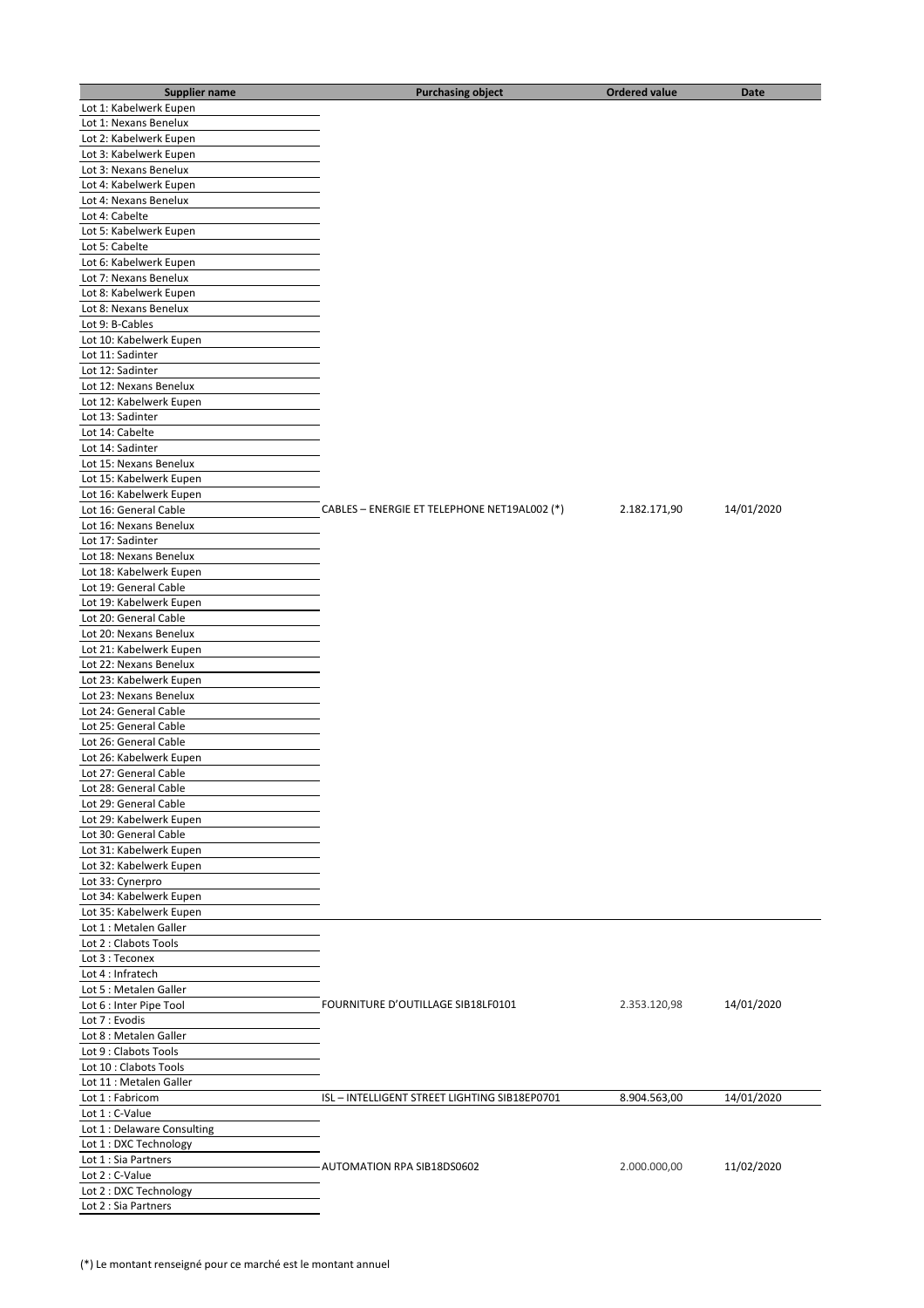| Supplier name | Purchasing object | Ordered value | Date |
|---|---|---|---|
| Lot 1: Kabelwerk Eupen<br>Lot 1: Nexans Benelux<br>Lot 2: Kabelwerk Eupen<br>Lot 3: Kabelwerk Eupen<br>Lot 3: Nexans Benelux<br>Lot 4: Kabelwerk Eupen<br>Lot 4: Nexans Benelux<br>Lot 4: Cabelte<br>Lot 5: Kabelwerk Eupen<br>Lot 5: Cabelte<br>Lot 6: Kabelwerk Eupen<br>Lot 7: Nexans Benelux<br>Lot 8: Kabelwerk Eupen<br>Lot 8: Nexans Benelux<br>Lot 9: B-Cables<br>Lot 10: Kabelwerk Eupen<br>Lot 11: Sadinter<br>Lot 12: Sadinter<br>Lot 12: Nexans Benelux<br>Lot 12: Kabelwerk Eupen<br>Lot 13: Sadinter<br>Lot 14: Cabelte<br>Lot 14: Sadinter<br>Lot 15: Nexans Benelux<br>Lot 15: Kabelwerk Eupen<br>Lot 16: Kabelwerk Eupen<br>Lot 16: General Cable<br>Lot 16: Nexans Benelux<br>Lot 17: Sadinter<br>Lot 18: Nexans Benelux<br>Lot 18: Kabelwerk Eupen<br>Lot 19: General Cable<br>Lot 19: Kabelwerk Eupen<br>Lot 20: General Cable<br>Lot 20: Nexans Benelux<br>Lot 21: Kabelwerk Eupen<br>Lot 22: Nexans Benelux<br>Lot 23: Kabelwerk Eupen<br>Lot 23: Nexans Benelux<br>Lot 24: General Cable<br>Lot 25: General Cable<br>Lot 26: General Cable<br>Lot 26: Kabelwerk Eupen<br>Lot 27: General Cable<br>Lot 28: General Cable<br>Lot 29: General Cable<br>Lot 29: Kabelwerk Eupen<br>Lot 30: General Cable<br>Lot 31: Kabelwerk Eupen<br>Lot 32: Kabelwerk Eupen<br>Lot 33: Cynerpro<br>Lot 34: Kabelwerk Eupen<br>Lot 35: Kabelwerk Eupen | CABLES – ENERGIE ET TELEPHONE NET19AL002 (*) | 2.182.171,90 | 14/01/2020 |
| Lot 1 : Metalen Galler<br>Lot 2 : Clabots Tools<br>Lot 3 : Teconex<br>Lot 4 : Infratech<br>Lot 5 : Metalen Galler<br>Lot 6 : Inter Pipe Tool<br>Lot 7 : Evodis<br>Lot 8 : Metalen Galler<br>Lot 9 : Clabots Tools<br>Lot 10 : Clabots Tools<br>Lot 11 : Metalen Galler | FOURNITURE D'OUTILLAGE SIB18LF0101 | 2.353.120,98 | 14/01/2020 |
| Lot 1 : Fabricom | ISL – INTELLIGENT STREET LIGHTING SIB18EP0701 | 8.904.563,00 | 14/01/2020 |
| Lot 1 : C-Value<br>Lot 1 : Delaware Consulting<br>Lot 1 : DXC Technology<br>Lot 1 : Sia Partners<br>Lot 2 : C-Value<br>Lot 2 : DXC Technology<br>Lot 2 : Sia Partners | AUTOMATION RPA SIB18DS0602 | 2.000.000,00 | 11/02/2020 |

(*) Le montant renseigné pour ce marché est le montant annuel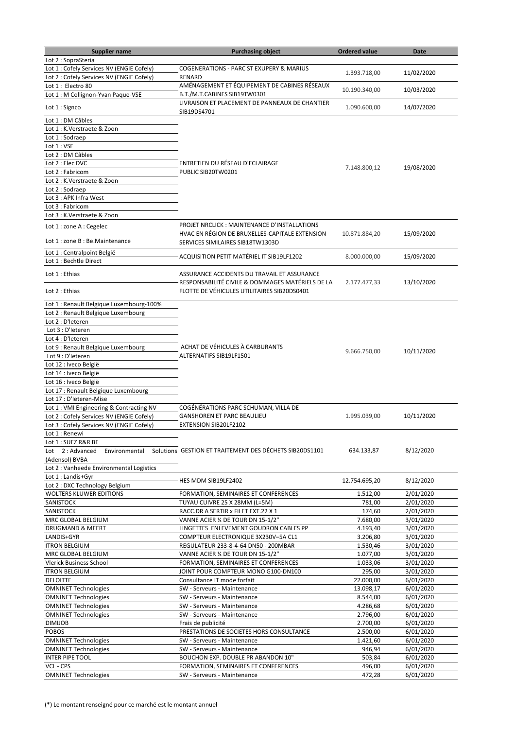| Supplier name | Purchasing object | Ordered value | Date |
|---|---|---|---|
| Lot 2 : SopraSteria | | | |
| Lot 1 : Cofely Services NV (ENGIE Cofely) | COGENERATIONS - PARC ST EXUPERY & MARIUS RENARD | 1.393.718,00 | 11/02/2020 |
| Lot 2 : Cofely Services NV (ENGIE Cofely) | | | |
| Lot 1 : Electro 80 | AMÉNAGEMENT ET ÉQUIPEMENT DE CABINES RÉSEAUX B.T./M.T.CABINES SIB19TW0301 | 10.190.340,00 | 10/03/2020 |
| Lot 1 : M Collignon-Yvan Paque-VSE | | | |
| Lot 1 : Signco | LIVRAISON ET PLACEMENT DE PANNEAUX DE CHANTIER SIB19DS4701 | 1.090.600,00 | 14/07/2020 |
| Lot 1 : DM Câbles | ENTRETIEN DU RÉSEAU D'ECLAIRAGE PUBLIC SIB20TW0201 | 7.148.800,12 | 19/08/2020 |
| Lot 1 : K.Verstraete & Zoon | | | |
| Lot 1 : Sodraep | | | |
| Lot 1 : VSE | | | |
| Lot 2 : DM Câbles | | | |
| Lot 2 : Elec DVC | | | |
| Lot 2 : Fabricom | | | |
| Lot 2 : K.Verstraete & Zoon | | | |
| Lot 2 : Sodraep | | | |
| Lot 3 : APK Infra West | | | |
| Lot 3 : Fabricom | | | |
| Lot 3 : K.Verstraete & Zoon | | | |
| Lot 1 : zone A : Cegelec | PROJET NRCLICK : MAINTENANCE D'INSTALLATIONS HVAC EN RÉGION DE BRUXELLES-CAPITALE EXTENSION SERVICES SIMILAIRES SIB18TW1303D | 10.871.884,20 | 15/09/2020 |
| Lot 1 : zone B : Be.Maintenance | | | |
| Lot 1 : Centralpoint België | ACQUISITION PETIT MATÉRIEL IT SIB19LF1202 | 8.000.000,00 | 15/09/2020 |
| Lot 1 : Bechtle Direct | | | |
| Lot 1 : Ethias | ASSURANCE ACCIDENTS DU TRAVAIL ET ASSURANCE RESPONSABILITÉ CIVILE & DOMMAGES MATÉRIELS DE LA FLOTTE DE VÉHICULES UTILITAIRES SIB20DS0401 | 2.177.477,33 | 13/10/2020 |
| Lot 2 : Ethias | | | |
| Lot 1 : Renault Belgique Luxembourg-100% | ACHAT DE VÉHICULES À CARBURANTS ALTERNATIFS SIB19LF1501 | 9.666.750,00 | 10/11/2020 |
| Lot 2 : Renault Belgique Luxembourg | | | |
| Lot 2 : D'Ieteren | | | |
| Lot 3 : D'Ieteren | | | |
| Lot 4 : D'Ieteren | | | |
| Lot 9 : Renault Belgique Luxembourg | | | |
| Lot 9 : D'Ieteren | | | |
| Lot 12 : Iveco België | | | |
| Lot 14 : Iveco België | | | |
| Lot 16 : Iveco België | | | |
| Lot 17 : Renault Belgique Luxembourg | | | |
| Lot 17 : D'Ieteren-Mise | | | |
| Lot 1 : VMI Engineering & Contracting NV | COGÉNÉRATIONS PARC SCHUMAN, VILLA DE GANSHOREN ET PARC BEAULIEU EXTENSION SIB20LF2102 | 1.995.039,00 | 10/11/2020 |
| Lot 2 : Cofely Services NV (ENGIE Cofely) | | | |
| Lot 3 : Cofely Services NV (ENGIE Cofely) | | | |
| Lot 1 : Renewi | GESTION ET TRAITEMENT DES DÉCHETS SIB20DS1101 | 634.133,87 | 8/12/2020 |
| Lot 1 : SUEZ R&R BE | | | |
| Lot 2 : Advanced Environmental Solutions (Adensol) BVBA | | | |
| Lot 2 : Vanheede Environmental Logistics | | | |
| Lot 1 : Landis+Gyr | HES MDM SIB19LF2402 | 12.754.695,20 | 8/12/2020 |
| Lot 2 : DXC Technology Belgium | | | |
| WOLTERS KLUWER EDITIONS | FORMATION, SEMINAIRES ET CONFERENCES | 1.512,00 | 2/01/2020 |
| SANISTOCK | TUYAU CUIVRE 25 X 28MM (L=5M) | 781,00 | 2/01/2020 |
| SANISTOCK | RACC.DR A SERTIR x FILET EXT.22 X 1 | 174,60 | 2/01/2020 |
| MRC GLOBAL BELGIUM | VANNE ACIER ¼ DE TOUR DN 15-1/2" | 7.680,00 | 3/01/2020 |
| DRUGMAND & MEERT | LINGETTES ENLEVEMENT GOUDRON CABLES PP | 4.193,40 | 3/01/2020 |
| LANDIS+GYR | COMPTEUR ELECTRONIQUE 3X230V--5A CL1 | 3.206,80 | 3/01/2020 |
| ITRON BELGIUM | REGULATEUR 233-8-4-64 DN50 - 200MBAR | 1.530,46 | 3/01/2020 |
| MRC GLOBAL BELGIUM | VANNE ACIER ¼ DE TOUR DN 15-1/2" | 1.077,00 | 3/01/2020 |
| Vlerick Business School | FORMATION, SEMINAIRES ET CONFERENCES | 1.033,06 | 3/01/2020 |
| ITRON BELGIUM | JOINT POUR COMPTEUR MONO G100-DN100 | 295,00 | 3/01/2020 |
| DELOITTE | Consultance IT mode forfait | 22.000,00 | 6/01/2020 |
| OMNINET Technologies | SW - Serveurs - Maintenance | 13.098,17 | 6/01/2020 |
| OMNINET Technologies | SW - Serveurs - Maintenance | 8.544,00 | 6/01/2020 |
| OMNINET Technologies | SW - Serveurs - Maintenance | 4.286,68 | 6/01/2020 |
| OMNINET Technologies | SW - Serveurs - Maintenance | 2.796,00 | 6/01/2020 |
| DIMIJOB | Frais de publicité | 2.700,00 | 6/01/2020 |
| POBOS | PRESTATIONS DE SOCIETES HORS CONSULTANCE | 2.500,00 | 6/01/2020 |
| OMNINET Technologies | SW - Serveurs - Maintenance | 1.421,60 | 6/01/2020 |
| OMNINET Technologies | SW - Serveurs - Maintenance | 946,94 | 6/01/2020 |
| INTER PIPE TOOL | BOUCHON EXP. DOUBLE PR ABANDON 10" | 503,84 | 6/01/2020 |
| VCL - CPS | FORMATION, SEMINAIRES ET CONFERENCES | 496,00 | 6/01/2020 |
| OMNINET Technologies | SW - Serveurs - Maintenance | 472,28 | 6/01/2020 |

(*) Le montant renseigné pour ce marché est le montant annuel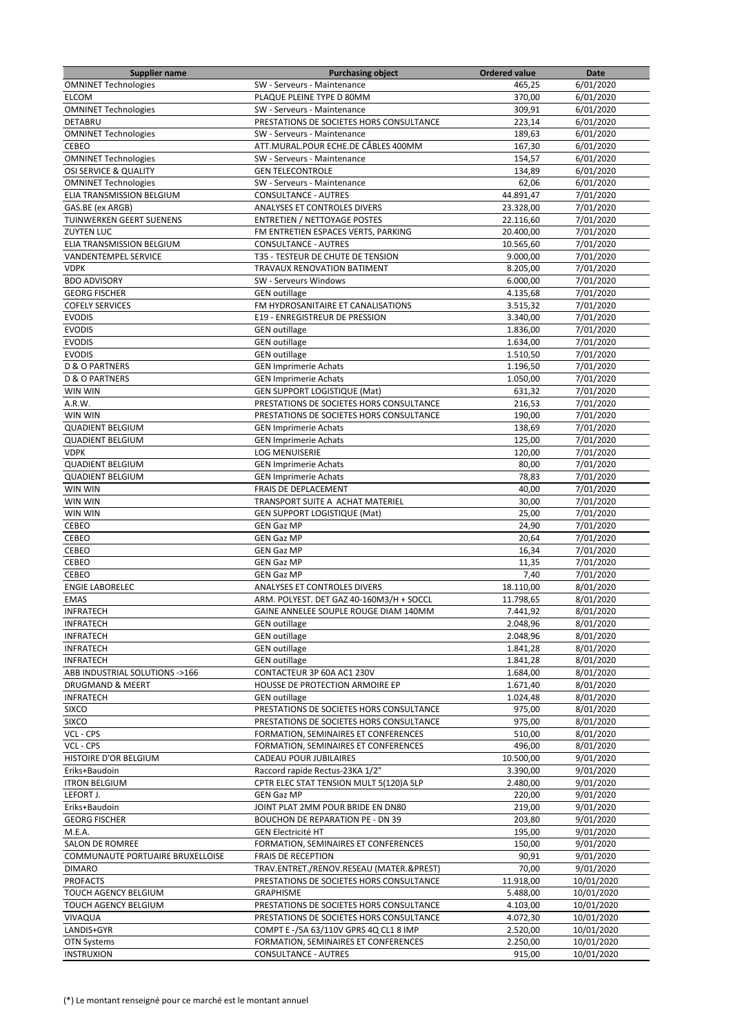| Supplier name | Purchasing object | Ordered value | Date |
|---|---|---|---|
| OMNINET Technologies | SW - Serveurs - Maintenance | 465,25 | 6/01/2020 |
| ELCOM | PLAQUE PLEINE TYPE D 80MM | 370,00 | 6/01/2020 |
| OMNINET Technologies | SW - Serveurs - Maintenance | 309,91 | 6/01/2020 |
| DETABRU | PRESTATIONS DE SOCIETES HORS CONSULTANCE | 223,14 | 6/01/2020 |
| OMNINET Technologies | SW - Serveurs - Maintenance | 189,63 | 6/01/2020 |
| CEBEO | ATT.MURAL.POUR ECHE.DE CÂBLES 400MM | 167,30 | 6/01/2020 |
| OMNINET Technologies | SW - Serveurs - Maintenance | 154,57 | 6/01/2020 |
| OSI SERVICE & QUALITY | GEN TELECONTROLE | 134,89 | 6/01/2020 |
| OMNINET Technologies | SW - Serveurs - Maintenance | 62,06 | 6/01/2020 |
| ELIA TRANSMISSION BELGIUM | CONSULTANCE - AUTRES | 44.891,47 | 7/01/2020 |
| GAS.BE (ex ARGB) | ANALYSES ET CONTROLES DIVERS | 23.328,00 | 7/01/2020 |
| TUINWERKEN GEERT SUENENS | ENTRETIEN / NETTOYAGE POSTES | 22.116,60 | 7/01/2020 |
| ZUYTEN LUC | FM ENTRETIEN ESPACES VERTS, PARKING | 20.400,00 | 7/01/2020 |
| ELIA TRANSMISSION BELGIUM | CONSULTANCE - AUTRES | 10.565,60 | 7/01/2020 |
| VANDENTEMPEL SERVICE | T35 - TESTEUR DE CHUTE DE TENSION | 9.000,00 | 7/01/2020 |
| VDPK | TRAVAUX RENOVATION BATIMENT | 8.205,00 | 7/01/2020 |
| BDO ADVISORY | SW - Serveurs Windows | 6.000,00 | 7/01/2020 |
| GEORG FISCHER | GEN outillage | 4.135,68 | 7/01/2020 |
| COFELY SERVICES | FM HYDROSANITAIRE ET CANALISATIONS | 3.515,32 | 7/01/2020 |
| EVODIS | E19 - ENREGISTREUR DE PRESSION | 3.340,00 | 7/01/2020 |
| EVODIS | GEN outillage | 1.836,00 | 7/01/2020 |
| EVODIS | GEN outillage | 1.634,00 | 7/01/2020 |
| EVODIS | GEN outillage | 1.510,50 | 7/01/2020 |
| D & O PARTNERS | GEN Imprimerie Achats | 1.196,50 | 7/01/2020 |
| D & O PARTNERS | GEN Imprimerie Achats | 1.050,00 | 7/01/2020 |
| WIN WIN | GEN SUPPORT LOGISTIQUE (Mat) | 631,32 | 7/01/2020 |
| A.R.W. | PRESTATIONS DE SOCIETES HORS CONSULTANCE | 216,53 | 7/01/2020 |
| WIN WIN | PRESTATIONS DE SOCIETES HORS CONSULTANCE | 190,00 | 7/01/2020 |
| QUADIENT BELGIUM | GEN Imprimerie Achats | 138,69 | 7/01/2020 |
| QUADIENT BELGIUM | GEN Imprimerie Achats | 125,00 | 7/01/2020 |
| VDPK | LOG MENUISERIE | 120,00 | 7/01/2020 |
| QUADIENT BELGIUM | GEN Imprimerie Achats | 80,00 | 7/01/2020 |
| QUADIENT BELGIUM | GEN Imprimerie Achats | 78,83 | 7/01/2020 |
| WIN WIN | FRAIS DE DEPLACEMENT | 40,00 | 7/01/2020 |
| WIN WIN | TRANSPORT SUITE A ACHAT MATERIEL | 30,00 | 7/01/2020 |
| WIN WIN | GEN SUPPORT LOGISTIQUE (Mat) | 25,00 | 7/01/2020 |
| CEBEO | GEN Gaz MP | 24,90 | 7/01/2020 |
| CEBEO | GEN Gaz MP | 20,64 | 7/01/2020 |
| CEBEO | GEN Gaz MP | 16,34 | 7/01/2020 |
| CEBEO | GEN Gaz MP | 11,35 | 7/01/2020 |
| CEBEO | GEN Gaz MP | 7,40 | 7/01/2020 |
| ENGIE LABORELEC | ANALYSES ET CONTROLES DIVERS | 18.110,00 | 8/01/2020 |
| EMAS | ARM. POLYEST. DET GAZ 40-160M3/H + SOCCL | 11.798,65 | 8/01/2020 |
| INFRATECH | GAINE ANNELEE SOUPLE ROUGE DIAM 140MM | 7.441,92 | 8/01/2020 |
| INFRATECH | GEN outillage | 2.048,96 | 8/01/2020 |
| INFRATECH | GEN outillage | 2.048,96 | 8/01/2020 |
| INFRATECH | GEN outillage | 1.841,28 | 8/01/2020 |
| INFRATECH | GEN outillage | 1.841,28 | 8/01/2020 |
| ABB INDUSTRIAL SOLUTIONS ->166 | CONTACTEUR 3P 60A AC1 230V | 1.684,00 | 8/01/2020 |
| DRUGMAND & MEERT | HOUSSE DE PROTECTION ARMOIRE EP | 1.671,40 | 8/01/2020 |
| INFRATECH | GEN outillage | 1.024,48 | 8/01/2020 |
| SIXCO | PRESTATIONS DE SOCIETES HORS CONSULTANCE | 975,00 | 8/01/2020 |
| SIXCO | PRESTATIONS DE SOCIETES HORS CONSULTANCE | 975,00 | 8/01/2020 |
| VCL - CPS | FORMATION, SEMINAIRES ET CONFERENCES | 510,00 | 8/01/2020 |
| VCL - CPS | FORMATION, SEMINAIRES ET CONFERENCES | 496,00 | 8/01/2020 |
| HISTOIRE D'OR BELGIUM | CADEAU POUR JUBILAIRES | 10.500,00 | 9/01/2020 |
| Eriks+Baudoin | Raccord rapide Rectus-23KA 1/2" | 3.390,00 | 9/01/2020 |
| ITRON BELGIUM | CPTR ELEC STAT TENSION MULT 5(120)A SLP | 2.480,00 | 9/01/2020 |
| LEFORT J. | GEN Gaz MP | 220,00 | 9/01/2020 |
| Eriks+Baudoin | JOINT PLAT 2MM POUR BRIDE EN DN80 | 219,00 | 9/01/2020 |
| GEORG FISCHER | BOUCHON DE REPARATION PE - DN 39 | 203,80 | 9/01/2020 |
| M.E.A. | GEN Electricité HT | 195,00 | 9/01/2020 |
| SALON DE ROMREE | FORMATION, SEMINAIRES ET CONFERENCES | 150,00 | 9/01/2020 |
| COMMUNAUTE PORTUAIRE BRUXELLOISE | FRAIS DE RECEPTION | 90,91 | 9/01/2020 |
| DIMARO | TRAV.ENTRET./RENOV.RESEAU (MATER.&PREST) | 70,00 | 9/01/2020 |
| PROFACTS | PRESTATIONS DE SOCIETES HORS CONSULTANCE | 11.918,00 | 10/01/2020 |
| TOUCH AGENCY BELGIUM | GRAPHISME | 5.488,00 | 10/01/2020 |
| TOUCH AGENCY BELGIUM | PRESTATIONS DE SOCIETES HORS CONSULTANCE | 4.103,00 | 10/01/2020 |
| VIVAQUA | PRESTATIONS DE SOCIETES HORS CONSULTANCE | 4.072,30 | 10/01/2020 |
| LANDIS+GYR | COMPT E -/5A 63/110V GPRS 4Q CL1 8 IMP | 2.520,00 | 10/01/2020 |
| OTN Systems | FORMATION, SEMINAIRES ET CONFERENCES | 2.250,00 | 10/01/2020 |
| INSTRUXION | CONSULTANCE - AUTRES | 915,00 | 10/01/2020 |

(*) Le montant renseigné pour ce marché est le montant annuel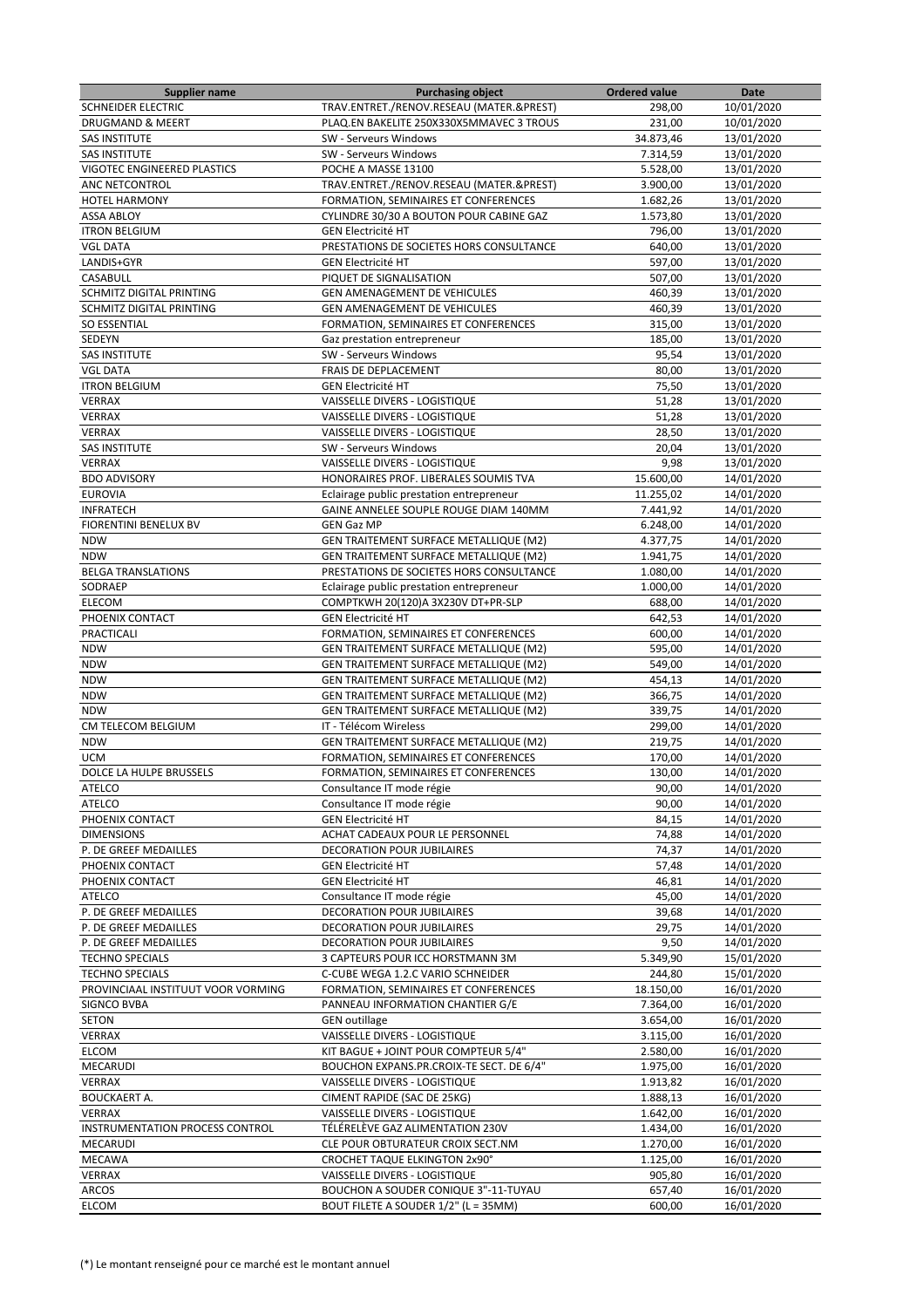| Supplier name | Purchasing object | Ordered value | Date |
|---|---|---|---|
| SCHNEIDER ELECTRIC | TRAV.ENTRET./RENOV.RESEAU (MATER.&PREST) | 298,00 | 10/01/2020 |
| DRUGMAND & MEERT | PLAQ.EN BAKELITE 250X330X5MMAVEC 3 TROUS | 231,00 | 10/01/2020 |
| SAS INSTITUTE | SW - Serveurs Windows | 34.873,46 | 13/01/2020 |
| SAS INSTITUTE | SW - Serveurs Windows | 7.314,59 | 13/01/2020 |
| VIGOTEC ENGINEERED PLASTICS | POCHE A MASSE 13100 | 5.528,00 | 13/01/2020 |
| ANC NETCONTROL | TRAV.ENTRET./RENOV.RESEAU (MATER.&PREST) | 3.900,00 | 13/01/2020 |
| HOTEL HARMONY | FORMATION, SEMINAIRES ET CONFERENCES | 1.682,26 | 13/01/2020 |
| ASSA ABLOY | CYLINDRE 30/30 A BOUTON POUR CABINE GAZ | 1.573,80 | 13/01/2020 |
| ITRON BELGIUM | GEN Electricité HT | 796,00 | 13/01/2020 |
| VGL DATA | PRESTATIONS DE SOCIETES HORS CONSULTANCE | 640,00 | 13/01/2020 |
| LANDIS+GYR | GEN Electricité HT | 597,00 | 13/01/2020 |
| CASABULL | PIQUET DE SIGNALISATION | 507,00 | 13/01/2020 |
| SCHMITZ DIGITAL PRINTING | GEN AMENAGEMENT DE VEHICULES | 460,39 | 13/01/2020 |
| SCHMITZ DIGITAL PRINTING | GEN AMENAGEMENT DE VEHICULES | 460,39 | 13/01/2020 |
| SO ESSENTIAL | FORMATION, SEMINAIRES ET CONFERENCES | 315,00 | 13/01/2020 |
| SEDEYN | Gaz prestation entrepreneur | 185,00 | 13/01/2020 |
| SAS INSTITUTE | SW - Serveurs Windows | 95,54 | 13/01/2020 |
| VGL DATA | FRAIS DE DEPLACEMENT | 80,00 | 13/01/2020 |
| ITRON BELGIUM | GEN Electricité HT | 75,50 | 13/01/2020 |
| VERRAX | VAISSELLE DIVERS - LOGISTIQUE | 51,28 | 13/01/2020 |
| VERRAX | VAISSELLE DIVERS - LOGISTIQUE | 51,28 | 13/01/2020 |
| VERRAX | VAISSELLE DIVERS - LOGISTIQUE | 28,50 | 13/01/2020 |
| SAS INSTITUTE | SW - Serveurs Windows | 20,04 | 13/01/2020 |
| VERRAX | VAISSELLE DIVERS - LOGISTIQUE | 9,98 | 13/01/2020 |
| BDO ADVISORY | HONORAIRES PROF. LIBERALES SOUMIS TVA | 15.600,00 | 14/01/2020 |
| EUROVIA | Eclairage public prestation entrepreneur | 11.255,02 | 14/01/2020 |
| INFRATECH | GAINE ANNELEE SOUPLE ROUGE DIAM 140MM | 7.441,92 | 14/01/2020 |
| FIORENTINI BENELUX BV | GEN Gaz MP | 6.248,00 | 14/01/2020 |
| NDW | GEN TRAITEMENT SURFACE METALLIQUE (M2) | 4.377,75 | 14/01/2020 |
| NDW | GEN TRAITEMENT SURFACE METALLIQUE (M2) | 1.941,75 | 14/01/2020 |
| BELGA TRANSLATIONS | PRESTATIONS DE SOCIETES HORS CONSULTANCE | 1.080,00 | 14/01/2020 |
| SODRAEP | Eclairage public prestation entrepreneur | 1.000,00 | 14/01/2020 |
| ELECOM | COMPTKWH 20(120)A 3X230V DT+PR-SLP | 688,00 | 14/01/2020 |
| PHOENIX CONTACT | GEN Electricité HT | 642,53 | 14/01/2020 |
| PRACTICALI | FORMATION, SEMINAIRES ET CONFERENCES | 600,00 | 14/01/2020 |
| NDW | GEN TRAITEMENT SURFACE METALLIQUE (M2) | 595,00 | 14/01/2020 |
| NDW | GEN TRAITEMENT SURFACE METALLIQUE (M2) | 549,00 | 14/01/2020 |
| NDW | GEN TRAITEMENT SURFACE METALLIQUE (M2) | 454,13 | 14/01/2020 |
| NDW | GEN TRAITEMENT SURFACE METALLIQUE (M2) | 366,75 | 14/01/2020 |
| NDW | GEN TRAITEMENT SURFACE METALLIQUE (M2) | 339,75 | 14/01/2020 |
| CM TELECOM BELGIUM | IT - Télécom Wireless | 299,00 | 14/01/2020 |
| NDW | GEN TRAITEMENT SURFACE METALLIQUE (M2) | 219,75 | 14/01/2020 |
| UCM | FORMATION, SEMINAIRES ET CONFERENCES | 170,00 | 14/01/2020 |
| DOLCE LA HULPE BRUSSELS | FORMATION, SEMINAIRES ET CONFERENCES | 130,00 | 14/01/2020 |
| ATELCO | Consultance IT mode régie | 90,00 | 14/01/2020 |
| ATELCO | Consultance IT mode régie | 90,00 | 14/01/2020 |
| PHOENIX CONTACT | GEN Electricité HT | 84,15 | 14/01/2020 |
| DIMENSIONS | ACHAT CADEAUX POUR LE PERSONNEL | 74,88 | 14/01/2020 |
| P. DE GREEF MEDAILLES | DECORATION POUR JUBILAIRES | 74,37 | 14/01/2020 |
| PHOENIX CONTACT | GEN Electricité HT | 57,48 | 14/01/2020 |
| PHOENIX CONTACT | GEN Electricité HT | 46,81 | 14/01/2020 |
| ATELCO | Consultance IT mode régie | 45,00 | 14/01/2020 |
| P. DE GREEF MEDAILLES | DECORATION POUR JUBILAIRES | 39,68 | 14/01/2020 |
| P. DE GREEF MEDAILLES | DECORATION POUR JUBILAIRES | 29,75 | 14/01/2020 |
| P. DE GREEF MEDAILLES | DECORATION POUR JUBILAIRES | 9,50 | 14/01/2020 |
| TECHNO SPECIALS | 3 CAPTEURS POUR ICC HORSTMANN 3M | 5.349,90 | 15/01/2020 |
| TECHNO SPECIALS | C-CUBE WEGA 1.2.C VARIO SCHNEIDER | 244,80 | 15/01/2020 |
| PROVINCIAAL INSTITUUT VOOR VORMING | FORMATION, SEMINAIRES ET CONFERENCES | 18.150,00 | 16/01/2020 |
| SIGNCO BVBA | PANNEAU INFORMATION CHANTIER G/E | 7.364,00 | 16/01/2020 |
| SETON | GEN outillage | 3.654,00 | 16/01/2020 |
| VERRAX | VAISSELLE DIVERS - LOGISTIQUE | 3.115,00 | 16/01/2020 |
| ELCOM | KIT BAGUE + JOINT POUR COMPTEUR 5/4" | 2.580,00 | 16/01/2020 |
| MECARUDI | BOUCHON EXPANS.PR.CROIX-TE SECT. DE 6/4" | 1.975,00 | 16/01/2020 |
| VERRAX | VAISSELLE DIVERS - LOGISTIQUE | 1.913,82 | 16/01/2020 |
| BOUCKAERT A. | CIMENT RAPIDE (SAC DE 25KG) | 1.888,13 | 16/01/2020 |
| VERRAX | VAISSELLE DIVERS - LOGISTIQUE | 1.642,00 | 16/01/2020 |
| INSTRUMENTATION PROCESS CONTROL | TÉLÉRELÈVE GAZ ALIMENTATION 230V | 1.434,00 | 16/01/2020 |
| MECARUDI | CLE POUR OBTURATEUR CROIX SECT.NM | 1.270,00 | 16/01/2020 |
| MECAWA | CROCHET TAQUE ELKINGTON 2x90° | 1.125,00 | 16/01/2020 |
| VERRAX | VAISSELLE DIVERS - LOGISTIQUE | 905,80 | 16/01/2020 |
| ARCOS | BOUCHON A SOUDER CONIQUE 3"-11-TUYAU | 657,40 | 16/01/2020 |
| ELCOM | BOUT FILETE A SOUDER 1/2" (L = 35MM) | 600,00 | 16/01/2020 |

(*) Le montant renseigné pour ce marché est le montant annuel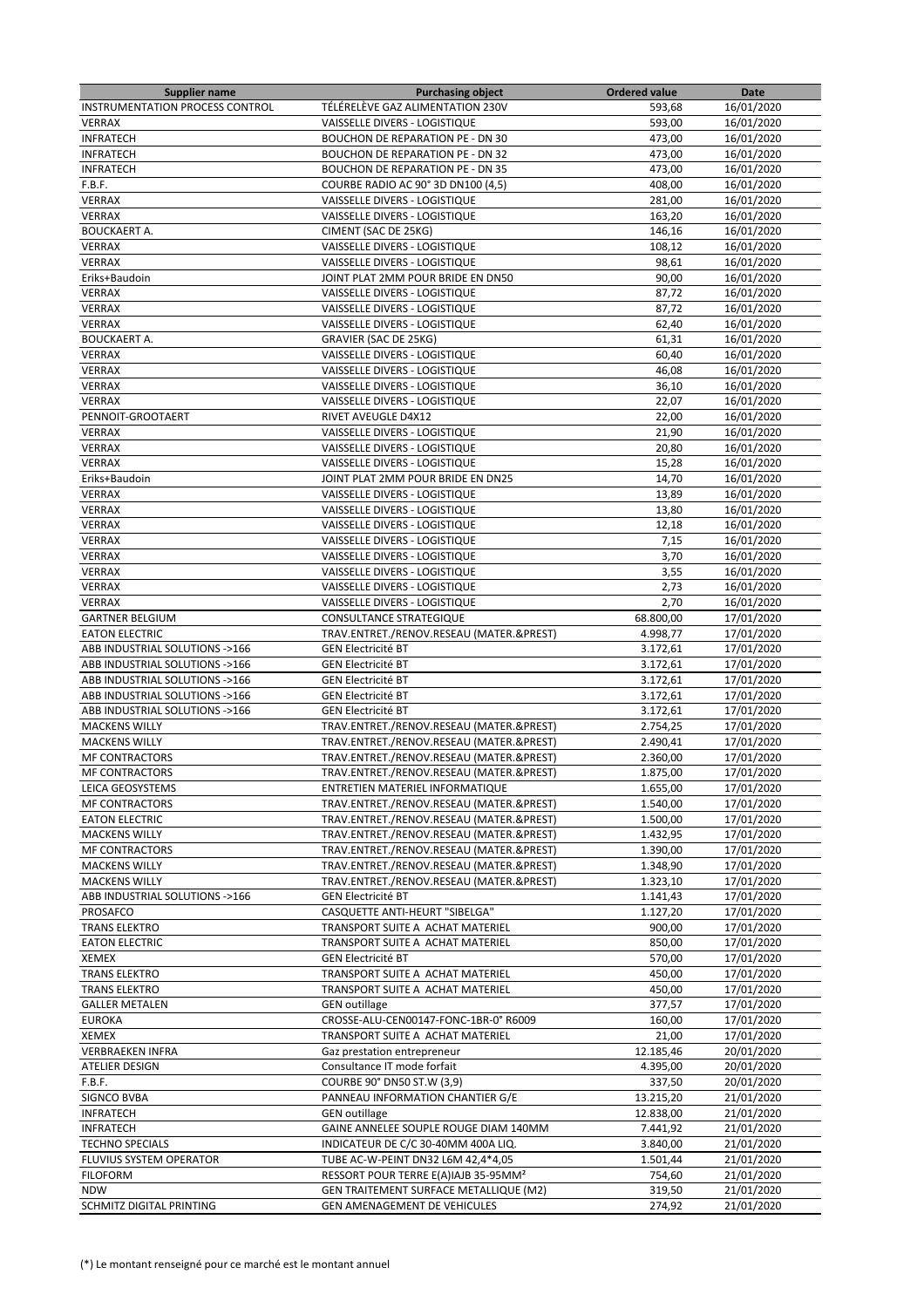| Supplier name | Purchasing object | Ordered value | Date |
| --- | --- | --- | --- |
| INSTRUMENTATION PROCESS CONTROL | TÉLÉRELÈVE GAZ ALIMENTATION 230V | 593,68 | 16/01/2020 |
| VERRAX | VAISSELLE DIVERS - LOGISTIQUE | 593,00 | 16/01/2020 |
| INFRATECH | BOUCHON DE REPARATION PE - DN 30 | 473,00 | 16/01/2020 |
| INFRATECH | BOUCHON DE REPARATION PE - DN 32 | 473,00 | 16/01/2020 |
| INFRATECH | BOUCHON DE REPARATION PE - DN 35 | 473,00 | 16/01/2020 |
| F.B.F. | COURBE RADIO AC 90° 3D DN100 (4,5) | 408,00 | 16/01/2020 |
| VERRAX | VAISSELLE DIVERS - LOGISTIQUE | 281,00 | 16/01/2020 |
| VERRAX | VAISSELLE DIVERS - LOGISTIQUE | 163,20 | 16/01/2020 |
| BOUCKAERT A. | CIMENT (SAC DE 25KG) | 146,16 | 16/01/2020 |
| VERRAX | VAISSELLE DIVERS - LOGISTIQUE | 108,12 | 16/01/2020 |
| VERRAX | VAISSELLE DIVERS - LOGISTIQUE | 98,61 | 16/01/2020 |
| Eriks+Baudoin | JOINT PLAT 2MM POUR BRIDE EN DN50 | 90,00 | 16/01/2020 |
| VERRAX | VAISSELLE DIVERS - LOGISTIQUE | 87,72 | 16/01/2020 |
| VERRAX | VAISSELLE DIVERS - LOGISTIQUE | 87,72 | 16/01/2020 |
| VERRAX | VAISSELLE DIVERS - LOGISTIQUE | 62,40 | 16/01/2020 |
| BOUCKAERT A. | GRAVIER (SAC DE 25KG) | 61,31 | 16/01/2020 |
| VERRAX | VAISSELLE DIVERS - LOGISTIQUE | 60,40 | 16/01/2020 |
| VERRAX | VAISSELLE DIVERS - LOGISTIQUE | 46,08 | 16/01/2020 |
| VERRAX | VAISSELLE DIVERS - LOGISTIQUE | 36,10 | 16/01/2020 |
| VERRAX | VAISSELLE DIVERS - LOGISTIQUE | 22,07 | 16/01/2020 |
| PENNOIT-GROOTAERT | RIVET AVEUGLE D4X12 | 22,00 | 16/01/2020 |
| VERRAX | VAISSELLE DIVERS - LOGISTIQUE | 21,90 | 16/01/2020 |
| VERRAX | VAISSELLE DIVERS - LOGISTIQUE | 20,80 | 16/01/2020 |
| VERRAX | VAISSELLE DIVERS - LOGISTIQUE | 15,28 | 16/01/2020 |
| Eriks+Baudoin | JOINT PLAT 2MM POUR BRIDE EN DN25 | 14,70 | 16/01/2020 |
| VERRAX | VAISSELLE DIVERS - LOGISTIQUE | 13,89 | 16/01/2020 |
| VERRAX | VAISSELLE DIVERS - LOGISTIQUE | 13,80 | 16/01/2020 |
| VERRAX | VAISSELLE DIVERS - LOGISTIQUE | 12,18 | 16/01/2020 |
| VERRAX | VAISSELLE DIVERS - LOGISTIQUE | 7,15 | 16/01/2020 |
| VERRAX | VAISSELLE DIVERS - LOGISTIQUE | 3,70 | 16/01/2020 |
| VERRAX | VAISSELLE DIVERS - LOGISTIQUE | 3,55 | 16/01/2020 |
| VERRAX | VAISSELLE DIVERS - LOGISTIQUE | 2,73 | 16/01/2020 |
| VERRAX | VAISSELLE DIVERS - LOGISTIQUE | 2,70 | 16/01/2020 |
| GARTNER BELGIUM | CONSULTANCE STRATEGIQUE | 68.800,00 | 17/01/2020 |
| EATON ELECTRIC | TRAV.ENTRET./RENOV.RESEAU (MATER.&PREST) | 4.998,77 | 17/01/2020 |
| ABB INDUSTRIAL SOLUTIONS ->166 | GEN Electricité BT | 3.172,61 | 17/01/2020 |
| ABB INDUSTRIAL SOLUTIONS ->166 | GEN Electricité BT | 3.172,61 | 17/01/2020 |
| ABB INDUSTRIAL SOLUTIONS ->166 | GEN Electricité BT | 3.172,61 | 17/01/2020 |
| ABB INDUSTRIAL SOLUTIONS ->166 | GEN Electricité BT | 3.172,61 | 17/01/2020 |
| ABB INDUSTRIAL SOLUTIONS ->166 | GEN Electricité BT | 3.172,61 | 17/01/2020 |
| MACKENS WILLY | TRAV.ENTRET./RENOV.RESEAU (MATER.&PREST) | 2.754,25 | 17/01/2020 |
| MACKENS WILLY | TRAV.ENTRET./RENOV.RESEAU (MATER.&PREST) | 2.490,41 | 17/01/2020 |
| MF CONTRACTORS | TRAV.ENTRET./RENOV.RESEAU (MATER.&PREST) | 2.360,00 | 17/01/2020 |
| MF CONTRACTORS | TRAV.ENTRET./RENOV.RESEAU (MATER.&PREST) | 1.875,00 | 17/01/2020 |
| LEICA GEOSYSTEMS | ENTRETIEN MATERIEL INFORMATIQUE | 1.655,00 | 17/01/2020 |
| MF CONTRACTORS | TRAV.ENTRET./RENOV.RESEAU (MATER.&PREST) | 1.540,00 | 17/01/2020 |
| EATON ELECTRIC | TRAV.ENTRET./RENOV.RESEAU (MATER.&PREST) | 1.500,00 | 17/01/2020 |
| MACKENS WILLY | TRAV.ENTRET./RENOV.RESEAU (MATER.&PREST) | 1.432,95 | 17/01/2020 |
| MF CONTRACTORS | TRAV.ENTRET./RENOV.RESEAU (MATER.&PREST) | 1.390,00 | 17/01/2020 |
| MACKENS WILLY | TRAV.ENTRET./RENOV.RESEAU (MATER.&PREST) | 1.348,90 | 17/01/2020 |
| MACKENS WILLY | TRAV.ENTRET./RENOV.RESEAU (MATER.&PREST) | 1.323,10 | 17/01/2020 |
| ABB INDUSTRIAL SOLUTIONS ->166 | GEN Electricité BT | 1.141,43 | 17/01/2020 |
| PROSAFCO | CASQUETTE ANTI-HEURT "SIBELGA" | 1.127,20 | 17/01/2020 |
| TRANS ELEKTRO | TRANSPORT SUITE A ACHAT MATERIEL | 900,00 | 17/01/2020 |
| EATON ELECTRIC | TRANSPORT SUITE A ACHAT MATERIEL | 850,00 | 17/01/2020 |
| XEMEX | GEN Electricité BT | 570,00 | 17/01/2020 |
| TRANS ELEKTRO | TRANSPORT SUITE A ACHAT MATERIEL | 450,00 | 17/01/2020 |
| TRANS ELEKTRO | TRANSPORT SUITE A ACHAT MATERIEL | 450,00 | 17/01/2020 |
| GALLER METALEN | GEN outillage | 377,57 | 17/01/2020 |
| EUROKA | CROSSE-ALU-CEN00147-FONC-1BR-0° R6009 | 160,00 | 17/01/2020 |
| XEMEX | TRANSPORT SUITE A ACHAT MATERIEL | 21,00 | 17/01/2020 |
| VERBRAEKEN INFRA | Gaz prestation entrepreneur | 12.185,46 | 20/01/2020 |
| ATELIER DESIGN | Consultance IT mode forfait | 4.395,00 | 20/01/2020 |
| F.B.F. | COURBE 90° DN50 ST.W (3,9) | 337,50 | 20/01/2020 |
| SIGNCO BVBA | PANNEAU INFORMATION CHANTIER G/E | 13.215,20 | 21/01/2020 |
| INFRATECH | GEN outillage | 12.838,00 | 21/01/2020 |
| INFRATECH | GAINE ANNELEE SOUPLE ROUGE DIAM 140MM | 7.441,92 | 21/01/2020 |
| TECHNO SPECIALS | INDICATEUR DE C/C 30-40MM 400A LIQ. | 3.840,00 | 21/01/2020 |
| FLUVIUS SYSTEM OPERATOR | TUBE AC-W-PEINT DN32 L6M 42,4*4,05 | 1.501,44 | 21/01/2020 |
| FILOFORM | RESSORT POUR TERRE E(A)IAJB 35-95MM² | 754,60 | 21/01/2020 |
| NDW | GEN TRAITEMENT SURFACE METALLIQUE (M2) | 319,50 | 21/01/2020 |
| SCHMITZ DIGITAL PRINTING | GEN AMENAGEMENT DE VEHICULES | 274,92 | 21/01/2020 |

(*) Le montant renseigné pour ce marché est le montant annuel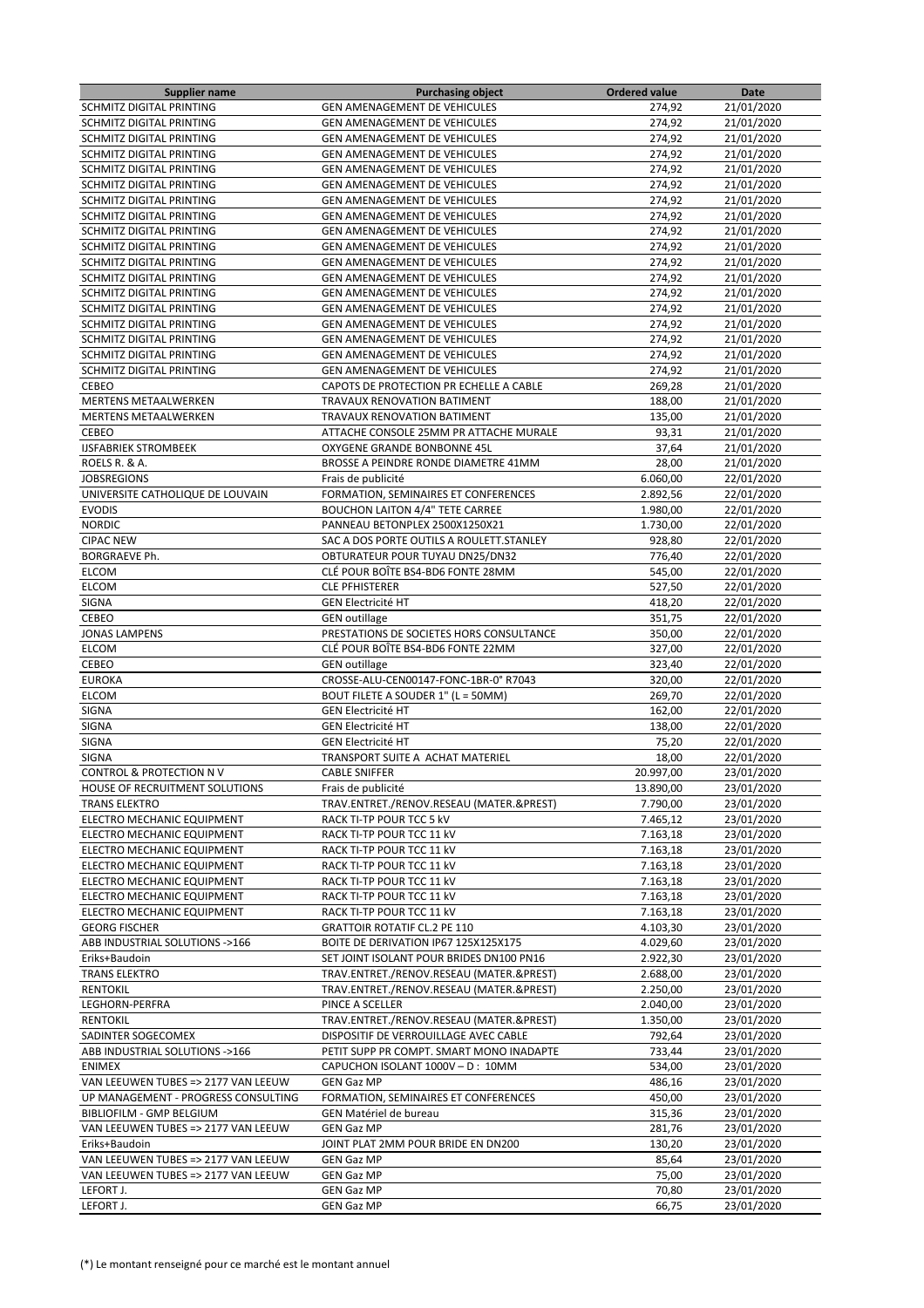| Supplier name | Purchasing object | Ordered value | Date |
|---|---|---|---|
| SCHMITZ DIGITAL PRINTING | GEN AMENAGEMENT DE VEHICULES | 274,92 | 21/01/2020 |
| SCHMITZ DIGITAL PRINTING | GEN AMENAGEMENT DE VEHICULES | 274,92 | 21/01/2020 |
| SCHMITZ DIGITAL PRINTING | GEN AMENAGEMENT DE VEHICULES | 274,92 | 21/01/2020 |
| SCHMITZ DIGITAL PRINTING | GEN AMENAGEMENT DE VEHICULES | 274,92 | 21/01/2020 |
| SCHMITZ DIGITAL PRINTING | GEN AMENAGEMENT DE VEHICULES | 274,92 | 21/01/2020 |
| SCHMITZ DIGITAL PRINTING | GEN AMENAGEMENT DE VEHICULES | 274,92 | 21/01/2020 |
| SCHMITZ DIGITAL PRINTING | GEN AMENAGEMENT DE VEHICULES | 274,92 | 21/01/2020 |
| SCHMITZ DIGITAL PRINTING | GEN AMENAGEMENT DE VEHICULES | 274,92 | 21/01/2020 |
| SCHMITZ DIGITAL PRINTING | GEN AMENAGEMENT DE VEHICULES | 274,92 | 21/01/2020 |
| SCHMITZ DIGITAL PRINTING | GEN AMENAGEMENT DE VEHICULES | 274,92 | 21/01/2020 |
| SCHMITZ DIGITAL PRINTING | GEN AMENAGEMENT DE VEHICULES | 274,92 | 21/01/2020 |
| SCHMITZ DIGITAL PRINTING | GEN AMENAGEMENT DE VEHICULES | 274,92 | 21/01/2020 |
| SCHMITZ DIGITAL PRINTING | GEN AMENAGEMENT DE VEHICULES | 274,92 | 21/01/2020 |
| SCHMITZ DIGITAL PRINTING | GEN AMENAGEMENT DE VEHICULES | 274,92 | 21/01/2020 |
| SCHMITZ DIGITAL PRINTING | GEN AMENAGEMENT DE VEHICULES | 274,92 | 21/01/2020 |
| SCHMITZ DIGITAL PRINTING | GEN AMENAGEMENT DE VEHICULES | 274,92 | 21/01/2020 |
| SCHMITZ DIGITAL PRINTING | GEN AMENAGEMENT DE VEHICULES | 274,92 | 21/01/2020 |
| SCHMITZ DIGITAL PRINTING | GEN AMENAGEMENT DE VEHICULES | 274,92 | 21/01/2020 |
| CEBEO | CAPOTS DE PROTECTION PR ECHELLE A CABLE | 269,28 | 21/01/2020 |
| MERTENS METAALWERKEN | TRAVAUX RENOVATION BATIMENT | 188,00 | 21/01/2020 |
| MERTENS METAALWERKEN | TRAVAUX RENOVATION BATIMENT | 135,00 | 21/01/2020 |
| CEBEO | ATTACHE CONSOLE 25MM PR ATTACHE MURALE | 93,31 | 21/01/2020 |
| IJSFABRIEK STROMBEEK | OXYGENE GRANDE BONBONNE 45L | 37,64 | 21/01/2020 |
| ROELS R. & A. | BROSSE A PEINDRE RONDE DIAMETRE 41MM | 28,00 | 21/01/2020 |
| JOBSREGIONS | Frais de publicité | 6.060,00 | 22/01/2020 |
| UNIVERSITE CATHOLIQUE DE LOUVAIN | FORMATION, SEMINAIRES ET CONFERENCES | 2.892,56 | 22/01/2020 |
| EVODIS | BOUCHON LAITON 4/4" TETE CARREE | 1.980,00 | 22/01/2020 |
| NORDIC | PANNEAU BETONPLEX 2500X1250X21 | 1.730,00 | 22/01/2020 |
| CIPAC NEW | SAC A DOS PORTE OUTILS A ROULETT.STANLEY | 928,80 | 22/01/2020 |
| BORGRAEVE Ph. | OBTURATEUR POUR TUYAU DN25/DN32 | 776,40 | 22/01/2020 |
| ELCOM | CLÉ POUR BOÎTE BS4-BD6 FONTE 28MM | 545,00 | 22/01/2020 |
| ELCOM | CLE PFHISTERER | 527,50 | 22/01/2020 |
| SIGNA | GEN Electricité HT | 418,20 | 22/01/2020 |
| CEBEO | GEN outillage | 351,75 | 22/01/2020 |
| JONAS LAMPENS | PRESTATIONS DE SOCIETES HORS CONSULTANCE | 350,00 | 22/01/2020 |
| ELCOM | CLÉ POUR BOÎTE BS4-BD6 FONTE 22MM | 327,00 | 22/01/2020 |
| CEBEO | GEN outillage | 323,40 | 22/01/2020 |
| EUROKA | CROSSE-ALU-CEN00147-FONC-1BR-0° R7043 | 320,00 | 22/01/2020 |
| ELCOM | BOUT FILETE A SOUDER 1" (L = 50MM) | 269,70 | 22/01/2020 |
| SIGNA | GEN Electricité HT | 162,00 | 22/01/2020 |
| SIGNA | GEN Electricité HT | 138,00 | 22/01/2020 |
| SIGNA | GEN Electricité HT | 75,20 | 22/01/2020 |
| SIGNA | TRANSPORT SUITE A ACHAT MATERIEL | 18,00 | 22/01/2020 |
| CONTROL & PROTECTION N V | CABLE SNIFFER | 20.997,00 | 23/01/2020 |
| HOUSE OF RECRUITMENT SOLUTIONS | Frais de publicité | 13.890,00 | 23/01/2020 |
| TRANS ELEKTRO | TRAV.ENTRET./RENOV.RESEAU (MATER.&PREST) | 7.790,00 | 23/01/2020 |
| ELECTRO MECHANIC EQUIPMENT | RACK TI-TP POUR TCC 5 kV | 7.465,12 | 23/01/2020 |
| ELECTRO MECHANIC EQUIPMENT | RACK TI-TP POUR TCC 11 kV | 7.163,18 | 23/01/2020 |
| ELECTRO MECHANIC EQUIPMENT | RACK TI-TP POUR TCC 11 kV | 7.163,18 | 23/01/2020 |
| ELECTRO MECHANIC EQUIPMENT | RACK TI-TP POUR TCC 11 kV | 7.163,18 | 23/01/2020 |
| ELECTRO MECHANIC EQUIPMENT | RACK TI-TP POUR TCC 11 kV | 7.163,18 | 23/01/2020 |
| ELECTRO MECHANIC EQUIPMENT | RACK TI-TP POUR TCC 11 kV | 7.163,18 | 23/01/2020 |
| ELECTRO MECHANIC EQUIPMENT | RACK TI-TP POUR TCC 11 kV | 7.163,18 | 23/01/2020 |
| GEORG FISCHER | GRATTOIR ROTATIF CL.2 PE 110 | 4.103,30 | 23/01/2020 |
| ABB INDUSTRIAL SOLUTIONS ->166 | BOITE DE DERIVATION IP67 125X125X175 | 4.029,60 | 23/01/2020 |
| Eriks+Baudoin | SET JOINT ISOLANT POUR BRIDES DN100 PN16 | 2.922,30 | 23/01/2020 |
| TRANS ELEKTRO | TRAV.ENTRET./RENOV.RESEAU (MATER.&PREST) | 2.688,00 | 23/01/2020 |
| RENTOKIL | TRAV.ENTRET./RENOV.RESEAU (MATER.&PREST) | 2.250,00 | 23/01/2020 |
| LEGHORN-PERFRA | PINCE A SCELLER | 2.040,00 | 23/01/2020 |
| RENTOKIL | TRAV.ENTRET./RENOV.RESEAU (MATER.&PREST) | 1.350,00 | 23/01/2020 |
| SADINTER SOGECOMEX | DISPOSITIF DE VERROUILLAGE AVEC CABLE | 792,64 | 23/01/2020 |
| ABB INDUSTRIAL SOLUTIONS ->166 | PETIT SUPP PR COMPT. SMART MONO INADAPTE | 733,44 | 23/01/2020 |
| ENIMEX | CAPUCHON ISOLANT 1000V – D : 10MM | 534,00 | 23/01/2020 |
| VAN LEEUWEN TUBES => 2177 VAN LEEUW | GEN Gaz MP | 486,16 | 23/01/2020 |
| UP MANAGEMENT - PROGRESS CONSULTING | FORMATION, SEMINAIRES ET CONFERENCES | 450,00 | 23/01/2020 |
| BIBLIOFILM - GMP BELGIUM | GEN Matériel de bureau | 315,36 | 23/01/2020 |
| VAN LEEUWEN TUBES => 2177 VAN LEEUW | GEN Gaz MP | 281,76 | 23/01/2020 |
| Eriks+Baudoin | JOINT PLAT 2MM POUR BRIDE EN DN200 | 130,20 | 23/01/2020 |
| VAN LEEUWEN TUBES => 2177 VAN LEEUW | GEN Gaz MP | 85,64 | 23/01/2020 |
| VAN LEEUWEN TUBES => 2177 VAN LEEUW | GEN Gaz MP | 75,00 | 23/01/2020 |
| LEFORT J. | GEN Gaz MP | 70,80 | 23/01/2020 |
| LEFORT J. | GEN Gaz MP | 66,75 | 23/01/2020 |

(*) Le montant renseigné pour ce marché est le montant annuel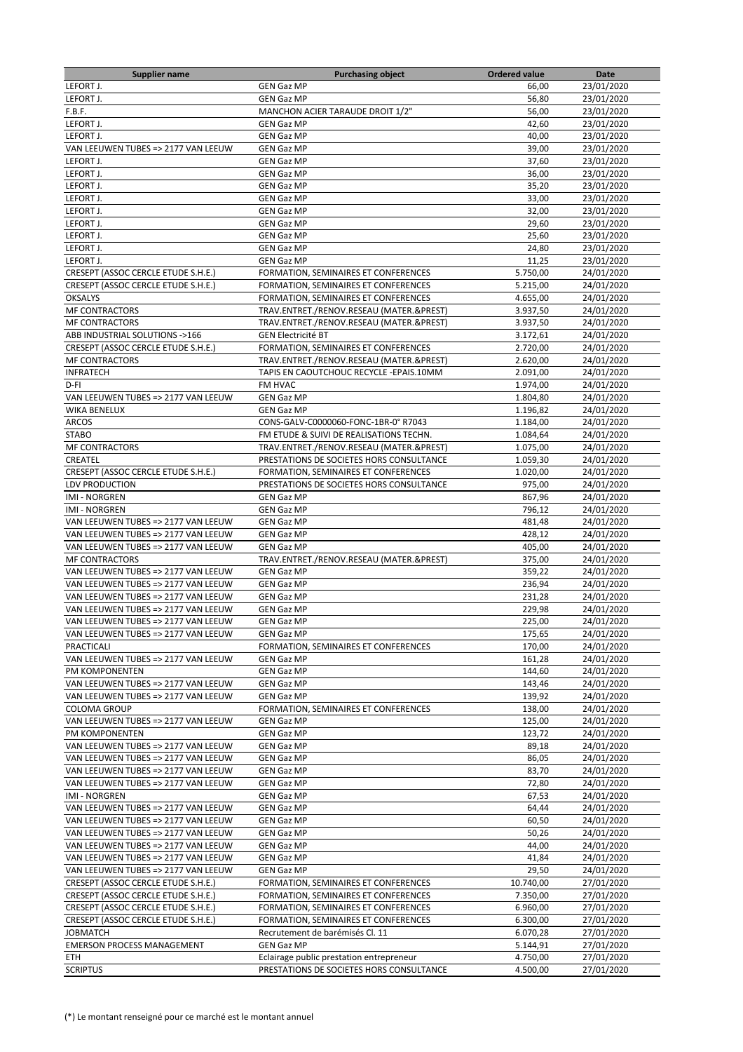| Supplier name | Purchasing object | Ordered value | Date |
|---|---|---|---|
| LEFORT J. | GEN Gaz MP | 66,00 | 23/01/2020 |
| LEFORT J. | GEN Gaz MP | 56,80 | 23/01/2020 |
| F.B.F. | MANCHON ACIER TARAUDE DROIT 1/2" | 56,00 | 23/01/2020 |
| LEFORT J. | GEN Gaz MP | 42,60 | 23/01/2020 |
| LEFORT J. | GEN Gaz MP | 40,00 | 23/01/2020 |
| VAN LEEUWEN TUBES => 2177 VAN LEEUW | GEN Gaz MP | 39,00 | 23/01/2020 |
| LEFORT J. | GEN Gaz MP | 37,60 | 23/01/2020 |
| LEFORT J. | GEN Gaz MP | 36,00 | 23/01/2020 |
| LEFORT J. | GEN Gaz MP | 35,20 | 23/01/2020 |
| LEFORT J. | GEN Gaz MP | 33,00 | 23/01/2020 |
| LEFORT J. | GEN Gaz MP | 32,00 | 23/01/2020 |
| LEFORT J. | GEN Gaz MP | 29,60 | 23/01/2020 |
| LEFORT J. | GEN Gaz MP | 25,60 | 23/01/2020 |
| LEFORT J. | GEN Gaz MP | 24,80 | 23/01/2020 |
| LEFORT J. | GEN Gaz MP | 11,25 | 23/01/2020 |
| CRESEPT (ASSOC CERCLE ETUDE S.H.E.) | FORMATION, SEMINAIRES ET CONFERENCES | 5.750,00 | 24/01/2020 |
| CRESEPT (ASSOC CERCLE ETUDE S.H.E.) | FORMATION, SEMINAIRES ET CONFERENCES | 5.215,00 | 24/01/2020 |
| OKSALYS | FORMATION, SEMINAIRES ET CONFERENCES | 4.655,00 | 24/01/2020 |
| MF CONTRACTORS | TRAV.ENTRET./RENOV.RESEAU (MATER.&PREST) | 3.937,50 | 24/01/2020 |
| MF CONTRACTORS | TRAV.ENTRET./RENOV.RESEAU (MATER.&PREST) | 3.937,50 | 24/01/2020 |
| ABB INDUSTRIAL SOLUTIONS ->166 | GEN Electricité BT | 3.172,61 | 24/01/2020 |
| CRESEPT (ASSOC CERCLE ETUDE S.H.E.) | FORMATION, SEMINAIRES ET CONFERENCES | 2.720,00 | 24/01/2020 |
| MF CONTRACTORS | TRAV.ENTRET./RENOV.RESEAU (MATER.&PREST) | 2.620,00 | 24/01/2020 |
| INFRATECH | TAPIS EN CAOUTCHOUC RECYCLE -EPAIS.10MM | 2.091,00 | 24/01/2020 |
| D-FI | FM HVAC | 1.974,00 | 24/01/2020 |
| VAN LEEUWEN TUBES => 2177 VAN LEEUW | GEN Gaz MP | 1.804,80 | 24/01/2020 |
| WIKA BENELUX | GEN Gaz MP | 1.196,82 | 24/01/2020 |
| ARCOS | CONS-GALV-C0000060-FONC-1BR-0° R7043 | 1.184,00 | 24/01/2020 |
| STABO | FM ETUDE & SUIVI DE REALISATIONS TECHN. | 1.084,64 | 24/01/2020 |
| MF CONTRACTORS | TRAV.ENTRET./RENOV.RESEAU (MATER.&PREST) | 1.075,00 | 24/01/2020 |
| CREATEL | PRESTATIONS DE SOCIETES HORS CONSULTANCE | 1.059,30 | 24/01/2020 |
| CRESEPT (ASSOC CERCLE ETUDE S.H.E.) | FORMATION, SEMINAIRES ET CONFERENCES | 1.020,00 | 24/01/2020 |
| LDV PRODUCTION | PRESTATIONS DE SOCIETES HORS CONSULTANCE | 975,00 | 24/01/2020 |
| IMI - NORGREN | GEN Gaz MP | 867,96 | 24/01/2020 |
| IMI - NORGREN | GEN Gaz MP | 796,12 | 24/01/2020 |
| VAN LEEUWEN TUBES => 2177 VAN LEEUW | GEN Gaz MP | 481,48 | 24/01/2020 |
| VAN LEEUWEN TUBES => 2177 VAN LEEUW | GEN Gaz MP | 428,12 | 24/01/2020 |
| VAN LEEUWEN TUBES => 2177 VAN LEEUW | GEN Gaz MP | 405,00 | 24/01/2020 |
| MF CONTRACTORS | TRAV.ENTRET./RENOV.RESEAU (MATER.&PREST) | 375,00 | 24/01/2020 |
| VAN LEEUWEN TUBES => 2177 VAN LEEUW | GEN Gaz MP | 359,22 | 24/01/2020 |
| VAN LEEUWEN TUBES => 2177 VAN LEEUW | GEN Gaz MP | 236,94 | 24/01/2020 |
| VAN LEEUWEN TUBES => 2177 VAN LEEUW | GEN Gaz MP | 231,28 | 24/01/2020 |
| VAN LEEUWEN TUBES => 2177 VAN LEEUW | GEN Gaz MP | 229,98 | 24/01/2020 |
| VAN LEEUWEN TUBES => 2177 VAN LEEUW | GEN Gaz MP | 225,00 | 24/01/2020 |
| VAN LEEUWEN TUBES => 2177 VAN LEEUW | GEN Gaz MP | 175,65 | 24/01/2020 |
| PRACTICALI | FORMATION, SEMINAIRES ET CONFERENCES | 170,00 | 24/01/2020 |
| VAN LEEUWEN TUBES => 2177 VAN LEEUW | GEN Gaz MP | 161,28 | 24/01/2020 |
| PM KOMPONENTEN | GEN Gaz MP | 144,60 | 24/01/2020 |
| VAN LEEUWEN TUBES => 2177 VAN LEEUW | GEN Gaz MP | 143,46 | 24/01/2020 |
| VAN LEEUWEN TUBES => 2177 VAN LEEUW | GEN Gaz MP | 139,92 | 24/01/2020 |
| COLOMA GROUP | FORMATION, SEMINAIRES ET CONFERENCES | 138,00 | 24/01/2020 |
| VAN LEEUWEN TUBES => 2177 VAN LEEUW | GEN Gaz MP | 125,00 | 24/01/2020 |
| PM KOMPONENTEN | GEN Gaz MP | 123,72 | 24/01/2020 |
| VAN LEEUWEN TUBES => 2177 VAN LEEUW | GEN Gaz MP | 89,18 | 24/01/2020 |
| VAN LEEUWEN TUBES => 2177 VAN LEEUW | GEN Gaz MP | 86,05 | 24/01/2020 |
| VAN LEEUWEN TUBES => 2177 VAN LEEUW | GEN Gaz MP | 83,70 | 24/01/2020 |
| VAN LEEUWEN TUBES => 2177 VAN LEEUW | GEN Gaz MP | 72,80 | 24/01/2020 |
| IMI - NORGREN | GEN Gaz MP | 67,53 | 24/01/2020 |
| VAN LEEUWEN TUBES => 2177 VAN LEEUW | GEN Gaz MP | 64,44 | 24/01/2020 |
| VAN LEEUWEN TUBES => 2177 VAN LEEUW | GEN Gaz MP | 60,50 | 24/01/2020 |
| VAN LEEUWEN TUBES => 2177 VAN LEEUW | GEN Gaz MP | 50,26 | 24/01/2020 |
| VAN LEEUWEN TUBES => 2177 VAN LEEUW | GEN Gaz MP | 44,00 | 24/01/2020 |
| VAN LEEUWEN TUBES => 2177 VAN LEEUW | GEN Gaz MP | 41,84 | 24/01/2020 |
| VAN LEEUWEN TUBES => 2177 VAN LEEUW | GEN Gaz MP | 29,50 | 24/01/2020 |
| CRESEPT (ASSOC CERCLE ETUDE S.H.E.) | FORMATION, SEMINAIRES ET CONFERENCES | 10.740,00 | 27/01/2020 |
| CRESEPT (ASSOC CERCLE ETUDE S.H.E.) | FORMATION, SEMINAIRES ET CONFERENCES | 7.350,00 | 27/01/2020 |
| CRESEPT (ASSOC CERCLE ETUDE S.H.E.) | FORMATION, SEMINAIRES ET CONFERENCES | 6.960,00 | 27/01/2020 |
| CRESEPT (ASSOC CERCLE ETUDE S.H.E.) | FORMATION, SEMINAIRES ET CONFERENCES | 6.300,00 | 27/01/2020 |
| JOBMATCH | Recrutement de barémisés Cl. 11 | 6.070,28 | 27/01/2020 |
| EMERSON PROCESS MANAGEMENT | GEN Gaz MP | 5.144,91 | 27/01/2020 |
| ETH | Eclairage public prestation entrepreneur | 4.750,00 | 27/01/2020 |
| SCRIPTUS | PRESTATIONS DE SOCIETES HORS CONSULTANCE | 4.500,00 | 27/01/2020 |

(*) Le montant renseigné pour ce marché est le montant annuel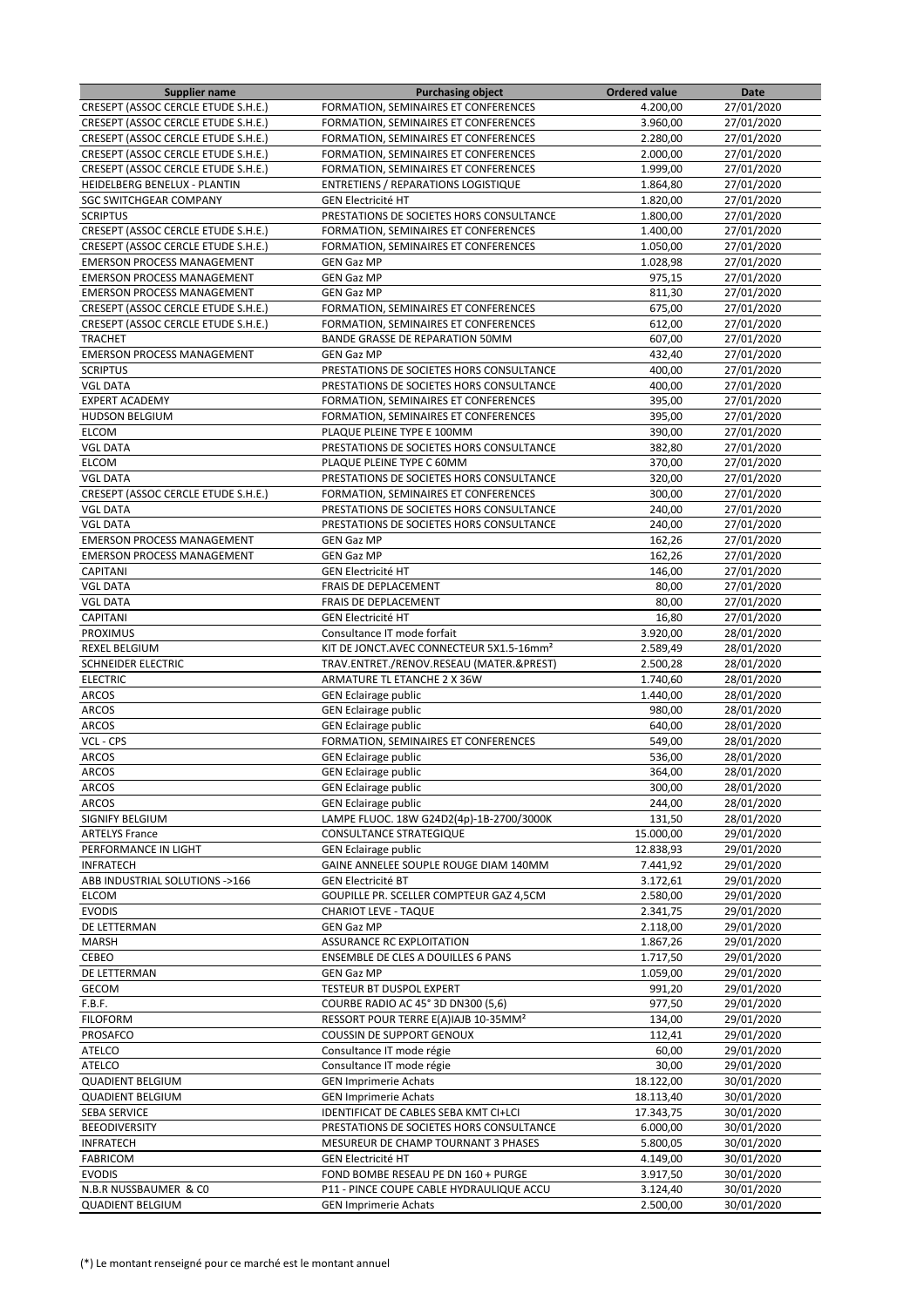| Supplier name | Purchasing object | Ordered value | Date |
|---|---|---|---|
| CRESEPT (ASSOC CERCLE ETUDE S.H.E.) | FORMATION, SEMINAIRES ET CONFERENCES | 4.200,00 | 27/01/2020 |
| CRESEPT (ASSOC CERCLE ETUDE S.H.E.) | FORMATION, SEMINAIRES ET CONFERENCES | 3.960,00 | 27/01/2020 |
| CRESEPT (ASSOC CERCLE ETUDE S.H.E.) | FORMATION, SEMINAIRES ET CONFERENCES | 2.280,00 | 27/01/2020 |
| CRESEPT (ASSOC CERCLE ETUDE S.H.E.) | FORMATION, SEMINAIRES ET CONFERENCES | 2.000,00 | 27/01/2020 |
| CRESEPT (ASSOC CERCLE ETUDE S.H.E.) | FORMATION, SEMINAIRES ET CONFERENCES | 1.999,00 | 27/01/2020 |
| HEIDELBERG BENELUX - PLANTIN | ENTRETIENS / REPARATIONS LOGISTIQUE | 1.864,80 | 27/01/2020 |
| SGC SWITCHGEAR COMPANY | GEN Electricité HT | 1.820,00 | 27/01/2020 |
| SCRIPTUS | PRESTATIONS DE SOCIETES HORS CONSULTANCE | 1.800,00 | 27/01/2020 |
| CRESEPT (ASSOC CERCLE ETUDE S.H.E.) | FORMATION, SEMINAIRES ET CONFERENCES | 1.400,00 | 27/01/2020 |
| CRESEPT (ASSOC CERCLE ETUDE S.H.E.) | FORMATION, SEMINAIRES ET CONFERENCES | 1.050,00 | 27/01/2020 |
| EMERSON PROCESS MANAGEMENT | GEN Gaz MP | 1.028,98 | 27/01/2020 |
| EMERSON PROCESS MANAGEMENT | GEN Gaz MP | 975,15 | 27/01/2020 |
| EMERSON PROCESS MANAGEMENT | GEN Gaz MP | 811,30 | 27/01/2020 |
| CRESEPT (ASSOC CERCLE ETUDE S.H.E.) | FORMATION, SEMINAIRES ET CONFERENCES | 675,00 | 27/01/2020 |
| CRESEPT (ASSOC CERCLE ETUDE S.H.E.) | FORMATION, SEMINAIRES ET CONFERENCES | 612,00 | 27/01/2020 |
| TRACHET | BANDE GRASSE DE REPARATION 50MM | 607,00 | 27/01/2020 |
| EMERSON PROCESS MANAGEMENT | GEN Gaz MP | 432,40 | 27/01/2020 |
| SCRIPTUS | PRESTATIONS DE SOCIETES HORS CONSULTANCE | 400,00 | 27/01/2020 |
| VGL DATA | PRESTATIONS DE SOCIETES HORS CONSULTANCE | 400,00 | 27/01/2020 |
| EXPERT ACADEMY | FORMATION, SEMINAIRES ET CONFERENCES | 395,00 | 27/01/2020 |
| HUDSON BELGIUM | FORMATION, SEMINAIRES ET CONFERENCES | 395,00 | 27/01/2020 |
| ELCOM | PLAQUE PLEINE TYPE E 100MM | 390,00 | 27/01/2020 |
| VGL DATA | PRESTATIONS DE SOCIETES HORS CONSULTANCE | 382,80 | 27/01/2020 |
| ELCOM | PLAQUE PLEINE TYPE C 60MM | 370,00 | 27/01/2020 |
| VGL DATA | PRESTATIONS DE SOCIETES HORS CONSULTANCE | 320,00 | 27/01/2020 |
| CRESEPT (ASSOC CERCLE ETUDE S.H.E.) | FORMATION, SEMINAIRES ET CONFERENCES | 300,00 | 27/01/2020 |
| VGL DATA | PRESTATIONS DE SOCIETES HORS CONSULTANCE | 240,00 | 27/01/2020 |
| VGL DATA | PRESTATIONS DE SOCIETES HORS CONSULTANCE | 240,00 | 27/01/2020 |
| EMERSON PROCESS MANAGEMENT | GEN Gaz MP | 162,26 | 27/01/2020 |
| EMERSON PROCESS MANAGEMENT | GEN Gaz MP | 162,26 | 27/01/2020 |
| CAPITANI | GEN Electricité HT | 146,00 | 27/01/2020 |
| VGL DATA | FRAIS DE DEPLACEMENT | 80,00 | 27/01/2020 |
| VGL DATA | FRAIS DE DEPLACEMENT | 80,00 | 27/01/2020 |
| CAPITANI | GEN Electricité HT | 16,80 | 27/01/2020 |
| PROXIMUS | Consultance IT mode forfait | 3.920,00 | 28/01/2020 |
| REXEL BELGIUM | KIT DE JONCT.AVEC CONNECTEUR 5X1.5-16mm² | 2.589,49 | 28/01/2020 |
| SCHNEIDER ELECTRIC | TRAV.ENTRET./RENOV.RESEAU (MATER.&PREST) | 2.500,28 | 28/01/2020 |
| ELECTRIC | ARMATURE TL ETANCHE 2 X 36W | 1.740,60 | 28/01/2020 |
| ARCOS | GEN Eclairage public | 1.440,00 | 28/01/2020 |
| ARCOS | GEN Eclairage public | 980,00 | 28/01/2020 |
| ARCOS | GEN Eclairage public | 640,00 | 28/01/2020 |
| VCL - CPS | FORMATION, SEMINAIRES ET CONFERENCES | 549,00 | 28/01/2020 |
| ARCOS | GEN Eclairage public | 536,00 | 28/01/2020 |
| ARCOS | GEN Eclairage public | 364,00 | 28/01/2020 |
| ARCOS | GEN Eclairage public | 300,00 | 28/01/2020 |
| ARCOS | GEN Eclairage public | 244,00 | 28/01/2020 |
| SIGNIFY BELGIUM | LAMPE FLUOC. 18W G24D2(4p)-1B-2700/3000K | 131,50 | 28/01/2020 |
| ARTELYS France | CONSULTANCE STRATEGIQUE | 15.000,00 | 29/01/2020 |
| PERFORMANCE IN LIGHT | GEN Eclairage public | 12.838,93 | 29/01/2020 |
| INFRATECH | GAINE ANNELEE SOUPLE ROUGE DIAM 140MM | 7.441,92 | 29/01/2020 |
| ABB INDUSTRIAL SOLUTIONS ->166 | GEN Electricité BT | 3.172,61 | 29/01/2020 |
| ELCOM | GOUPILLE PR. SCELLER COMPTEUR GAZ 4,5CM | 2.580,00 | 29/01/2020 |
| EVODIS | CHARIOT LEVE - TAQUE | 2.341,75 | 29/01/2020 |
| DE LETTERMAN | GEN Gaz MP | 2.118,00 | 29/01/2020 |
| MARSH | ASSURANCE RC EXPLOITATION | 1.867,26 | 29/01/2020 |
| CEBEO | ENSEMBLE DE CLES A DOUILLES 6 PANS | 1.717,50 | 29/01/2020 |
| DE LETTERMAN | GEN Gaz MP | 1.059,00 | 29/01/2020 |
| GECOM | TESTEUR BT DUSPOL EXPERT | 991,20 | 29/01/2020 |
| F.B.F. | COURBE RADIO AC 45° 3D DN300 (5,6) | 977,50 | 29/01/2020 |
| FILOFORM | RESSORT POUR TERRE E(A)IAJB 10-35MM² | 134,00 | 29/01/2020 |
| PROSAFCO | COUSSIN DE SUPPORT GENOUX | 112,41 | 29/01/2020 |
| ATELCO | Consultance IT mode régie | 60,00 | 29/01/2020 |
| ATELCO | Consultance IT mode régie | 30,00 | 29/01/2020 |
| QUADIENT BELGIUM | GEN Imprimerie Achats | 18.122,00 | 30/01/2020 |
| QUADIENT BELGIUM | GEN Imprimerie Achats | 18.113,40 | 30/01/2020 |
| SEBA SERVICE | IDENTIFICAT DE CABLES SEBA KMT CI+LCI | 17.343,75 | 30/01/2020 |
| BEEODIVERSITY | PRESTATIONS DE SOCIETES HORS CONSULTANCE | 6.000,00 | 30/01/2020 |
| INFRATECH | MESUREUR DE CHAMP TOURNANT 3 PHASES | 5.800,05 | 30/01/2020 |
| FABRICOM | GEN Electricité HT | 4.149,00 | 30/01/2020 |
| EVODIS | FOND BOMBE RESEAU PE DN 160 + PURGE | 3.917,50 | 30/01/2020 |
| N.B.R NUSSBAUMER & C0 | P11 - PINCE COUPE CABLE HYDRAULIQUE ACCU | 3.124,40 | 30/01/2020 |
| QUADIENT BELGIUM | GEN Imprimerie Achats | 2.500,00 | 30/01/2020 |

(*) Le montant renseigné pour ce marché est le montant annuel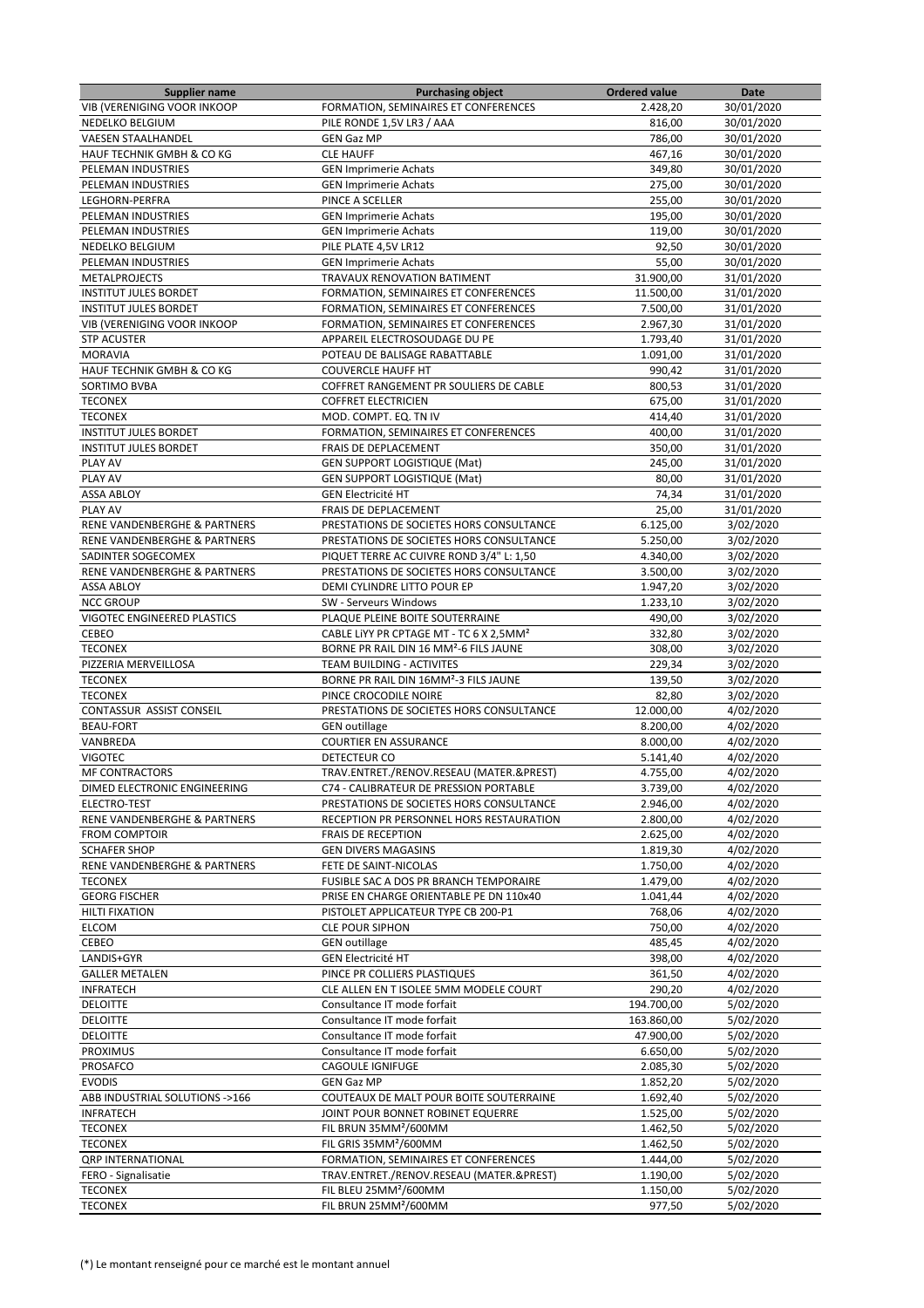| Supplier name | Purchasing object | Ordered value | Date |
|---|---|---|---|
| VIB (VERENIGING VOOR INKOOP | FORMATION, SEMINAIRES ET CONFERENCES | 2.428,20 | 30/01/2020 |
| NEDELKO BELGIUM | PILE RONDE 1,5V LR3 / AAA | 816,00 | 30/01/2020 |
| VAESEN STAALHANDEL | GEN Gaz MP | 786,00 | 30/01/2020 |
| HAUF TECHNIK GMBH & CO KG | CLE HAUFF | 467,16 | 30/01/2020 |
| PELEMAN INDUSTRIES | GEN Imprimerie Achats | 349,80 | 30/01/2020 |
| PELEMAN INDUSTRIES | GEN Imprimerie Achats | 275,00 | 30/01/2020 |
| LEGHORN-PERFRA | PINCE A SCELLER | 255,00 | 30/01/2020 |
| PELEMAN INDUSTRIES | GEN Imprimerie Achats | 195,00 | 30/01/2020 |
| PELEMAN INDUSTRIES | GEN Imprimerie Achats | 119,00 | 30/01/2020 |
| NEDELKO BELGIUM | PILE PLATE 4,5V LR12 | 92,50 | 30/01/2020 |
| PELEMAN INDUSTRIES | GEN Imprimerie Achats | 55,00 | 30/01/2020 |
| METALPROJECTS | TRAVAUX RENOVATION BATIMENT | 31.900,00 | 31/01/2020 |
| INSTITUT JULES BORDET | FORMATION, SEMINAIRES ET CONFERENCES | 11.500,00 | 31/01/2020 |
| INSTITUT JULES BORDET | FORMATION, SEMINAIRES ET CONFERENCES | 7.500,00 | 31/01/2020 |
| VIB (VERENIGING VOOR INKOOP | FORMATION, SEMINAIRES ET CONFERENCES | 2.967,30 | 31/01/2020 |
| STP ACUSTER | APPAREIL ELECTROSOUDAGE DU PE | 1.793,40 | 31/01/2020 |
| MORAVIA | POTEAU DE BALISAGE RABATTABLE | 1.091,00 | 31/01/2020 |
| HAUF TECHNIK GMBH & CO KG | COUVERCLE HAUFF HT | 990,42 | 31/01/2020 |
| SORTIMO BVBA | COFFRET RANGEMENT PR SOULIERS DE CABLE | 800,53 | 31/01/2020 |
| TECONEX | COFFRET ELECTRICIEN | 675,00 | 31/01/2020 |
| TECONEX | MOD. COMPT. EQ. TN IV | 414,40 | 31/01/2020 |
| INSTITUT JULES BORDET | FORMATION, SEMINAIRES ET CONFERENCES | 400,00 | 31/01/2020 |
| INSTITUT JULES BORDET | FRAIS DE DEPLACEMENT | 350,00 | 31/01/2020 |
| PLAY AV | GEN SUPPORT LOGISTIQUE (Mat) | 245,00 | 31/01/2020 |
| PLAY AV | GEN SUPPORT LOGISTIQUE (Mat) | 80,00 | 31/01/2020 |
| ASSA ABLOY | GEN Electricité HT | 74,34 | 31/01/2020 |
| PLAY AV | FRAIS DE DEPLACEMENT | 25,00 | 31/01/2020 |
| RENE VANDENBERGHE & PARTNERS | PRESTATIONS DE SOCIETES HORS CONSULTANCE | 6.125,00 | 3/02/2020 |
| RENE VANDENBERGHE & PARTNERS | PRESTATIONS DE SOCIETES HORS CONSULTANCE | 5.250,00 | 3/02/2020 |
| SADINTER SOGECOMEX | PIQUET TERRE AC CUIVRE ROND 3/4" L: 1,50 | 4.340,00 | 3/02/2020 |
| RENE VANDENBERGHE & PARTNERS | PRESTATIONS DE SOCIETES HORS CONSULTANCE | 3.500,00 | 3/02/2020 |
| ASSA ABLOY | DEMI CYLINDRE LITTO POUR EP | 1.947,20 | 3/02/2020 |
| NCC GROUP | SW - Serveurs Windows | 1.233,10 | 3/02/2020 |
| VIGOTEC ENGINEERED PLASTICS | PLAQUE PLEINE BOITE SOUTERRAINE | 490,00 | 3/02/2020 |
| CEBEO | CABLE LiYY PR CPTAGE MT - TC 6 X 2,5MM² | 332,80 | 3/02/2020 |
| TECONEX | BORNE PR RAIL DIN 16 MM²-6 FILS JAUNE | 308,00 | 3/02/2020 |
| PIZZERIA MERVEILLOSA | TEAM BUILDING - ACTIVITES | 229,34 | 3/02/2020 |
| TECONEX | BORNE PR RAIL DIN 16MM²-3 FILS JAUNE | 139,50 | 3/02/2020 |
| TECONEX | PINCE CROCODILE NOIRE | 82,80 | 3/02/2020 |
| CONTASSUR ASSIST CONSEIL | PRESTATIONS DE SOCIETES HORS CONSULTANCE | 12.000,00 | 4/02/2020 |
| BEAU-FORT | GEN outillage | 8.200,00 | 4/02/2020 |
| VANBREDA | COURTIER EN ASSURANCE | 8.000,00 | 4/02/2020 |
| VIGOTEC | DETECTEUR CO | 5.141,40 | 4/02/2020 |
| MF CONTRACTORS | TRAV.ENTRET./RENOV.RESEAU (MATER.&PREST) | 4.755,00 | 4/02/2020 |
| DIMED ELECTRONIC ENGINEERING | C74 - CALIBRATEUR DE PRESSION PORTABLE | 3.739,00 | 4/02/2020 |
| ELECTRO-TEST | PRESTATIONS DE SOCIETES HORS CONSULTANCE | 2.946,00 | 4/02/2020 |
| RENE VANDENBERGHE & PARTNERS | RECEPTION PR PERSONNEL HORS RESTAURATION | 2.800,00 | 4/02/2020 |
| FROM COMPTOIR | FRAIS DE RECEPTION | 2.625,00 | 4/02/2020 |
| SCHAFER SHOP | GEN DIVERS MAGASINS | 1.819,30 | 4/02/2020 |
| RENE VANDENBERGHE & PARTNERS | FETE DE SAINT-NICOLAS | 1.750,00 | 4/02/2020 |
| TECONEX | FUSIBLE SAC A DOS PR BRANCH TEMPORAIRE | 1.479,00 | 4/02/2020 |
| GEORG FISCHER | PRISE EN CHARGE ORIENTABLE PE DN 110x40 | 1.041,44 | 4/02/2020 |
| HILTI FIXATION | PISTOLET APPLICATEUR TYPE CB 200-P1 | 768,06 | 4/02/2020 |
| ELCOM | CLE POUR SIPHON | 750,00 | 4/02/2020 |
| CEBEO | GEN outillage | 485,45 | 4/02/2020 |
| LANDIS+GYR | GEN Electricité HT | 398,00 | 4/02/2020 |
| GALLER METALEN | PINCE PR COLLIERS PLASTIQUES | 361,50 | 4/02/2020 |
| INFRATECH | CLE ALLEN EN T ISOLEE 5MM MODELE COURT | 290,20 | 4/02/2020 |
| DELOITTE | Consultance IT mode forfait | 194.700,00 | 5/02/2020 |
| DELOITTE | Consultance IT mode forfait | 163.860,00 | 5/02/2020 |
| DELOITTE | Consultance IT mode forfait | 47.900,00 | 5/02/2020 |
| PROXIMUS | Consultance IT mode forfait | 6.650,00 | 5/02/2020 |
| PROSAFCO | CAGOULE IGNIFUGE | 2.085,30 | 5/02/2020 |
| EVODIS | GEN Gaz MP | 1.852,20 | 5/02/2020 |
| ABB INDUSTRIAL SOLUTIONS ->166 | COUTEAUX DE MALT POUR BOITE SOUTERRAINE | 1.692,40 | 5/02/2020 |
| INFRATECH | JOINT POUR BONNET ROBINET EQUERRE | 1.525,00 | 5/02/2020 |
| TECONEX | FIL BRUN 35MM²/600MM | 1.462,50 | 5/02/2020 |
| TECONEX | FIL GRIS 35MM²/600MM | 1.462,50 | 5/02/2020 |
| QRP INTERNATIONAL | FORMATION, SEMINAIRES ET CONFERENCES | 1.444,00 | 5/02/2020 |
| FERO - Signalisatie | TRAV.ENTRET./RENOV.RESEAU (MATER.&PREST) | 1.190,00 | 5/02/2020 |
| TECONEX | FIL BLEU 25MM²/600MM | 1.150,00 | 5/02/2020 |
| TECONEX | FIL BRUN 25MM²/600MM | 977,50 | 5/02/2020 |

(*) Le montant renseigné pour ce marché est le montant annuel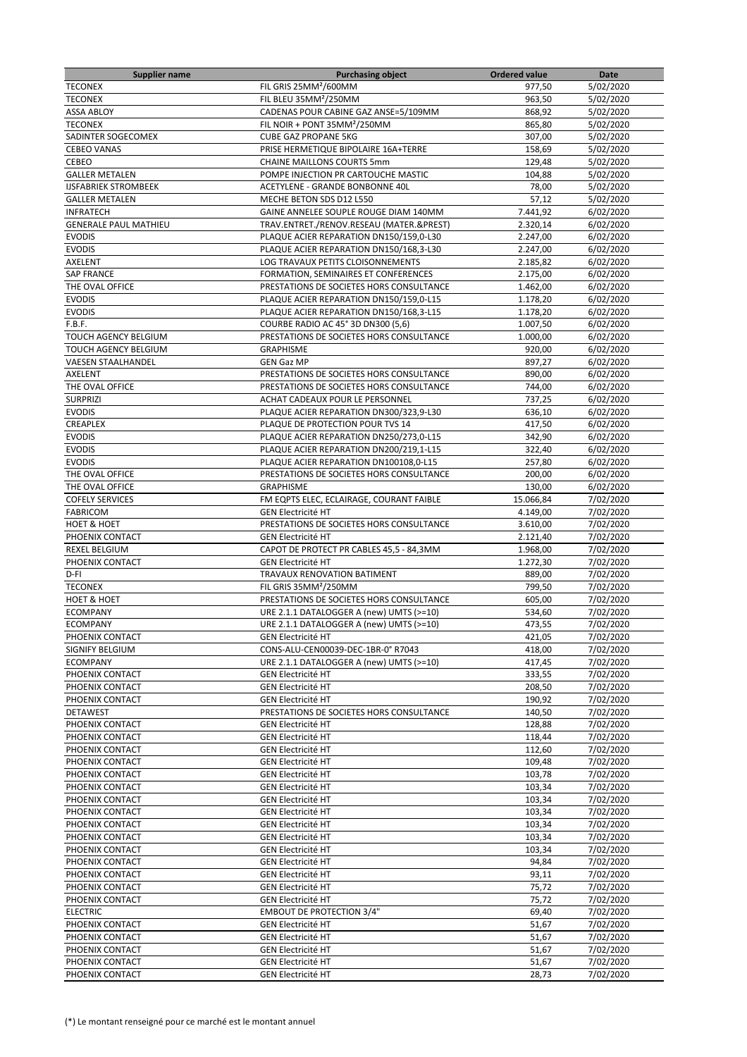| Supplier name | Purchasing object | Ordered value | Date |
|---|---|---|---|
| TECONEX | FIL GRIS 25MM²/600MM | 977,50 | 5/02/2020 |
| TECONEX | FIL BLEU 35MM²/250MM | 963,50 | 5/02/2020 |
| ASSA ABLOY | CADENAS POUR CABINE GAZ ANSE=5/109MM | 868,92 | 5/02/2020 |
| TECONEX | FIL NOIR + PONT 35MM²/250MM | 865,80 | 5/02/2020 |
| SADINTER SOGECOMEX | CUBE GAZ PROPANE 5KG | 307,00 | 5/02/2020 |
| CEBEO VANAS | PRISE HERMETIQUE BIPOLAIRE 16A+TERRE | 158,69 | 5/02/2020 |
| CEBEO | CHAINE MAILLONS COURTS 5mm | 129,48 | 5/02/2020 |
| GALLER METALEN | POMPE INJECTION PR CARTOUCHE MASTIC | 104,88 | 5/02/2020 |
| IJSFABRIEK STROMBEEK | ACETYLENE - GRANDE BONBONNE 40L | 78,00 | 5/02/2020 |
| GALLER METALEN | MECHE BETON SDS D12 L550 | 57,12 | 5/02/2020 |
| INFRATECH | GAINE ANNELEE SOUPLE ROUGE DIAM 140MM | 7.441,92 | 6/02/2020 |
| GENERALE PAUL MATHIEU | TRAV.ENTRET./RENOV.RESEAU (MATER.&PREST) | 2.320,14 | 6/02/2020 |
| EVODIS | PLAQUE ACIER REPARATION DN150/159,0-L30 | 2.247,00 | 6/02/2020 |
| EVODIS | PLAQUE ACIER REPARATION DN150/168,3-L30 | 2.247,00 | 6/02/2020 |
| AXELENT | LOG TRAVAUX PETITS CLOISONNEMENTS | 2.185,82 | 6/02/2020 |
| SAP FRANCE | FORMATION, SEMINAIRES ET CONFERENCES | 2.175,00 | 6/02/2020 |
| THE OVAL OFFICE | PRESTATIONS DE SOCIETES HORS CONSULTANCE | 1.462,00 | 6/02/2020 |
| EVODIS | PLAQUE ACIER REPARATION DN150/159,0-L15 | 1.178,20 | 6/02/2020 |
| EVODIS | PLAQUE ACIER REPARATION DN150/168,3-L15 | 1.178,20 | 6/02/2020 |
| F.B.F. | COURBE RADIO AC 45° 3D DN300 (5,6) | 1.007,50 | 6/02/2020 |
| TOUCH AGENCY BELGIUM | PRESTATIONS DE SOCIETES HORS CONSULTANCE | 1.000,00 | 6/02/2020 |
| TOUCH AGENCY BELGIUM | GRAPHISME | 920,00 | 6/02/2020 |
| VAESEN STAALHANDEL | GEN Gaz MP | 897,27 | 6/02/2020 |
| AXELENT | PRESTATIONS DE SOCIETES HORS CONSULTANCE | 890,00 | 6/02/2020 |
| THE OVAL OFFICE | PRESTATIONS DE SOCIETES HORS CONSULTANCE | 744,00 | 6/02/2020 |
| SURPRIZI | ACHAT CADEAUX POUR LE PERSONNEL | 737,25 | 6/02/2020 |
| EVODIS | PLAQUE ACIER REPARATION DN300/323,9-L30 | 636,10 | 6/02/2020 |
| CREAPLEX | PLAQUE DE PROTECTION POUR TVS 14 | 417,50 | 6/02/2020 |
| EVODIS | PLAQUE ACIER REPARATION DN250/273,0-L15 | 342,90 | 6/02/2020 |
| EVODIS | PLAQUE ACIER REPARATION DN200/219,1-L15 | 322,40 | 6/02/2020 |
| EVODIS | PLAQUE ACIER REPARATION DN100108,0-L15 | 257,80 | 6/02/2020 |
| THE OVAL OFFICE | PRESTATIONS DE SOCIETES HORS CONSULTANCE | 200,00 | 6/02/2020 |
| THE OVAL OFFICE | GRAPHISME | 130,00 | 6/02/2020 |
| COFELY SERVICES | FM EQPTS ELEC, ECLAIRAGE, COURANT FAIBLE | 15.066,84 | 7/02/2020 |
| FABRICOM | GEN Electricité HT | 4.149,00 | 7/02/2020 |
| HOET & HOET | PRESTATIONS DE SOCIETES HORS CONSULTANCE | 3.610,00 | 7/02/2020 |
| PHOENIX CONTACT | GEN Electricité HT | 2.121,40 | 7/02/2020 |
| REXEL BELGIUM | CAPOT DE PROTECT PR CABLES 45,5 - 84,3MM | 1.968,00 | 7/02/2020 |
| PHOENIX CONTACT | GEN Electricité HT | 1.272,30 | 7/02/2020 |
| D-FI | TRAVAUX RENOVATION BATIMENT | 889,00 | 7/02/2020 |
| TECONEX | FIL GRIS 35MM²/250MM | 799,50 | 7/02/2020 |
| HOET & HOET | PRESTATIONS DE SOCIETES HORS CONSULTANCE | 605,00 | 7/02/2020 |
| ECOMPANY | URE 2.1.1 DATALOGGER A (new) UMTS (>=10) | 534,60 | 7/02/2020 |
| ECOMPANY | URE 2.1.1 DATALOGGER A (new) UMTS (>=10) | 473,55 | 7/02/2020 |
| PHOENIX CONTACT | GEN Electricité HT | 421,05 | 7/02/2020 |
| SIGNIFY BELGIUM | CONS-ALU-CEN00039-DEC-1BR-0° R7043 | 418,00 | 7/02/2020 |
| ECOMPANY | URE 2.1.1 DATALOGGER A (new) UMTS (>=10) | 417,45 | 7/02/2020 |
| PHOENIX CONTACT | GEN Electricité HT | 333,55 | 7/02/2020 |
| PHOENIX CONTACT | GEN Electricité HT | 208,50 | 7/02/2020 |
| PHOENIX CONTACT | GEN Electricité HT | 190,92 | 7/02/2020 |
| DETAWEST | PRESTATIONS DE SOCIETES HORS CONSULTANCE | 140,50 | 7/02/2020 |
| PHOENIX CONTACT | GEN Electricité HT | 128,88 | 7/02/2020 |
| PHOENIX CONTACT | GEN Electricité HT | 118,44 | 7/02/2020 |
| PHOENIX CONTACT | GEN Electricité HT | 112,60 | 7/02/2020 |
| PHOENIX CONTACT | GEN Electricité HT | 109,48 | 7/02/2020 |
| PHOENIX CONTACT | GEN Electricité HT | 103,78 | 7/02/2020 |
| PHOENIX CONTACT | GEN Electricité HT | 103,34 | 7/02/2020 |
| PHOENIX CONTACT | GEN Electricité HT | 103,34 | 7/02/2020 |
| PHOENIX CONTACT | GEN Electricité HT | 103,34 | 7/02/2020 |
| PHOENIX CONTACT | GEN Electricité HT | 103,34 | 7/02/2020 |
| PHOENIX CONTACT | GEN Electricité HT | 103,34 | 7/02/2020 |
| PHOENIX CONTACT | GEN Electricité HT | 94,84 | 7/02/2020 |
| PHOENIX CONTACT | GEN Electricité HT | 93,11 | 7/02/2020 |
| PHOENIX CONTACT | GEN Electricité HT | 75,72 | 7/02/2020 |
| PHOENIX CONTACT | GEN Electricité HT | 75,72 | 7/02/2020 |
| ELECTRIC | EMBOUT DE PROTECTION 3/4" | 69,40 | 7/02/2020 |
| PHOENIX CONTACT | GEN Electricité HT | 51,67 | 7/02/2020 |
| PHOENIX CONTACT | GEN Electricité HT | 51,67 | 7/02/2020 |
| PHOENIX CONTACT | GEN Electricité HT | 51,67 | 7/02/2020 |
| PHOENIX CONTACT | GEN Electricité HT | 51,67 | 7/02/2020 |
| PHOENIX CONTACT | GEN Electricité HT | 28,73 | 7/02/2020 |

(*) Le montant renseigné pour ce marché est le montant annuel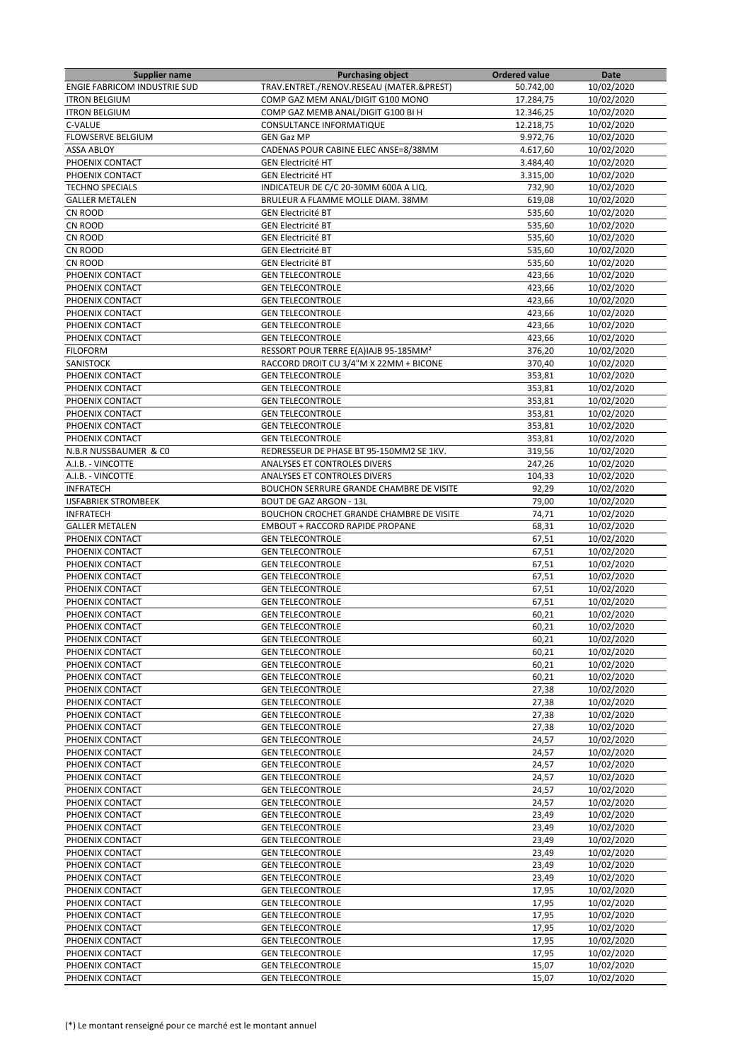| Supplier name | Purchasing object | Ordered value | Date |
| --- | --- | --- | --- |
| ENGIE FABRICOM INDUSTRIE SUD | TRAV.ENTRET./RENOV.RESEAU (MATER.&PREST) | 50.742,00 | 10/02/2020 |
| ITRON BELGIUM | COMP GAZ MEM ANAL/DIGIT G100 MONO | 17.284,75 | 10/02/2020 |
| ITRON BELGIUM | COMP GAZ MEMB ANAL/DIGIT G100 BI H | 12.346,25 | 10/02/2020 |
| C-VALUE | CONSULTANCE INFORMATIQUE | 12.218,75 | 10/02/2020 |
| FLOWSERVE BELGIUM | GEN Gaz MP | 9.972,76 | 10/02/2020 |
| ASSA ABLOY | CADENAS POUR CABINE ELEC ANSE=8/38MM | 4.617,60 | 10/02/2020 |
| PHOENIX CONTACT | GEN Electricité HT | 3.484,40 | 10/02/2020 |
| PHOENIX CONTACT | GEN Electricité HT | 3.315,00 | 10/02/2020 |
| TECHNO SPECIALS | INDICATEUR DE C/C 20-30MM 600A A LIQ. | 732,90 | 10/02/2020 |
| GALLER METALEN | BRULEUR A FLAMME MOLLE DIAM. 38MM | 619,08 | 10/02/2020 |
| CN ROOD | GEN Electricité BT | 535,60 | 10/02/2020 |
| CN ROOD | GEN Electricité BT | 535,60 | 10/02/2020 |
| CN ROOD | GEN Electricité BT | 535,60 | 10/02/2020 |
| CN ROOD | GEN Electricité BT | 535,60 | 10/02/2020 |
| CN ROOD | GEN Electricité BT | 535,60 | 10/02/2020 |
| PHOENIX CONTACT | GEN TELECONTROLE | 423,66 | 10/02/2020 |
| PHOENIX CONTACT | GEN TELECONTROLE | 423,66 | 10/02/2020 |
| PHOENIX CONTACT | GEN TELECONTROLE | 423,66 | 10/02/2020 |
| PHOENIX CONTACT | GEN TELECONTROLE | 423,66 | 10/02/2020 |
| PHOENIX CONTACT | GEN TELECONTROLE | 423,66 | 10/02/2020 |
| PHOENIX CONTACT | GEN TELECONTROLE | 423,66 | 10/02/2020 |
| FILOFORM | RESSORT POUR TERRE E(A)IAJB 95-185MM² | 376,20 | 10/02/2020 |
| SANISTOCK | RACCORD DROIT CU 3/4"M X 22MM + BICONE | 370,40 | 10/02/2020 |
| PHOENIX CONTACT | GEN TELECONTROLE | 353,81 | 10/02/2020 |
| PHOENIX CONTACT | GEN TELECONTROLE | 353,81 | 10/02/2020 |
| PHOENIX CONTACT | GEN TELECONTROLE | 353,81 | 10/02/2020 |
| PHOENIX CONTACT | GEN TELECONTROLE | 353,81 | 10/02/2020 |
| PHOENIX CONTACT | GEN TELECONTROLE | 353,81 | 10/02/2020 |
| PHOENIX CONTACT | GEN TELECONTROLE | 353,81 | 10/02/2020 |
| N.B.R NUSSBAUMER & CO | REDRESSEUR DE PHASE BT 95-150MM2 SE 1KV. | 319,56 | 10/02/2020 |
| A.I.B. - VINCOTTE | ANALYSES ET CONTROLES DIVERS | 247,26 | 10/02/2020 |
| A.I.B. - VINCOTTE | ANALYSES ET CONTROLES DIVERS | 104,33 | 10/02/2020 |
| INFRATECH | BOUCHON SERRURE GRANDE CHAMBRE DE VISITE | 92,29 | 10/02/2020 |
| IJSFABRIEK STROMBEEK | BOUT DE GAZ ARGON - 13L | 79,00 | 10/02/2020 |
| INFRATECH | BOUCHON CROCHET GRANDE CHAMBRE DE VISITE | 74,71 | 10/02/2020 |
| GALLER METALEN | EMBOUT + RACCORD RAPIDE PROPANE | 68,31 | 10/02/2020 |
| PHOENIX CONTACT | GEN TELECONTROLE | 67,51 | 10/02/2020 |
| PHOENIX CONTACT | GEN TELECONTROLE | 67,51 | 10/02/2020 |
| PHOENIX CONTACT | GEN TELECONTROLE | 67,51 | 10/02/2020 |
| PHOENIX CONTACT | GEN TELECONTROLE | 67,51 | 10/02/2020 |
| PHOENIX CONTACT | GEN TELECONTROLE | 67,51 | 10/02/2020 |
| PHOENIX CONTACT | GEN TELECONTROLE | 67,51 | 10/02/2020 |
| PHOENIX CONTACT | GEN TELECONTROLE | 60,21 | 10/02/2020 |
| PHOENIX CONTACT | GEN TELECONTROLE | 60,21 | 10/02/2020 |
| PHOENIX CONTACT | GEN TELECONTROLE | 60,21 | 10/02/2020 |
| PHOENIX CONTACT | GEN TELECONTROLE | 60,21 | 10/02/2020 |
| PHOENIX CONTACT | GEN TELECONTROLE | 60,21 | 10/02/2020 |
| PHOENIX CONTACT | GEN TELECONTROLE | 60,21 | 10/02/2020 |
| PHOENIX CONTACT | GEN TELECONTROLE | 27,38 | 10/02/2020 |
| PHOENIX CONTACT | GEN TELECONTROLE | 27,38 | 10/02/2020 |
| PHOENIX CONTACT | GEN TELECONTROLE | 27,38 | 10/02/2020 |
| PHOENIX CONTACT | GEN TELECONTROLE | 27,38 | 10/02/2020 |
| PHOENIX CONTACT | GEN TELECONTROLE | 24,57 | 10/02/2020 |
| PHOENIX CONTACT | GEN TELECONTROLE | 24,57 | 10/02/2020 |
| PHOENIX CONTACT | GEN TELECONTROLE | 24,57 | 10/02/2020 |
| PHOENIX CONTACT | GEN TELECONTROLE | 24,57 | 10/02/2020 |
| PHOENIX CONTACT | GEN TELECONTROLE | 24,57 | 10/02/2020 |
| PHOENIX CONTACT | GEN TELECONTROLE | 24,57 | 10/02/2020 |
| PHOENIX CONTACT | GEN TELECONTROLE | 23,49 | 10/02/2020 |
| PHOENIX CONTACT | GEN TELECONTROLE | 23,49 | 10/02/2020 |
| PHOENIX CONTACT | GEN TELECONTROLE | 23,49 | 10/02/2020 |
| PHOENIX CONTACT | GEN TELECONTROLE | 23,49 | 10/02/2020 |
| PHOENIX CONTACT | GEN TELECONTROLE | 23,49 | 10/02/2020 |
| PHOENIX CONTACT | GEN TELECONTROLE | 23,49 | 10/02/2020 |
| PHOENIX CONTACT | GEN TELECONTROLE | 17,95 | 10/02/2020 |
| PHOENIX CONTACT | GEN TELECONTROLE | 17,95 | 10/02/2020 |
| PHOENIX CONTACT | GEN TELECONTROLE | 17,95 | 10/02/2020 |
| PHOENIX CONTACT | GEN TELECONTROLE | 17,95 | 10/02/2020 |
| PHOENIX CONTACT | GEN TELECONTROLE | 17,95 | 10/02/2020 |
| PHOENIX CONTACT | GEN TELECONTROLE | 17,95 | 10/02/2020 |
| PHOENIX CONTACT | GEN TELECONTROLE | 15,07 | 10/02/2020 |
| PHOENIX CONTACT | GEN TELECONTROLE | 15,07 | 10/02/2020 |

(*) Le montant renseigné pour ce marché est le montant annuel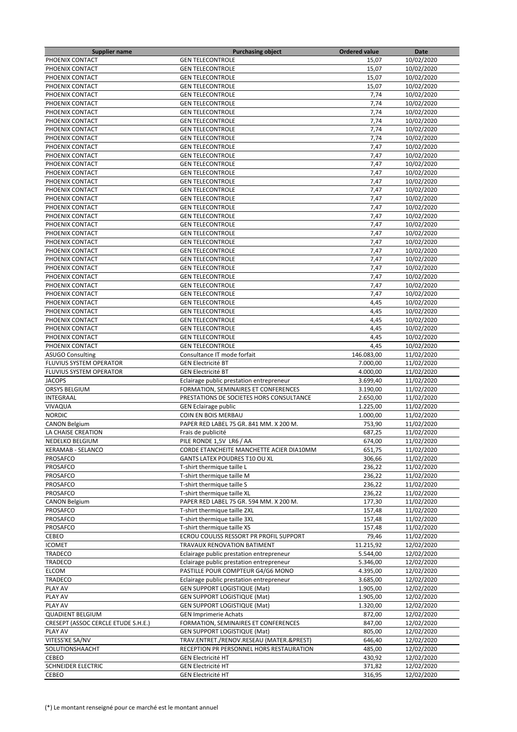| Supplier name | Purchasing object | Ordered value | Date |
|---|---|---|---|
| PHOENIX CONTACT | GEN TELECONTROLE | 15,07 | 10/02/2020 |
| PHOENIX CONTACT | GEN TELECONTROLE | 15,07 | 10/02/2020 |
| PHOENIX CONTACT | GEN TELECONTROLE | 15,07 | 10/02/2020 |
| PHOENIX CONTACT | GEN TELECONTROLE | 15,07 | 10/02/2020 |
| PHOENIX CONTACT | GEN TELECONTROLE | 7,74 | 10/02/2020 |
| PHOENIX CONTACT | GEN TELECONTROLE | 7,74 | 10/02/2020 |
| PHOENIX CONTACT | GEN TELECONTROLE | 7,74 | 10/02/2020 |
| PHOENIX CONTACT | GEN TELECONTROLE | 7,74 | 10/02/2020 |
| PHOENIX CONTACT | GEN TELECONTROLE | 7,74 | 10/02/2020 |
| PHOENIX CONTACT | GEN TELECONTROLE | 7,74 | 10/02/2020 |
| PHOENIX CONTACT | GEN TELECONTROLE | 7,47 | 10/02/2020 |
| PHOENIX CONTACT | GEN TELECONTROLE | 7,47 | 10/02/2020 |
| PHOENIX CONTACT | GEN TELECONTROLE | 7,47 | 10/02/2020 |
| PHOENIX CONTACT | GEN TELECONTROLE | 7,47 | 10/02/2020 |
| PHOENIX CONTACT | GEN TELECONTROLE | 7,47 | 10/02/2020 |
| PHOENIX CONTACT | GEN TELECONTROLE | 7,47 | 10/02/2020 |
| PHOENIX CONTACT | GEN TELECONTROLE | 7,47 | 10/02/2020 |
| PHOENIX CONTACT | GEN TELECONTROLE | 7,47 | 10/02/2020 |
| PHOENIX CONTACT | GEN TELECONTROLE | 7,47 | 10/02/2020 |
| PHOENIX CONTACT | GEN TELECONTROLE | 7,47 | 10/02/2020 |
| PHOENIX CONTACT | GEN TELECONTROLE | 7,47 | 10/02/2020 |
| PHOENIX CONTACT | GEN TELECONTROLE | 7,47 | 10/02/2020 |
| PHOENIX CONTACT | GEN TELECONTROLE | 7,47 | 10/02/2020 |
| PHOENIX CONTACT | GEN TELECONTROLE | 7,47 | 10/02/2020 |
| PHOENIX CONTACT | GEN TELECONTROLE | 7,47 | 10/02/2020 |
| PHOENIX CONTACT | GEN TELECONTROLE | 7,47 | 10/02/2020 |
| PHOENIX CONTACT | GEN TELECONTROLE | 7,47 | 10/02/2020 |
| PHOENIX CONTACT | GEN TELECONTROLE | 7,47 | 10/02/2020 |
| PHOENIX CONTACT | GEN TELECONTROLE | 4,45 | 10/02/2020 |
| PHOENIX CONTACT | GEN TELECONTROLE | 4,45 | 10/02/2020 |
| PHOENIX CONTACT | GEN TELECONTROLE | 4,45 | 10/02/2020 |
| PHOENIX CONTACT | GEN TELECONTROLE | 4,45 | 10/02/2020 |
| PHOENIX CONTACT | GEN TELECONTROLE | 4,45 | 10/02/2020 |
| PHOENIX CONTACT | GEN TELECONTROLE | 4,45 | 10/02/2020 |
| ASUGO Consulting | Consultance IT mode forfait | 146.083,00 | 11/02/2020 |
| FLUVIUS SYSTEM OPERATOR | GEN Electricité BT | 7.000,00 | 11/02/2020 |
| FLUVIUS SYSTEM OPERATOR | GEN Electricité BT | 4.000,00 | 11/02/2020 |
| JACOPS | Eclairage public prestation entrepreneur | 3.699,40 | 11/02/2020 |
| ORSYS BELGIUM | FORMATION, SEMINAIRES ET CONFERENCES | 3.190,00 | 11/02/2020 |
| INTEGRAAL | PRESTATIONS DE SOCIETES HORS CONSULTANCE | 2.650,00 | 11/02/2020 |
| VIVAQUA | GEN Eclairage public | 1.225,00 | 11/02/2020 |
| NORDIC | COIN EN BOIS MERBAU | 1.000,00 | 11/02/2020 |
| CANON Belgium | PAPER RED LABEL 75 GR. 841 MM. X 200 M. | 753,90 | 11/02/2020 |
| LA CHAISE CREATION | Frais de publicité | 687,25 | 11/02/2020 |
| NEDELKO BELGIUM | PILE RONDE 1,5V LR6 / AA | 674,00 | 11/02/2020 |
| KERAMAB - SELANCO | CORDE ETANCHEITE MANCHETTE ACIER DIA10MM | 651,75 | 11/02/2020 |
| PROSAFCO | GANTS LATEX POUDRES T10 OU XL | 306,66 | 11/02/2020 |
| PROSAFCO | T-shirt thermique taille L | 236,22 | 11/02/2020 |
| PROSAFCO | T-shirt thermique taille M | 236,22 | 11/02/2020 |
| PROSAFCO | T-shirt thermique taille S | 236,22 | 11/02/2020 |
| PROSAFCO | T-shirt thermique taille XL | 236,22 | 11/02/2020 |
| CANON Belgium | PAPER RED LABEL 75 GR. 594 MM. X 200 M. | 177,30 | 11/02/2020 |
| PROSAFCO | T-shirt thermique taille 2XL | 157,48 | 11/02/2020 |
| PROSAFCO | T-shirt thermique taille 3XL | 157,48 | 11/02/2020 |
| PROSAFCO | T-shirt thermique taille XS | 157,48 | 11/02/2020 |
| CEBEO | ECROU COULISS RESSORT PR PROFIL SUPPORT | 79,46 | 11/02/2020 |
| ICOMET | TRAVAUX RENOVATION BATIMENT | 11.215,92 | 12/02/2020 |
| TRADECO | Eclairage public prestation entrepreneur | 5.544,00 | 12/02/2020 |
| TRADECO | Eclairage public prestation entrepreneur | 5.346,00 | 12/02/2020 |
| ELCOM | PASTILLE POUR COMPTEUR G4/G6 MONO | 4.395,00 | 12/02/2020 |
| TRADECO | Eclairage public prestation entrepreneur | 3.685,00 | 12/02/2020 |
| PLAY AV | GEN SUPPORT LOGISTIQUE (Mat) | 1.905,00 | 12/02/2020 |
| PLAY AV | GEN SUPPORT LOGISTIQUE (Mat) | 1.905,00 | 12/02/2020 |
| PLAY AV | GEN SUPPORT LOGISTIQUE (Mat) | 1.320,00 | 12/02/2020 |
| QUADIENT BELGIUM | GEN Imprimerie Achats | 872,00 | 12/02/2020 |
| CRESEPT (ASSOC CERCLE ETUDE S.H.E.) | FORMATION, SEMINAIRES ET CONFERENCES | 847,00 | 12/02/2020 |
| PLAY AV | GEN SUPPORT LOGISTIQUE (Mat) | 805,00 | 12/02/2020 |
| VITESS'KE SA/NV | TRAV.ENTRET./RENOV.RESEAU (MATER.&PREST) | 646,40 | 12/02/2020 |
| SOLUTIONSHAACHT | RECEPTION PR PERSONNEL HORS RESTAURATION | 485,00 | 12/02/2020 |
| CEBEO | GEN Electricité HT | 430,92 | 12/02/2020 |
| SCHNEIDER ELECTRIC | GEN Electricité HT | 371,82 | 12/02/2020 |
| CEBEO | GEN Electricité HT | 316,95 | 12/02/2020 |

(*) Le montant renseigné pour ce marché est le montant annuel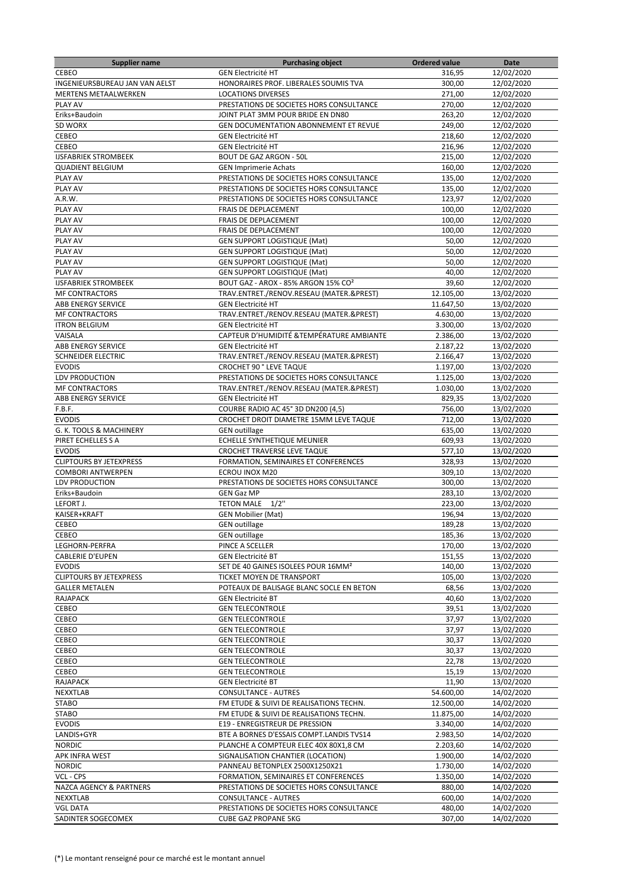| Supplier name | Purchasing object | Ordered value | Date |
|---|---|---|---|
| CEBEO | GEN Electricité HT | 316,95 | 12/02/2020 |
| INGENIEURSBUREAU JAN VAN AELST | HONORAIRES PROF. LIBERALES SOUMIS TVA | 300,00 | 12/02/2020 |
| MERTENS METAALWERKEN | LOCATIONS DIVERSES | 271,00 | 12/02/2020 |
| PLAY AV | PRESTATIONS DE SOCIETES HORS CONSULTANCE | 270,00 | 12/02/2020 |
| Eriks+Baudoin | JOINT PLAT 3MM POUR BRIDE EN DN80 | 263,20 | 12/02/2020 |
| SD WORX | GEN DOCUMENTATION ABONNEMENT ET REVUE | 249,00 | 12/02/2020 |
| CEBEO | GEN Electricité HT | 218,60 | 12/02/2020 |
| CEBEO | GEN Electricité HT | 216,96 | 12/02/2020 |
| IJSFABRIEK STROMBEEK | BOUT DE GAZ ARGON - 50L | 215,00 | 12/02/2020 |
| QUADIENT BELGIUM | GEN Imprimerie Achats | 160,00 | 12/02/2020 |
| PLAY AV | PRESTATIONS DE SOCIETES HORS CONSULTANCE | 135,00 | 12/02/2020 |
| PLAY AV | PRESTATIONS DE SOCIETES HORS CONSULTANCE | 135,00 | 12/02/2020 |
| A.R.W. | PRESTATIONS DE SOCIETES HORS CONSULTANCE | 123,97 | 12/02/2020 |
| PLAY AV | FRAIS DE DEPLACEMENT | 100,00 | 12/02/2020 |
| PLAY AV | FRAIS DE DEPLACEMENT | 100,00 | 12/02/2020 |
| PLAY AV | FRAIS DE DEPLACEMENT | 100,00 | 12/02/2020 |
| PLAY AV | GEN SUPPORT LOGISTIQUE (Mat) | 50,00 | 12/02/2020 |
| PLAY AV | GEN SUPPORT LOGISTIQUE (Mat) | 50,00 | 12/02/2020 |
| PLAY AV | GEN SUPPORT LOGISTIQUE (Mat) | 50,00 | 12/02/2020 |
| PLAY AV | GEN SUPPORT LOGISTIQUE (Mat) | 40,00 | 12/02/2020 |
| IJSFABRIEK STROMBEEK | BOUT GAZ - AROX - 85% ARGON 15% CO² | 39,60 | 12/02/2020 |
| MF CONTRACTORS | TRAV.ENTRET./RENOV.RESEAU (MATER.&PREST) | 12.105,00 | 13/02/2020 |
| ABB ENERGY SERVICE | GEN Electricité HT | 11.647,50 | 13/02/2020 |
| MF CONTRACTORS | TRAV.ENTRET./RENOV.RESEAU (MATER.&PREST) | 4.630,00 | 13/02/2020 |
| ITRON BELGIUM | GEN Electricité HT | 3.300,00 | 13/02/2020 |
| VAISALA | CAPTEUR D'HUMIDITÉ &TEMPÉRATURE AMBIANTE | 2.386,00 | 13/02/2020 |
| ABB ENERGY SERVICE | GEN Electricité HT | 2.187,22 | 13/02/2020 |
| SCHNEIDER ELECTRIC | TRAV.ENTRET./RENOV.RESEAU (MATER.&PREST) | 2.166,47 | 13/02/2020 |
| EVODIS | CROCHET 90 ° LEVE TAQUE | 1.197,00 | 13/02/2020 |
| LDV PRODUCTION | PRESTATIONS DE SOCIETES HORS CONSULTANCE | 1.125,00 | 13/02/2020 |
| MF CONTRACTORS | TRAV.ENTRET./RENOV.RESEAU (MATER.&PREST) | 1.030,00 | 13/02/2020 |
| ABB ENERGY SERVICE | GEN Electricité HT | 829,35 | 13/02/2020 |
| F.B.F. | COURBE RADIO AC 45° 3D DN200 (4,5) | 756,00 | 13/02/2020 |
| EVODIS | CROCHET DROIT DIAMETRE 15MM LEVE TAQUE | 712,00 | 13/02/2020 |
| G. K. TOOLS & MACHINERY | GEN outillage | 635,00 | 13/02/2020 |
| PIRET ECHELLES S A | ECHELLE SYNTHETIQUE MEUNIER | 609,93 | 13/02/2020 |
| EVODIS | CROCHET TRAVERSE LEVE TAQUE | 577,10 | 13/02/2020 |
| CLIPTOURS BY JETEXPRESS | FORMATION, SEMINAIRES ET CONFERENCES | 328,93 | 13/02/2020 |
| COMBORI ANTWERPEN | ECROU INOX M20 | 309,10 | 13/02/2020 |
| LDV PRODUCTION | PRESTATIONS DE SOCIETES HORS CONSULTANCE | 300,00 | 13/02/2020 |
| Eriks+Baudoin | GEN Gaz MP | 283,10 | 13/02/2020 |
| LEFORT J. | TETON MALE 1/2'' | 223,00 | 13/02/2020 |
| KAISER+KRAFT | GEN Mobilier (Mat) | 196,94 | 13/02/2020 |
| CEBEO | GEN outillage | 189,28 | 13/02/2020 |
| CEBEO | GEN outillage | 185,36 | 13/02/2020 |
| LEGHORN-PERFRA | PINCE A SCELLER | 170,00 | 13/02/2020 |
| CABLERIE D'EUPEN | GEN Electricité BT | 151,55 | 13/02/2020 |
| EVODIS | SET DE 40 GAINES ISOLEES POUR 16MM² | 140,00 | 13/02/2020 |
| CLIPTOURS BY JETEXPRESS | TICKET MOYEN DE TRANSPORT | 105,00 | 13/02/2020 |
| GALLER METALEN | POTEAUX DE BALISAGE BLANC SOCLE EN BETON | 68,56 | 13/02/2020 |
| RAJAPACK | GEN Electricité BT | 40,60 | 13/02/2020 |
| CEBEO | GEN TELECONTROLE | 39,51 | 13/02/2020 |
| CEBEO | GEN TELECONTROLE | 37,97 | 13/02/2020 |
| CEBEO | GEN TELECONTROLE | 37,97 | 13/02/2020 |
| CEBEO | GEN TELECONTROLE | 30,37 | 13/02/2020 |
| CEBEO | GEN TELECONTROLE | 30,37 | 13/02/2020 |
| CEBEO | GEN TELECONTROLE | 22,78 | 13/02/2020 |
| CEBEO | GEN TELECONTROLE | 15,19 | 13/02/2020 |
| RAJAPACK | GEN Electricité BT | 11,90 | 13/02/2020 |
| NEXXTLAB | CONSULTANCE - AUTRES | 54.600,00 | 14/02/2020 |
| STABO | FM ETUDE & SUIVI DE REALISATIONS TECHN. | 12.500,00 | 14/02/2020 |
| STABO | FM ETUDE & SUIVI DE REALISATIONS TECHN. | 11.875,00 | 14/02/2020 |
| EVODIS | E19 - ENREGISTREUR DE PRESSION | 3.340,00 | 14/02/2020 |
| LANDIS+GYR | BTE A BORNES D'ESSAIS COMPT.LANDIS TVS14 | 2.983,50 | 14/02/2020 |
| NORDIC | PLANCHE A COMPTEUR ELEC 40X 80X1,8 CM | 2.203,60 | 14/02/2020 |
| APK INFRA WEST | SIGNALISATION CHANTIER (LOCATION) | 1.900,00 | 14/02/2020 |
| NORDIC | PANNEAU BETONPLEX 2500X1250X21 | 1.730,00 | 14/02/2020 |
| VCL - CPS | FORMATION, SEMINAIRES ET CONFERENCES | 1.350,00 | 14/02/2020 |
| NAZCA AGENCY & PARTNERS | PRESTATIONS DE SOCIETES HORS CONSULTANCE | 880,00 | 14/02/2020 |
| NEXXTLAB | CONSULTANCE - AUTRES | 600,00 | 14/02/2020 |
| VGL DATA | PRESTATIONS DE SOCIETES HORS CONSULTANCE | 480,00 | 14/02/2020 |
| SADINTER SOGECOMEX | CUBE GAZ PROPANE 5KG | 307,00 | 14/02/2020 |

(*) Le montant renseigné pour ce marché est le montant annuel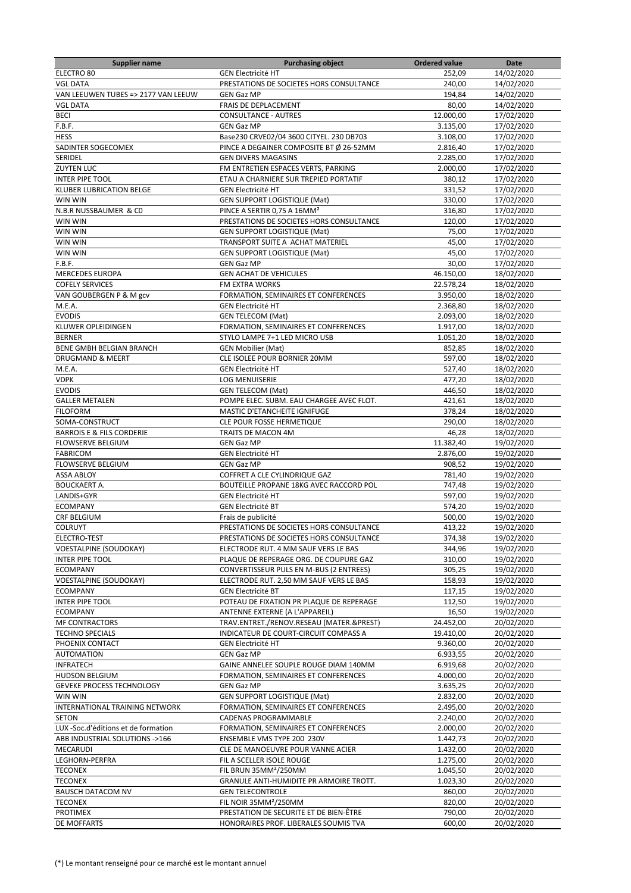| Supplier name | Purchasing object | Ordered value | Date |
| --- | --- | --- | --- |
| ELECTRO 80 | GEN Electricité HT | 252,09 | 14/02/2020 |
| VGL DATA | PRESTATIONS DE SOCIETES HORS CONSULTANCE | 240,00 | 14/02/2020 |
| VAN LEEUWEN TUBES => 2177 VAN LEEUW | GEN Gaz MP | 194,84 | 14/02/2020 |
| VGL DATA | FRAIS DE DEPLACEMENT | 80,00 | 14/02/2020 |
| BECI | CONSULTANCE - AUTRES | 12.000,00 | 17/02/2020 |
| F.B.F. | GEN Gaz MP | 3.135,00 | 17/02/2020 |
| HESS | Base230 CRVE02/04 3600 CITYEL. 230 DB703 | 3.108,00 | 17/02/2020 |
| SADINTER SOGECOMEX | PINCE A DEGAINER COMPOSITE BT Ø 26-52MM | 2.816,40 | 17/02/2020 |
| SERIDEL | GEN DIVERS MAGASINS | 2.285,00 | 17/02/2020 |
| ZUYTEN LUC | FM ENTRETIEN ESPACES VERTS, PARKING | 2.000,00 | 17/02/2020 |
| INTER PIPE TOOL | ETAU A CHARNIERE SUR TREPIED PORTATIF | 380,12 | 17/02/2020 |
| KLUBER LUBRICATION BELGE | GEN Electricité HT | 331,52 | 17/02/2020 |
| WIN WIN | GEN SUPPORT LOGISTIQUE (Mat) | 330,00 | 17/02/2020 |
| N.B.R NUSSBAUMER & C0 | PINCE A SERTIR 0,75 A 16MM² | 316,80 | 17/02/2020 |
| WIN WIN | PRESTATIONS DE SOCIETES HORS CONSULTANCE | 120,00 | 17/02/2020 |
| WIN WIN | GEN SUPPORT LOGISTIQUE (Mat) | 75,00 | 17/02/2020 |
| WIN WIN | TRANSPORT SUITE A ACHAT MATERIEL | 45,00 | 17/02/2020 |
| WIN WIN | GEN SUPPORT LOGISTIQUE (Mat) | 45,00 | 17/02/2020 |
| F.B.F. | GEN Gaz MP | 30,00 | 17/02/2020 |
| MERCEDES EUROPA | GEN ACHAT DE VEHICULES | 46.150,00 | 18/02/2020 |
| COFELY SERVICES | FM EXTRA WORKS | 22.578,24 | 18/02/2020 |
| VAN GOUBERGEN P & M gcv | FORMATION, SEMINAIRES ET CONFERENCES | 3.950,00 | 18/02/2020 |
| M.E.A. | GEN Electricité HT | 2.368,80 | 18/02/2020 |
| EVODIS | GEN TELECOM (Mat) | 2.093,00 | 18/02/2020 |
| KLUWER OPLEIDINGEN | FORMATION, SEMINAIRES ET CONFERENCES | 1.917,00 | 18/02/2020 |
| BERNER | STYLO LAMPE 7+1 LED MICRO USB | 1.051,20 | 18/02/2020 |
| BENE GMBH BELGIAN BRANCH | GEN Mobilier (Mat) | 852,85 | 18/02/2020 |
| DRUGMAND & MEERT | CLE ISOLEE POUR BORNIER 20MM | 597,00 | 18/02/2020 |
| M.E.A. | GEN Electricité HT | 527,40 | 18/02/2020 |
| VDPK | LOG MENUISERIE | 477,20 | 18/02/2020 |
| EVODIS | GEN TELECOM (Mat) | 446,50 | 18/02/2020 |
| GALLER METALEN | POMPE ELEC. SUBM. EAU CHARGEE AVEC FLOT. | 421,61 | 18/02/2020 |
| FILOFORM | MASTIC D'ETANCHEITE IGNIFUGE | 378,24 | 18/02/2020 |
| SOMA-CONSTRUCT | CLE POUR FOSSE HERMETIQUE | 290,00 | 18/02/2020 |
| BARROIS E & FILS CORDERIE | TRAITS DE MACON 4M | 46,28 | 18/02/2020 |
| FLOWSERVE BELGIUM | GEN Gaz MP | 11.382,40 | 19/02/2020 |
| FABRICOM | GEN Electricité HT | 2.876,00 | 19/02/2020 |
| FLOWSERVE BELGIUM | GEN Gaz MP | 908,52 | 19/02/2020 |
| ASSA ABLOY | COFFRET A CLE CYLINDRIQUE GAZ | 781,40 | 19/02/2020 |
| BOUCKAERT A. | BOUTEILLE PROPANE 18KG AVEC RACCORD POL | 747,48 | 19/02/2020 |
| LANDIS+GYR | GEN Electricité HT | 597,00 | 19/02/2020 |
| ECOMPANY | GEN Electricité BT | 574,20 | 19/02/2020 |
| CRF BELGIUM | Frais de publicité | 500,00 | 19/02/2020 |
| COLRUYT | PRESTATIONS DE SOCIETES HORS CONSULTANCE | 413,22 | 19/02/2020 |
| ELECTRO-TEST | PRESTATIONS DE SOCIETES HORS CONSULTANCE | 374,38 | 19/02/2020 |
| VOESTALPINE (SOUDOKAY) | ELECTRODE RUT. 4 MM SAUF VERS LE BAS | 344,96 | 19/02/2020 |
| INTER PIPE TOOL | PLAQUE DE REPERAGE ORG. DE COUPURE GAZ | 310,00 | 19/02/2020 |
| ECOMPANY | CONVERTISSEUR PULS EN M-BUS (2 ENTREES) | 305,25 | 19/02/2020 |
| VOESTALPINE (SOUDOKAY) | ELECTRODE RUT. 2,50 MM SAUF VERS LE BAS | 158,93 | 19/02/2020 |
| ECOMPANY | GEN Electricité BT | 117,15 | 19/02/2020 |
| INTER PIPE TOOL | POTEAU DE FIXATION PR PLAQUE DE REPERAGE | 112,50 | 19/02/2020 |
| ECOMPANY | ANTENNE EXTERNE (A L'APPAREIL) | 16,50 | 19/02/2020 |
| MF CONTRACTORS | TRAV.ENTRET./RENOV.RESEAU (MATER.&PREST) | 24.452,00 | 20/02/2020 |
| TECHNO SPECIALS | INDICATEUR DE COURT-CIRCUIT COMPASS A | 19.410,00 | 20/02/2020 |
| PHOENIX CONTACT | GEN Electricité HT | 9.360,00 | 20/02/2020 |
| AUTOMATION | GEN Gaz MP | 6.933,55 | 20/02/2020 |
| INFRATECH | GAINE ANNELEE SOUPLE ROUGE DIAM 140MM | 6.919,68 | 20/02/2020 |
| HUDSON BELGIUM | FORMATION, SEMINAIRES ET CONFERENCES | 4.000,00 | 20/02/2020 |
| GEVEKE PROCESS TECHNOLOGY | GEN Gaz MP | 3.635,25 | 20/02/2020 |
| WIN WIN | GEN SUPPORT LOGISTIQUE (Mat) | 2.832,00 | 20/02/2020 |
| INTERNATIONAL TRAINING NETWORK | FORMATION, SEMINAIRES ET CONFERENCES | 2.495,00 | 20/02/2020 |
| SETON | CADENAS PROGRAMMABLE | 2.240,00 | 20/02/2020 |
| LUX -Soc.d'éditions et de formation | FORMATION, SEMINAIRES ET CONFERENCES | 2.000,00 | 20/02/2020 |
| ABB INDUSTRIAL SOLUTIONS ->166 | ENSEMBLE VMS TYPE 200 230V | 1.442,73 | 20/02/2020 |
| MECARUDI | CLE DE MANOEUVRE POUR VANNE ACIER | 1.432,00 | 20/02/2020 |
| LEGHORN-PERFRA | FIL A SCELLER ISOLE ROUGE | 1.275,00 | 20/02/2020 |
| TECONEX | FIL BRUN 35MM²/250MM | 1.045,50 | 20/02/2020 |
| TECONEX | GRANULE ANTI-HUMIDITE PR ARMOIRE TROTT. | 1.023,30 | 20/02/2020 |
| BAUSCH DATACOM NV | GEN TELECONTROLE | 860,00 | 20/02/2020 |
| TECONEX | FIL NOIR 35MM²/250MM | 820,00 | 20/02/2020 |
| PROTIMEX | PRESTATION DE SECURITE ET DE BIEN-ÊTRE | 790,00 | 20/02/2020 |
| DE MOFFARTS | HONORAIRES PROF. LIBERALES SOUMIS TVA | 600,00 | 20/02/2020 |

(*) Le montant renseigné pour ce marché est le montant annuel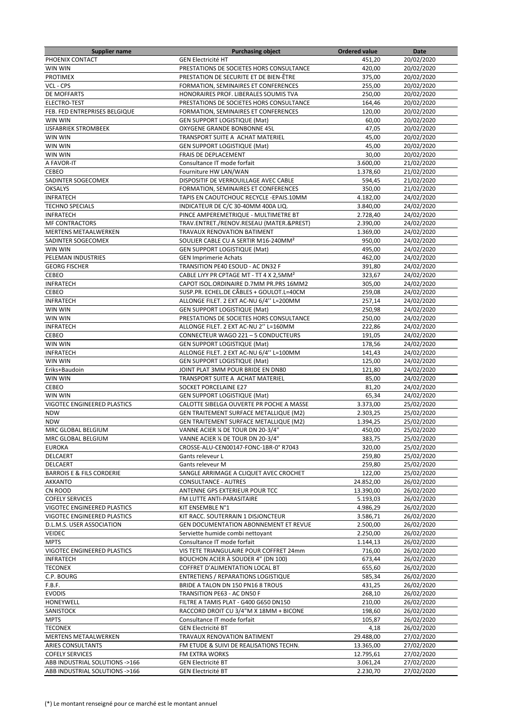| Supplier name | Purchasing object | Ordered value | Date |
|---|---|---|---|
| PHOENIX CONTACT | GEN Electricité HT | 451,20 | 20/02/2020 |
| WIN WIN | PRESTATIONS DE SOCIETES HORS CONSULTANCE | 420,00 | 20/02/2020 |
| PROTIMEX | PRESTATION DE SECURITE ET DE BIEN-ÊTRE | 375,00 | 20/02/2020 |
| VCL - CPS | FORMATION, SEMINAIRES ET CONFERENCES | 255,00 | 20/02/2020 |
| DE MOFFARTS | HONORAIRES PROF. LIBERALES SOUMIS TVA | 250,00 | 20/02/2020 |
| ELECTRO-TEST | PRESTATIONS DE SOCIETES HORS CONSULTANCE | 164,46 | 20/02/2020 |
| FEB. FED ENTREPRISES BELGIQUE | FORMATION, SEMINAIRES ET CONFERENCES | 120,00 | 20/02/2020 |
| WIN WIN | GEN SUPPORT LOGISTIQUE (Mat) | 60,00 | 20/02/2020 |
| IJSFABRIEK STROMBEEK | OXYGENE GRANDE BONBONNE 45L | 47,05 | 20/02/2020 |
| WIN WIN | TRANSPORT SUITE A ACHAT MATERIEL | 45,00 | 20/02/2020 |
| WIN WIN | GEN SUPPORT LOGISTIQUE (Mat) | 45,00 | 20/02/2020 |
| WIN WIN | FRAIS DE DEPLACEMENT | 30,00 | 20/02/2020 |
| A FAVOR-IT | Consultance IT mode forfait | 3.600,00 | 21/02/2020 |
| CEBEO | Fourniture HW LAN/WAN | 1.378,60 | 21/02/2020 |
| SADINTER SOGECOMEX | DISPOSITIF DE VERROUILLAGE AVEC CABLE | 594,45 | 21/02/2020 |
| OKSALYS | FORMATION, SEMINAIRES ET CONFERENCES | 350,00 | 21/02/2020 |
| INFRATECH | TAPIS EN CAOUTCHOUC RECYCLE -EPAIS.10MM | 4.182,00 | 24/02/2020 |
| TECHNO SPECIALS | INDICATEUR DE C/C 30-40MM 400A LIQ. | 3.840,00 | 24/02/2020 |
| INFRATECH | PINCE AMPEREMETRIQUE - MULTIMETRE BT | 2.728,40 | 24/02/2020 |
| MF CONTRACTORS | TRAV.ENTRET./RENOV.RESEAU (MATER.&PREST) | 2.390,00 | 24/02/2020 |
| MERTENS METAALWERKEN | TRAVAUX RENOVATION BATIMENT | 1.369,00 | 24/02/2020 |
| SADINTER SOGECOMEX | SOULIER CABLE CU A SERTIR M16-240MM² | 950,00 | 24/02/2020 |
| WIN WIN | GEN SUPPORT LOGISTIQUE (Mat) | 495,00 | 24/02/2020 |
| PELEMAN INDUSTRIES | GEN Imprimerie Achats | 462,00 | 24/02/2020 |
| GEORG FISCHER | TRANSITION PE40 ESOUD - AC DN32 F | 391,80 | 24/02/2020 |
| CEBEO | CABLE LiYY PR CPTAGE MT - TT 4 X 2,5MM² | 323,67 | 24/02/2020 |
| INFRATECH | CAPOT ISOL.ORDINAIRE D.7MM PR.PRS 16MM2 | 305,00 | 24/02/2020 |
| CEBEO | SUSP.PR. ECHEL.DE CÂBLES + GOULOT.L=40CM | 259,08 | 24/02/2020 |
| INFRATECH | ALLONGE FILET. 2 EXT AC-NU 6/4'' L=200MM | 257,14 | 24/02/2020 |
| WIN WIN | GEN SUPPORT LOGISTIQUE (Mat) | 250,98 | 24/02/2020 |
| WIN WIN | PRESTATIONS DE SOCIETES HORS CONSULTANCE | 250,00 | 24/02/2020 |
| INFRATECH | ALLONGE FILET. 2 EXT AC-NU 2'' L=160MM | 222,86 | 24/02/2020 |
| CEBEO | CONNECTEUR WAGO 221 – 5 CONDUCTEURS | 191,05 | 24/02/2020 |
| WIN WIN | GEN SUPPORT LOGISTIQUE (Mat) | 178,56 | 24/02/2020 |
| INFRATECH | ALLONGE FILET. 2 EXT AC-NU 6/4'' L=100MM | 141,43 | 24/02/2020 |
| WIN WIN | GEN SUPPORT LOGISTIQUE (Mat) | 125,00 | 24/02/2020 |
| Eriks+Baudoin | JOINT PLAT 3MM POUR BRIDE EN DN80 | 121,80 | 24/02/2020 |
| WIN WIN | TRANSPORT SUITE A ACHAT MATERIEL | 85,00 | 24/02/2020 |
| CEBEO | SOCKET PORCELAINE E27 | 81,20 | 24/02/2020 |
| WIN WIN | GEN SUPPORT LOGISTIQUE (Mat) | 65,34 | 24/02/2020 |
| VIGOTEC ENGINEERED PLASTICS | CALOTTE SIBELGA OUVERTE PR POCHE A MASSE | 3.373,00 | 25/02/2020 |
| NDW | GEN TRAITEMENT SURFACE METALLIQUE (M2) | 2.303,25 | 25/02/2020 |
| NDW | GEN TRAITEMENT SURFACE METALLIQUE (M2) | 1.394,25 | 25/02/2020 |
| MRC GLOBAL BELGIUM | VANNE ACIER ¼ DE TOUR DN 20-3/4" | 450,00 | 25/02/2020 |
| MRC GLOBAL BELGIUM | VANNE ACIER ¼ DE TOUR DN 20-3/4" | 383,75 | 25/02/2020 |
| EUROKA | CROSSE-ALU-CEN00147-FONC-1BR-0° R7043 | 320,00 | 25/02/2020 |
| DELCAERT | Gants releveur L | 259,80 | 25/02/2020 |
| DELCAERT | Gants releveur M | 259,80 | 25/02/2020 |
| BARROIS E & FILS CORDERIE | SANGLE ARRIMAGE A CLIQUET AVEC CROCHET | 122,00 | 25/02/2020 |
| AKKANTO | CONSULTANCE - AUTRES | 24.852,00 | 26/02/2020 |
| CN ROOD | ANTENNE GPS EXTERIEUR POUR TCC | 13.390,00 | 26/02/2020 |
| COFELY SERVICES | FM LUTTE ANTI-PARASITAIRE | 5.193,03 | 26/02/2020 |
| VIGOTEC ENGINEERED PLASTICS | KIT ENSEMBLE N°1 | 4.986,29 | 26/02/2020 |
| VIGOTEC ENGINEERED PLASTICS | KIT RACC. SOUTERRAIN 1 DISJONCTEUR | 3.586,71 | 26/02/2020 |
| D.L.M.S. USER ASSOCIATION | GEN DOCUMENTATION ABONNEMENT ET REVUE | 2.500,00 | 26/02/2020 |
| VEIDEC | Serviette humide combi nettoyant | 2.250,00 | 26/02/2020 |
| MPTS | Consultance IT mode forfait | 1.144,13 | 26/02/2020 |
| VIGOTEC ENGINEERED PLASTICS | VIS TETE TRIANGULAIRE POUR COFFRET 24mm | 716,00 | 26/02/2020 |
| INFRATECH | BOUCHON ACIER À SOUDER 4" (DN 100) | 673,44 | 26/02/2020 |
| TECONEX | COFFRET D'ALIMENTATION LOCAL BT | 655,60 | 26/02/2020 |
| C.P. BOURG | ENTRETIENS / REPARATIONS LOGISTIQUE | 585,34 | 26/02/2020 |
| F.B.F. | BRIDE A TALON DN 150 PN16 8 TROUS | 431,25 | 26/02/2020 |
| EVODIS | TRANSITION PE63 - AC DN50 F | 268,10 | 26/02/2020 |
| HONEYWELL | FILTRE A TAMIS PLAT - G400 G650 DN150 | 210,00 | 26/02/2020 |
| SANISTOCK | RACCORD DROIT CU 3/4"M X 18MM + BICONE | 198,60 | 26/02/2020 |
| MPTS | Consultance IT mode forfait | 105,87 | 26/02/2020 |
| TECONEX | GEN Electricité BT | 4,18 | 26/02/2020 |
| MERTENS METAALWERKEN | TRAVAUX RENOVATION BATIMENT | 29.488,00 | 27/02/2020 |
| ARIES CONSULTANTS | FM ETUDE & SUIVI DE REALISATIONS TECHN. | 13.365,00 | 27/02/2020 |
| COFELY SERVICES | FM EXTRA WORKS | 12.795,61 | 27/02/2020 |
| ABB INDUSTRIAL SOLUTIONS ->166 | GEN Electricité BT | 3.061,24 | 27/02/2020 |
| ABB INDUSTRIAL SOLUTIONS ->166 | GEN Electricité BT | 2.230,70 | 27/02/2020 |

(*) Le montant renseigné pour ce marché est le montant annuel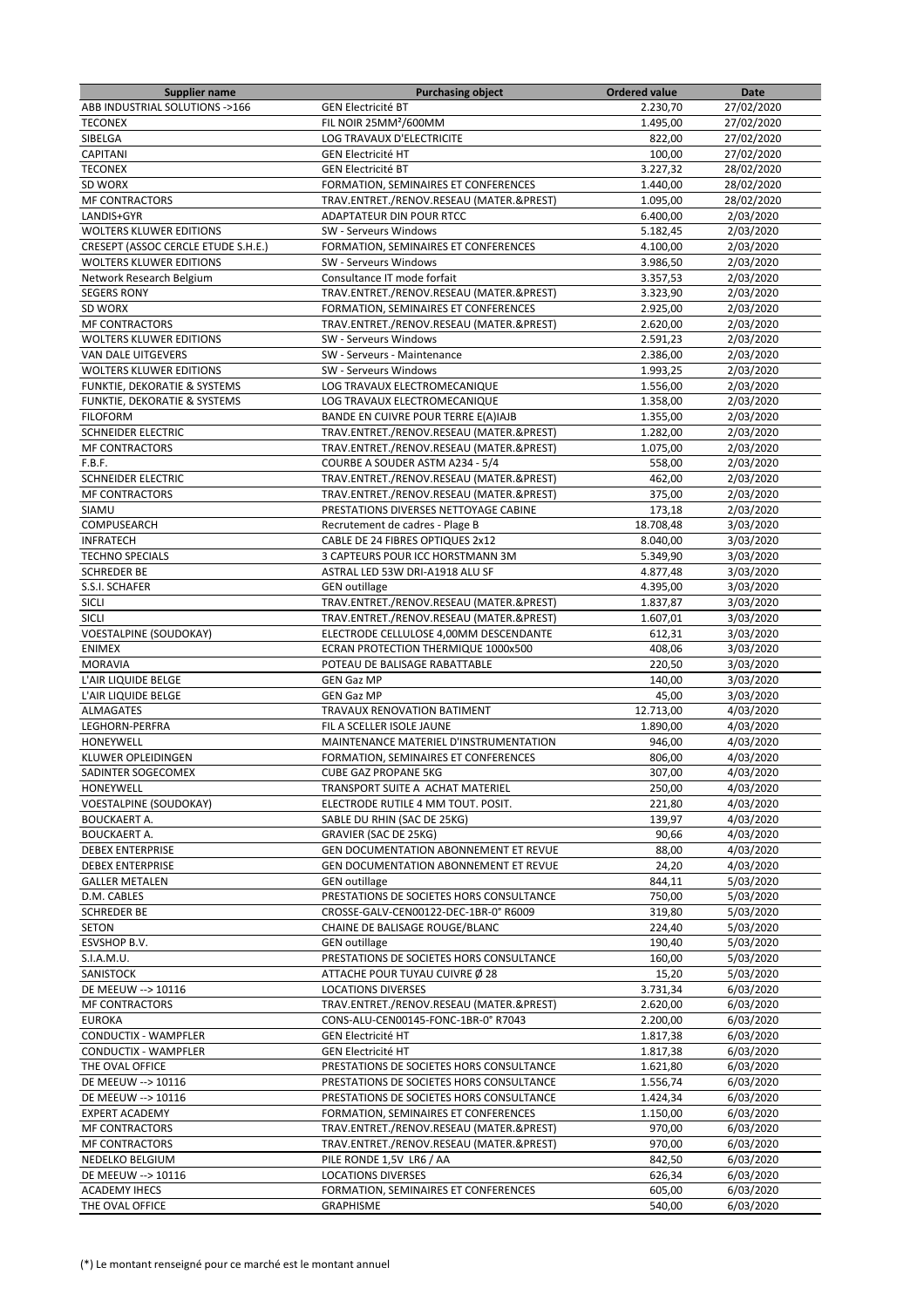| Supplier name | Purchasing object | Ordered value | Date |
|---|---|---|---|
| ABB INDUSTRIAL SOLUTIONS ->166 | GEN Electricité BT | 2.230,70 | 27/02/2020 |
| TECONEX | FIL NOIR 25MM²/600MM | 1.495,00 | 27/02/2020 |
| SIBELGA | LOG TRAVAUX D'ELECTRICITE | 822,00 | 27/02/2020 |
| CAPITANI | GEN Electricité HT | 100,00 | 27/02/2020 |
| TECONEX | GEN Electricité BT | 3.227,32 | 28/02/2020 |
| SD WORX | FORMATION, SEMINAIRES ET CONFERENCES | 1.440,00 | 28/02/2020 |
| MF CONTRACTORS | TRAV.ENTRET./RENOV.RESEAU (MATER.&PREST) | 1.095,00 | 28/02/2020 |
| LANDIS+GYR | ADAPTATEUR DIN POUR RTCC | 6.400,00 | 2/03/2020 |
| WOLTERS KLUWER EDITIONS | SW - Serveurs Windows | 5.182,45 | 2/03/2020 |
| CRESEPT (ASSOC CERCLE ETUDE S.H.E.) | FORMATION, SEMINAIRES ET CONFERENCES | 4.100,00 | 2/03/2020 |
| WOLTERS KLUWER EDITIONS | SW - Serveurs Windows | 3.986,50 | 2/03/2020 |
| Network Research Belgium | Consultance IT mode forfait | 3.357,53 | 2/03/2020 |
| SEGERS RONY | TRAV.ENTRET./RENOV.RESEAU (MATER.&PREST) | 3.323,90 | 2/03/2020 |
| SD WORX | FORMATION, SEMINAIRES ET CONFERENCES | 2.925,00 | 2/03/2020 |
| MF CONTRACTORS | TRAV.ENTRET./RENOV.RESEAU (MATER.&PREST) | 2.620,00 | 2/03/2020 |
| WOLTERS KLUWER EDITIONS | SW - Serveurs Windows | 2.591,23 | 2/03/2020 |
| VAN DALE UITGEVERS | SW - Serveurs - Maintenance | 2.386,00 | 2/03/2020 |
| WOLTERS KLUWER EDITIONS | SW - Serveurs Windows | 1.993,25 | 2/03/2020 |
| FUNKTIE, DEKORATIE & SYSTEMS | LOG TRAVAUX ELECTROMECANIQUE | 1.556,00 | 2/03/2020 |
| FUNKTIE, DEKORATIE & SYSTEMS | LOG TRAVAUX ELECTROMECANIQUE | 1.358,00 | 2/03/2020 |
| FILOFORM | BANDE EN CUIVRE POUR TERRE E(A)IAJB | 1.355,00 | 2/03/2020 |
| SCHNEIDER ELECTRIC | TRAV.ENTRET./RENOV.RESEAU (MATER.&PREST) | 1.282,00 | 2/03/2020 |
| MF CONTRACTORS | TRAV.ENTRET./RENOV.RESEAU (MATER.&PREST) | 1.075,00 | 2/03/2020 |
| F.B.F. | COURBE A SOUDER ASTM A234 - 5/4 | 558,00 | 2/03/2020 |
| SCHNEIDER ELECTRIC | TRAV.ENTRET./RENOV.RESEAU (MATER.&PREST) | 462,00 | 2/03/2020 |
| MF CONTRACTORS | TRAV.ENTRET./RENOV.RESEAU (MATER.&PREST) | 375,00 | 2/03/2020 |
| SIAMU | PRESTATIONS DIVERSES NETTOYAGE CABINE | 173,18 | 2/03/2020 |
| COMPUSEARCH | Recrutement de cadres - Plage B | 18.708,48 | 3/03/2020 |
| INFRATECH | CABLE DE 24 FIBRES OPTIQUES 2x12 | 8.040,00 | 3/03/2020 |
| TECHNO SPECIALS | 3 CAPTEURS POUR ICC HORSTMANN 3M | 5.349,90 | 3/03/2020 |
| SCHREDER BE | ASTRAL LED 53W DRI-A1918 ALU SF | 4.877,48 | 3/03/2020 |
| S.S.I. SCHAFER | GEN outillage | 4.395,00 | 3/03/2020 |
| SICLI | TRAV.ENTRET./RENOV.RESEAU (MATER.&PREST) | 1.837,87 | 3/03/2020 |
| SICLI | TRAV.ENTRET./RENOV.RESEAU (MATER.&PREST) | 1.607,01 | 3/03/2020 |
| VOESTALPINE (SOUDOKAY) | ELECTRODE CELLULOSE 4,00MM DESCENDANTE | 612,31 | 3/03/2020 |
| ENIMEX | ECRAN PROTECTION THERMIQUE 1000x500 | 408,06 | 3/03/2020 |
| MORAVIA | POTEAU DE BALISAGE RABATTABLE | 220,50 | 3/03/2020 |
| L'AIR LIQUIDE BELGE | GEN Gaz MP | 140,00 | 3/03/2020 |
| L'AIR LIQUIDE BELGE | GEN Gaz MP | 45,00 | 3/03/2020 |
| ALMAGATES | TRAVAUX RENOVATION BATIMENT | 12.713,00 | 4/03/2020 |
| LEGHORN-PERFRA | FIL A SCELLER ISOLE JAUNE | 1.890,00 | 4/03/2020 |
| HONEYWELL | MAINTENANCE MATERIEL D'INSTRUMENTATION | 946,00 | 4/03/2020 |
| KLUWER OPLEIDINGEN | FORMATION, SEMINAIRES ET CONFERENCES | 806,00 | 4/03/2020 |
| SADINTER SOGECOMEX | CUBE GAZ PROPANE 5KG | 307,00 | 4/03/2020 |
| HONEYWELL | TRANSPORT SUITE A ACHAT MATERIEL | 250,00 | 4/03/2020 |
| VOESTALPINE (SOUDOKAY) | ELECTRODE RUTILE 4 MM TOUT. POSIT. | 221,80 | 4/03/2020 |
| BOUCKAERT A. | SABLE DU RHIN (SAC DE 25KG) | 139,97 | 4/03/2020 |
| BOUCKAERT A. | GRAVIER (SAC DE 25KG) | 90,66 | 4/03/2020 |
| DEBEX ENTERPRISE | GEN DOCUMENTATION ABONNEMENT ET REVUE | 88,00 | 4/03/2020 |
| DEBEX ENTERPRISE | GEN DOCUMENTATION ABONNEMENT ET REVUE | 24,20 | 4/03/2020 |
| GALLER METALEN | GEN outillage | 844,11 | 5/03/2020 |
| D.M. CABLES | PRESTATIONS DE SOCIETES HORS CONSULTANCE | 750,00 | 5/03/2020 |
| SCHREDER BE | CROSSE-GALV-CEN00122-DEC-1BR-0° R6009 | 319,80 | 5/03/2020 |
| SETON | CHAINE DE BALISAGE ROUGE/BLANC | 224,40 | 5/03/2020 |
| ESVSHOP B.V. | GEN outillage | 190,40 | 5/03/2020 |
| S.I.A.M.U. | PRESTATIONS DE SOCIETES HORS CONSULTANCE | 160,00 | 5/03/2020 |
| SANISTOCK | ATTACHE POUR TUYAU CUIVRE Ø 28 | 15,20 | 5/03/2020 |
| DE MEEUW --> 10116 | LOCATIONS DIVERSES | 3.731,34 | 6/03/2020 |
| MF CONTRACTORS | TRAV.ENTRET./RENOV.RESEAU (MATER.&PREST) | 2.620,00 | 6/03/2020 |
| EUROKA | CONS-ALU-CEN00145-FONC-1BR-0° R7043 | 2.200,00 | 6/03/2020 |
| CONDUCTIX - WAMPFLER | GEN Electricité HT | 1.817,38 | 6/03/2020 |
| CONDUCTIX - WAMPFLER | GEN Electricité HT | 1.817,38 | 6/03/2020 |
| THE OVAL OFFICE | PRESTATIONS DE SOCIETES HORS CONSULTANCE | 1.621,80 | 6/03/2020 |
| DE MEEUW --> 10116 | PRESTATIONS DE SOCIETES HORS CONSULTANCE | 1.556,74 | 6/03/2020 |
| DE MEEUW --> 10116 | PRESTATIONS DE SOCIETES HORS CONSULTANCE | 1.424,34 | 6/03/2020 |
| EXPERT ACADEMY | FORMATION, SEMINAIRES ET CONFERENCES | 1.150,00 | 6/03/2020 |
| MF CONTRACTORS | TRAV.ENTRET./RENOV.RESEAU (MATER.&PREST) | 970,00 | 6/03/2020 |
| MF CONTRACTORS | TRAV.ENTRET./RENOV.RESEAU (MATER.&PREST) | 970,00 | 6/03/2020 |
| NEDELKO BELGIUM | PILE RONDE 1,5V LR6 / AA | 842,50 | 6/03/2020 |
| DE MEEUW --> 10116 | LOCATIONS DIVERSES | 626,34 | 6/03/2020 |
| ACADEMY IHECS | FORMATION, SEMINAIRES ET CONFERENCES | 605,00 | 6/03/2020 |
| THE OVAL OFFICE | GRAPHISME | 540,00 | 6/03/2020 |

(*) Le montant renseigné pour ce marché est le montant annuel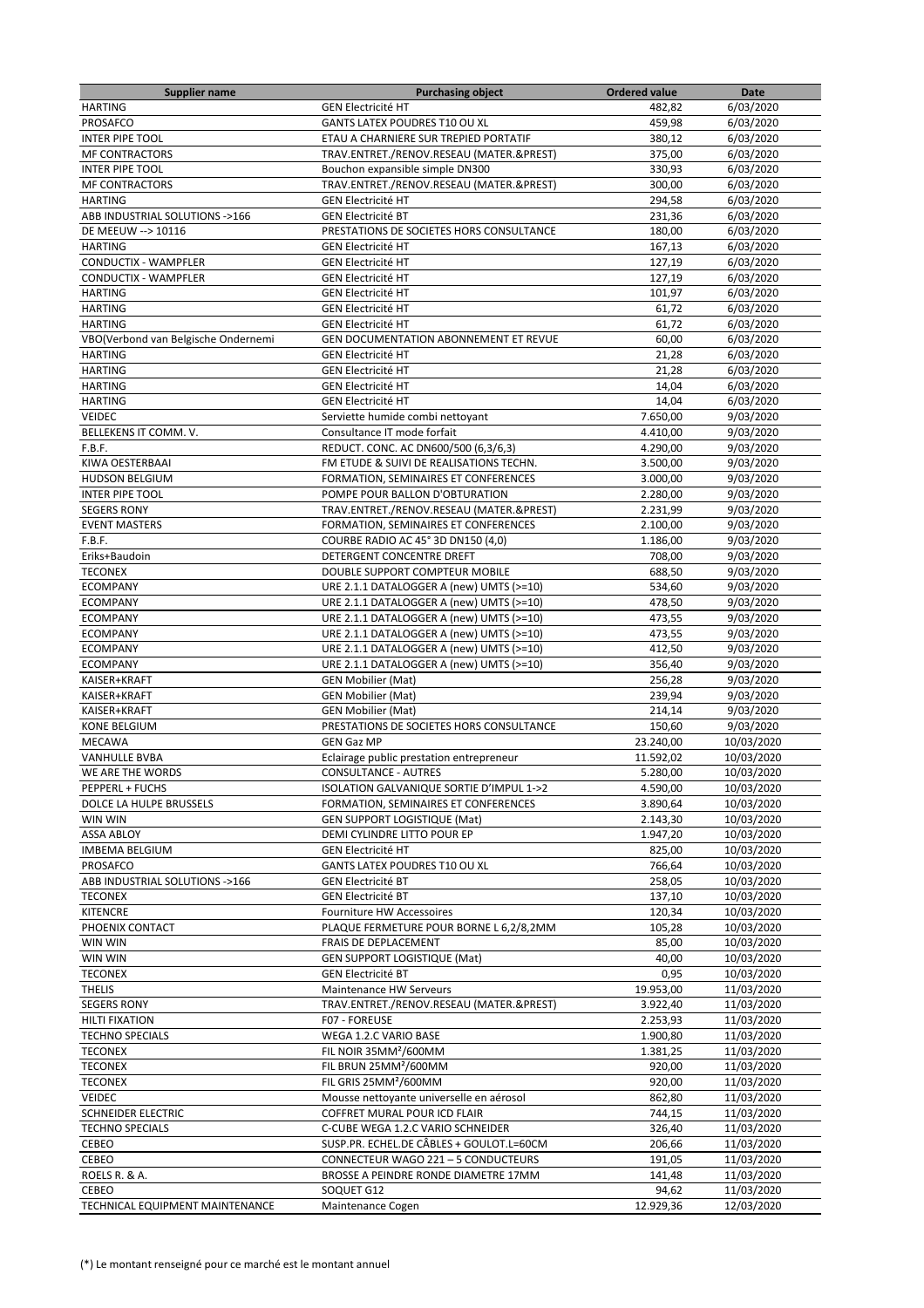| Supplier name | Purchasing object | Ordered value | Date |
|---|---|---|---|
| HARTING | GEN Electricité HT | 482,82 | 6/03/2020 |
| PROSAFCO | GANTS LATEX POUDRES T10 OU XL | 459,98 | 6/03/2020 |
| INTER PIPE TOOL | ETAU A CHARNIERE SUR TREPIED PORTATIF | 380,12 | 6/03/2020 |
| MF CONTRACTORS | TRAV.ENTRET./RENOV.RESEAU (MATER.&PREST) | 375,00 | 6/03/2020 |
| INTER PIPE TOOL | Bouchon expansible simple DN300 | 330,93 | 6/03/2020 |
| MF CONTRACTORS | TRAV.ENTRET./RENOV.RESEAU (MATER.&PREST) | 300,00 | 6/03/2020 |
| HARTING | GEN Electricité HT | 294,58 | 6/03/2020 |
| ABB INDUSTRIAL SOLUTIONS ->166 | GEN Electricité BT | 231,36 | 6/03/2020 |
| DE MEEUW --> 10116 | PRESTATIONS DE SOCIETES HORS CONSULTANCE | 180,00 | 6/03/2020 |
| HARTING | GEN Electricité HT | 167,13 | 6/03/2020 |
| CONDUCTIX - WAMPFLER | GEN Electricité HT | 127,19 | 6/03/2020 |
| CONDUCTIX - WAMPFLER | GEN Electricité HT | 127,19 | 6/03/2020 |
| HARTING | GEN Electricité HT | 101,97 | 6/03/2020 |
| HARTING | GEN Electricité HT | 61,72 | 6/03/2020 |
| HARTING | GEN Electricité HT | 61,72 | 6/03/2020 |
| VBO(Verbond van Belgische Ondernemi | GEN DOCUMENTATION ABONNEMENT ET REVUE | 60,00 | 6/03/2020 |
| HARTING | GEN Electricité HT | 21,28 | 6/03/2020 |
| HARTING | GEN Electricité HT | 21,28 | 6/03/2020 |
| HARTING | GEN Electricité HT | 14,04 | 6/03/2020 |
| HARTING | GEN Electricité HT | 14,04 | 6/03/2020 |
| VEIDEC | Serviette humide combi nettoyant | 7.650,00 | 9/03/2020 |
| BELLEKENS IT COMM. V. | Consultance IT mode forfait | 4.410,00 | 9/03/2020 |
| F.B.F. | REDUCT. CONC. AC DN600/500 (6,3/6,3) | 4.290,00 | 9/03/2020 |
| KIWA OESTERBAAI | FM ETUDE & SUIVI DE REALISATIONS TECHN. | 3.500,00 | 9/03/2020 |
| HUDSON BELGIUM | FORMATION, SEMINAIRES ET CONFERENCES | 3.000,00 | 9/03/2020 |
| INTER PIPE TOOL | POMPE POUR BALLON D'OBTURATION | 2.280,00 | 9/03/2020 |
| SEGERS RONY | TRAV.ENTRET./RENOV.RESEAU (MATER.&PREST) | 2.231,99 | 9/03/2020 |
| EVENT MASTERS | FORMATION, SEMINAIRES ET CONFERENCES | 2.100,00 | 9/03/2020 |
| F.B.F. | COURBE RADIO AC 45° 3D DN150 (4,0) | 1.186,00 | 9/03/2020 |
| Eriks+Baudoin | DETERGENT CONCENTRE DREFT | 708,00 | 9/03/2020 |
| TECONEX | DOUBLE SUPPORT COMPTEUR MOBILE | 688,50 | 9/03/2020 |
| ECOMPANY | URE 2.1.1 DATALOGGER A (new) UMTS (>=10) | 534,60 | 9/03/2020 |
| ECOMPANY | URE 2.1.1 DATALOGGER A (new) UMTS (>=10) | 478,50 | 9/03/2020 |
| ECOMPANY | URE 2.1.1 DATALOGGER A (new) UMTS (>=10) | 473,55 | 9/03/2020 |
| ECOMPANY | URE 2.1.1 DATALOGGER A (new) UMTS (>=10) | 473,55 | 9/03/2020 |
| ECOMPANY | URE 2.1.1 DATALOGGER A (new) UMTS (>=10) | 412,50 | 9/03/2020 |
| ECOMPANY | URE 2.1.1 DATALOGGER A (new) UMTS (>=10) | 356,40 | 9/03/2020 |
| KAISER+KRAFT | GEN Mobilier (Mat) | 256,28 | 9/03/2020 |
| KAISER+KRAFT | GEN Mobilier (Mat) | 239,94 | 9/03/2020 |
| KAISER+KRAFT | GEN Mobilier (Mat) | 214,14 | 9/03/2020 |
| KONE BELGIUM | PRESTATIONS DE SOCIETES HORS CONSULTANCE | 150,60 | 9/03/2020 |
| MECAWA | GEN Gaz MP | 23.240,00 | 10/03/2020 |
| VANHULLE BVBA | Eclairage public prestation entrepreneur | 11.592,02 | 10/03/2020 |
| WE ARE THE WORDS | CONSULTANCE - AUTRES | 5.280,00 | 10/03/2020 |
| PEPPERL + FUCHS | ISOLATION GALVANIQUE SORTIE D'IMPUL 1->2 | 4.590,00 | 10/03/2020 |
| DOLCE LA HULPE BRUSSELS | FORMATION, SEMINAIRES ET CONFERENCES | 3.890,64 | 10/03/2020 |
| WIN WIN | GEN SUPPORT LOGISTIQUE (Mat) | 2.143,30 | 10/03/2020 |
| ASSA ABLOY | DEMI CYLINDRE LITTO POUR EP | 1.947,20 | 10/03/2020 |
| IMBEMA BELGIUM | GEN Electricité HT | 825,00 | 10/03/2020 |
| PROSAFCO | GANTS LATEX POUDRES T10 OU XL | 766,64 | 10/03/2020 |
| ABB INDUSTRIAL SOLUTIONS ->166 | GEN Electricité BT | 258,05 | 10/03/2020 |
| TECONEX | GEN Electricité BT | 137,10 | 10/03/2020 |
| KITENCRE | Fourniture HW Accessoires | 120,34 | 10/03/2020 |
| PHOENIX CONTACT | PLAQUE FERMETURE POUR BORNE L 6,2/8,2MM | 105,28 | 10/03/2020 |
| WIN WIN | FRAIS DE DEPLACEMENT | 85,00 | 10/03/2020 |
| WIN WIN | GEN SUPPORT LOGISTIQUE (Mat) | 40,00 | 10/03/2020 |
| TECONEX | GEN Electricité BT | 0,95 | 10/03/2020 |
| THELIS | Maintenance HW Serveurs | 19.953,00 | 11/03/2020 |
| SEGERS RONY | TRAV.ENTRET./RENOV.RESEAU (MATER.&PREST) | 3.922,40 | 11/03/2020 |
| HILTI FIXATION | F07 - FOREUSE | 2.253,93 | 11/03/2020 |
| TECHNO SPECIALS | WEGA 1.2.C VARIO BASE | 1.900,80 | 11/03/2020 |
| TECONEX | FIL NOIR 35MM²/600MM | 1.381,25 | 11/03/2020 |
| TECONEX | FIL BRUN 25MM²/600MM | 920,00 | 11/03/2020 |
| TECONEX | FIL GRIS 25MM²/600MM | 920,00 | 11/03/2020 |
| VEIDEC | Mousse nettoyante universelle en aérosol | 862,80 | 11/03/2020 |
| SCHNEIDER ELECTRIC | COFFRET MURAL POUR ICD FLAIR | 744,15 | 11/03/2020 |
| TECHNO SPECIALS | C-CUBE WEGA 1.2.C VARIO SCHNEIDER | 326,40 | 11/03/2020 |
| CEBEO | SUSP.PR. ECHEL.DE CÂBLES + GOULOT.L=60CM | 206,66 | 11/03/2020 |
| CEBEO | CONNECTEUR WAGO 221 – 5 CONDUCTEURS | 191,05 | 11/03/2020 |
| ROELS R. & A. | BROSSE A PEINDRE RONDE DIAMETRE 17MM | 141,48 | 11/03/2020 |
| CEBEO | SOQUET G12 | 94,62 | 11/03/2020 |
| TECHNICAL EQUIPMENT MAINTENANCE | Maintenance Cogen | 12.929,36 | 12/03/2020 |

(*) Le montant renseigné pour ce marché est le montant annuel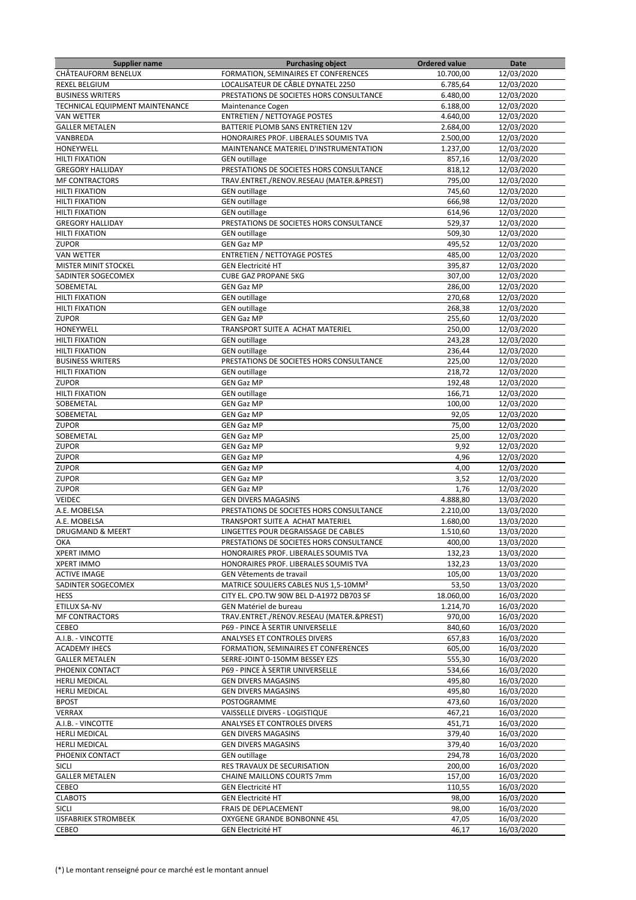| Supplier name | Purchasing object | Ordered value | Date |
| --- | --- | --- | --- |
| CHÂTEAUFORM BENELUX | FORMATION, SEMINAIRES ET CONFERENCES | 10.700,00 | 12/03/2020 |
| REXEL BELGIUM | LOCALISATEUR DE CÂBLE DYNATEL 2250 | 6.785,64 | 12/03/2020 |
| BUSINESS WRITERS | PRESTATIONS DE SOCIETES HORS CONSULTANCE | 6.480,00 | 12/03/2020 |
| TECHNICAL EQUIPMENT MAINTENANCE | Maintenance Cogen | 6.188,00 | 12/03/2020 |
| VAN WETTER | ENTRETIEN / NETTOYAGE POSTES | 4.640,00 | 12/03/2020 |
| GALLER METALEN | BATTERIE PLOMB SANS ENTRETIEN 12V | 2.684,00 | 12/03/2020 |
| VANBREDA | HONORAIRES PROF. LIBERALES SOUMIS TVA | 2.500,00 | 12/03/2020 |
| HONEYWELL | MAINTENANCE MATERIEL D'INSTRUMENTATION | 1.237,00 | 12/03/2020 |
| HILTI FIXATION | GEN outillage | 857,16 | 12/03/2020 |
| GREGORY HALLIDAY | PRESTATIONS DE SOCIETES HORS CONSULTANCE | 818,12 | 12/03/2020 |
| MF CONTRACTORS | TRAV.ENTRET./RENOV.RESEAU (MATER.&PREST) | 795,00 | 12/03/2020 |
| HILTI FIXATION | GEN outillage | 745,60 | 12/03/2020 |
| HILTI FIXATION | GEN outillage | 666,98 | 12/03/2020 |
| HILTI FIXATION | GEN outillage | 614,96 | 12/03/2020 |
| GREGORY HALLIDAY | PRESTATIONS DE SOCIETES HORS CONSULTANCE | 529,37 | 12/03/2020 |
| HILTI FIXATION | GEN outillage | 509,30 | 12/03/2020 |
| ZUPOR | GEN Gaz MP | 495,52 | 12/03/2020 |
| VAN WETTER | ENTRETIEN / NETTOYAGE POSTES | 485,00 | 12/03/2020 |
| MISTER MINIT STOCKEL | GEN Electricité HT | 395,87 | 12/03/2020 |
| SADINTER SOGECOMEX | CUBE GAZ PROPANE 5KG | 307,00 | 12/03/2020 |
| SOBEMETAL | GEN Gaz MP | 286,00 | 12/03/2020 |
| HILTI FIXATION | GEN outillage | 270,68 | 12/03/2020 |
| HILTI FIXATION | GEN outillage | 268,38 | 12/03/2020 |
| ZUPOR | GEN Gaz MP | 255,60 | 12/03/2020 |
| HONEYWELL | TRANSPORT SUITE A ACHAT MATERIEL | 250,00 | 12/03/2020 |
| HILTI FIXATION | GEN outillage | 243,28 | 12/03/2020 |
| HILTI FIXATION | GEN outillage | 236,44 | 12/03/2020 |
| BUSINESS WRITERS | PRESTATIONS DE SOCIETES HORS CONSULTANCE | 225,00 | 12/03/2020 |
| HILTI FIXATION | GEN outillage | 218,72 | 12/03/2020 |
| ZUPOR | GEN Gaz MP | 192,48 | 12/03/2020 |
| HILTI FIXATION | GEN outillage | 166,71 | 12/03/2020 |
| SOBEMETAL | GEN Gaz MP | 100,00 | 12/03/2020 |
| SOBEMETAL | GEN Gaz MP | 92,05 | 12/03/2020 |
| ZUPOR | GEN Gaz MP | 75,00 | 12/03/2020 |
| SOBEMETAL | GEN Gaz MP | 25,00 | 12/03/2020 |
| ZUPOR | GEN Gaz MP | 9,92 | 12/03/2020 |
| ZUPOR | GEN Gaz MP | 4,96 | 12/03/2020 |
| ZUPOR | GEN Gaz MP | 4,00 | 12/03/2020 |
| ZUPOR | GEN Gaz MP | 3,52 | 12/03/2020 |
| ZUPOR | GEN Gaz MP | 1,76 | 12/03/2020 |
| VEIDEC | GEN DIVERS MAGASINS | 4.888,80 | 13/03/2020 |
| A.E. MOBELSA | PRESTATIONS DE SOCIETES HORS CONSULTANCE | 2.210,00 | 13/03/2020 |
| A.E. MOBELSA | TRANSPORT SUITE A ACHAT MATERIEL | 1.680,00 | 13/03/2020 |
| DRUGMAND & MEERT | LINGETTES POUR DEGRAISSAGE DE CABLES | 1.510,60 | 13/03/2020 |
| OKA | PRESTATIONS DE SOCIETES HORS CONSULTANCE | 400,00 | 13/03/2020 |
| XPERT IMMO | HONORAIRES PROF. LIBERALES SOUMIS TVA | 132,23 | 13/03/2020 |
| XPERT IMMO | HONORAIRES PROF. LIBERALES SOUMIS TVA | 132,23 | 13/03/2020 |
| ACTIVE IMAGE | GEN Vêtements de travail | 105,00 | 13/03/2020 |
| SADINTER SOGECOMEX | MATRICE SOULIERS CABLES NUS 1,5-10MM² | 53,50 | 13/03/2020 |
| HESS | CITY EL. CPO.TW 90W BEL D-A1972 DB703 SF | 18.060,00 | 16/03/2020 |
| ETILUX SA-NV | GEN Matériel de bureau | 1.214,70 | 16/03/2020 |
| MF CONTRACTORS | TRAV.ENTRET./RENOV.RESEAU (MATER.&PREST) | 970,00 | 16/03/2020 |
| CEBEO | P69 - PINCE À SERTIR UNIVERSELLE | 840,60 | 16/03/2020 |
| A.I.B. - VINCOTTE | ANALYSES ET CONTROLES DIVERS | 657,83 | 16/03/2020 |
| ACADEMY IHECS | FORMATION, SEMINAIRES ET CONFERENCES | 605,00 | 16/03/2020 |
| GALLER METALEN | SERRE-JOINT 0-150MM BESSEY EZS | 555,30 | 16/03/2020 |
| PHOENIX CONTACT | P69 - PINCE À SERTIR UNIVERSELLE | 534,66 | 16/03/2020 |
| HERLI MEDICAL | GEN DIVERS MAGASINS | 495,80 | 16/03/2020 |
| HERLI MEDICAL | GEN DIVERS MAGASINS | 495,80 | 16/03/2020 |
| BPOST | POSTOGRAMME | 473,60 | 16/03/2020 |
| VERRAX | VAISSELLE DIVERS - LOGISTIQUE | 467,21 | 16/03/2020 |
| A.I.B. - VINCOTTE | ANALYSES ET CONTROLES DIVERS | 451,71 | 16/03/2020 |
| HERLI MEDICAL | GEN DIVERS MAGASINS | 379,40 | 16/03/2020 |
| HERLI MEDICAL | GEN DIVERS MAGASINS | 379,40 | 16/03/2020 |
| PHOENIX CONTACT | GEN outillage | 294,78 | 16/03/2020 |
| SICLI | RES TRAVAUX DE SECURISATION | 200,00 | 16/03/2020 |
| GALLER METALEN | CHAINE MAILLONS COURTS 7mm | 157,00 | 16/03/2020 |
| CEBEO | GEN Electricité HT | 110,55 | 16/03/2020 |
| CLABOTS | GEN Electricité HT | 98,00 | 16/03/2020 |
| SICLI | FRAIS DE DEPLACEMENT | 98,00 | 16/03/2020 |
| IJSFABRIEK STROMBEEK | OXYGENE GRANDE BONBONNE 45L | 47,05 | 16/03/2020 |
| CEBEO | GEN Electricité HT | 46,17 | 16/03/2020 |

(*) Le montant renseigné pour ce marché est le montant annuel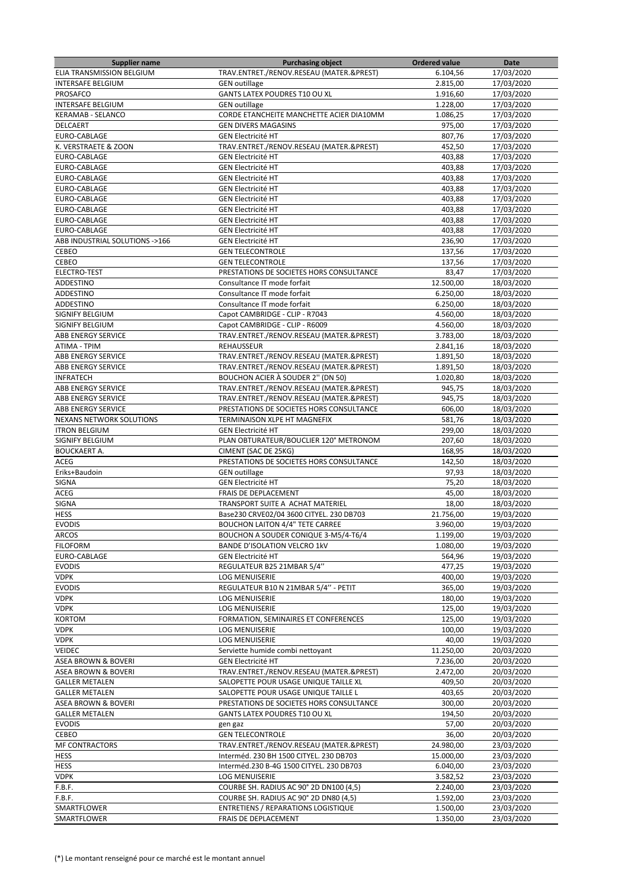| Supplier name | Purchasing object | Ordered value | Date |
|---|---|---|---|
| ELIA TRANSMISSION BELGIUM | TRAV.ENTRET./RENOV.RESEAU (MATER.&PREST) | 6.104,56 | 17/03/2020 |
| INTERSAFE BELGIUM | GEN outillage | 2.815,00 | 17/03/2020 |
| PROSAFCO | GANTS LATEX POUDRES T10 OU XL | 1.916,60 | 17/03/2020 |
| INTERSAFE BELGIUM | GEN outillage | 1.228,00 | 17/03/2020 |
| KERAMAB - SELANCO | CORDE ETANCHEITE MANCHETTE ACIER DIA10MM | 1.086,25 | 17/03/2020 |
| DELCAERT | GEN DIVERS MAGASINS | 975,00 | 17/03/2020 |
| EURO-CABLAGE | GEN Electricité HT | 807,76 | 17/03/2020 |
| K. VERSTRAETE & ZOON | TRAV.ENTRET./RENOV.RESEAU (MATER.&PREST) | 452,50 | 17/03/2020 |
| EURO-CABLAGE | GEN Electricité HT | 403,88 | 17/03/2020 |
| EURO-CABLAGE | GEN Electricité HT | 403,88 | 17/03/2020 |
| EURO-CABLAGE | GEN Electricité HT | 403,88 | 17/03/2020 |
| EURO-CABLAGE | GEN Electricité HT | 403,88 | 17/03/2020 |
| EURO-CABLAGE | GEN Electricité HT | 403,88 | 17/03/2020 |
| EURO-CABLAGE | GEN Electricité HT | 403,88 | 17/03/2020 |
| EURO-CABLAGE | GEN Electricité HT | 403,88 | 17/03/2020 |
| EURO-CABLAGE | GEN Electricité HT | 403,88 | 17/03/2020 |
| ABB INDUSTRIAL SOLUTIONS ->166 | GEN Electricité HT | 236,90 | 17/03/2020 |
| CEBEO | GEN TELECONTROLE | 137,56 | 17/03/2020 |
| CEBEO | GEN TELECONTROLE | 137,56 | 17/03/2020 |
| ELECTRO-TEST | PRESTATIONS DE SOCIETES HORS CONSULTANCE | 83,47 | 17/03/2020 |
| ADDESTINO | Consultance IT mode forfait | 12.500,00 | 18/03/2020 |
| ADDESTINO | Consultance IT mode forfait | 6.250,00 | 18/03/2020 |
| ADDESTINO | Consultance IT mode forfait | 6.250,00 | 18/03/2020 |
| SIGNIFY BELGIUM | Capot CAMBRIDGE - CLIP - R7043 | 4.560,00 | 18/03/2020 |
| SIGNIFY BELGIUM | Capot CAMBRIDGE - CLIP - R6009 | 4.560,00 | 18/03/2020 |
| ABB ENERGY SERVICE | TRAV.ENTRET./RENOV.RESEAU (MATER.&PREST) | 3.783,00 | 18/03/2020 |
| ATIMA - TPIM | REHAUSSEUR | 2.841,16 | 18/03/2020 |
| ABB ENERGY SERVICE | TRAV.ENTRET./RENOV.RESEAU (MATER.&PREST) | 1.891,50 | 18/03/2020 |
| ABB ENERGY SERVICE | TRAV.ENTRET./RENOV.RESEAU (MATER.&PREST) | 1.891,50 | 18/03/2020 |
| INFRATECH | BOUCHON ACIER À SOUDER 2'' (DN 50) | 1.020,80 | 18/03/2020 |
| ABB ENERGY SERVICE | TRAV.ENTRET./RENOV.RESEAU (MATER.&PREST) | 945,75 | 18/03/2020 |
| ABB ENERGY SERVICE | TRAV.ENTRET./RENOV.RESEAU (MATER.&PREST) | 945,75 | 18/03/2020 |
| ABB ENERGY SERVICE | PRESTATIONS DE SOCIETES HORS CONSULTANCE | 606,00 | 18/03/2020 |
| NEXANS NETWORK SOLUTIONS | TERMINAISON XLPE HT MAGNEFIX | 581,76 | 18/03/2020 |
| ITRON BELGIUM | GEN Electricité HT | 299,00 | 18/03/2020 |
| SIGNIFY BELGIUM | PLAN OBTURATEUR/BOUCLIER 120° METRONOM | 207,60 | 18/03/2020 |
| BOUCKAERT A. | CIMENT (SAC DE 25KG) | 168,95 | 18/03/2020 |
| ACEG | PRESTATIONS DE SOCIETES HORS CONSULTANCE | 142,50 | 18/03/2020 |
| Eriks+Baudoin | GEN outillage | 97,93 | 18/03/2020 |
| SIGNA | GEN Electricité HT | 75,20 | 18/03/2020 |
| ACEG | FRAIS DE DEPLACEMENT | 45,00 | 18/03/2020 |
| SIGNA | TRANSPORT SUITE A ACHAT MATERIEL | 18,00 | 18/03/2020 |
| HESS | Base230 CRVE02/04 3600 CITYEL. 230 DB703 | 21.756,00 | 19/03/2020 |
| EVODIS | BOUCHON LAITON 4/4" TETE CARREE | 3.960,00 | 19/03/2020 |
| ARCOS | BOUCHON A SOUDER CONIQUE 3-M5/4-T6/4 | 1.199,00 | 19/03/2020 |
| FILOFORM | BANDE D'ISOLATION VELCRO 1kV | 1.080,00 | 19/03/2020 |
| EURO-CABLAGE | GEN Electricité HT | 564,96 | 19/03/2020 |
| EVODIS | REGULATEUR B25 21MBAR 5/4'' | 477,25 | 19/03/2020 |
| VDPK | LOG MENUISERIE | 400,00 | 19/03/2020 |
| EVODIS | REGULATEUR B10 N 21MBAR 5/4'' - PETIT | 365,00 | 19/03/2020 |
| VDPK | LOG MENUISERIE | 180,00 | 19/03/2020 |
| VDPK | LOG MENUISERIE | 125,00 | 19/03/2020 |
| KORTOM | FORMATION, SEMINAIRES ET CONFERENCES | 125,00 | 19/03/2020 |
| VDPK | LOG MENUISERIE | 100,00 | 19/03/2020 |
| VDPK | LOG MENUISERIE | 40,00 | 19/03/2020 |
| VEIDEC | Serviette humide combi nettoyant | 11.250,00 | 20/03/2020 |
| ASEA BROWN & BOVERI | GEN Electricité HT | 7.236,00 | 20/03/2020 |
| ASEA BROWN & BOVERI | TRAV.ENTRET./RENOV.RESEAU (MATER.&PREST) | 2.472,00 | 20/03/2020 |
| GALLER METALEN | SALOPETTE POUR USAGE UNIQUE TAILLE XL | 409,50 | 20/03/2020 |
| GALLER METALEN | SALOPETTE POUR USAGE UNIQUE TAILLE L | 403,65 | 20/03/2020 |
| ASEA BROWN & BOVERI | PRESTATIONS DE SOCIETES HORS CONSULTANCE | 300,00 | 20/03/2020 |
| GALLER METALEN | GANTS LATEX POUDRES T10 OU XL | 194,50 | 20/03/2020 |
| EVODIS | gen gaz | 57,00 | 20/03/2020 |
| CEBEO | GEN TELECONTROLE | 36,00 | 20/03/2020 |
| MF CONTRACTORS | TRAV.ENTRET./RENOV.RESEAU (MATER.&PREST) | 24.980,00 | 23/03/2020 |
| HESS | Interméd. 230 BH 1500 CITYEL. 230 DB703 | 15.000,00 | 23/03/2020 |
| HESS | Interméd.230 B-4G 1500 CITYEL. 230 DB703 | 6.040,00 | 23/03/2020 |
| VDPK | LOG MENUISERIE | 3.582,52 | 23/03/2020 |
| F.B.F. | COURBE SH. RADIUS AC 90° 2D DN100 (4,5) | 2.240,00 | 23/03/2020 |
| F.B.F. | COURBE SH. RADIUS AC 90° 2D DN80 (4,5) | 1.592,00 | 23/03/2020 |
| SMARTFLOWER | ENTRETIENS / REPARATIONS LOGISTIQUE | 1.500,00 | 23/03/2020 |
| SMARTFLOWER | FRAIS DE DEPLACEMENT | 1.350,00 | 23/03/2020 |

(*) Le montant renseigné pour ce marché est le montant annuel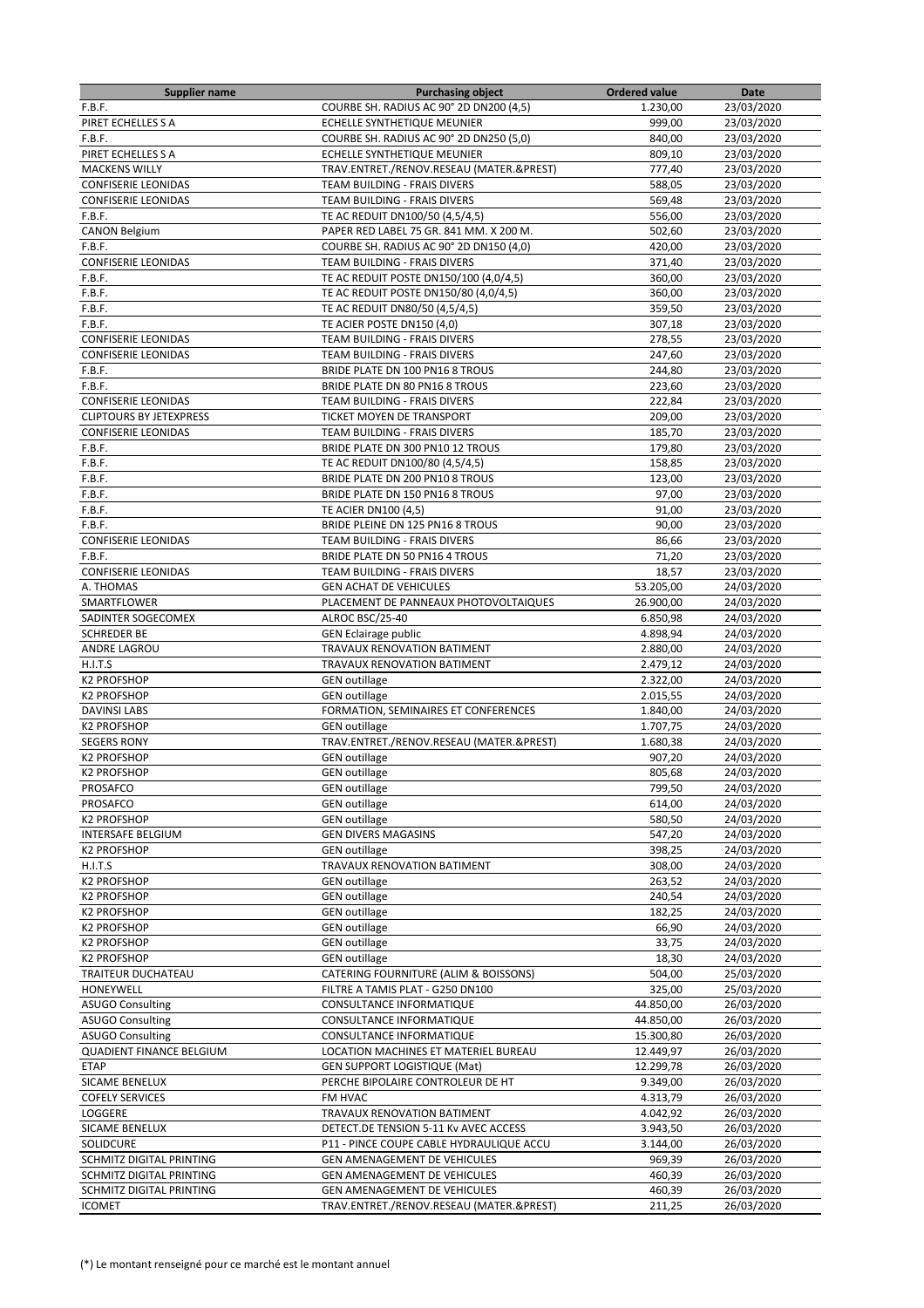| Supplier name | Purchasing object | Ordered value | Date |
|---|---|---|---|
| F.B.F. | COURBE SH. RADIUS AC 90° 2D DN200 (4,5) | 1.230,00 | 23/03/2020 |
| PIRET ECHELLES S A | ECHELLE SYNTHETIQUE MEUNIER | 999,00 | 23/03/2020 |
| F.B.F. | COURBE SH. RADIUS AC 90° 2D DN250 (5,0) | 840,00 | 23/03/2020 |
| PIRET ECHELLES S A | ECHELLE SYNTHETIQUE MEUNIER | 809,10 | 23/03/2020 |
| MACKENS WILLY | TRAV.ENTRET./RENOV.RESEAU (MATER.&PREST) | 777,40 | 23/03/2020 |
| CONFISERIE LEONIDAS | TEAM BUILDING - FRAIS DIVERS | 588,05 | 23/03/2020 |
| CONFISERIE LEONIDAS | TEAM BUILDING - FRAIS DIVERS | 569,48 | 23/03/2020 |
| F.B.F. | TE AC REDUIT DN100/50 (4,5/4,5) | 556,00 | 23/03/2020 |
| CANON Belgium | PAPER RED LABEL 75 GR. 841 MM. X 200 M. | 502,60 | 23/03/2020 |
| F.B.F. | COURBE SH. RADIUS AC 90° 2D DN150 (4,0) | 420,00 | 23/03/2020 |
| CONFISERIE LEONIDAS | TEAM BUILDING - FRAIS DIVERS | 371,40 | 23/03/2020 |
| F.B.F. | TE AC REDUIT POSTE DN150/100 (4,0/4,5) | 360,00 | 23/03/2020 |
| F.B.F. | TE AC REDUIT POSTE DN150/80 (4,0/4,5) | 360,00 | 23/03/2020 |
| F.B.F. | TE AC REDUIT DN80/50 (4,5/4,5) | 359,50 | 23/03/2020 |
| F.B.F. | TE ACIER POSTE DN150 (4,0) | 307,18 | 23/03/2020 |
| CONFISERIE LEONIDAS | TEAM BUILDING - FRAIS DIVERS | 278,55 | 23/03/2020 |
| CONFISERIE LEONIDAS | TEAM BUILDING - FRAIS DIVERS | 247,60 | 23/03/2020 |
| F.B.F. | BRIDE PLATE DN 100 PN16 8 TROUS | 244,80 | 23/03/2020 |
| F.B.F. | BRIDE PLATE DN 80 PN16 8 TROUS | 223,60 | 23/03/2020 |
| CONFISERIE LEONIDAS | TEAM BUILDING - FRAIS DIVERS | 222,84 | 23/03/2020 |
| CLIPTOURS BY JETEXPRESS | TICKET MOYEN DE TRANSPORT | 209,00 | 23/03/2020 |
| CONFISERIE LEONIDAS | TEAM BUILDING - FRAIS DIVERS | 185,70 | 23/03/2020 |
| F.B.F. | BRIDE PLATE DN 300 PN10 12 TROUS | 179,80 | 23/03/2020 |
| F.B.F. | TE AC REDUIT DN100/80 (4,5/4,5) | 158,85 | 23/03/2020 |
| F.B.F. | BRIDE PLATE DN 200 PN10 8 TROUS | 123,00 | 23/03/2020 |
| F.B.F. | BRIDE PLATE DN 150 PN16 8 TROUS | 97,00 | 23/03/2020 |
| F.B.F. | TE ACIER DN100 (4,5) | 91,00 | 23/03/2020 |
| F.B.F. | BRIDE PLEINE DN 125 PN16 8 TROUS | 90,00 | 23/03/2020 |
| CONFISERIE LEONIDAS | TEAM BUILDING - FRAIS DIVERS | 86,66 | 23/03/2020 |
| F.B.F. | BRIDE PLATE DN 50 PN16 4 TROUS | 71,20 | 23/03/2020 |
| CONFISERIE LEONIDAS | TEAM BUILDING - FRAIS DIVERS | 18,57 | 23/03/2020 |
| A. THOMAS | GEN ACHAT DE VEHICULES | 53.205,00 | 24/03/2020 |
| SMARTFLOWER | PLACEMENT DE PANNEAUX PHOTOVOLTAIQUES | 26.900,00 | 24/03/2020 |
| SADINTER SOGECOMEX | ALROC BSC/25-40 | 6.850,98 | 24/03/2020 |
| SCHREDER BE | GEN Eclairage public | 4.898,94 | 24/03/2020 |
| ANDRE LAGROU | TRAVAUX RENOVATION BATIMENT | 2.880,00 | 24/03/2020 |
| H.I.T.S | TRAVAUX RENOVATION BATIMENT | 2.479,12 | 24/03/2020 |
| K2 PROFSHOP | GEN outillage | 2.322,00 | 24/03/2020 |
| K2 PROFSHOP | GEN outillage | 2.015,55 | 24/03/2020 |
| DAVINSI LABS | FORMATION, SEMINAIRES ET CONFERENCES | 1.840,00 | 24/03/2020 |
| K2 PROFSHOP | GEN outillage | 1.707,75 | 24/03/2020 |
| SEGERS RONY | TRAV.ENTRET./RENOV.RESEAU (MATER.&PREST) | 1.680,38 | 24/03/2020 |
| K2 PROFSHOP | GEN outillage | 907,20 | 24/03/2020 |
| K2 PROFSHOP | GEN outillage | 805,68 | 24/03/2020 |
| PROSAFCO | GEN outillage | 799,50 | 24/03/2020 |
| PROSAFCO | GEN outillage | 614,00 | 24/03/2020 |
| K2 PROFSHOP | GEN outillage | 580,50 | 24/03/2020 |
| INTERSAFE BELGIUM | GEN DIVERS MAGASINS | 547,20 | 24/03/2020 |
| K2 PROFSHOP | GEN outillage | 398,25 | 24/03/2020 |
| H.I.T.S | TRAVAUX RENOVATION BATIMENT | 308,00 | 24/03/2020 |
| K2 PROFSHOP | GEN outillage | 263,52 | 24/03/2020 |
| K2 PROFSHOP | GEN outillage | 240,54 | 24/03/2020 |
| K2 PROFSHOP | GEN outillage | 182,25 | 24/03/2020 |
| K2 PROFSHOP | GEN outillage | 66,90 | 24/03/2020 |
| K2 PROFSHOP | GEN outillage | 33,75 | 24/03/2020 |
| K2 PROFSHOP | GEN outillage | 18,30 | 24/03/2020 |
| TRAITEUR DUCHATEAU | CATERING FOURNITURE (ALIM & BOISSONS) | 504,00 | 25/03/2020 |
| HONEYWELL | FILTRE A TAMIS PLAT - G250 DN100 | 325,00 | 25/03/2020 |
| ASUGO Consulting | CONSULTANCE INFORMATIQUE | 44.850,00 | 26/03/2020 |
| ASUGO Consulting | CONSULTANCE INFORMATIQUE | 44.850,00 | 26/03/2020 |
| ASUGO Consulting | CONSULTANCE INFORMATIQUE | 15.300,80 | 26/03/2020 |
| QUADIENT FINANCE BELGIUM | LOCATION MACHINES ET MATERIEL BUREAU | 12.449,97 | 26/03/2020 |
| ETAP | GEN SUPPORT LOGISTIQUE (Mat) | 12.299,78 | 26/03/2020 |
| SICAME BENELUX | PERCHE BIPOLAIRE CONTROLEUR DE HT | 9.349,00 | 26/03/2020 |
| COFELY SERVICES | FM HVAC | 4.313,79 | 26/03/2020 |
| LOGGERE | TRAVAUX RENOVATION BATIMENT | 4.042,92 | 26/03/2020 |
| SICAME BENELUX | DETECT.DE TENSION 5-11 Kv AVEC ACCESS | 3.943,50 | 26/03/2020 |
| SOLIDCURE | P11 - PINCE COUPE CABLE HYDRAULIQUE ACCU | 3.144,00 | 26/03/2020 |
| SCHMITZ DIGITAL PRINTING | GEN AMENAGEMENT DE VEHICULES | 969,39 | 26/03/2020 |
| SCHMITZ DIGITAL PRINTING | GEN AMENAGEMENT DE VEHICULES | 460,39 | 26/03/2020 |
| SCHMITZ DIGITAL PRINTING | GEN AMENAGEMENT DE VEHICULES | 460,39 | 26/03/2020 |
| ICOMET | TRAV.ENTRET./RENOV.RESEAU (MATER.&PREST) | 211,25 | 26/03/2020 |

(*) Le montant renseigné pour ce marché est le montant annuel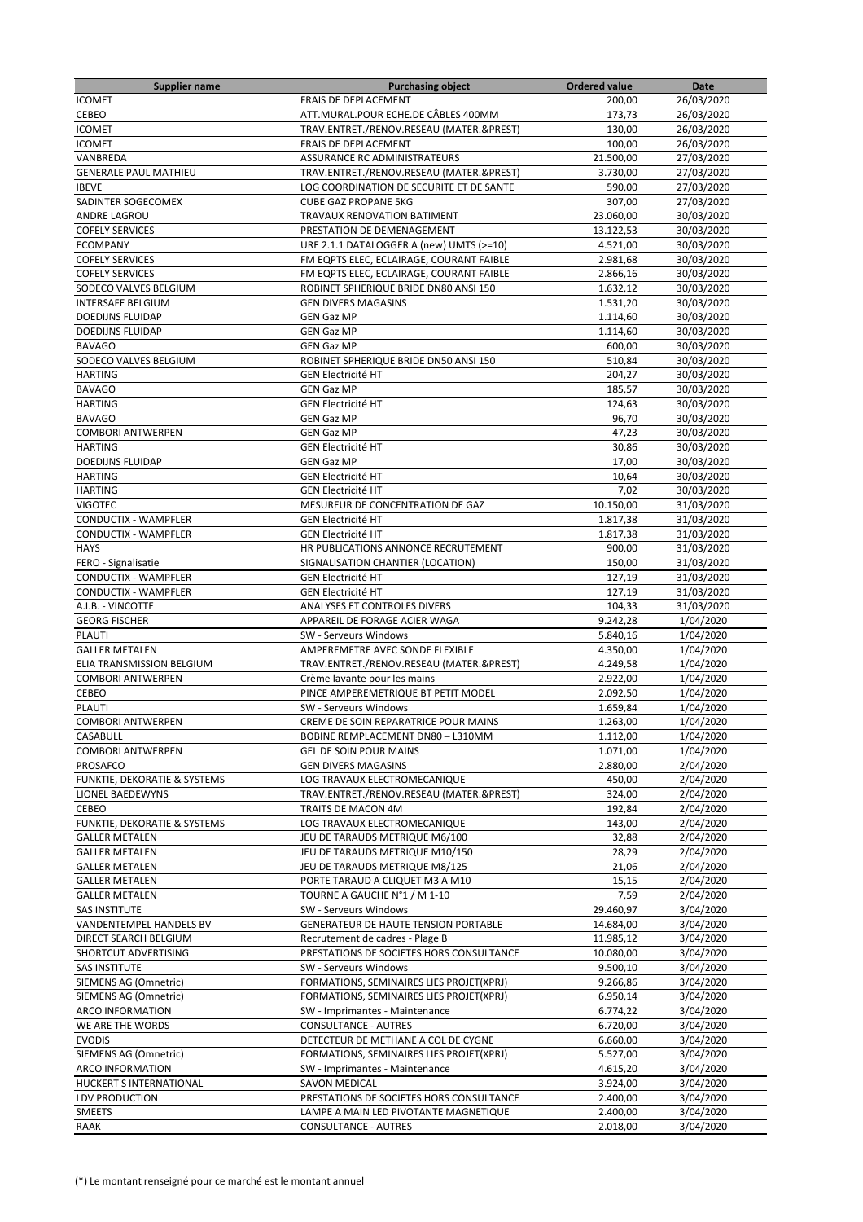| Supplier name | Purchasing object | Ordered value | Date |
|---|---|---|---|
| ICOMET | FRAIS DE DEPLACEMENT | 200,00 | 26/03/2020 |
| CEBEO | ATT.MURAL.POUR ECHE.DE CÂBLES 400MM | 173,73 | 26/03/2020 |
| ICOMET | TRAV.ENTRET./RENOV.RESEAU (MATER.&PREST) | 130,00 | 26/03/2020 |
| ICOMET | FRAIS DE DEPLACEMENT | 100,00 | 26/03/2020 |
| VANBREDA | ASSURANCE RC ADMINISTRATEURS | 21.500,00 | 27/03/2020 |
| GENERALE PAUL MATHIEU | TRAV.ENTRET./RENOV.RESEAU (MATER.&PREST) | 3.730,00 | 27/03/2020 |
| IBEVE | LOG COORDINATION DE SECURITE ET DE SANTE | 590,00 | 27/03/2020 |
| SADINTER SOGECOMEX | CUBE GAZ PROPANE 5KG | 307,00 | 27/03/2020 |
| ANDRE LAGROU | TRAVAUX RENOVATION BATIMENT | 23.060,00 | 30/03/2020 |
| COFELY SERVICES | PRESTATION DE DEMENAGEMENT | 13.122,53 | 30/03/2020 |
| ECOMPANY | URE 2.1.1 DATALOGGER A (new) UMTS (>=10) | 4.521,00 | 30/03/2020 |
| COFELY SERVICES | FM EQPTS ELEC, ECLAIRAGE, COURANT FAIBLE | 2.981,68 | 30/03/2020 |
| COFELY SERVICES | FM EQPTS ELEC, ECLAIRAGE, COURANT FAIBLE | 2.866,16 | 30/03/2020 |
| SODECO VALVES BELGIUM | ROBINET SPHERIQUE BRIDE DN80 ANSI 150 | 1.632,12 | 30/03/2020 |
| INTERSAFE BELGIUM | GEN DIVERS MAGASINS | 1.531,20 | 30/03/2020 |
| DOEDIJNS FLUIDAP | GEN Gaz MP | 1.114,60 | 30/03/2020 |
| DOEDIJNS FLUIDAP | GEN Gaz MP | 1.114,60 | 30/03/2020 |
| BAVAGO | GEN Gaz MP | 600,00 | 30/03/2020 |
| SODECO VALVES BELGIUM | ROBINET SPHERIQUE BRIDE DN50 ANSI 150 | 510,84 | 30/03/2020 |
| HARTING | GEN Electricité HT | 204,27 | 30/03/2020 |
| BAVAGO | GEN Gaz MP | 185,57 | 30/03/2020 |
| HARTING | GEN Electricité HT | 124,63 | 30/03/2020 |
| BAVAGO | GEN Gaz MP | 96,70 | 30/03/2020 |
| COMBORI ANTWERPEN | GEN Gaz MP | 47,23 | 30/03/2020 |
| HARTING | GEN Electricité HT | 30,86 | 30/03/2020 |
| DOEDIJNS FLUIDAP | GEN Gaz MP | 17,00 | 30/03/2020 |
| HARTING | GEN Electricité HT | 10,64 | 30/03/2020 |
| HARTING | GEN Electricité HT | 7,02 | 30/03/2020 |
| VIGOTEC | MESUREUR DE CONCENTRATION DE GAZ | 10.150,00 | 31/03/2020 |
| CONDUCTIX - WAMPFLER | GEN Electricité HT | 1.817,38 | 31/03/2020 |
| CONDUCTIX - WAMPFLER | GEN Electricité HT | 1.817,38 | 31/03/2020 |
| HAYS | HR PUBLICATIONS ANNONCE RECRUTEMENT | 900,00 | 31/03/2020 |
| FERO - Signalisatie | SIGNALISATION CHANTIER (LOCATION) | 150,00 | 31/03/2020 |
| CONDUCTIX - WAMPFLER | GEN Electricité HT | 127,19 | 31/03/2020 |
| CONDUCTIX - WAMPFLER | GEN Electricité HT | 127,19 | 31/03/2020 |
| A.I.B. - VINCOTTE | ANALYSES ET CONTROLES DIVERS | 104,33 | 31/03/2020 |
| GEORG FISCHER | APPAREIL DE FORAGE ACIER WAGA | 9.242,28 | 1/04/2020 |
| PLAUTI | SW - Serveurs Windows | 5.840,16 | 1/04/2020 |
| GALLER METALEN | AMPEREMETRE AVEC SONDE FLEXIBLE | 4.350,00 | 1/04/2020 |
| ELIA TRANSMISSION BELGIUM | TRAV.ENTRET./RENOV.RESEAU (MATER.&PREST) | 4.249,58 | 1/04/2020 |
| COMBORI ANTWERPEN | Crème lavante pour les mains | 2.922,00 | 1/04/2020 |
| CEBEO | PINCE AMPEREMETRIQUE BT PETIT MODEL | 2.092,50 | 1/04/2020 |
| PLAUTI | SW - Serveurs Windows | 1.659,84 | 1/04/2020 |
| COMBORI ANTWERPEN | CREME DE SOIN REPARATRICE POUR MAINS | 1.263,00 | 1/04/2020 |
| CASABULL | BOBINE REMPLACEMENT DN80 – L310MM | 1.112,00 | 1/04/2020 |
| COMBORI ANTWERPEN | GEL DE SOIN POUR MAINS | 1.071,00 | 1/04/2020 |
| PROSAFCO | GEN DIVERS MAGASINS | 2.880,00 | 2/04/2020 |
| FUNKTIE, DEKORATIE & SYSTEMS | LOG TRAVAUX ELECTROMECANIQUE | 450,00 | 2/04/2020 |
| LIONEL BAEDEWYNS | TRAV.ENTRET./RENOV.RESEAU (MATER.&PREST) | 324,00 | 2/04/2020 |
| CEBEO | TRAITS DE MACON 4M | 192,84 | 2/04/2020 |
| FUNKTIE, DEKORATIE & SYSTEMS | LOG TRAVAUX ELECTROMECANIQUE | 143,00 | 2/04/2020 |
| GALLER METALEN | JEU DE TARAUDS METRIQUE M6/100 | 32,88 | 2/04/2020 |
| GALLER METALEN | JEU DE TARAUDS METRIQUE M10/150 | 28,29 | 2/04/2020 |
| GALLER METALEN | JEU DE TARAUDS METRIQUE M8/125 | 21,06 | 2/04/2020 |
| GALLER METALEN | PORTE TARAUD A CLIQUET M3 A M10 | 15,15 | 2/04/2020 |
| GALLER METALEN | TOURNE A GAUCHE N°1 / M 1-10 | 7,59 | 2/04/2020 |
| SAS INSTITUTE | SW - Serveurs Windows | 29.460,97 | 3/04/2020 |
| VANDENTEMPEL HANDELS BV | GENERATEUR DE HAUTE TENSION PORTABLE | 14.684,00 | 3/04/2020 |
| DIRECT SEARCH BELGIUM | Recrutement de cadres - Plage B | 11.985,12 | 3/04/2020 |
| SHORTCUT ADVERTISING | PRESTATIONS DE SOCIETES HORS CONSULTANCE | 10.080,00 | 3/04/2020 |
| SAS INSTITUTE | SW - Serveurs Windows | 9.500,10 | 3/04/2020 |
| SIEMENS AG (Omnetric) | FORMATIONS, SEMINAIRES LIES PROJET(XPRJ) | 9.266,86 | 3/04/2020 |
| SIEMENS AG (Omnetric) | FORMATIONS, SEMINAIRES LIES PROJET(XPRJ) | 6.950,14 | 3/04/2020 |
| ARCO INFORMATION | SW - Imprimantes - Maintenance | 6.774,22 | 3/04/2020 |
| WE ARE THE WORDS | CONSULTANCE - AUTRES | 6.720,00 | 3/04/2020 |
| EVODIS | DETECTEUR DE METHANE A COL DE CYGNE | 6.660,00 | 3/04/2020 |
| SIEMENS AG (Omnetric) | FORMATIONS, SEMINAIRES LIES PROJET(XPRJ) | 5.527,00 | 3/04/2020 |
| ARCO INFORMATION | SW - Imprimantes - Maintenance | 4.615,20 | 3/04/2020 |
| HUCKERT'S INTERNATIONAL | SAVON MEDICAL | 3.924,00 | 3/04/2020 |
| LDV PRODUCTION | PRESTATIONS DE SOCIETES HORS CONSULTANCE | 2.400,00 | 3/04/2020 |
| SMEETS | LAMPE A MAIN LED PIVOTANTE MAGNETIQUE | 2.400,00 | 3/04/2020 |
| RAAK | CONSULTANCE - AUTRES | 2.018,00 | 3/04/2020 |

(*) Le montant renseigné pour ce marché est le montant annuel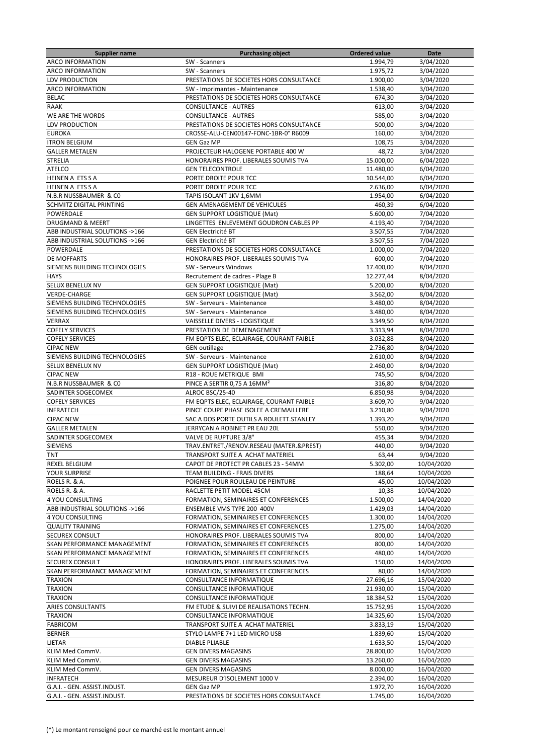| Supplier name | Purchasing object | Ordered value | Date |
|---|---|---|---|
| ARCO INFORMATION | SW - Scanners | 1.994,79 | 3/04/2020 |
| ARCO INFORMATION | SW - Scanners | 1.975,72 | 3/04/2020 |
| LDV PRODUCTION | PRESTATIONS DE SOCIETES HORS CONSULTANCE | 1.900,00 | 3/04/2020 |
| ARCO INFORMATION | SW - Imprimantes - Maintenance | 1.538,40 | 3/04/2020 |
| BELAC | PRESTATIONS DE SOCIETES HORS CONSULTANCE | 674,30 | 3/04/2020 |
| RAAK | CONSULTANCE - AUTRES | 613,00 | 3/04/2020 |
| WE ARE THE WORDS | CONSULTANCE - AUTRES | 585,00 | 3/04/2020 |
| LDV PRODUCTION | PRESTATIONS DE SOCIETES HORS CONSULTANCE | 500,00 | 3/04/2020 |
| EUROKA | CROSSE-ALU-CEN00147-FONC-1BR-0° R6009 | 160,00 | 3/04/2020 |
| ITRON BELGIUM | GEN Gaz MP | 108,75 | 3/04/2020 |
| GALLER METALEN | PROJECTEUR HALOGENE PORTABLE 400 W | 48,72 | 3/04/2020 |
| STRELIA | HONORAIRES PROF. LIBERALES SOUMIS TVA | 15.000,00 | 6/04/2020 |
| ATELCO | GEN TELECONTROLE | 11.480,00 | 6/04/2020 |
| HEINEN A ETS S A | PORTE DROITE POUR TCC | 10.544,00 | 6/04/2020 |
| HEINEN A ETS S A | PORTE DROITE POUR TCC | 2.636,00 | 6/04/2020 |
| N.B.R NUSSBAUMER & C0 | TAPIS ISOLANT 1KV 1,6MM | 1.954,00 | 6/04/2020 |
| SCHMITZ DIGITAL PRINTING | GEN AMENAGEMENT DE VEHICULES | 460,39 | 6/04/2020 |
| POWERDALE | GEN SUPPORT LOGISTIQUE (Mat) | 5.600,00 | 7/04/2020 |
| DRUGMAND & MEERT | LINGETTES ENLEVEMENT GOUDRON CABLES PP | 4.193,40 | 7/04/2020 |
| ABB INDUSTRIAL SOLUTIONS ->166 | GEN Electricité BT | 3.507,55 | 7/04/2020 |
| ABB INDUSTRIAL SOLUTIONS ->166 | GEN Electricité BT | 3.507,55 | 7/04/2020 |
| POWERDALE | PRESTATIONS DE SOCIETES HORS CONSULTANCE | 1.000,00 | 7/04/2020 |
| DE MOFFARTS | HONORAIRES PROF. LIBERALES SOUMIS TVA | 600,00 | 7/04/2020 |
| SIEMENS BUILDING TECHNOLOGIES | SW - Serveurs Windows | 17.400,00 | 8/04/2020 |
| HAYS | Recrutement de cadres - Plage B | 12.277,44 | 8/04/2020 |
| SELUX BENELUX NV | GEN SUPPORT LOGISTIQUE (Mat) | 5.200,00 | 8/04/2020 |
| VERDE-CHARGE | GEN SUPPORT LOGISTIQUE (Mat) | 3.562,00 | 8/04/2020 |
| SIEMENS BUILDING TECHNOLOGIES | SW - Serveurs - Maintenance | 3.480,00 | 8/04/2020 |
| SIEMENS BUILDING TECHNOLOGIES | SW - Serveurs - Maintenance | 3.480,00 | 8/04/2020 |
| VERRAX | VAISSELLE DIVERS - LOGISTIQUE | 3.349,50 | 8/04/2020 |
| COFELY SERVICES | PRESTATION DE DEMENAGEMENT | 3.313,94 | 8/04/2020 |
| COFELY SERVICES | FM EQPTS ELEC, ECLAIRAGE, COURANT FAIBLE | 3.032,88 | 8/04/2020 |
| CIPAC NEW | GEN outillage | 2.736,80 | 8/04/2020 |
| SIEMENS BUILDING TECHNOLOGIES | SW - Serveurs - Maintenance | 2.610,00 | 8/04/2020 |
| SELUX BENELUX NV | GEN SUPPORT LOGISTIQUE (Mat) | 2.460,00 | 8/04/2020 |
| CIPAC NEW | R18 - ROUE METRIQUE BMI | 745,50 | 8/04/2020 |
| N.B.R NUSSBAUMER & C0 | PINCE A SERTIR 0,75 A 16MM² | 316,80 | 8/04/2020 |
| SADINTER SOGECOMEX | ALROC BSC/25-40 | 6.850,98 | 9/04/2020 |
| COFELY SERVICES | FM EQPTS ELEC, ECLAIRAGE, COURANT FAIBLE | 3.609,70 | 9/04/2020 |
| INFRATECH | PINCE COUPE PHASE ISOLEE A CREMAILLERE | 3.210,80 | 9/04/2020 |
| CIPAC NEW | SAC A DOS PORTE OUTILS A ROULETT.STANLEY | 1.393,20 | 9/04/2020 |
| GALLER METALEN | JERRYCAN A ROBINET PR EAU 20L | 550,00 | 9/04/2020 |
| SADINTER SOGECOMEX | VALVE DE RUPTURE 3/8" | 455,34 | 9/04/2020 |
| SIEMENS | TRAV.ENTRET./RENOV.RESEAU (MATER.&PREST) | 440,00 | 9/04/2020 |
| TNT | TRANSPORT SUITE A ACHAT MATERIEL | 63,44 | 9/04/2020 |
| REXEL BELGIUM | CAPOT DE PROTECT PR CABLES 23 - 54MM | 5.302,00 | 10/04/2020 |
| YOUR SURPRISE | TEAM BUILDING - FRAIS DIVERS | 188,64 | 10/04/2020 |
| ROELS R. & A. | POIGNEE POUR ROULEAU DE PEINTURE | 45,00 | 10/04/2020 |
| ROELS R. & A. | RACLETTE PETIT MODEL 45CM | 10,38 | 10/04/2020 |
| 4 YOU CONSULTING | FORMATION, SEMINAIRES ET CONFERENCES | 1.500,00 | 14/04/2020 |
| ABB INDUSTRIAL SOLUTIONS ->166 | ENSEMBLE VMS TYPE 200 400V | 1.429,03 | 14/04/2020 |
| 4 YOU CONSULTING | FORMATION, SEMINAIRES ET CONFERENCES | 1.300,00 | 14/04/2020 |
| QUALITY TRAINING | FORMATION, SEMINAIRES ET CONFERENCES | 1.275,00 | 14/04/2020 |
| SECUREX CONSULT | HONORAIRES PROF. LIBERALES SOUMIS TVA | 800,00 | 14/04/2020 |
| SKAN PERFORMANCE MANAGEMENT | FORMATION, SEMINAIRES ET CONFERENCES | 800,00 | 14/04/2020 |
| SKAN PERFORMANCE MANAGEMENT | FORMATION, SEMINAIRES ET CONFERENCES | 480,00 | 14/04/2020 |
| SECUREX CONSULT | HONORAIRES PROF. LIBERALES SOUMIS TVA | 150,00 | 14/04/2020 |
| SKAN PERFORMANCE MANAGEMENT | FORMATION, SEMINAIRES ET CONFERENCES | 80,00 | 14/04/2020 |
| TRAXION | CONSULTANCE INFORMATIQUE | 27.696,16 | 15/04/2020 |
| TRAXION | CONSULTANCE INFORMATIQUE | 21.930,00 | 15/04/2020 |
| TRAXION | CONSULTANCE INFORMATIQUE | 18.384,52 | 15/04/2020 |
| ARIES CONSULTANTS | FM ETUDE & SUIVI DE REALISATIONS TECHN. | 15.752,95 | 15/04/2020 |
| TRAXION | CONSULTANCE INFORMATIQUE | 14.325,60 | 15/04/2020 |
| FABRICOM | TRANSPORT SUITE A ACHAT MATERIEL | 3.833,19 | 15/04/2020 |
| BERNER | STYLO LAMPE 7+1 LED MICRO USB | 1.839,60 | 15/04/2020 |
| LIETAR | DIABLE PLIABLE | 1.633,50 | 15/04/2020 |
| KLIM Med CommV. | GEN DIVERS MAGASINS | 28.800,00 | 16/04/2020 |
| KLIM Med CommV. | GEN DIVERS MAGASINS | 13.260,00 | 16/04/2020 |
| KLIM Med CommV. | GEN DIVERS MAGASINS | 8.000,00 | 16/04/2020 |
| INFRATECH | MESUREUR D'ISOLEMENT 1000 V | 2.394,00 | 16/04/2020 |
| G.A.I. - GEN. ASSIST.INDUST. | GEN Gaz MP | 1.972,70 | 16/04/2020 |
| G.A.I. - GEN. ASSIST.INDUST. | PRESTATIONS DE SOCIETES HORS CONSULTANCE | 1.745,00 | 16/04/2020 |

(*) Le montant renseigné pour ce marché est le montant annuel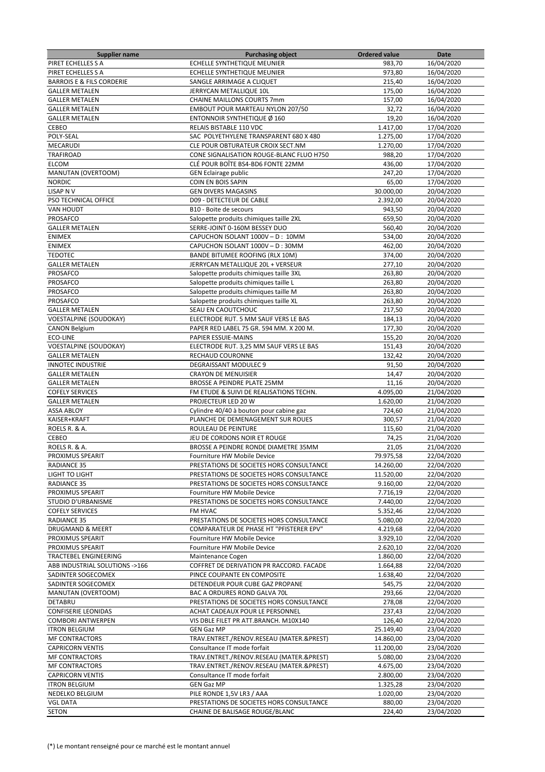| Supplier name | Purchasing object | Ordered value | Date |
|---|---|---|---|
| PIRET ECHELLES S A | ECHELLE SYNTHETIQUE MEUNIER | 983,70 | 16/04/2020 |
| PIRET ECHELLES S A | ECHELLE SYNTHETIQUE MEUNIER | 973,80 | 16/04/2020 |
| BARROIS E & FILS CORDERIE | SANGLE ARRIMAGE A CLIQUET | 215,40 | 16/04/2020 |
| GALLER METALEN | JERRYCAN METALLIQUE 10L | 175,00 | 16/04/2020 |
| GALLER METALEN | CHAINE MAILLONS COURTS 7mm | 157,00 | 16/04/2020 |
| GALLER METALEN | EMBOUT POUR MARTEAU NYLON 207/50 | 32,72 | 16/04/2020 |
| GALLER METALEN | ENTONNOIR SYNTHETIQUE Ø 160 | 19,20 | 16/04/2020 |
| CEBEO | RELAIS BISTABLE 110 VDC | 1.417,00 | 17/04/2020 |
| POLY-SEAL | SAC POLYETHYLENE TRANSPARENT 680 X 480 | 1.275,00 | 17/04/2020 |
| MECARUDI | CLE POUR OBTURATEUR CROIX SECT.NM | 1.270,00 | 17/04/2020 |
| TRAFIROAD | CONE SIGNALISATION ROUGE-BLANC FLUO H750 | 988,20 | 17/04/2020 |
| ELCOM | CLÉ POUR BOÎTE BS4-BD6 FONTE 22MM | 436,00 | 17/04/2020 |
| MANUTAN (OVERTOOM) | GEN Eclairage public | 247,20 | 17/04/2020 |
| NORDIC | COIN EN BOIS SAPIN | 65,00 | 17/04/2020 |
| LISAP N V | GEN DIVERS MAGASINS | 30.000,00 | 20/04/2020 |
| PSO TECHNICAL OFFICE | D09 - DETECTEUR DE CABLE | 2.392,00 | 20/04/2020 |
| VAN HOUDT | B10 - Boite de secours | 943,50 | 20/04/2020 |
| PROSAFCO | Salopette produits chimiques taille 2XL | 659,50 | 20/04/2020 |
| GALLER METALEN | SERRE-JOINT 0-160M BESSEY DUO | 560,40 | 20/04/2020 |
| ENIMEX | CAPUCHON ISOLANT 1000V – D : 10MM | 534,00 | 20/04/2020 |
| ENIMEX | CAPUCHON ISOLANT 1000V – D : 30MM | 462,00 | 20/04/2020 |
| TEDOTEC | BANDE BITUMEE ROOFING (RLX 10M) | 374,00 | 20/04/2020 |
| GALLER METALEN | JERRYCAN METALLIQUE 20L + VERSEUR | 277,10 | 20/04/2020 |
| PROSAFCO | Salopette produits chimiques taille 3XL | 263,80 | 20/04/2020 |
| PROSAFCO | Salopette produits chimiques taille L | 263,80 | 20/04/2020 |
| PROSAFCO | Salopette produits chimiques taille M | 263,80 | 20/04/2020 |
| PROSAFCO | Salopette produits chimiques taille XL | 263,80 | 20/04/2020 |
| GALLER METALEN | SEAU EN CAOUTCHOUC | 217,50 | 20/04/2020 |
| VOESTALPINE (SOUDOKAY) | ELECTRODE RUT. 5 MM SAUF VERS LE BAS | 184,13 | 20/04/2020 |
| CANON Belgium | PAPER RED LABEL 75 GR. 594 MM. X 200 M. | 177,30 | 20/04/2020 |
| ECO-LINE | PAPIER ESSUIE-MAINS | 155,20 | 20/04/2020 |
| VOESTALPINE (SOUDOKAY) | ELECTRODE RUT. 3,25 MM SAUF VERS LE BAS | 151,43 | 20/04/2020 |
| GALLER METALEN | RECHAUD COURONNE | 132,42 | 20/04/2020 |
| INNOTEC INDUSTRIE | DEGRAISSANT MODULEC 9 | 91,50 | 20/04/2020 |
| GALLER METALEN | CRAYON DE MENUISIER | 14,47 | 20/04/2020 |
| GALLER METALEN | BROSSE A PEINDRE PLATE 25MM | 11,16 | 20/04/2020 |
| COFELY SERVICES | FM ETUDE & SUIVI DE REALISATIONS TECHN. | 4.095,00 | 21/04/2020 |
| GALLER METALEN | PROJECTEUR LED 20 W | 1.620,00 | 21/04/2020 |
| ASSA ABLOY | Cylindre 40/40 à bouton pour cabine gaz | 724,60 | 21/04/2020 |
| KAISER+KRAFT | PLANCHE DE DEMENAGEMENT SUR ROUES | 300,57 | 21/04/2020 |
| ROELS R. & A. | ROULEAU DE PEINTURE | 115,60 | 21/04/2020 |
| CEBEO | JEU DE CORDONS NOIR ET ROUGE | 74,25 | 21/04/2020 |
| ROELS R. & A. | BROSSE A PEINDRE RONDE DIAMETRE 35MM | 21,05 | 21/04/2020 |
| PROXIMUS SPEARIT | Fourniture HW Mobile Device | 79.975,58 | 22/04/2020 |
| RADIANCE 35 | PRESTATIONS DE SOCIETES HORS CONSULTANCE | 14.260,00 | 22/04/2020 |
| LIGHT TO LIGHT | PRESTATIONS DE SOCIETES HORS CONSULTANCE | 11.520,00 | 22/04/2020 |
| RADIANCE 35 | PRESTATIONS DE SOCIETES HORS CONSULTANCE | 9.160,00 | 22/04/2020 |
| PROXIMUS SPEARIT | Fourniture HW Mobile Device | 7.716,19 | 22/04/2020 |
| STUDIO D'URBANISME | PRESTATIONS DE SOCIETES HORS CONSULTANCE | 7.440,00 | 22/04/2020 |
| COFELY SERVICES | FM HVAC | 5.352,46 | 22/04/2020 |
| RADIANCE 35 | PRESTATIONS DE SOCIETES HORS CONSULTANCE | 5.080,00 | 22/04/2020 |
| DRUGMAND & MEERT | COMPARATEUR DE PHASE HT "PFISTERER EPV" | 4.219,68 | 22/04/2020 |
| PROXIMUS SPEARIT | Fourniture HW Mobile Device | 3.929,10 | 22/04/2020 |
| PROXIMUS SPEARIT | Fourniture HW Mobile Device | 2.620,10 | 22/04/2020 |
| TRACTEBEL ENGINEERING | Maintenance Cogen | 1.860,00 | 22/04/2020 |
| ABB INDUSTRIAL SOLUTIONS ->166 | COFFRET DE DERIVATION PR RACCORD. FACADE | 1.664,88 | 22/04/2020 |
| SADINTER SOGECOMEX | PINCE COUPANTE EN COMPOSITE | 1.638,40 | 22/04/2020 |
| SADINTER SOGECOMEX | DETENDEUR POUR CUBE GAZ PROPANE | 545,75 | 22/04/2020 |
| MANUTAN (OVERTOOM) | BAC A ORDURES ROND GALVA 70L | 293,66 | 22/04/2020 |
| DETABRU | PRESTATIONS DE SOCIETES HORS CONSULTANCE | 278,08 | 22/04/2020 |
| CONFISERIE LEONIDAS | ACHAT CADEAUX POUR LE PERSONNEL | 237,43 | 22/04/2020 |
| COMBORI ANTWERPEN | VIS DBLE FILET PR ATT.BRANCH. M10X140 | 126,40 | 22/04/2020 |
| ITRON BELGIUM | GEN Gaz MP | 25.149,40 | 23/04/2020 |
| MF CONTRACTORS | TRAV.ENTRET./RENOV.RESEAU (MATER.&PREST) | 14.860,00 | 23/04/2020 |
| CAPRICORN VENTIS | Consultance IT mode forfait | 11.200,00 | 23/04/2020 |
| MF CONTRACTORS | TRAV.ENTRET./RENOV.RESEAU (MATER.&PREST) | 5.080,00 | 23/04/2020 |
| MF CONTRACTORS | TRAV.ENTRET./RENOV.RESEAU (MATER.&PREST) | 4.675,00 | 23/04/2020 |
| CAPRICORN VENTIS | Consultance IT mode forfait | 2.800,00 | 23/04/2020 |
| ITRON BELGIUM | GEN Gaz MP | 1.325,28 | 23/04/2020 |
| NEDELKO BELGIUM | PILE RONDE 1,5V LR3 / AAA | 1.020,00 | 23/04/2020 |
| VGL DATA | PRESTATIONS DE SOCIETES HORS CONSULTANCE | 880,00 | 23/04/2020 |
| SETON | CHAINE DE BALISAGE ROUGE/BLANC | 224,40 | 23/04/2020 |

(*) Le montant renseigné pour ce marché est le montant annuel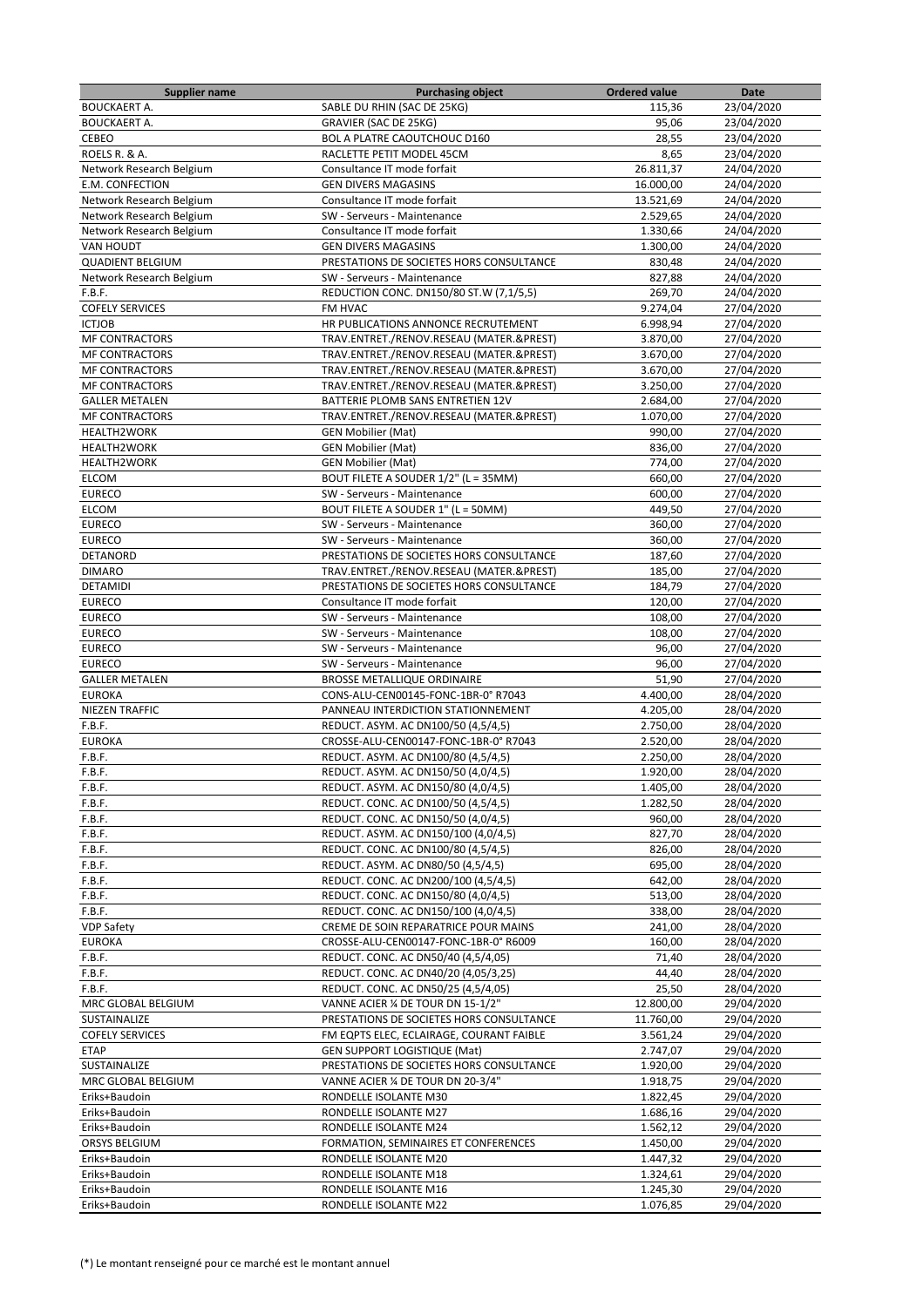| Supplier name | Purchasing object | Ordered value | Date |
| --- | --- | --- | --- |
| BOUCKAERT A. | SABLE DU RHIN (SAC DE 25KG) | 115,36 | 23/04/2020 |
| BOUCKAERT A. | GRAVIER (SAC DE 25KG) | 95,06 | 23/04/2020 |
| CEBEO | BOL A PLATRE CAOUTCHOUC D160 | 28,55 | 23/04/2020 |
| ROELS R. & A. | RACLETTE PETIT MODEL 45CM | 8,65 | 23/04/2020 |
| Network Research Belgium | Consultance IT mode forfait | 26.811,37 | 24/04/2020 |
| E.M. CONFECTION | GEN DIVERS MAGASINS | 16.000,00 | 24/04/2020 |
| Network Research Belgium | Consultance IT mode forfait | 13.521,69 | 24/04/2020 |
| Network Research Belgium | SW - Serveurs - Maintenance | 2.529,65 | 24/04/2020 |
| Network Research Belgium | Consultance IT mode forfait | 1.330,66 | 24/04/2020 |
| VAN HOUDT | GEN DIVERS MAGASINS | 1.300,00 | 24/04/2020 |
| QUADIENT BELGIUM | PRESTATIONS DE SOCIETES HORS CONSULTANCE | 830,48 | 24/04/2020 |
| Network Research Belgium | SW - Serveurs - Maintenance | 827,88 | 24/04/2020 |
| F.B.F. | REDUCTION CONC. DN150/80 ST.W (7,1/5,5) | 269,70 | 24/04/2020 |
| COFELY SERVICES | FM HVAC | 9.274,04 | 27/04/2020 |
| ICTJOB | HR PUBLICATIONS ANNONCE RECRUTEMENT | 6.998,94 | 27/04/2020 |
| MF CONTRACTORS | TRAV.ENTRET./RENOV.RESEAU (MATER.&PREST) | 3.870,00 | 27/04/2020 |
| MF CONTRACTORS | TRAV.ENTRET./RENOV.RESEAU (MATER.&PREST) | 3.670,00 | 27/04/2020 |
| MF CONTRACTORS | TRAV.ENTRET./RENOV.RESEAU (MATER.&PREST) | 3.670,00 | 27/04/2020 |
| MF CONTRACTORS | TRAV.ENTRET./RENOV.RESEAU (MATER.&PREST) | 3.250,00 | 27/04/2020 |
| GALLER METALEN | BATTERIE PLOMB SANS ENTRETIEN 12V | 2.684,00 | 27/04/2020 |
| MF CONTRACTORS | TRAV.ENTRET./RENOV.RESEAU (MATER.&PREST) | 1.070,00 | 27/04/2020 |
| HEALTH2WORK | GEN Mobilier (Mat) | 990,00 | 27/04/2020 |
| HEALTH2WORK | GEN Mobilier (Mat) | 836,00 | 27/04/2020 |
| HEALTH2WORK | GEN Mobilier (Mat) | 774,00 | 27/04/2020 |
| ELCOM | BOUT FILETE A SOUDER 1/2" (L = 35MM) | 660,00 | 27/04/2020 |
| EURECO | SW - Serveurs - Maintenance | 600,00 | 27/04/2020 |
| ELCOM | BOUT FILETE A SOUDER 1" (L = 50MM) | 449,50 | 27/04/2020 |
| EURECO | SW - Serveurs - Maintenance | 360,00 | 27/04/2020 |
| EURECO | SW - Serveurs - Maintenance | 360,00 | 27/04/2020 |
| DETANORD | PRESTATIONS DE SOCIETES HORS CONSULTANCE | 187,60 | 27/04/2020 |
| DIMARO | TRAV.ENTRET./RENOV.RESEAU (MATER.&PREST) | 185,00 | 27/04/2020 |
| DETAMIDI | PRESTATIONS DE SOCIETES HORS CONSULTANCE | 184,79 | 27/04/2020 |
| EURECO | Consultance IT mode forfait | 120,00 | 27/04/2020 |
| EURECO | SW - Serveurs - Maintenance | 108,00 | 27/04/2020 |
| EURECO | SW - Serveurs - Maintenance | 108,00 | 27/04/2020 |
| EURECO | SW - Serveurs - Maintenance | 96,00 | 27/04/2020 |
| EURECO | SW - Serveurs - Maintenance | 96,00 | 27/04/2020 |
| GALLER METALEN | BROSSE METALLIQUE ORDINAIRE | 51,90 | 27/04/2020 |
| EUROKA | CONS-ALU-CEN00145-FONC-1BR-0° R7043 | 4.400,00 | 28/04/2020 |
| NIEZEN TRAFFIC | PANNEAU INTERDICTION STATIONNEMENT | 4.205,00 | 28/04/2020 |
| F.B.F. | REDUCT. ASYM. AC DN100/50 (4,5/4,5) | 2.750,00 | 28/04/2020 |
| EUROKA | CROSSE-ALU-CEN00147-FONC-1BR-0° R7043 | 2.520,00 | 28/04/2020 |
| F.B.F. | REDUCT. ASYM. AC DN100/80 (4,5/4,5) | 2.250,00 | 28/04/2020 |
| F.B.F. | REDUCT. ASYM. AC DN150/50 (4,0/4,5) | 1.920,00 | 28/04/2020 |
| F.B.F. | REDUCT. ASYM. AC DN150/80 (4,0/4,5) | 1.405,00 | 28/04/2020 |
| F.B.F. | REDUCT. CONC. AC DN100/50 (4,5/4,5) | 1.282,50 | 28/04/2020 |
| F.B.F. | REDUCT. CONC. AC DN150/50 (4,0/4,5) | 960,00 | 28/04/2020 |
| F.B.F. | REDUCT. ASYM. AC DN150/100 (4,0/4,5) | 827,70 | 28/04/2020 |
| F.B.F. | REDUCT. CONC. AC DN100/80 (4,5/4,5) | 826,00 | 28/04/2020 |
| F.B.F. | REDUCT. ASYM. AC DN80/50 (4,5/4,5) | 695,00 | 28/04/2020 |
| F.B.F. | REDUCT. CONC. AC DN200/100 (4,5/4,5) | 642,00 | 28/04/2020 |
| F.B.F. | REDUCT. CONC. AC DN150/80 (4,0/4,5) | 513,00 | 28/04/2020 |
| F.B.F. | REDUCT. CONC. AC DN150/100 (4,0/4,5) | 338,00 | 28/04/2020 |
| VDP Safety | CREME DE SOIN REPARATRICE POUR MAINS | 241,00 | 28/04/2020 |
| EUROKA | CROSSE-ALU-CEN00147-FONC-1BR-0° R6009 | 160,00 | 28/04/2020 |
| F.B.F. | REDUCT. CONC. AC DN50/40 (4,5/4,05) | 71,40 | 28/04/2020 |
| F.B.F. | REDUCT. CONC. AC DN40/20 (4,05/3,25) | 44,40 | 28/04/2020 |
| F.B.F. | REDUCT. CONC. AC DN50/25 (4,5/4,05) | 25,50 | 28/04/2020 |
| MRC GLOBAL BELGIUM | VANNE ACIER ¼ DE TOUR DN 15-1/2" | 12.800,00 | 29/04/2020 |
| SUSTAINALIZE | PRESTATIONS DE SOCIETES HORS CONSULTANCE | 11.760,00 | 29/04/2020 |
| COFELY SERVICES | FM EQPTS ELEC, ECLAIRAGE, COURANT FAIBLE | 3.561,24 | 29/04/2020 |
| ETAP | GEN SUPPORT LOGISTIQUE (Mat) | 2.747,07 | 29/04/2020 |
| SUSTAINALIZE | PRESTATIONS DE SOCIETES HORS CONSULTANCE | 1.920,00 | 29/04/2020 |
| MRC GLOBAL BELGIUM | VANNE ACIER ¼ DE TOUR DN 20-3/4" | 1.918,75 | 29/04/2020 |
| Eriks+Baudoin | RONDELLE ISOLANTE M30 | 1.822,45 | 29/04/2020 |
| Eriks+Baudoin | RONDELLE ISOLANTE M27 | 1.686,16 | 29/04/2020 |
| Eriks+Baudoin | RONDELLE ISOLANTE M24 | 1.562,12 | 29/04/2020 |
| ORSYS BELGIUM | FORMATION, SEMINAIRES ET CONFERENCES | 1.450,00 | 29/04/2020 |
| Eriks+Baudoin | RONDELLE ISOLANTE M20 | 1.447,32 | 29/04/2020 |
| Eriks+Baudoin | RONDELLE ISOLANTE M18 | 1.324,61 | 29/04/2020 |
| Eriks+Baudoin | RONDELLE ISOLANTE M16 | 1.245,30 | 29/04/2020 |
| Eriks+Baudoin | RONDELLE ISOLANTE M22 | 1.076,85 | 29/04/2020 |

(*) Le montant renseigné pour ce marché est le montant annuel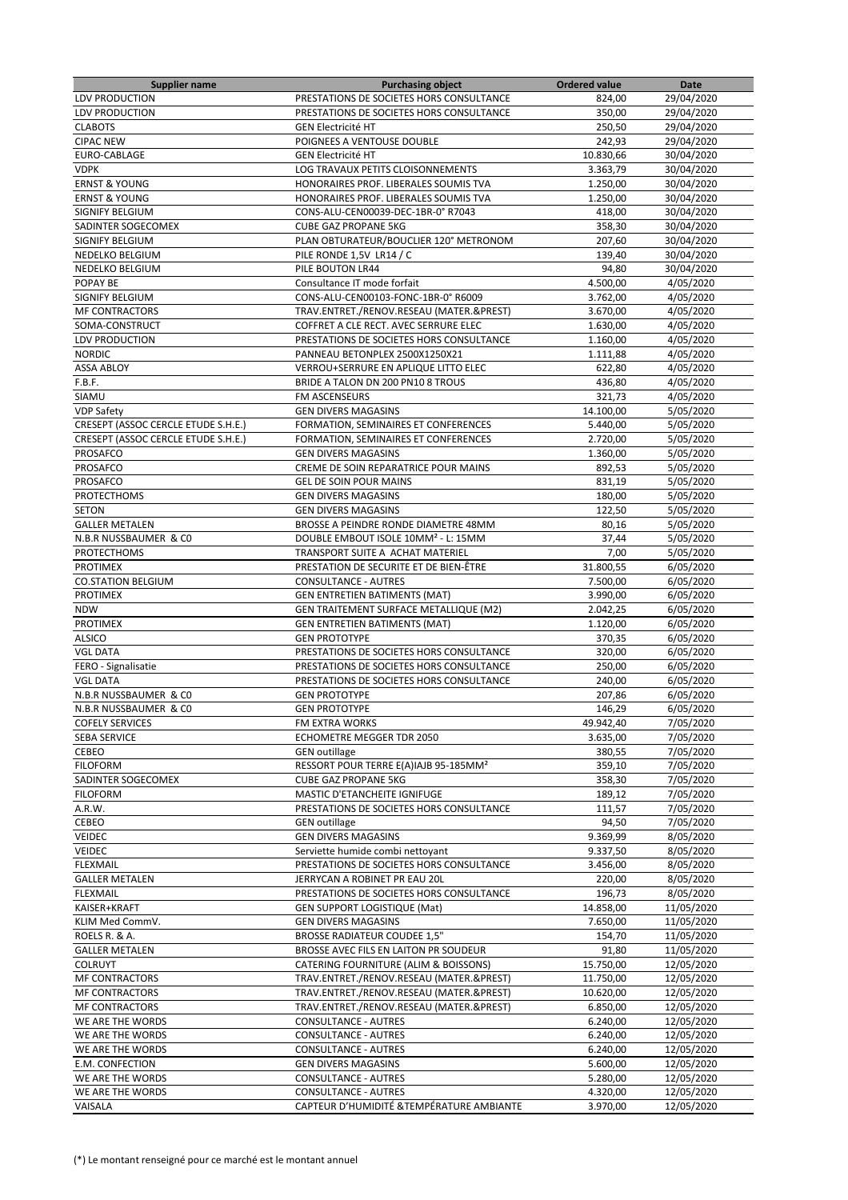| Supplier name | Purchasing object | Ordered value | Date |
|---|---|---|---|
| LDV PRODUCTION | PRESTATIONS DE SOCIETES HORS CONSULTANCE | 824,00 | 29/04/2020 |
| LDV PRODUCTION | PRESTATIONS DE SOCIETES HORS CONSULTANCE | 350,00 | 29/04/2020 |
| CLABOTS | GEN Electricité HT | 250,50 | 29/04/2020 |
| CIPAC NEW | POIGNEES A VENTOUSE DOUBLE | 242,93 | 29/04/2020 |
| EURO-CABLAGE | GEN Electricité HT | 10.830,66 | 30/04/2020 |
| VDPK | LOG TRAVAUX PETITS CLOISONNEMENTS | 3.363,79 | 30/04/2020 |
| ERNST & YOUNG | HONORAIRES PROF. LIBERALES SOUMIS TVA | 1.250,00 | 30/04/2020 |
| ERNST & YOUNG | HONORAIRES PROF. LIBERALES SOUMIS TVA | 1.250,00 | 30/04/2020 |
| SIGNIFY BELGIUM | CONS-ALU-CEN00039-DEC-1BR-0° R7043 | 418,00 | 30/04/2020 |
| SADINTER SOGECOMEX | CUBE GAZ PROPANE 5KG | 358,30 | 30/04/2020 |
| SIGNIFY BELGIUM | PLAN OBTURATEUR/BOUCLIER 120° METRONOM | 207,60 | 30/04/2020 |
| NEDELKO BELGIUM | PILE RONDE 1,5V LR14 / C | 139,40 | 30/04/2020 |
| NEDELKO BELGIUM | PILE BOUTON LR44 | 94,80 | 30/04/2020 |
| POPAY BE | Consultance IT mode forfait | 4.500,00 | 4/05/2020 |
| SIGNIFY BELGIUM | CONS-ALU-CEN00103-FONC-1BR-0° R6009 | 3.762,00 | 4/05/2020 |
| MF CONTRACTORS | TRAV.ENTRET./RENOV.RESEAU (MATER.&PREST) | 3.670,00 | 4/05/2020 |
| SOMA-CONSTRUCT | COFFRET A CLE RECT. AVEC SERRURE ELEC | 1.630,00 | 4/05/2020 |
| LDV PRODUCTION | PRESTATIONS DE SOCIETES HORS CONSULTANCE | 1.160,00 | 4/05/2020 |
| NORDIC | PANNEAU BETONPLEX 2500X1250X21 | 1.111,88 | 4/05/2020 |
| ASSA ABLOY | VERROU+SERRURE EN APLIQUE LITTO ELEC | 622,80 | 4/05/2020 |
| F.B.F. | BRIDE A TALON DN 200 PN10 8 TROUS | 436,80 | 4/05/2020 |
| SIAMU | FM ASCENSEURS | 321,73 | 4/05/2020 |
| VDP Safety | GEN DIVERS MAGASINS | 14.100,00 | 5/05/2020 |
| CRESEPT (ASSOC CERCLE ETUDE S.H.E.) | FORMATION, SEMINAIRES ET CONFERENCES | 5.440,00 | 5/05/2020 |
| CRESEPT (ASSOC CERCLE ETUDE S.H.E.) | FORMATION, SEMINAIRES ET CONFERENCES | 2.720,00 | 5/05/2020 |
| PROSAFCO | GEN DIVERS MAGASINS | 1.360,00 | 5/05/2020 |
| PROSAFCO | CREME DE SOIN REPARATRICE POUR MAINS | 892,53 | 5/05/2020 |
| PROSAFCO | GEL DE SOIN POUR MAINS | 831,19 | 5/05/2020 |
| PROTECTHOMS | GEN DIVERS MAGASINS | 180,00 | 5/05/2020 |
| SETON | GEN DIVERS MAGASINS | 122,50 | 5/05/2020 |
| GALLER METALEN | BROSSE A PEINDRE RONDE DIAMETRE 48MM | 80,16 | 5/05/2020 |
| N.B.R NUSSBAUMER & C0 | DOUBLE EMBOUT ISOLE 10MM² - L: 15MM | 37,44 | 5/05/2020 |
| PROTECTHOMS | TRANSPORT SUITE A ACHAT MATERIEL | 7,00 | 5/05/2020 |
| PROTIMEX | PRESTATION DE SECURITE ET DE BIEN-ÊTRE | 31.800,55 | 6/05/2020 |
| CO.STATION BELGIUM | CONSULTANCE - AUTRES | 7.500,00 | 6/05/2020 |
| PROTIMEX | GEN ENTRETIEN BATIMENTS (MAT) | 3.990,00 | 6/05/2020 |
| NDW | GEN TRAITEMENT SURFACE METALLIQUE (M2) | 2.042,25 | 6/05/2020 |
| PROTIMEX | GEN ENTRETIEN BATIMENTS (MAT) | 1.120,00 | 6/05/2020 |
| ALSICO | GEN PROTOTYPE | 370,35 | 6/05/2020 |
| VGL DATA | PRESTATIONS DE SOCIETES HORS CONSULTANCE | 320,00 | 6/05/2020 |
| FERO - Signalisatie | PRESTATIONS DE SOCIETES HORS CONSULTANCE | 250,00 | 6/05/2020 |
| VGL DATA | PRESTATIONS DE SOCIETES HORS CONSULTANCE | 240,00 | 6/05/2020 |
| N.B.R NUSSBAUMER & C0 | GEN PROTOTYPE | 207,86 | 6/05/2020 |
| N.B.R NUSSBAUMER & C0 | GEN PROTOTYPE | 146,29 | 6/05/2020 |
| COFELY SERVICES | FM EXTRA WORKS | 49.942,40 | 7/05/2020 |
| SEBA SERVICE | ECHOMETRE MEGGER TDR 2050 | 3.635,00 | 7/05/2020 |
| CEBEO | GEN outillage | 380,55 | 7/05/2020 |
| FILOFORM | RESSORT POUR TERRE E(A)IAJB 95-185MM² | 359,10 | 7/05/2020 |
| SADINTER SOGECOMEX | CUBE GAZ PROPANE 5KG | 358,30 | 7/05/2020 |
| FILOFORM | MASTIC D'ETANCHEITE IGNIFUGE | 189,12 | 7/05/2020 |
| A.R.W. | PRESTATIONS DE SOCIETES HORS CONSULTANCE | 111,57 | 7/05/2020 |
| CEBEO | GEN outillage | 94,50 | 7/05/2020 |
| VEIDEC | GEN DIVERS MAGASINS | 9.369,99 | 8/05/2020 |
| VEIDEC | Serviette humide combi nettoyant | 9.337,50 | 8/05/2020 |
| FLEXMAIL | PRESTATIONS DE SOCIETES HORS CONSULTANCE | 3.456,00 | 8/05/2020 |
| GALLER METALEN | JERRYCAN A ROBINET PR EAU 20L | 220,00 | 8/05/2020 |
| FLEXMAIL | PRESTATIONS DE SOCIETES HORS CONSULTANCE | 196,73 | 8/05/2020 |
| KAISER+KRAFT | GEN SUPPORT LOGISTIQUE (Mat) | 14.858,00 | 11/05/2020 |
| KLIM Med CommV. | GEN DIVERS MAGASINS | 7.650,00 | 11/05/2020 |
| ROELS R. & A. | BROSSE RADIATEUR COUDEE 1,5" | 154,70 | 11/05/2020 |
| GALLER METALEN | BROSSE AVEC FILS EN LAITON PR SOUDEUR | 91,80 | 11/05/2020 |
| COLRUYT | CATERING FOURNITURE (ALIM & BOISSONS) | 15.750,00 | 12/05/2020 |
| MF CONTRACTORS | TRAV.ENTRET./RENOV.RESEAU (MATER.&PREST) | 11.750,00 | 12/05/2020 |
| MF CONTRACTORS | TRAV.ENTRET./RENOV.RESEAU (MATER.&PREST) | 10.620,00 | 12/05/2020 |
| MF CONTRACTORS | TRAV.ENTRET./RENOV.RESEAU (MATER.&PREST) | 6.850,00 | 12/05/2020 |
| WE ARE THE WORDS | CONSULTANCE - AUTRES | 6.240,00 | 12/05/2020 |
| WE ARE THE WORDS | CONSULTANCE - AUTRES | 6.240,00 | 12/05/2020 |
| WE ARE THE WORDS | CONSULTANCE - AUTRES | 6.240,00 | 12/05/2020 |
| E.M. CONFECTION | GEN DIVERS MAGASINS | 5.600,00 | 12/05/2020 |
| WE ARE THE WORDS | CONSULTANCE - AUTRES | 5.280,00 | 12/05/2020 |
| WE ARE THE WORDS | CONSULTANCE - AUTRES | 4.320,00 | 12/05/2020 |
| VAISALA | CAPTEUR D'HUMIDITÉ &TEMPÉRATURE AMBIANTE | 3.970,00 | 12/05/2020 |

(*) Le montant renseigné pour ce marché est le montant annuel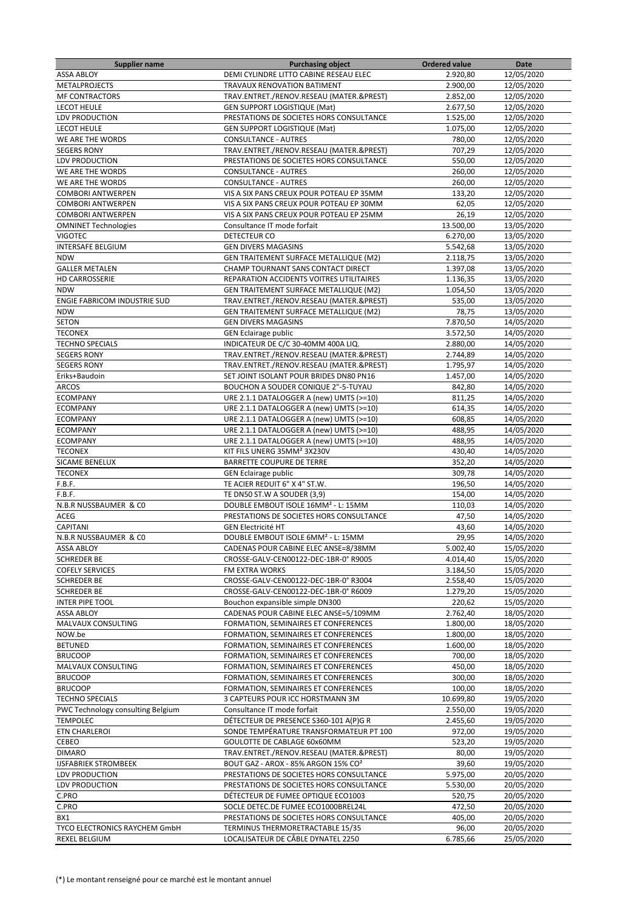| Supplier name | Purchasing object | Ordered value | Date |
| --- | --- | --- | --- |
| ASSA ABLOY | DEMI CYLINDRE LITTO CABINE RESEAU ELEC | 2.920,80 | 12/05/2020 |
| METALPROJECTS | TRAVAUX RENOVATION BATIMENT | 2.900,00 | 12/05/2020 |
| MF CONTRACTORS | TRAV.ENTRET./RENOV.RESEAU (MATER.&PREST) | 2.852,00 | 12/05/2020 |
| LECOT HEULE | GEN SUPPORT LOGISTIQUE (Mat) | 2.677,50 | 12/05/2020 |
| LDV PRODUCTION | PRESTATIONS DE SOCIETES HORS CONSULTANCE | 1.525,00 | 12/05/2020 |
| LECOT HEULE | GEN SUPPORT LOGISTIQUE (Mat) | 1.075,00 | 12/05/2020 |
| WE ARE THE WORDS | CONSULTANCE - AUTRES | 780,00 | 12/05/2020 |
| SEGERS RONY | TRAV.ENTRET./RENOV.RESEAU (MATER.&PREST) | 707,29 | 12/05/2020 |
| LDV PRODUCTION | PRESTATIONS DE SOCIETES HORS CONSULTANCE | 550,00 | 12/05/2020 |
| WE ARE THE WORDS | CONSULTANCE - AUTRES | 260,00 | 12/05/2020 |
| WE ARE THE WORDS | CONSULTANCE - AUTRES | 260,00 | 12/05/2020 |
| COMBORI ANTWERPEN | VIS A SIX PANS CREUX POUR POTEAU EP 35MM | 133,20 | 12/05/2020 |
| COMBORI ANTWERPEN | VIS A SIX PANS CREUX POUR POTEAU EP 30MM | 62,05 | 12/05/2020 |
| COMBORI ANTWERPEN | VIS A SIX PANS CREUX POUR POTEAU EP 25MM | 26,19 | 12/05/2020 |
| OMNINET Technologies | Consultance IT mode forfait | 13.500,00 | 13/05/2020 |
| VIGOTEC | DETECTEUR CO | 6.270,00 | 13/05/2020 |
| INTERSAFE BELGIUM | GEN DIVERS MAGASINS | 5.542,68 | 13/05/2020 |
| NDW | GEN TRAITEMENT SURFACE METALLIQUE (M2) | 2.118,75 | 13/05/2020 |
| GALLER METALEN | CHAMP TOURNANT SANS CONTACT DIRECT | 1.397,08 | 13/05/2020 |
| HD CARROSSERIE | REPARATION ACCIDENTS VOITRES UTILITAIRES | 1.136,35 | 13/05/2020 |
| NDW | GEN TRAITEMENT SURFACE METALLIQUE (M2) | 1.054,50 | 13/05/2020 |
| ENGIE FABRICOM INDUSTRIE SUD | TRAV.ENTRET./RENOV.RESEAU (MATER.&PREST) | 535,00 | 13/05/2020 |
| NDW | GEN TRAITEMENT SURFACE METALLIQUE (M2) | 78,75 | 13/05/2020 |
| SETON | GEN DIVERS MAGASINS | 7.870,50 | 14/05/2020 |
| TECONEX | GEN Eclairage public | 3.572,50 | 14/05/2020 |
| TECHNO SPECIALS | INDICATEUR DE C/C 30-40MM 400A LIQ. | 2.880,00 | 14/05/2020 |
| SEGERS RONY | TRAV.ENTRET./RENOV.RESEAU (MATER.&PREST) | 2.744,89 | 14/05/2020 |
| SEGERS RONY | TRAV.ENTRET./RENOV.RESEAU (MATER.&PREST) | 1.795,97 | 14/05/2020 |
| Eriks+Baudoin | SET JOINT ISOLANT POUR BRIDES DN80 PN16 | 1.457,00 | 14/05/2020 |
| ARCOS | BOUCHON A SOUDER CONIQUE 2"-5-TUYAU | 842,80 | 14/05/2020 |
| ECOMPANY | URE 2.1.1 DATALOGGER A (new) UMTS (>=10) | 811,25 | 14/05/2020 |
| ECOMPANY | URE 2.1.1 DATALOGGER A (new) UMTS (>=10) | 614,35 | 14/05/2020 |
| ECOMPANY | URE 2.1.1 DATALOGGER A (new) UMTS (>=10) | 608,85 | 14/05/2020 |
| ECOMPANY | URE 2.1.1 DATALOGGER A (new) UMTS (>=10) | 488,95 | 14/05/2020 |
| ECOMPANY | URE 2.1.1 DATALOGGER A (new) UMTS (>=10) | 488,95 | 14/05/2020 |
| TECONEX | KIT FILS UNERG 35MM² 3X230V | 430,40 | 14/05/2020 |
| SICAME BENELUX | BARRETTE COUPURE DE TERRE | 352,20 | 14/05/2020 |
| TECONEX | GEN Eclairage public | 309,78 | 14/05/2020 |
| F.B.F. | TE ACIER REDUIT 6" X 4" ST.W. | 196,50 | 14/05/2020 |
| F.B.F. | TE DN50 ST.W A SOUDER (3,9) | 154,00 | 14/05/2020 |
| N.B.R NUSSBAUMER & C0 | DOUBLE EMBOUT ISOLE 16MM² - L: 15MM | 110,03 | 14/05/2020 |
| ACEG | PRESTATIONS DE SOCIETES HORS CONSULTANCE | 47,50 | 14/05/2020 |
| CAPITANI | GEN Electricité HT | 43,60 | 14/05/2020 |
| N.B.R NUSSBAUMER & C0 | DOUBLE EMBOUT ISOLE 6MM² - L: 15MM | 29,95 | 14/05/2020 |
| ASSA ABLOY | CADENAS POUR CABINE ELEC ANSE=8/38MM | 5.002,40 | 15/05/2020 |
| SCHREDER BE | CROSSE-GALV-CEN00122-DEC-1BR-0° R9005 | 4.014,40 | 15/05/2020 |
| COFELY SERVICES | FM EXTRA WORKS | 3.184,50 | 15/05/2020 |
| SCHREDER BE | CROSSE-GALV-CEN00122-DEC-1BR-0° R3004 | 2.558,40 | 15/05/2020 |
| SCHREDER BE | CROSSE-GALV-CEN00122-DEC-1BR-0° R6009 | 1.279,20 | 15/05/2020 |
| INTER PIPE TOOL | Bouchon expansible simple DN300 | 220,62 | 15/05/2020 |
| ASSA ABLOY | CADENAS POUR CABINE ELEC ANSE=5/109MM | 2.762,40 | 18/05/2020 |
| MALVAUX CONSULTING | FORMATION, SEMINAIRES ET CONFERENCES | 1.800,00 | 18/05/2020 |
| NOW.be | FORMATION, SEMINAIRES ET CONFERENCES | 1.800,00 | 18/05/2020 |
| BETUNED | FORMATION, SEMINAIRES ET CONFERENCES | 1.600,00 | 18/05/2020 |
| BRUCOOP | FORMATION, SEMINAIRES ET CONFERENCES | 700,00 | 18/05/2020 |
| MALVAUX CONSULTING | FORMATION, SEMINAIRES ET CONFERENCES | 450,00 | 18/05/2020 |
| BRUCOOP | FORMATION, SEMINAIRES ET CONFERENCES | 300,00 | 18/05/2020 |
| BRUCOOP | FORMATION, SEMINAIRES ET CONFERENCES | 100,00 | 18/05/2020 |
| TECHNO SPECIALS | 3 CAPTEURS POUR ICC HORSTMANN 3M | 10.699,80 | 19/05/2020 |
| PWC Technology consulting Belgium | Consultance IT mode forfait | 2.550,00 | 19/05/2020 |
| TEMPOLEC | DÉTECTEUR DE PRESENCE S360-101 A(P)G R | 2.455,60 | 19/05/2020 |
| ETN CHARLEROI | SONDE TEMPÉRATURE TRANSFORMATEUR PT 100 | 972,00 | 19/05/2020 |
| CEBEO | GOULOTTE DE CABLAGE 60x60MM | 523,20 | 19/05/2020 |
| DIMARO | TRAV.ENTRET./RENOV.RESEAU (MATER.&PREST) | 80,00 | 19/05/2020 |
| IJSFABRIEK STROMBEEK | BOUT GAZ - AROX - 85% ARGON 15% CO² | 39,60 | 19/05/2020 |
| LDV PRODUCTION | PRESTATIONS DE SOCIETES HORS CONSULTANCE | 5.975,00 | 20/05/2020 |
| LDV PRODUCTION | PRESTATIONS DE SOCIETES HORS CONSULTANCE | 5.530,00 | 20/05/2020 |
| C.PRO | DÉTECTEUR DE FUMEE OPTIQUE ECO1003 | 520,75 | 20/05/2020 |
| C.PRO | SOCLE DETEC.DE FUMEE ECO1000BREL24L | 472,50 | 20/05/2020 |
| BX1 | PRESTATIONS DE SOCIETES HORS CONSULTANCE | 405,00 | 20/05/2020 |
| TYCO ELECTRONICS RAYCHEM GmbH | TERMINUS THERMORETRACTABLE 15/35 | 96,00 | 20/05/2020 |
| REXEL BELGIUM | LOCALISATEUR DE CÂBLE DYNATEL 2250 | 6.785,66 | 25/05/2020 |

(*) Le montant renseigné pour ce marché est le montant annuel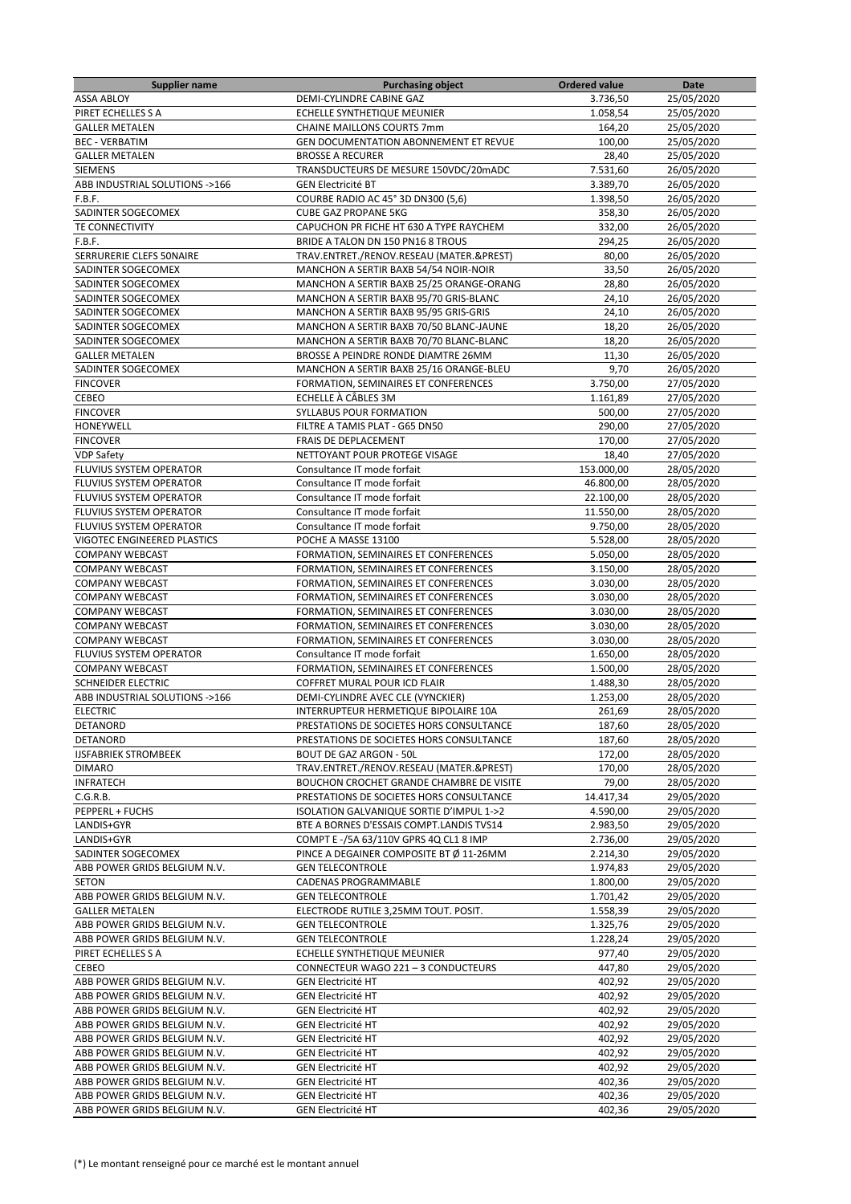| Supplier name | Purchasing object | Ordered value | Date |
|---|---|---|---|
| ASSA ABLOY | DEMI-CYLINDRE CABINE GAZ | 3.736,50 | 25/05/2020 |
| PIRET ECHELLES S A | ECHELLE SYNTHETIQUE MEUNIER | 1.058,54 | 25/05/2020 |
| GALLER METALEN | CHAINE MAILLONS COURTS 7mm | 164,20 | 25/05/2020 |
| BEC - VERBATIM | GEN DOCUMENTATION ABONNEMENT ET REVUE | 100,00 | 25/05/2020 |
| GALLER METALEN | BROSSE A RECURER | 28,40 | 25/05/2020 |
| SIEMENS | TRANSDUCTEURS DE MESURE 150VDC/20mADC | 7.531,60 | 26/05/2020 |
| ABB INDUSTRIAL SOLUTIONS ->166 | GEN Electricité BT | 3.389,70 | 26/05/2020 |
| F.B.F. | COURBE RADIO AC 45° 3D DN300 (5,6) | 1.398,50 | 26/05/2020 |
| SADINTER SOGECOMEX | CUBE GAZ PROPANE 5KG | 358,30 | 26/05/2020 |
| TE CONNECTIVITY | CAPUCHON PR FICHE HT 630 A TYPE RAYCHEM | 332,00 | 26/05/2020 |
| F.B.F. | BRIDE A TALON DN 150 PN16 8 TROUS | 294,25 | 26/05/2020 |
| SERRURERIE CLEFS 50NAIRE | TRAV.ENTRET./RENOV.RESEAU (MATER.&PREST) | 80,00 | 26/05/2020 |
| SADINTER SOGECOMEX | MANCHON A SERTIR BAXB 54/54 NOIR-NOIR | 33,50 | 26/05/2020 |
| SADINTER SOGECOMEX | MANCHON A SERTIR BAXB 25/25 ORANGE-ORANG | 28,80 | 26/05/2020 |
| SADINTER SOGECOMEX | MANCHON A SERTIR BAXB 95/70 GRIS-BLANC | 24,10 | 26/05/2020 |
| SADINTER SOGECOMEX | MANCHON A SERTIR BAXB 95/95 GRIS-GRIS | 24,10 | 26/05/2020 |
| SADINTER SOGECOMEX | MANCHON A SERTIR BAXB 70/50 BLANC-JAUNE | 18,20 | 26/05/2020 |
| SADINTER SOGECOMEX | MANCHON A SERTIR BAXB 70/70 BLANC-BLANC | 18,20 | 26/05/2020 |
| GALLER METALEN | BROSSE A PEINDRE RONDE DIAMTRE 26MM | 11,30 | 26/05/2020 |
| SADINTER SOGECOMEX | MANCHON A SERTIR BAXB 25/16 ORANGE-BLEU | 9,70 | 26/05/2020 |
| FINCOVER | FORMATION, SEMINAIRES ET CONFERENCES | 3.750,00 | 27/05/2020 |
| CEBEO | ECHELLE À CÂBLES 3M | 1.161,89 | 27/05/2020 |
| FINCOVER | SYLLABUS POUR FORMATION | 500,00 | 27/05/2020 |
| HONEYWELL | FILTRE A TAMIS PLAT - G65 DN50 | 290,00 | 27/05/2020 |
| FINCOVER | FRAIS DE DEPLACEMENT | 170,00 | 27/05/2020 |
| VDP Safety | NETTOYANT POUR PROTEGE VISAGE | 18,40 | 27/05/2020 |
| FLUVIUS SYSTEM OPERATOR | Consultance IT mode forfait | 153.000,00 | 28/05/2020 |
| FLUVIUS SYSTEM OPERATOR | Consultance IT mode forfait | 46.800,00 | 28/05/2020 |
| FLUVIUS SYSTEM OPERATOR | Consultance IT mode forfait | 22.100,00 | 28/05/2020 |
| FLUVIUS SYSTEM OPERATOR | Consultance IT mode forfait | 11.550,00 | 28/05/2020 |
| FLUVIUS SYSTEM OPERATOR | Consultance IT mode forfait | 9.750,00 | 28/05/2020 |
| VIGOTEC ENGINEERED PLASTICS | POCHE A MASSE 13100 | 5.528,00 | 28/05/2020 |
| COMPANY WEBCAST | FORMATION, SEMINAIRES ET CONFERENCES | 5.050,00 | 28/05/2020 |
| COMPANY WEBCAST | FORMATION, SEMINAIRES ET CONFERENCES | 3.150,00 | 28/05/2020 |
| COMPANY WEBCAST | FORMATION, SEMINAIRES ET CONFERENCES | 3.030,00 | 28/05/2020 |
| COMPANY WEBCAST | FORMATION, SEMINAIRES ET CONFERENCES | 3.030,00 | 28/05/2020 |
| COMPANY WEBCAST | FORMATION, SEMINAIRES ET CONFERENCES | 3.030,00 | 28/05/2020 |
| COMPANY WEBCAST | FORMATION, SEMINAIRES ET CONFERENCES | 3.030,00 | 28/05/2020 |
| COMPANY WEBCAST | FORMATION, SEMINAIRES ET CONFERENCES | 3.030,00 | 28/05/2020 |
| FLUVIUS SYSTEM OPERATOR | Consultance IT mode forfait | 1.650,00 | 28/05/2020 |
| COMPANY WEBCAST | FORMATION, SEMINAIRES ET CONFERENCES | 1.500,00 | 28/05/2020 |
| SCHNEIDER ELECTRIC | COFFRET MURAL POUR ICD FLAIR | 1.488,30 | 28/05/2020 |
| ABB INDUSTRIAL SOLUTIONS ->166 | DEMI-CYLINDRE AVEC CLE (VYNCKIER) | 1.253,00 | 28/05/2020 |
| ELECTRIC | INTERRUPTEUR HERMETIQUE BIPOLAIRE 10A | 261,69 | 28/05/2020 |
| DETANORD | PRESTATIONS DE SOCIETES HORS CONSULTANCE | 187,60 | 28/05/2020 |
| DETANORD | PRESTATIONS DE SOCIETES HORS CONSULTANCE | 187,60 | 28/05/2020 |
| IJSFABRIEK STROMBEEK | BOUT DE GAZ ARGON - 50L | 172,00 | 28/05/2020 |
| DIMARO | TRAV.ENTRET./RENOV.RESEAU (MATER.&PREST) | 170,00 | 28/05/2020 |
| INFRATECH | BOUCHON CROCHET GRANDE CHAMBRE DE VISITE | 79,00 | 28/05/2020 |
| C.G.R.B. | PRESTATIONS DE SOCIETES HORS CONSULTANCE | 14.417,34 | 29/05/2020 |
| PEPPERL + FUCHS | ISOLATION GALVANIQUE SORTIE D'IMPUL 1->2 | 4.590,00 | 29/05/2020 |
| LANDIS+GYR | BTE A BORNES D'ESSAIS COMPT.LANDIS TVS14 | 2.983,50 | 29/05/2020 |
| LANDIS+GYR | COMPT E -/5A 63/110V GPRS 4Q CL1 8 IMP | 2.736,00 | 29/05/2020 |
| SADINTER SOGECOMEX | PINCE A DEGAINER COMPOSITE BT Ø 11-26MM | 2.214,30 | 29/05/2020 |
| ABB POWER GRIDS BELGIUM N.V. | GEN TELECONTROLE | 1.974,83 | 29/05/2020 |
| SETON | CADENAS PROGRAMMABLE | 1.800,00 | 29/05/2020 |
| ABB POWER GRIDS BELGIUM N.V. | GEN TELECONTROLE | 1.701,42 | 29/05/2020 |
| GALLER METALEN | ELECTRODE RUTILE 3,25MM TOUT. POSIT. | 1.558,39 | 29/05/2020 |
| ABB POWER GRIDS BELGIUM N.V. | GEN TELECONTROLE | 1.325,76 | 29/05/2020 |
| ABB POWER GRIDS BELGIUM N.V. | GEN TELECONTROLE | 1.228,24 | 29/05/2020 |
| PIRET ECHELLES S A | ECHELLE SYNTHETIQUE MEUNIER | 977,40 | 29/05/2020 |
| CEBEO | CONNECTEUR WAGO 221 – 3 CONDUCTEURS | 447,80 | 29/05/2020 |
| ABB POWER GRIDS BELGIUM N.V. | GEN Electricité HT | 402,92 | 29/05/2020 |
| ABB POWER GRIDS BELGIUM N.V. | GEN Electricité HT | 402,92 | 29/05/2020 |
| ABB POWER GRIDS BELGIUM N.V. | GEN Electricité HT | 402,92 | 29/05/2020 |
| ABB POWER GRIDS BELGIUM N.V. | GEN Electricité HT | 402,92 | 29/05/2020 |
| ABB POWER GRIDS BELGIUM N.V. | GEN Electricité HT | 402,92 | 29/05/2020 |
| ABB POWER GRIDS BELGIUM N.V. | GEN Electricité HT | 402,92 | 29/05/2020 |
| ABB POWER GRIDS BELGIUM N.V. | GEN Electricité HT | 402,92 | 29/05/2020 |
| ABB POWER GRIDS BELGIUM N.V. | GEN Electricité HT | 402,36 | 29/05/2020 |
| ABB POWER GRIDS BELGIUM N.V. | GEN Electricité HT | 402,36 | 29/05/2020 |
| ABB POWER GRIDS BELGIUM N.V. | GEN Electricité HT | 402,36 | 29/05/2020 |

(*) Le montant renseigné pour ce marché est le montant annuel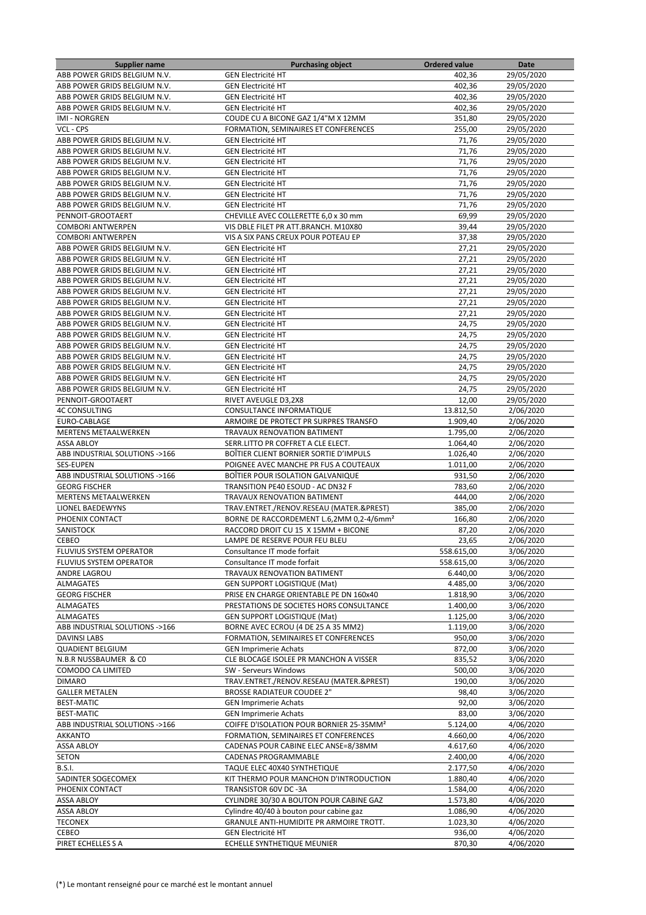| Supplier name | Purchasing object | Ordered value | Date |
|---|---|---|---|
| ABB POWER GRIDS BELGIUM N.V. | GEN Electricité HT | 402,36 | 29/05/2020 |
| ABB POWER GRIDS BELGIUM N.V. | GEN Electricité HT | 402,36 | 29/05/2020 |
| ABB POWER GRIDS BELGIUM N.V. | GEN Electricité HT | 402,36 | 29/05/2020 |
| ABB POWER GRIDS BELGIUM N.V. | GEN Electricité HT | 402,36 | 29/05/2020 |
| IMI - NORGREN | COUDE CU A BICONE GAZ 1/4"M X 12MM | 351,80 | 29/05/2020 |
| VCL - CPS | FORMATION, SEMINAIRES ET CONFERENCES | 255,00 | 29/05/2020 |
| ABB POWER GRIDS BELGIUM N.V. | GEN Electricité HT | 71,76 | 29/05/2020 |
| ABB POWER GRIDS BELGIUM N.V. | GEN Electricité HT | 71,76 | 29/05/2020 |
| ABB POWER GRIDS BELGIUM N.V. | GEN Electricité HT | 71,76 | 29/05/2020 |
| ABB POWER GRIDS BELGIUM N.V. | GEN Electricité HT | 71,76 | 29/05/2020 |
| ABB POWER GRIDS BELGIUM N.V. | GEN Electricité HT | 71,76 | 29/05/2020 |
| ABB POWER GRIDS BELGIUM N.V. | GEN Electricité HT | 71,76 | 29/05/2020 |
| ABB POWER GRIDS BELGIUM N.V. | GEN Electricité HT | 71,76 | 29/05/2020 |
| PENNOIT-GROOTAERT | CHEVILLE AVEC COLLERETTE 6,0 x 30 mm | 69,99 | 29/05/2020 |
| COMBORI ANTWERPEN | VIS DBLE FILET PR ATT.BRANCH. M10X80 | 39,44 | 29/05/2020 |
| COMBORI ANTWERPEN | VIS A SIX PANS CREUX POUR POTEAU EP | 37,38 | 29/05/2020 |
| ABB POWER GRIDS BELGIUM N.V. | GEN Electricité HT | 27,21 | 29/05/2020 |
| ABB POWER GRIDS BELGIUM N.V. | GEN Electricité HT | 27,21 | 29/05/2020 |
| ABB POWER GRIDS BELGIUM N.V. | GEN Electricité HT | 27,21 | 29/05/2020 |
| ABB POWER GRIDS BELGIUM N.V. | GEN Electricité HT | 27,21 | 29/05/2020 |
| ABB POWER GRIDS BELGIUM N.V. | GEN Electricité HT | 27,21 | 29/05/2020 |
| ABB POWER GRIDS BELGIUM N.V. | GEN Electricité HT | 27,21 | 29/05/2020 |
| ABB POWER GRIDS BELGIUM N.V. | GEN Electricité HT | 27,21 | 29/05/2020 |
| ABB POWER GRIDS BELGIUM N.V. | GEN Electricité HT | 24,75 | 29/05/2020 |
| ABB POWER GRIDS BELGIUM N.V. | GEN Electricité HT | 24,75 | 29/05/2020 |
| ABB POWER GRIDS BELGIUM N.V. | GEN Electricité HT | 24,75 | 29/05/2020 |
| ABB POWER GRIDS BELGIUM N.V. | GEN Electricité HT | 24,75 | 29/05/2020 |
| ABB POWER GRIDS BELGIUM N.V. | GEN Electricité HT | 24,75 | 29/05/2020 |
| ABB POWER GRIDS BELGIUM N.V. | GEN Electricité HT | 24,75 | 29/05/2020 |
| ABB POWER GRIDS BELGIUM N.V. | GEN Electricité HT | 24,75 | 29/05/2020 |
| PENNOIT-GROOTAERT | RIVET AVEUGLE D3,2X8 | 12,00 | 29/05/2020 |
| 4C CONSULTING | CONSULTANCE INFORMATIQUE | 13.812,50 | 2/06/2020 |
| EURO-CABLAGE | ARMOIRE DE PROTECT PR SURPRES TRANSFO | 1.909,40 | 2/06/2020 |
| MERTENS METAALWERKEN | TRAVAUX RENOVATION BATIMENT | 1.795,00 | 2/06/2020 |
| ASSA ABLOY | SERR.LITTO PR COFFRET A CLE ELECT. | 1.064,40 | 2/06/2020 |
| ABB INDUSTRIAL SOLUTIONS ->166 | BOÎTIER CLIENT BORNIER SORTIE D'IMPULS | 1.026,40 | 2/06/2020 |
| SES-EUPEN | POIGNEE AVEC MANCHE PR FUS A COUTEAUX | 1.011,00 | 2/06/2020 |
| ABB INDUSTRIAL SOLUTIONS ->166 | BOÎTIER POUR ISOLATION GALVANIQUE | 931,50 | 2/06/2020 |
| GEORG FISCHER | TRANSITION PE40 ESOUD - AC DN32 F | 783,60 | 2/06/2020 |
| MERTENS METAALWERKEN | TRAVAUX RENOVATION BATIMENT | 444,00 | 2/06/2020 |
| LIONEL BAEDEWYNS | TRAV.ENTRET./RENOV.RESEAU (MATER.&PREST) | 385,00 | 2/06/2020 |
| PHOENIX CONTACT | BORNE DE RACCORDEMENT L.6,2MM 0,2-4/6mm² | 166,80 | 2/06/2020 |
| SANISTOCK | RACCORD DROIT CU 15 X 15MM + BICONE | 87,20 | 2/06/2020 |
| CEBEO | LAMPE DE RESERVE POUR FEU BLEU | 23,65 | 2/06/2020 |
| FLUVIUS SYSTEM OPERATOR | Consultance IT mode forfait | 558.615,00 | 3/06/2020 |
| FLUVIUS SYSTEM OPERATOR | Consultance IT mode forfait | 558.615,00 | 3/06/2020 |
| ANDRE LAGROU | TRAVAUX RENOVATION BATIMENT | 6.440,00 | 3/06/2020 |
| ALMAGATES | GEN SUPPORT LOGISTIQUE (Mat) | 4.485,00 | 3/06/2020 |
| GEORG FISCHER | PRISE EN CHARGE ORIENTABLE PE DN 160x40 | 1.818,90 | 3/06/2020 |
| ALMAGATES | PRESTATIONS DE SOCIETES HORS CONSULTANCE | 1.400,00 | 3/06/2020 |
| ALMAGATES | GEN SUPPORT LOGISTIQUE (Mat) | 1.125,00 | 3/06/2020 |
| ABB INDUSTRIAL SOLUTIONS ->166 | BORNE AVEC ECROU (4 DE 25 A 35 MM2) | 1.119,00 | 3/06/2020 |
| DAVINSI LABS | FORMATION, SEMINAIRES ET CONFERENCES | 950,00 | 3/06/2020 |
| QUADIENT BELGIUM | GEN Imprimerie Achats | 872,00 | 3/06/2020 |
| N.B.R NUSSBAUMER & C0 | CLE BLOCAGE ISOLEE PR MANCHON A VISSER | 835,52 | 3/06/2020 |
| COMODO CA LIMITED | SW - Serveurs Windows | 500,00 | 3/06/2020 |
| DIMARO | TRAV.ENTRET./RENOV.RESEAU (MATER.&PREST) | 190,00 | 3/06/2020 |
| GALLER METALEN | BROSSE RADIATEUR COUDEE 2" | 98,40 | 3/06/2020 |
| BEST-MATIC | GEN Imprimerie Achats | 92,00 | 3/06/2020 |
| BEST-MATIC | GEN Imprimerie Achats | 83,00 | 3/06/2020 |
| ABB INDUSTRIAL SOLUTIONS ->166 | COIFFE D'ISOLATION POUR BORNIER 25-35MM² | 5.124,00 | 4/06/2020 |
| AKKANTO | FORMATION, SEMINAIRES ET CONFERENCES | 4.660,00 | 4/06/2020 |
| ASSA ABLOY | CADENAS POUR CABINE ELEC ANSE=8/38MM | 4.617,60 | 4/06/2020 |
| SETON | CADENAS PROGRAMMABLE | 2.400,00 | 4/06/2020 |
| B.S.I. | TAQUE ELEC 40X40 SYNTHETIQUE | 2.177,50 | 4/06/2020 |
| SADINTER SOGECOMEX | KIT THERMO POUR MANCHON D'INTRODUCTION | 1.880,40 | 4/06/2020 |
| PHOENIX CONTACT | TRANSISTOR 60V DC -3A | 1.584,00 | 4/06/2020 |
| ASSA ABLOY | CYLINDRE 30/30 A BOUTON POUR CABINE GAZ | 1.573,80 | 4/06/2020 |
| ASSA ABLOY | Cylindre 40/40 à bouton pour cabine gaz | 1.086,90 | 4/06/2020 |
| TECONEX | GRANULE ANTI-HUMIDITE PR ARMOIRE TROTT. | 1.023,30 | 4/06/2020 |
| CEBEO | GEN Electricité HT | 936,00 | 4/06/2020 |
| PIRET ECHELLES S A | ECHELLE SYNTHETIQUE MEUNIER | 870,30 | 4/06/2020 |

(*) Le montant renseigné pour ce marché est le montant annuel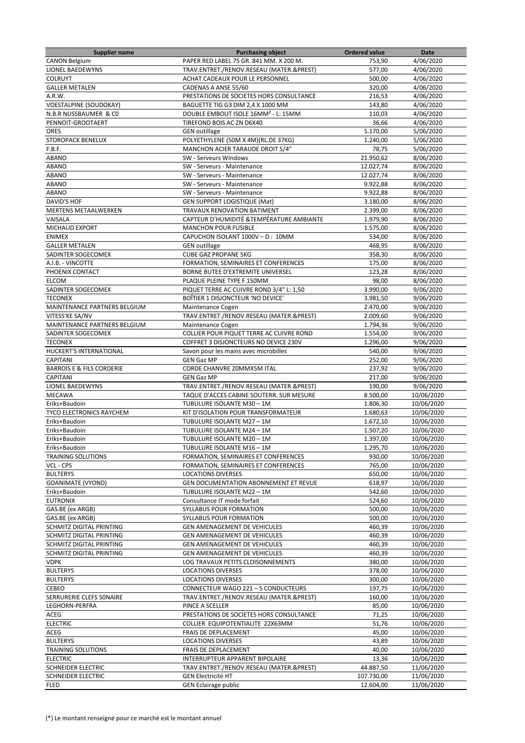| Supplier name | Purchasing object | Ordered value | Date |
|---|---|---|---|
| CANON Belgium | PAPER RED LABEL 75 GR. 841 MM. X 200 M. | 753,90 | 4/06/2020 |
| LIONEL BAEDEWYNS | TRAV.ENTRET./RENOV.RESEAU (MATER.&PREST) | 577,00 | 4/06/2020 |
| COLRUYT | ACHAT CADEAUX POUR LE PERSONNEL | 500,00 | 4/06/2020 |
| GALLER METALEN | CADENAS A ANSE 55/60 | 320,00 | 4/06/2020 |
| A.R.W. | PRESTATIONS DE SOCIETES HORS CONSULTANCE | 216,53 | 4/06/2020 |
| VOESTALPINE (SOUDOKAY) | BAGUETTE TIG G3 DIM 2,4 X 1000 MM | 143,80 | 4/06/2020 |
| N.B.R NUSSBAUMER & CO | DOUBLE EMBOUT ISOLE 16MM² - L: 15MM | 110,03 | 4/06/2020 |
| PENNOIT-GROOTAERT | TIREFOND BOIS AC ZN D6X40 | 36,66 | 4/06/2020 |
| ORES | GEN outillage | 5.170,00 | 5/06/2020 |
| STOROPACK BENELUX | POLYETHYLENE (50M X 4M)(RL.DE 37KG) | 1.240,00 | 5/06/2020 |
| F.B.F. | MANCHON ACIER TARAUDE DROIT 5/4" | 78,75 | 5/06/2020 |
| ABANO | SW - Serveurs Windows | 21.950,62 | 8/06/2020 |
| ABANO | SW - Serveurs - Maintenance | 12.027,74 | 8/06/2020 |
| ABANO | SW - Serveurs - Maintenance | 12.027,74 | 8/06/2020 |
| ABANO | SW - Serveurs - Maintenance | 9.922,88 | 8/06/2020 |
| ABANO | SW - Serveurs - Maintenance | 9.922,88 | 8/06/2020 |
| DAVID'S HOF | GEN SUPPORT LOGISTIQUE (Mat) | 3.180,00 | 8/06/2020 |
| MERTENS METAALWERKEN | TRAVAUX RENOVATION BATIMENT | 2.399,00 | 8/06/2020 |
| VAISALA | CAPTEUR D'HUMIDITÉ &TEMPÉRATURE AMBIANTE | 1.979,90 | 8/06/2020 |
| MICHAUD EXPORT | MANCHON POUR FUSIBLE | 1.575,00 | 8/06/2020 |
| ENIMEX | CAPUCHON ISOLANT 1000V – D : 10MM | 534,00 | 8/06/2020 |
| GALLER METALEN | GEN outillage | 468,95 | 8/06/2020 |
| SADINTER SOGECOMEX | CUBE GAZ PROPANE 5KG | 358,30 | 8/06/2020 |
| A.I.B. - VINCOTTE | FORMATION, SEMINAIRES ET CONFERENCES | 175,00 | 8/06/2020 |
| PHOENIX CONTACT | BORNE BUTEE D'EXTREMITE UNIVERSEL | 123,28 | 8/06/2020 |
| ELCOM | PLAQUE PLEINE TYPE F 150MM | 98,00 | 8/06/2020 |
| SADINTER SOGECOMEX | PIQUET TERRE AC CUIVRE ROND 3/4" L: 1,50 | 3.990,00 | 9/06/2020 |
| TECONEX | BOÎTIER 1 DISJONCTEUR 'NO DEVICE' | 3.981,50 | 9/06/2020 |
| MAINTENANCE PARTNERS BELGIUM | Maintenance Cogen | 2.470,00 | 9/06/2020 |
| VITESS'KE SA/NV | TRAV.ENTRET./RENOV.RESEAU (MATER.&PREST) | 2.009,60 | 9/06/2020 |
| MAINTENANCE PARTNERS BELGIUM | Maintenance Cogen | 1.794,36 | 9/06/2020 |
| SADINTER SOGECOMEX | COLLIER POUR PIQUET TERRE AC CUIVRE ROND | 1.554,00 | 9/06/2020 |
| TECONEX | COFFRET 3 DISJONCTEURS NO DEVICE 230V | 1.296,00 | 9/06/2020 |
| HUCKERT'S INTERNATIONAL | Savon pour les mains avec microbilles | 540,00 | 9/06/2020 |
| CAPITANI | GEN Gaz MP | 252,00 | 9/06/2020 |
| BARROIS E & FILS CORDERIE | CORDE CHANVRE 20MMX5M ITAL | 237,92 | 9/06/2020 |
| CAPITANI | GEN Gaz MP | 217,00 | 9/06/2020 |
| LIONEL BAEDEWYNS | TRAV.ENTRET./RENOV.RESEAU (MATER.&PREST) | 190,00 | 9/06/2020 |
| MECAWA | TAQUE D'ACCES CABINE SOUTERR. SUR MESURE | 8.500,00 | 10/06/2020 |
| Eriks+Baudoin | TUBULURE ISOLANTE M30 – 1M | 1.806,30 | 10/06/2020 |
| TYCO ELECTRONICS RAYCHEM | KIT D'ISOLATION POUR TRANSFORMATEUR | 1.680,63 | 10/06/2020 |
| Eriks+Baudoin | TUBULURE ISOLANTE M27 – 1M | 1.672,10 | 10/06/2020 |
| Eriks+Baudoin | TUBULURE ISOLANTE M24 – 1M | 1.507,20 | 10/06/2020 |
| Eriks+Baudoin | TUBULURE ISOLANTE M20 – 1M | 1.397,00 | 10/06/2020 |
| Eriks+Baudoin | TUBULURE ISOLANTE M16 – 1M | 1.295,70 | 10/06/2020 |
| TRAINING SOLUTIONS | FORMATION, SEMINAIRES ET CONFERENCES | 930,00 | 10/06/2020 |
| VCL - CPS | FORMATION, SEMINAIRES ET CONFERENCES | 765,00 | 10/06/2020 |
| BULTERYS | LOCATIONS DIVERSES | 650,00 | 10/06/2020 |
| GOANIMATE (VYOND) | GEN DOCUMENTATION ABONNEMENT ET REVUE | 618,97 | 10/06/2020 |
| Eriks+Baudoin | TUBULURE ISOLANTE M22 – 1M | 542,60 | 10/06/2020 |
| EUTRONIX | Consultance IT mode forfait | 524,60 | 10/06/2020 |
| GAS.BE (ex ARGB) | SYLLABUS POUR FORMATION | 500,00 | 10/06/2020 |
| GAS.BE (ex ARGB) | SYLLABUS POUR FORMATION | 500,00 | 10/06/2020 |
| SCHMITZ DIGITAL PRINTING | GEN AMENAGEMENT DE VEHICULES | 460,39 | 10/06/2020 |
| SCHMITZ DIGITAL PRINTING | GEN AMENAGEMENT DE VEHICULES | 460,39 | 10/06/2020 |
| SCHMITZ DIGITAL PRINTING | GEN AMENAGEMENT DE VEHICULES | 460,39 | 10/06/2020 |
| SCHMITZ DIGITAL PRINTING | GEN AMENAGEMENT DE VEHICULES | 460,39 | 10/06/2020 |
| VDPK | LOG TRAVAUX PETITS CLOISONNEMENTS | 380,00 | 10/06/2020 |
| BULTERYS | LOCATIONS DIVERSES | 378,00 | 10/06/2020 |
| BULTERYS | LOCATIONS DIVERSES | 300,00 | 10/06/2020 |
| CEBEO | CONNECTEUR WAGO 221 – 5 CONDUCTEURS | 197,75 | 10/06/2020 |
| SERRURERIE CLEFS 50NAIRE | TRAV.ENTRET./RENOV.RESEAU (MATER.&PREST) | 160,00 | 10/06/2020 |
| LEGHORN-PERFRA | PINCE A SCELLER | 85,00 | 10/06/2020 |
| ACEG | PRESTATIONS DE SOCIETES HORS CONSULTANCE | 71,25 | 10/06/2020 |
| ELECTRIC | COLLIER EQUIPOTENTIALITE 22X63MM | 51,76 | 10/06/2020 |
| ACEG | FRAIS DE DEPLACEMENT | 45,00 | 10/06/2020 |
| BULTERYS | LOCATIONS DIVERSES | 43,89 | 10/06/2020 |
| TRAINING SOLUTIONS | FRAIS DE DEPLACEMENT | 40,00 | 10/06/2020 |
| ELECTRIC | INTERRUPTEUR APPARENT BIPOLAIRE | 13,36 | 10/06/2020 |
| SCHNEIDER ELECTRIC | TRAV.ENTRET./RENOV.RESEAU (MATER.&PREST) | 44.887,50 | 11/06/2020 |
| SCHNEIDER ELECTRIC | GEN Electricité HT | 107.730,00 | 11/06/2020 |
| FLED | GEN Eclairage public | 12.604,00 | 11/06/2020 |

(*) Le montant renseigné pour ce marché est le montant annuel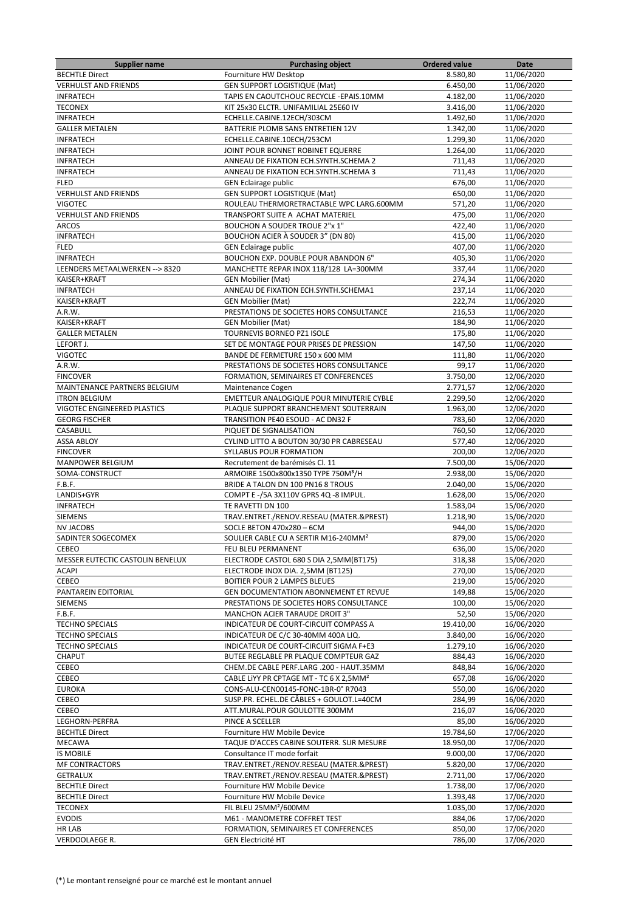| Supplier name | Purchasing object | Ordered value | Date |
|---|---|---|---|
| BECHTLE Direct | Fourniture HW Desktop | 8.580,80 | 11/06/2020 |
| VERHULST AND FRIENDS | GEN SUPPORT LOGISTIQUE (Mat) | 6.450,00 | 11/06/2020 |
| INFRATECH | TAPIS EN CAOUTCHOUC RECYCLE -EPAIS.10MM | 4.182,00 | 11/06/2020 |
| TECONEX | KIT 25x30 ELCTR. UNIFAMILIAL 25E60 IV | 3.416,00 | 11/06/2020 |
| INFRATECH | ECHELLE.CABINE.12ECH/303CM | 1.492,60 | 11/06/2020 |
| GALLER METALEN | BATTERIE PLOMB SANS ENTRETIEN 12V | 1.342,00 | 11/06/2020 |
| INFRATECH | ECHELLE.CABINE.10ECH/253CM | 1.299,30 | 11/06/2020 |
| INFRATECH | JOINT POUR BONNET ROBINET EQUERRE | 1.264,00 | 11/06/2020 |
| INFRATECH | ANNEAU DE FIXATION ECH.SYNTH.SCHEMA 2 | 711,43 | 11/06/2020 |
| INFRATECH | ANNEAU DE FIXATION ECH.SYNTH.SCHEMA 3 | 711,43 | 11/06/2020 |
| FLED | GEN Eclairage public | 676,00 | 11/06/2020 |
| VERHULST AND FRIENDS | GEN SUPPORT LOGISTIQUE (Mat) | 650,00 | 11/06/2020 |
| VIGOTEC | ROULEAU THERMORETRACTABLE WPC LARG.600MM | 571,20 | 11/06/2020 |
| VERHULST AND FRIENDS | TRANSPORT SUITE A ACHAT MATERIEL | 475,00 | 11/06/2020 |
| ARCOS | BOUCHON A SOUDER TROUE 2"x 1" | 422,40 | 11/06/2020 |
| INFRATECH | BOUCHON ACIER À SOUDER 3" (DN 80) | 415,00 | 11/06/2020 |
| FLED | GEN Eclairage public | 407,00 | 11/06/2020 |
| INFRATECH | BOUCHON EXP. DOUBLE POUR ABANDON 6" | 405,30 | 11/06/2020 |
| LEENDERS METAALWERKEN --> 8320 | MANCHETTE REPAR INOX 118/128 LA=300MM | 337,44 | 11/06/2020 |
| KAISER+KRAFT | GEN Mobilier (Mat) | 274,34 | 11/06/2020 |
| INFRATECH | ANNEAU DE FIXATION ECH.SYNTH.SCHEMA1 | 237,14 | 11/06/2020 |
| KAISER+KRAFT | GEN Mobilier (Mat) | 222,74 | 11/06/2020 |
| A.R.W. | PRESTATIONS DE SOCIETES HORS CONSULTANCE | 216,53 | 11/06/2020 |
| KAISER+KRAFT | GEN Mobilier (Mat) | 184,90 | 11/06/2020 |
| GALLER METALEN | TOURNEVIS BORNEO PZ1 ISOLE | 175,80 | 11/06/2020 |
| LEFORT J. | SET DE MONTAGE POUR PRISES DE PRESSION | 147,50 | 11/06/2020 |
| VIGOTEC | BANDE DE FERMETURE 150 x 600 MM | 111,80 | 11/06/2020 |
| A.R.W. | PRESTATIONS DE SOCIETES HORS CONSULTANCE | 99,17 | 11/06/2020 |
| FINCOVER | FORMATION, SEMINAIRES ET CONFERENCES | 3.750,00 | 12/06/2020 |
| MAINTENANCE PARTNERS BELGIUM | Maintenance Cogen | 2.771,57 | 12/06/2020 |
| ITRON BELGIUM | EMETTEUR ANALOGIQUE POUR MINUTERIE CYBLE | 2.299,50 | 12/06/2020 |
| VIGOTEC ENGINEERED PLASTICS | PLAQUE SUPPORT BRANCHEMENT SOUTERRAIN | 1.963,00 | 12/06/2020 |
| GEORG FISCHER | TRANSITION PE40 ESOUD - AC DN32 F | 783,60 | 12/06/2020 |
| CASABULL | PIQUET DE SIGNALISATION | 760,50 | 12/06/2020 |
| ASSA ABLOY | CYLIND LITTO A BOUTON 30/30 PR CABRESEAU | 577,40 | 12/06/2020 |
| FINCOVER | SYLLABUS POUR FORMATION | 200,00 | 12/06/2020 |
| MANPOWER BELGIUM | Recrutement de barémisés Cl. 11 | 7.500,00 | 15/06/2020 |
| SOMA-CONSTRUCT | ARMOIRE 1500x800x1350 TYPE 750M³/H | 2.938,00 | 15/06/2020 |
| F.B.F. | BRIDE A TALON DN 100 PN16 8 TROUS | 2.040,00 | 15/06/2020 |
| LANDIS+GYR | COMPT E -/5A 3X110V GPRS 4Q -8 IMPUL. | 1.628,00 | 15/06/2020 |
| INFRATECH | TE RAVETTI DN 100 | 1.583,04 | 15/06/2020 |
| SIEMENS | TRAV.ENTRET./RENOV.RESEAU (MATER.&PREST) | 1.218,90 | 15/06/2020 |
| NV JACOBS | SOCLE BETON 470x280 – 6CM | 944,00 | 15/06/2020 |
| SADINTER SOGECOMEX | SOULIER CABLE CU A SERTIR M16-240MM² | 879,00 | 15/06/2020 |
| CEBEO | FEU BLEU PERMANENT | 636,00 | 15/06/2020 |
| MESSER EUTECTIC CASTOLIN BENELUX | ELECTRODE CASTOL 680 S DIA 2,5MM(BT175) | 318,38 | 15/06/2020 |
| ACAPI | ELECTRODE INOX DIA. 2,5MM (BT125) | 270,00 | 15/06/2020 |
| CEBEO | BOITIER POUR 2 LAMPES BLEUES | 219,00 | 15/06/2020 |
| PANTAREIN EDITORIAL | GEN DOCUMENTATION ABONNEMENT ET REVUE | 149,88 | 15/06/2020 |
| SIEMENS | PRESTATIONS DE SOCIETES HORS CONSULTANCE | 100,00 | 15/06/2020 |
| F.B.F. | MANCHON ACIER TARAUDE DROIT 3" | 52,50 | 15/06/2020 |
| TECHNO SPECIALS | INDICATEUR DE COURT-CIRCUIT COMPASS A | 19.410,00 | 16/06/2020 |
| TECHNO SPECIALS | INDICATEUR DE C/C 30-40MM 400A LIQ. | 3.840,00 | 16/06/2020 |
| TECHNO SPECIALS | INDICATEUR DE COURT-CIRCUIT SIGMA F+E3 | 1.279,10 | 16/06/2020 |
| CHAPUT | BUTEE REGLABLE PR PLAQUE COMPTEUR GAZ | 884,43 | 16/06/2020 |
| CEBEO | CHEM.DE CABLE PERF.LARG .200 - HAUT.35MM | 848,84 | 16/06/2020 |
| CEBEO | CABLE LiYY PR CPTAGE MT - TC 6 X 2,5MM² | 657,08 | 16/06/2020 |
| EUROKA | CONS-ALU-CEN00145-FONC-1BR-0° R7043 | 550,00 | 16/06/2020 |
| CEBEO | SUSP.PR. ECHEL.DE CÂBLES + GOULOT.L=40CM | 284,99 | 16/06/2020 |
| CEBEO | ATT.MURAL.POUR GOULOTTE 300MM | 216,07 | 16/06/2020 |
| LEGHORN-PERFRA | PINCE A SCELLER | 85,00 | 16/06/2020 |
| BECHTLE Direct | Fourniture HW Mobile Device | 19.784,60 | 17/06/2020 |
| MECAWA | TAQUE D'ACCES CABINE SOUTERR. SUR MESURE | 18.950,00 | 17/06/2020 |
| IS MOBILE | Consultance IT mode forfait | 9.000,00 | 17/06/2020 |
| MF CONTRACTORS | TRAV.ENTRET./RENOV.RESEAU (MATER.&PREST) | 5.820,00 | 17/06/2020 |
| GETRALUX | TRAV.ENTRET./RENOV.RESEAU (MATER.&PREST) | 2.711,00 | 17/06/2020 |
| BECHTLE Direct | Fourniture HW Mobile Device | 1.738,00 | 17/06/2020 |
| BECHTLE Direct | Fourniture HW Mobile Device | 1.393,48 | 17/06/2020 |
| TECONEX | FIL BLEU 25MM²/600MM | 1.035,00 | 17/06/2020 |
| EVODIS | M61 - MANOMETRE COFFRET TEST | 884,06 | 17/06/2020 |
| HR LAB | FORMATION, SEMINAIRES ET CONFERENCES | 850,00 | 17/06/2020 |
| VERDOOLAEGE R. | GEN Electricité HT | 786,00 | 17/06/2020 |

(*) Le montant renseigné pour ce marché est le montant annuel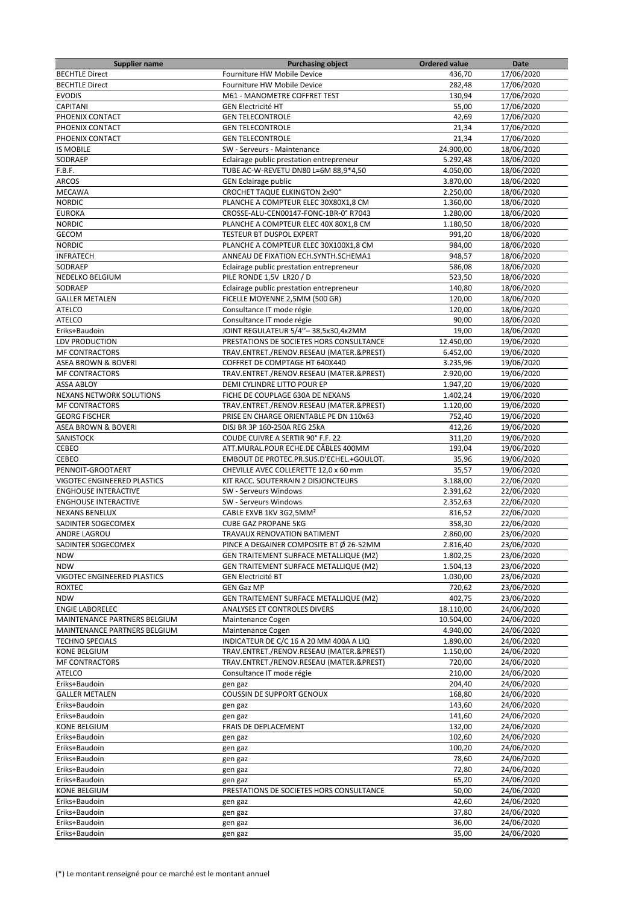| Supplier name | Purchasing object | Ordered value | Date |
|---|---|---|---|
| BECHTLE Direct | Fourniture HW Mobile Device | 436,70 | 17/06/2020 |
| BECHTLE Direct | Fourniture HW Mobile Device | 282,48 | 17/06/2020 |
| EVODIS | M61 - MANOMETRE COFFRET TEST | 130,94 | 17/06/2020 |
| CAPITANI | GEN Electricité HT | 55,00 | 17/06/2020 |
| PHOENIX CONTACT | GEN TELECONTROLE | 42,69 | 17/06/2020 |
| PHOENIX CONTACT | GEN TELECONTROLE | 21,34 | 17/06/2020 |
| PHOENIX CONTACT | GEN TELECONTROLE | 21,34 | 17/06/2020 |
| IS MOBILE | SW - Serveurs - Maintenance | 24.900,00 | 18/06/2020 |
| SODRAEP | Eclairage public prestation entrepreneur | 5.292,48 | 18/06/2020 |
| F.B.F. | TUBE AC-W-REVETU DN80 L=6M 88,9*4,50 | 4.050,00 | 18/06/2020 |
| ARCOS | GEN Eclairage public | 3.870,00 | 18/06/2020 |
| MECAWA | CROCHET TAQUE ELKINGTON 2x90° | 2.250,00 | 18/06/2020 |
| NORDIC | PLANCHE A COMPTEUR ELEC 30X80X1,8 CM | 1.360,00 | 18/06/2020 |
| EUROKA | CROSSE-ALU-CEN00147-FONC-1BR-0° R7043 | 1.280,00 | 18/06/2020 |
| NORDIC | PLANCHE A COMPTEUR ELEC 40X 80X1,8 CM | 1.180,50 | 18/06/2020 |
| GECOM | TESTEUR BT DUSPOL EXPERT | 991,20 | 18/06/2020 |
| NORDIC | PLANCHE A COMPTEUR ELEC 30X100X1,8 CM | 984,00 | 18/06/2020 |
| INFRATECH | ANNEAU DE FIXATION ECH.SYNTH.SCHEMA1 | 948,57 | 18/06/2020 |
| SODRAEP | Eclairage public prestation entrepreneur | 586,08 | 18/06/2020 |
| NEDELKO BELGIUM | PILE RONDE 1,5V LR20 / D | 523,50 | 18/06/2020 |
| SODRAEP | Eclairage public prestation entrepreneur | 140,80 | 18/06/2020 |
| GALLER METALEN | FICELLE MOYENNE 2,5MM (500 GR) | 120,00 | 18/06/2020 |
| ATELCO | Consultance IT mode régie | 120,00 | 18/06/2020 |
| ATELCO | Consultance IT mode régie | 90,00 | 18/06/2020 |
| Eriks+Baudoin | JOINT REGULATEUR 5/4''– 38,5x30,4x2MM | 19,00 | 18/06/2020 |
| LDV PRODUCTION | PRESTATIONS DE SOCIETES HORS CONSULTANCE | 12.450,00 | 19/06/2020 |
| MF CONTRACTORS | TRAV.ENTRET./RENOV.RESEAU (MATER.&PREST) | 6.452,00 | 19/06/2020 |
| ASEA BROWN & BOVERI | COFFRET DE COMPTAGE HT 640X440 | 3.235,96 | 19/06/2020 |
| MF CONTRACTORS | TRAV.ENTRET./RENOV.RESEAU (MATER.&PREST) | 2.920,00 | 19/06/2020 |
| ASSA ABLOY | DEMI CYLINDRE LITTO POUR EP | 1.947,20 | 19/06/2020 |
| NEXANS NETWORK SOLUTIONS | FICHE DE COUPLAGE 630A DE NEXANS | 1.402,24 | 19/06/2020 |
| MF CONTRACTORS | TRAV.ENTRET./RENOV.RESEAU (MATER.&PREST) | 1.120,00 | 19/06/2020 |
| GEORG FISCHER | PRISE EN CHARGE ORIENTABLE PE DN 110x63 | 752,40 | 19/06/2020 |
| ASEA BROWN & BOVERI | DISJ BR 3P 160-250A REG 25kA | 412,26 | 19/06/2020 |
| SANISTOCK | COUDE CUIVRE A SERTIR 90° F.F. 22 | 311,20 | 19/06/2020 |
| CEBEO | ATT.MURAL.POUR ECHE.DE CÂBLES 400MM | 193,04 | 19/06/2020 |
| CEBEO | EMBOUT DE PROTEC.PR.SUS.D'ECHEL.+GOULOT. | 35,96 | 19/06/2020 |
| PENNOIT-GROOTAERT | CHEVILLE AVEC COLLERETTE 12,0 x 60 mm | 35,57 | 19/06/2020 |
| VIGOTEC ENGINEERED PLASTICS | KIT RACC. SOUTERRAIN 2 DISJONCTEURS | 3.188,00 | 22/06/2020 |
| ENGHOUSE INTERACTIVE | SW - Serveurs Windows | 2.391,62 | 22/06/2020 |
| ENGHOUSE INTERACTIVE | SW - Serveurs Windows | 2.352,63 | 22/06/2020 |
| NEXANS BENELUX | CABLE EXVB 1KV 3G2,5MM² | 816,52 | 22/06/2020 |
| SADINTER SOGECOMEX | CUBE GAZ PROPANE 5KG | 358,30 | 22/06/2020 |
| ANDRE LAGROU | TRAVAUX RENOVATION BATIMENT | 2.860,00 | 23/06/2020 |
| SADINTER SOGECOMEX | PINCE A DEGAINER COMPOSITE BT Ø 26-52MM | 2.816,40 | 23/06/2020 |
| NDW | GEN TRAITEMENT SURFACE METALLIQUE (M2) | 1.802,25 | 23/06/2020 |
| NDW | GEN TRAITEMENT SURFACE METALLIQUE (M2) | 1.504,13 | 23/06/2020 |
| VIGOTEC ENGINEERED PLASTICS | GEN Electricité BT | 1.030,00 | 23/06/2020 |
| ROXTEC | GEN Gaz MP | 720,62 | 23/06/2020 |
| NDW | GEN TRAITEMENT SURFACE METALLIQUE (M2) | 402,75 | 23/06/2020 |
| ENGIE LABORELEC | ANALYSES ET CONTROLES DIVERS | 18.110,00 | 24/06/2020 |
| MAINTENANCE PARTNERS BELGIUM | Maintenance Cogen | 10.504,00 | 24/06/2020 |
| MAINTENANCE PARTNERS BELGIUM | Maintenance Cogen | 4.940,00 | 24/06/2020 |
| TECHNO SPECIALS | INDICATEUR DE C/C 16 A 20 MM 400A A LIQ | 1.890,00 | 24/06/2020 |
| KONE BELGIUM | TRAV.ENTRET./RENOV.RESEAU (MATER.&PREST) | 1.150,00 | 24/06/2020 |
| MF CONTRACTORS | TRAV.ENTRET./RENOV.RESEAU (MATER.&PREST) | 720,00 | 24/06/2020 |
| ATELCO | Consultance IT mode régie | 210,00 | 24/06/2020 |
| Eriks+Baudoin | gen gaz | 204,40 | 24/06/2020 |
| GALLER METALEN | COUSSIN DE SUPPORT GENOUX | 168,80 | 24/06/2020 |
| Eriks+Baudoin | gen gaz | 143,60 | 24/06/2020 |
| Eriks+Baudoin | gen gaz | 141,60 | 24/06/2020 |
| KONE BELGIUM | FRAIS DE DEPLACEMENT | 132,00 | 24/06/2020 |
| Eriks+Baudoin | gen gaz | 102,60 | 24/06/2020 |
| Eriks+Baudoin | gen gaz | 100,20 | 24/06/2020 |
| Eriks+Baudoin | gen gaz | 78,60 | 24/06/2020 |
| Eriks+Baudoin | gen gaz | 72,80 | 24/06/2020 |
| Eriks+Baudoin | gen gaz | 65,20 | 24/06/2020 |
| KONE BELGIUM | PRESTATIONS DE SOCIETES HORS CONSULTANCE | 50,00 | 24/06/2020 |
| Eriks+Baudoin | gen gaz | 42,60 | 24/06/2020 |
| Eriks+Baudoin | gen gaz | 37,80 | 24/06/2020 |
| Eriks+Baudoin | gen gaz | 36,00 | 24/06/2020 |
| Eriks+Baudoin | gen gaz | 35,00 | 24/06/2020 |

(*) Le montant renseigné pour ce marché est le montant annuel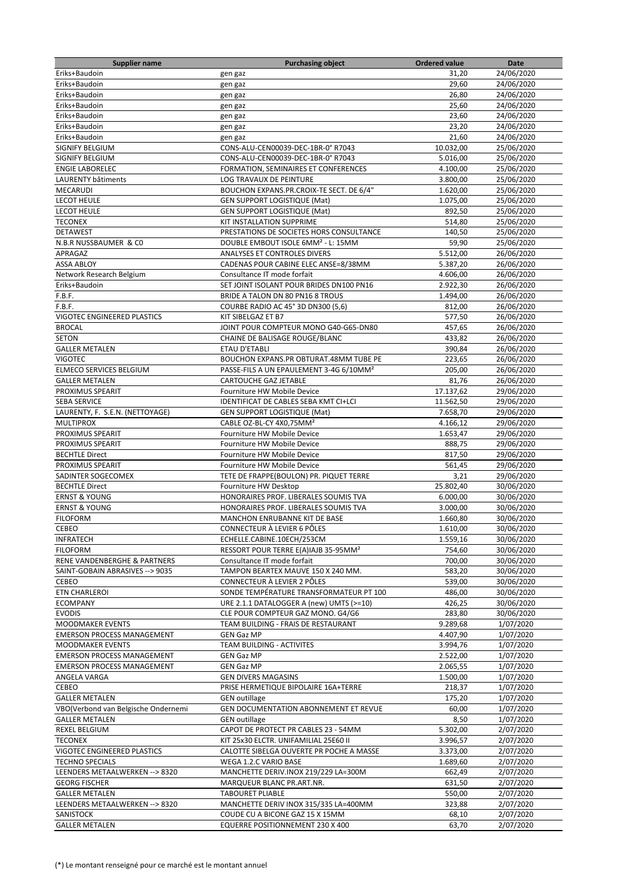| Supplier name | Purchasing object | Ordered value | Date |
|---|---|---|---|
| Eriks+Baudoin | gen gaz | 31,20 | 24/06/2020 |
| Eriks+Baudoin | gen gaz | 29,60 | 24/06/2020 |
| Eriks+Baudoin | gen gaz | 26,80 | 24/06/2020 |
| Eriks+Baudoin | gen gaz | 25,60 | 24/06/2020 |
| Eriks+Baudoin | gen gaz | 23,60 | 24/06/2020 |
| Eriks+Baudoin | gen gaz | 23,20 | 24/06/2020 |
| Eriks+Baudoin | gen gaz | 21,60 | 24/06/2020 |
| SIGNIFY BELGIUM | CONS-ALU-CEN00039-DEC-1BR-0° R7043 | 10.032,00 | 25/06/2020 |
| SIGNIFY BELGIUM | CONS-ALU-CEN00039-DEC-1BR-0° R7043 | 5.016,00 | 25/06/2020 |
| ENGIE LABORELEC | FORMATION, SEMINAIRES ET CONFERENCES | 4.100,00 | 25/06/2020 |
| LAURENTY bâtiments | LOG TRAVAUX DE PEINTURE | 3.800,00 | 25/06/2020 |
| MECARUDI | BOUCHON EXPANS.PR.CROIX-TE SECT. DE 6/4" | 1.620,00 | 25/06/2020 |
| LECOT HEULE | GEN SUPPORT LOGISTIQUE (Mat) | 1.075,00 | 25/06/2020 |
| LECOT HEULE | GEN SUPPORT LOGISTIQUE (Mat) | 892,50 | 25/06/2020 |
| TECONEX | KIT INSTALLATION SUPPRIME | 514,80 | 25/06/2020 |
| DETAWEST | PRESTATIONS DE SOCIETES HORS CONSULTANCE | 140,50 | 25/06/2020 |
| N.B.R NUSSBAUMER & C0 | DOUBLE EMBOUT ISOLE 6MM² - L: 15MM | 59,90 | 25/06/2020 |
| APRAGAZ | ANALYSES ET CONTROLES DIVERS | 5.512,00 | 26/06/2020 |
| ASSA ABLOY | CADENAS POUR CABINE ELEC ANSE=8/38MM | 5.387,20 | 26/06/2020 |
| Network Research Belgium | Consultance IT mode forfait | 4.606,00 | 26/06/2020 |
| Eriks+Baudoin | SET JOINT ISOLANT POUR BRIDES DN100 PN16 | 2.922,30 | 26/06/2020 |
| F.B.F. | BRIDE A TALON DN 80 PN16 8 TROUS | 1.494,00 | 26/06/2020 |
| F.B.F. | COURBE RADIO AC 45° 3D DN300 (5,6) | 812,00 | 26/06/2020 |
| VIGOTEC ENGINEERED PLASTICS | KIT SIBELGAZ ET B7 | 577,50 | 26/06/2020 |
| BROCAL | JOINT POUR COMPTEUR MONO G40-G65-DN80 | 457,65 | 26/06/2020 |
| SETON | CHAINE DE BALISAGE ROUGE/BLANC | 433,82 | 26/06/2020 |
| GALLER METALEN | ETAU D'ETABLI | 390,84 | 26/06/2020 |
| VIGOTEC | BOUCHON EXPANS.PR OBTURAT.48MM TUBE PE | 223,65 | 26/06/2020 |
| ELMECO SERVICES BELGIUM | PASSE-FILS A UN EPAULEMENT 3-4G 6/10MM² | 205,00 | 26/06/2020 |
| GALLER METALEN | CARTOUCHE GAZ JETABLE | 81,76 | 26/06/2020 |
| PROXIMUS SPEARIT | Fourniture HW Mobile Device | 17.137,62 | 29/06/2020 |
| SEBA SERVICE | IDENTIFICAT DE CABLES SEBA KMT CI+LCI | 11.562,50 | 29/06/2020 |
| LAURENTY, F. S.E.N. (NETTOYAGE) | GEN SUPPORT LOGISTIQUE (Mat) | 7.658,70 | 29/06/2020 |
| MULTIPROX | CABLE OZ-BL-CY 4X0,75MM² | 4.166,12 | 29/06/2020 |
| PROXIMUS SPEARIT | Fourniture HW Mobile Device | 1.653,47 | 29/06/2020 |
| PROXIMUS SPEARIT | Fourniture HW Mobile Device | 888,75 | 29/06/2020 |
| BECHTLE Direct | Fourniture HW Mobile Device | 817,50 | 29/06/2020 |
| PROXIMUS SPEARIT | Fourniture HW Mobile Device | 561,45 | 29/06/2020 |
| SADINTER SOGECOMEX | TETE DE FRAPPE(BOULON) PR. PIQUET TERRE | 3,21 | 29/06/2020 |
| BECHTLE Direct | Fourniture HW Desktop | 25.802,40 | 30/06/2020 |
| ERNST & YOUNG | HONORAIRES PROF. LIBERALES SOUMIS TVA | 6.000,00 | 30/06/2020 |
| ERNST & YOUNG | HONORAIRES PROF. LIBERALES SOUMIS TVA | 3.000,00 | 30/06/2020 |
| FILOFORM | MANCHON ENRUBANNE KIT DE BASE | 1.660,80 | 30/06/2020 |
| CEBEO | CONNECTEUR À LEVIER 6 PÔLES | 1.610,00 | 30/06/2020 |
| INFRATECH | ECHELLE.CABINE.10ECH/253CM | 1.559,16 | 30/06/2020 |
| FILOFORM | RESSORT POUR TERRE E(A)IAJB 35-95MM² | 754,60 | 30/06/2020 |
| RENE VANDENBERGHE & PARTNERS | Consultance IT mode forfait | 700,00 | 30/06/2020 |
| SAINT-GOBAIN ABRASIVES --> 9035 | TAMPON BEARTEX MAUVE 150 X 240 MM. | 583,20 | 30/06/2020 |
| CEBEO | CONNECTEUR À LEVIER 2 PÔLES | 539,00 | 30/06/2020 |
| ETN CHARLEROI | SONDE TEMPÉRATURE TRANSFORMATEUR PT 100 | 486,00 | 30/06/2020 |
| ECOMPANY | URE 2.1.1 DATALOGGER A (new) UMTS (>=10) | 426,25 | 30/06/2020 |
| EVODIS | CLE POUR COMPTEUR GAZ MONO. G4/G6 | 283,80 | 30/06/2020 |
| MOODMAKER EVENTS | TEAM BUILDING - FRAIS DE RESTAURANT | 9.289,68 | 1/07/2020 |
| EMERSON PROCESS MANAGEMENT | GEN Gaz MP | 4.407,90 | 1/07/2020 |
| MOODMAKER EVENTS | TEAM BUILDING - ACTIVITES | 3.994,76 | 1/07/2020 |
| EMERSON PROCESS MANAGEMENT | GEN Gaz MP | 2.522,00 | 1/07/2020 |
| EMERSON PROCESS MANAGEMENT | GEN Gaz MP | 2.065,55 | 1/07/2020 |
| ANGELA VARGA | GEN DIVERS MAGASINS | 1.500,00 | 1/07/2020 |
| CEBEO | PRISE HERMETIQUE BIPOLAIRE 16A+TERRE | 218,37 | 1/07/2020 |
| GALLER METALEN | GEN outillage | 175,20 | 1/07/2020 |
| VBO(Verbond van Belgische Ondernemi | GEN DOCUMENTATION ABONNEMENT ET REVUE | 60,00 | 1/07/2020 |
| GALLER METALEN | GEN outillage | 8,50 | 1/07/2020 |
| REXEL BELGIUM | CAPOT DE PROTECT PR CABLES 23 - 54MM | 5.302,00 | 2/07/2020 |
| TECONEX | KIT 25x30 ELCTR. UNIFAMILIAL 25E60 II | 3.996,57 | 2/07/2020 |
| VIGOTEC ENGINEERED PLASTICS | CALOTTE SIBELGA OUVERTE PR POCHE A MASSE | 3.373,00 | 2/07/2020 |
| TECHNO SPECIALS | WEGA 1.2.C VARIO BASE | 1.689,60 | 2/07/2020 |
| LEENDERS METAALWERKEN --> 8320 | MANCHETTE DERIV.INOX 219/229 LA=300M | 662,49 | 2/07/2020 |
| GEORG FISCHER | MARQUEUR BLANC PR.ART.NR. | 631,50 | 2/07/2020 |
| GALLER METALEN | TABOURET PLIABLE | 550,00 | 2/07/2020 |
| LEENDERS METAALWERKEN --> 8320 | MANCHETTE DERIV INOX 315/335 LA=400MM | 323,88 | 2/07/2020 |
| SANISTOCK | COUDE CU A BICONE GAZ 15 X 15MM | 68,10 | 2/07/2020 |
| GALLER METALEN | EQUERRE POSITIONNEMENT 230 X 400 | 63,70 | 2/07/2020 |

(*) Le montant renseigné pour ce marché est le montant annuel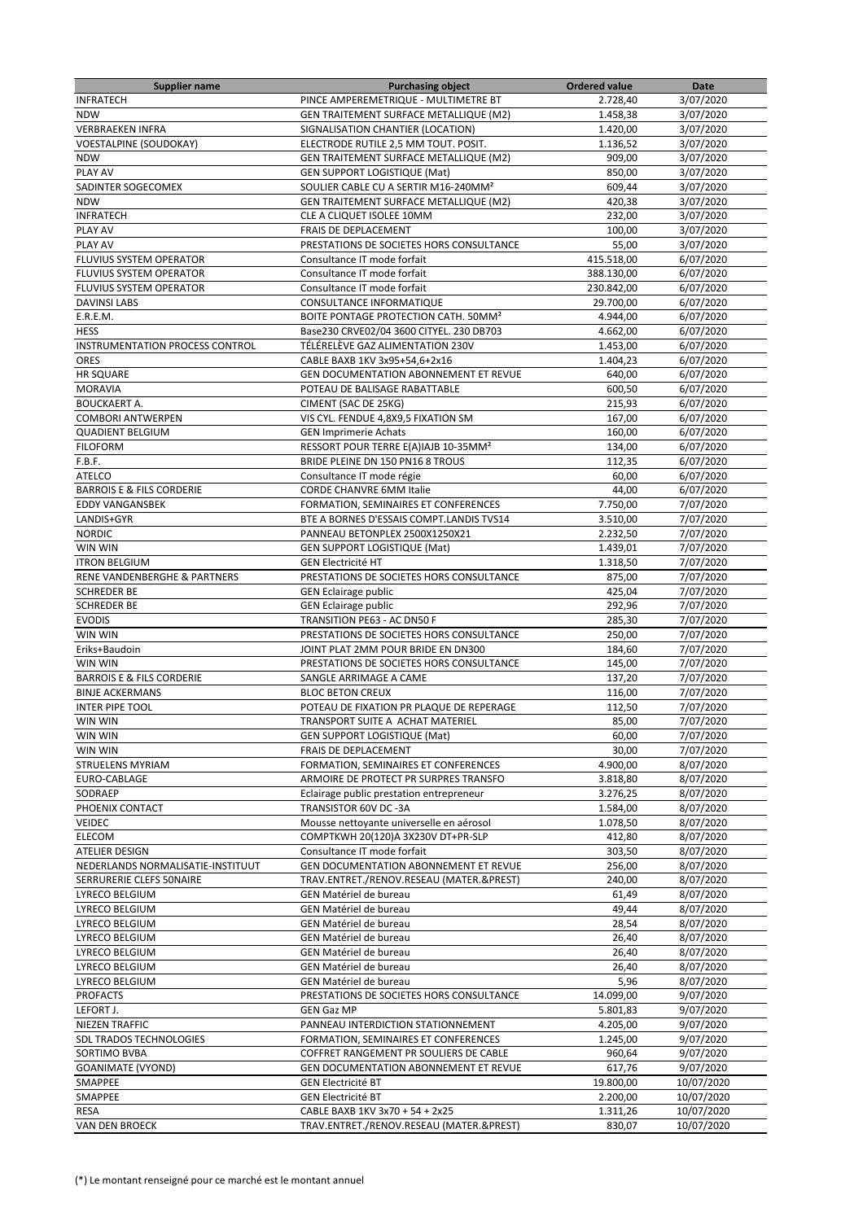| Supplier name | Purchasing object | Ordered value | Date |
| --- | --- | --- | --- |
| INFRATECH | PINCE AMPEREMETRIQUE - MULTIMETRE BT | 2.728,40 | 3/07/2020 |
| NDW | GEN TRAITEMENT SURFACE METALLIQUE (M2) | 1.458,38 | 3/07/2020 |
| VERBRAEKEN INFRA | SIGNALISATION CHANTIER (LOCATION) | 1.420,00 | 3/07/2020 |
| VOESTALPINE (SOUDOKAY) | ELECTRODE RUTILE 2,5 MM TOUT. POSIT. | 1.136,52 | 3/07/2020 |
| NDW | GEN TRAITEMENT SURFACE METALLIQUE (M2) | 909,00 | 3/07/2020 |
| PLAY AV | GEN SUPPORT LOGISTIQUE (Mat) | 850,00 | 3/07/2020 |
| SADINTER SOGECOMEX | SOULIER CABLE CU A SERTIR M16-240MM² | 609,44 | 3/07/2020 |
| NDW | GEN TRAITEMENT SURFACE METALLIQUE (M2) | 420,38 | 3/07/2020 |
| INFRATECH | CLE A CLIQUET ISOLEE 10MM | 232,00 | 3/07/2020 |
| PLAY AV | FRAIS DE DEPLACEMENT | 100,00 | 3/07/2020 |
| PLAY AV | PRESTATIONS DE SOCIETES HORS CONSULTANCE | 55,00 | 3/07/2020 |
| FLUVIUS SYSTEM OPERATOR | Consultance IT mode forfait | 415.518,00 | 6/07/2020 |
| FLUVIUS SYSTEM OPERATOR | Consultance IT mode forfait | 388.130,00 | 6/07/2020 |
| FLUVIUS SYSTEM OPERATOR | Consultance IT mode forfait | 230.842,00 | 6/07/2020 |
| DAVINSI LABS | CONSULTANCE INFORMATIQUE | 29.700,00 | 6/07/2020 |
| E.R.E.M. | BOITE PONTAGE PROTECTION CATH. 50MM² | 4.944,00 | 6/07/2020 |
| HESS | Base230 CRVE02/04 3600 CITYEL. 230 DB703 | 4.662,00 | 6/07/2020 |
| INSTRUMENTATION PROCESS CONTROL | TÉLÉRELÈVE GAZ ALIMENTATION 230V | 1.453,00 | 6/07/2020 |
| ORES | CABLE BAXB 1KV 3x95+54,6+2x16 | 1.404,23 | 6/07/2020 |
| HR SQUARE | GEN DOCUMENTATION ABONNEMENT ET REVUE | 640,00 | 6/07/2020 |
| MORAVIA | POTEAU DE BALISAGE RABATTABLE | 600,50 | 6/07/2020 |
| BOUCKAERT A. | CIMENT (SAC DE 25KG) | 215,93 | 6/07/2020 |
| COMBORI ANTWERPEN | VIS CYL. FENDUE 4,8X9,5 FIXATION SM | 167,00 | 6/07/2020 |
| QUADIENT BELGIUM | GEN Imprimerie Achats | 160,00 | 6/07/2020 |
| FILOFORM | RESSORT POUR TERRE E(A)IAJB 10-35MM² | 134,00 | 6/07/2020 |
| F.B.F. | BRIDE PLEINE DN 150 PN16 8 TROUS | 112,35 | 6/07/2020 |
| ATELCO | Consultance IT mode régie | 60,00 | 6/07/2020 |
| BARROIS E & FILS CORDERIE | CORDE CHANVRE 6MM Italie | 44,00 | 6/07/2020 |
| EDDY VANGANSBEK | FORMATION, SEMINAIRES ET CONFERENCES | 7.750,00 | 7/07/2020 |
| LANDIS+GYR | BTE A BORNES D'ESSAIS COMPT.LANDIS TVS14 | 3.510,00 | 7/07/2020 |
| NORDIC | PANNEAU BETONPLEX 2500X1250X21 | 2.232,50 | 7/07/2020 |
| WIN WIN | GEN SUPPORT LOGISTIQUE (Mat) | 1.439,01 | 7/07/2020 |
| ITRON BELGIUM | GEN Electricité HT | 1.318,50 | 7/07/2020 |
| RENE VANDENBERGHE & PARTNERS | PRESTATIONS DE SOCIETES HORS CONSULTANCE | 875,00 | 7/07/2020 |
| SCHREDER BE | GEN Eclairage public | 425,04 | 7/07/2020 |
| SCHREDER BE | GEN Eclairage public | 292,96 | 7/07/2020 |
| EVODIS | TRANSITION PE63 - AC DN50 F | 285,30 | 7/07/2020 |
| WIN WIN | PRESTATIONS DE SOCIETES HORS CONSULTANCE | 250,00 | 7/07/2020 |
| Eriks+Baudoin | JOINT PLAT 2MM POUR BRIDE EN DN300 | 184,60 | 7/07/2020 |
| WIN WIN | PRESTATIONS DE SOCIETES HORS CONSULTANCE | 145,00 | 7/07/2020 |
| BARROIS E & FILS CORDERIE | SANGLE ARRIMAGE A CAME | 137,20 | 7/07/2020 |
| BINJE ACKERMANS | BLOC BETON CREUX | 116,00 | 7/07/2020 |
| INTER PIPE TOOL | POTEAU DE FIXATION PR PLAQUE DE REPERAGE | 112,50 | 7/07/2020 |
| WIN WIN | TRANSPORT SUITE A ACHAT MATERIEL | 85,00 | 7/07/2020 |
| WIN WIN | GEN SUPPORT LOGISTIQUE (Mat) | 60,00 | 7/07/2020 |
| WIN WIN | FRAIS DE DEPLACEMENT | 30,00 | 7/07/2020 |
| STRUELENS MYRIAM | FORMATION, SEMINAIRES ET CONFERENCES | 4.900,00 | 8/07/2020 |
| EURO-CABLAGE | ARMOIRE DE PROTECT PR SURPRES TRANSFO | 3.818,80 | 8/07/2020 |
| SODRAEP | Eclairage public prestation entrepreneur | 3.276,25 | 8/07/2020 |
| PHOENIX CONTACT | TRANSISTOR 60V DC -3A | 1.584,00 | 8/07/2020 |
| VEIDEC | Mousse nettoyante universelle en aérosol | 1.078,50 | 8/07/2020 |
| ELECOM | COMPTKWH 20(120)A 3X230V DT+PR-SLP | 412,80 | 8/07/2020 |
| ATELIER DESIGN | Consultance IT mode forfait | 303,50 | 8/07/2020 |
| NEDERLANDS NORMALISATIE-INSTITUUT | GEN DOCUMENTATION ABONNEMENT ET REVUE | 256,00 | 8/07/2020 |
| SERRURERIE CLEFS 50NAIRE | TRAV.ENTRET./RENOV.RESEAU (MATER.&PREST) | 240,00 | 8/07/2020 |
| LYRECO BELGIUM | GEN Matériel de bureau | 61,49 | 8/07/2020 |
| LYRECO BELGIUM | GEN Matériel de bureau | 49,44 | 8/07/2020 |
| LYRECO BELGIUM | GEN Matériel de bureau | 28,54 | 8/07/2020 |
| LYRECO BELGIUM | GEN Matériel de bureau | 26,40 | 8/07/2020 |
| LYRECO BELGIUM | GEN Matériel de bureau | 26,40 | 8/07/2020 |
| LYRECO BELGIUM | GEN Matériel de bureau | 26,40 | 8/07/2020 |
| LYRECO BELGIUM | GEN Matériel de bureau | 5,96 | 8/07/2020 |
| PROFACTS | PRESTATIONS DE SOCIETES HORS CONSULTANCE | 14.099,00 | 9/07/2020 |
| LEFORT J. | GEN Gaz MP | 5.801,83 | 9/07/2020 |
| NIEZEN TRAFFIC | PANNEAU INTERDICTION STATIONNEMENT | 4.205,00 | 9/07/2020 |
| SDL TRADOS TECHNOLOGIES | FORMATION, SEMINAIRES ET CONFERENCES | 1.245,00 | 9/07/2020 |
| SORTIMO BVBA | COFFRET RANGEMENT PR SOULIERS DE CABLE | 960,64 | 9/07/2020 |
| GOANIMATE (VYOND) | GEN DOCUMENTATION ABONNEMENT ET REVUE | 617,76 | 9/07/2020 |
| SMAPPEE | GEN Electricité BT | 19.800,00 | 10/07/2020 |
| SMAPPEE | GEN Electricité BT | 2.200,00 | 10/07/2020 |
| RESA | CABLE BAXB 1KV 3x70 + 54 + 2x25 | 1.311,26 | 10/07/2020 |
| VAN DEN BROECK | TRAV.ENTRET./RENOV.RESEAU (MATER.&PREST) | 830,07 | 10/07/2020 |

(*) Le montant renseigné pour ce marché est le montant annuel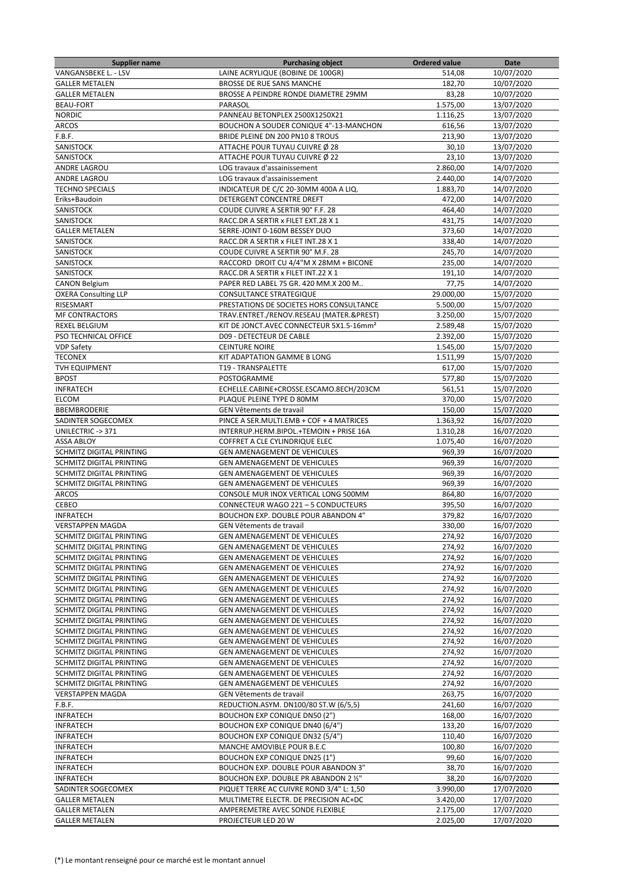| Supplier name | Purchasing object | Ordered value | Date |
|---|---|---|---|
| VANGANSBEKE L. - LSV | LAINE ACRYLIQUE (BOBINE DE 100GR) | 514,08 | 10/07/2020 |
| GALLER METALEN | BROSSE DE RUE SANS MANCHE | 182,70 | 10/07/2020 |
| GALLER METALEN | BROSSE A PEINDRE RONDE DIAMETRE 29MM | 83,28 | 10/07/2020 |
| BEAU-FORT | PARASOL | 1.575,00 | 13/07/2020 |
| NORDIC | PANNEAU BETONPLEX 2500X1250X21 | 1.116,25 | 13/07/2020 |
| ARCOS | BOUCHON A SOUDER CONIQUE 4"-13-MANCHON | 616,56 | 13/07/2020 |
| F.B.F. | BRIDE PLEINE DN 200 PN10 8 TROUS | 213,90 | 13/07/2020 |
| SANISTOCK | ATTACHE POUR TUYAU CUIVRE Ø 28 | 30,10 | 13/07/2020 |
| SANISTOCK | ATTACHE POUR TUYAU CUIVRE Ø 22 | 23,10 | 13/07/2020 |
| ANDRE LAGROU | LOG travaux d'assainissement | 2.860,00 | 14/07/2020 |
| ANDRE LAGROU | LOG travaux d'assainissement | 2.440,00 | 14/07/2020 |
| TECHNO SPECIALS | INDICATEUR DE C/C 20-30MM 400A A LIQ. | 1.883,70 | 14/07/2020 |
| Eriks+Baudoin | DETERGENT CONCENTRE DREFT | 472,00 | 14/07/2020 |
| SANISTOCK | COUDE CUIVRE A SERTIR 90° F.F. 28 | 464,40 | 14/07/2020 |
| SANISTOCK | RACC.DR A SERTIR x FILET EXT.28 X 1 | 431,75 | 14/07/2020 |
| GALLER METALEN | SERRE-JOINT 0-160M BESSEY DUO | 373,60 | 14/07/2020 |
| SANISTOCK | RACC.DR A SERTIR x FILET INT.28 X 1 | 338,40 | 14/07/2020 |
| SANISTOCK | COUDE CUIVRE A SERTIR 90° M.F. 28 | 245,70 | 14/07/2020 |
| SANISTOCK | RACCORD DROIT CU 4/4"M X 28MM + BICONE | 235,00 | 14/07/2020 |
| SANISTOCK | RACC.DR A SERTIR x FILET INT.22 X 1 | 191,10 | 14/07/2020 |
| CANON Belgium | PAPER RED LABEL 75 GR. 420 MM.X 200 M.. | 77,75 | 14/07/2020 |
| OXERA Consulting LLP | CONSULTANCE STRATEGIQUE | 29.000,00 | 15/07/2020 |
| RISESMART | PRESTATIONS DE SOCIETES HORS CONSULTANCE | 5.500,00 | 15/07/2020 |
| MF CONTRACTORS | TRAV.ENTRET./RENOV.RESEAU (MATER.&PREST) | 3.250,00 | 15/07/2020 |
| REXEL BELGIUM | KIT DE JONCT.AVEC CONNECTEUR 5X1.5-16mm² | 2.589,48 | 15/07/2020 |
| PSO TECHNICAL OFFICE | D09 - DETECTEUR DE CABLE | 2.392,00 | 15/07/2020 |
| VDP Safety | CEINTURE NOIRE | 1.545,00 | 15/07/2020 |
| TECONEX | KIT ADAPTATION GAMME B LONG | 1.511,99 | 15/07/2020 |
| TVH EQUIPMENT | T19 - TRANSPALETTE | 617,00 | 15/07/2020 |
| BPOST | POSTOGRAMME | 577,80 | 15/07/2020 |
| INFRATECH | ECHELLE.CABINE+CROSSE.ESCAMO.8ECH/203CM | 561,51 | 15/07/2020 |
| ELCOM | PLAQUE PLEINE TYPE D 80MM | 370,00 | 15/07/2020 |
| BBEMBRODERIE | GEN Vêtements de travail | 150,00 | 15/07/2020 |
| SADINTER SOGECOMEX | PINCE A SER.MULTI.EMB + COF + 4 MATRICES | 1.363,92 | 16/07/2020 |
| UNILECTRIC -> 371 | INTERRUP.HERM.BIPOL.+TEMOIN + PRISE 16A | 1.310,28 | 16/07/2020 |
| ASSA ABLOY | COFFRET A CLE CYLINDRIQUE ELEC | 1.075,40 | 16/07/2020 |
| SCHMITZ DIGITAL PRINTING | GEN AMENAGEMENT DE VEHICULES | 969,39 | 16/07/2020 |
| SCHMITZ DIGITAL PRINTING | GEN AMENAGEMENT DE VEHICULES | 969,39 | 16/07/2020 |
| SCHMITZ DIGITAL PRINTING | GEN AMENAGEMENT DE VEHICULES | 969,39 | 16/07/2020 |
| SCHMITZ DIGITAL PRINTING | GEN AMENAGEMENT DE VEHICULES | 969,39 | 16/07/2020 |
| ARCOS | CONSOLE MUR INOX VERTICAL LONG 500MM | 864,80 | 16/07/2020 |
| CEBEO | CONNECTEUR WAGO 221 – 5 CONDUCTEURS | 395,50 | 16/07/2020 |
| INFRATECH | BOUCHON EXP. DOUBLE POUR ABANDON 4" | 379,82 | 16/07/2020 |
| VERSTAPPEN MAGDA | GEN Vêtements de travail | 330,00 | 16/07/2020 |
| SCHMITZ DIGITAL PRINTING | GEN AMENAGEMENT DE VEHICULES | 274,92 | 16/07/2020 |
| SCHMITZ DIGITAL PRINTING | GEN AMENAGEMENT DE VEHICULES | 274,92 | 16/07/2020 |
| SCHMITZ DIGITAL PRINTING | GEN AMENAGEMENT DE VEHICULES | 274,92 | 16/07/2020 |
| SCHMITZ DIGITAL PRINTING | GEN AMENAGEMENT DE VEHICULES | 274,92 | 16/07/2020 |
| SCHMITZ DIGITAL PRINTING | GEN AMENAGEMENT DE VEHICULES | 274,92 | 16/07/2020 |
| SCHMITZ DIGITAL PRINTING | GEN AMENAGEMENT DE VEHICULES | 274,92 | 16/07/2020 |
| SCHMITZ DIGITAL PRINTING | GEN AMENAGEMENT DE VEHICULES | 274,92 | 16/07/2020 |
| SCHMITZ DIGITAL PRINTING | GEN AMENAGEMENT DE VEHICULES | 274,92 | 16/07/2020 |
| SCHMITZ DIGITAL PRINTING | GEN AMENAGEMENT DE VEHICULES | 274,92 | 16/07/2020 |
| SCHMITZ DIGITAL PRINTING | GEN AMENAGEMENT DE VEHICULES | 274,92 | 16/07/2020 |
| SCHMITZ DIGITAL PRINTING | GEN AMENAGEMENT DE VEHICULES | 274,92 | 16/07/2020 |
| SCHMITZ DIGITAL PRINTING | GEN AMENAGEMENT DE VEHICULES | 274,92 | 16/07/2020 |
| SCHMITZ DIGITAL PRINTING | GEN AMENAGEMENT DE VEHICULES | 274,92 | 16/07/2020 |
| SCHMITZ DIGITAL PRINTING | GEN AMENAGEMENT DE VEHICULES | 274,92 | 16/07/2020 |
| SCHMITZ DIGITAL PRINTING | GEN AMENAGEMENT DE VEHICULES | 274,92 | 16/07/2020 |
| VERSTAPPEN MAGDA | GEN Vêtements de travail | 263,75 | 16/07/2020 |
| F.B.F. | REDUCTION.ASYM. DN100/80 ST.W (6/5,5) | 241,60 | 16/07/2020 |
| INFRATECH | BOUCHON EXP CONIQUE DN50 (2") | 168,00 | 16/07/2020 |
| INFRATECH | BOUCHON EXP CONIQUE DN40 (6/4") | 133,20 | 16/07/2020 |
| INFRATECH | BOUCHON EXP CONIQUE DN32 (5/4") | 110,40 | 16/07/2020 |
| INFRATECH | MANCHE AMOVIBLE POUR B.E.C | 100,80 | 16/07/2020 |
| INFRATECH | BOUCHON EXP CONIQUE DN25 (1") | 99,60 | 16/07/2020 |
| INFRATECH | BOUCHON EXP. DOUBLE POUR ABANDON 3" | 38,70 | 16/07/2020 |
| INFRATECH | BOUCHON EXP. DOUBLE PR ABANDON 2 ½" | 38,20 | 16/07/2020 |
| SADINTER SOGECOMEX | PIQUET TERRE AC CUIVRE ROND 3/4" L: 1,50 | 3.990,00 | 17/07/2020 |
| GALLER METALEN | MULTIMETRE ELECTR. DE PRECISION AC+DC | 3.420,00 | 17/07/2020 |
| GALLER METALEN | AMPEREMETRE AVEC SONDE FLEXIBLE | 2.175,00 | 17/07/2020 |
| GALLER METALEN | PROJECTEUR LED 20 W | 2.025,00 | 17/07/2020 |

(*) Le montant renseigné pour ce marché est le montant annuel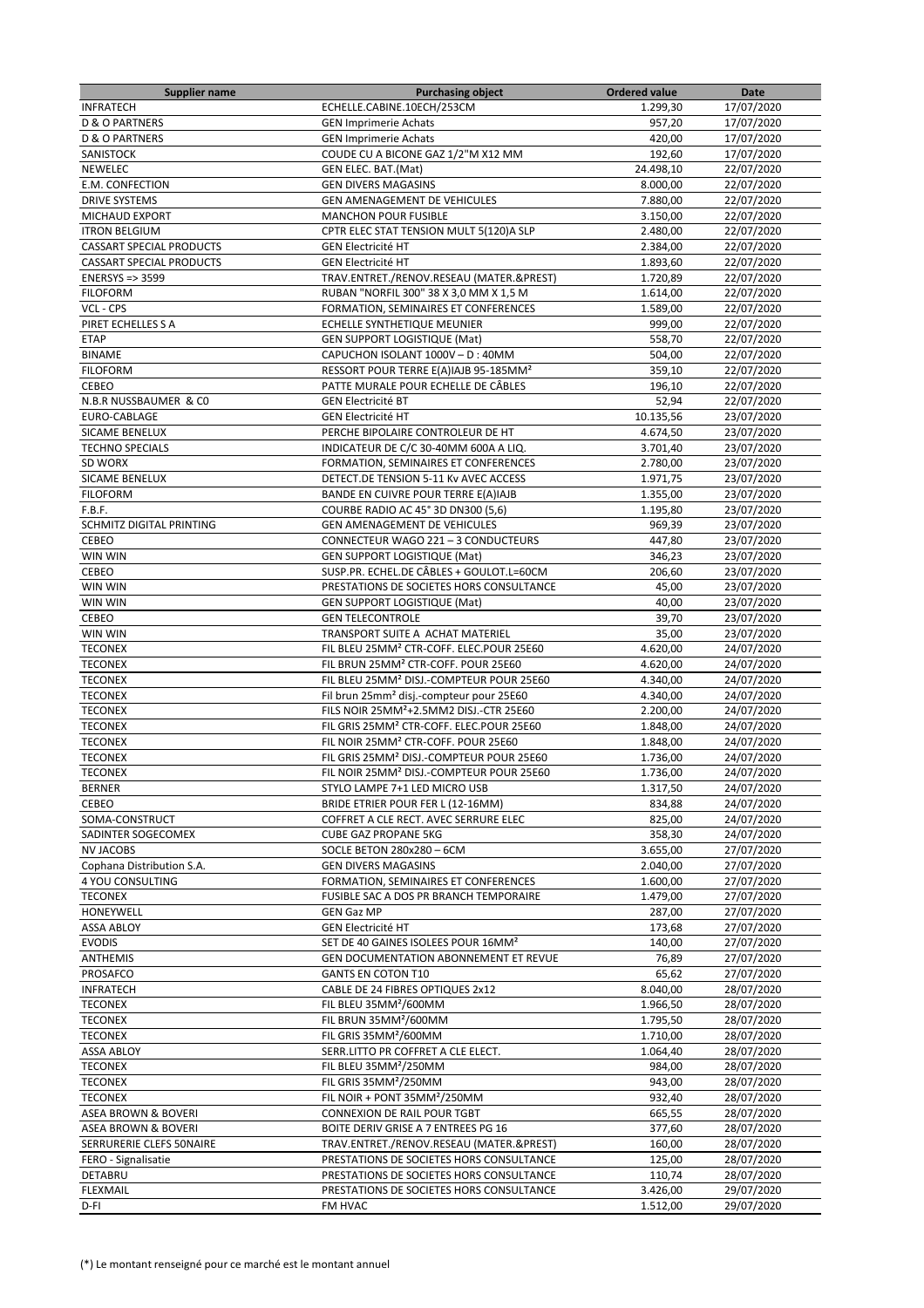| Supplier name | Purchasing object | Ordered value | Date |
|---|---|---|---|
| INFRATECH | ECHELLE.CABINE.10ECH/253CM | 1.299,30 | 17/07/2020 |
| D & O PARTNERS | GEN Imprimerie Achats | 957,20 | 17/07/2020 |
| D & O PARTNERS | GEN Imprimerie Achats | 420,00 | 17/07/2020 |
| SANISTOCK | COUDE CU A BICONE GAZ 1/2"M X12 MM | 192,60 | 17/07/2020 |
| NEWELEC | GEN ELEC. BAT.(Mat) | 24.498,10 | 22/07/2020 |
| E.M. CONFECTION | GEN DIVERS MAGASINS | 8.000,00 | 22/07/2020 |
| DRIVE SYSTEMS | GEN AMENAGEMENT DE VEHICULES | 7.880,00 | 22/07/2020 |
| MICHAUD EXPORT | MANCHON POUR FUSIBLE | 3.150,00 | 22/07/2020 |
| ITRON BELGIUM | CPTR ELEC STAT TENSION MULT 5(120)A SLP | 2.480,00 | 22/07/2020 |
| CASSART SPECIAL PRODUCTS | GEN Electricité HT | 2.384,00 | 22/07/2020 |
| CASSART SPECIAL PRODUCTS | GEN Electricité HT | 1.893,60 | 22/07/2020 |
| ENERSYS => 3599 | TRAV.ENTRET./RENOV.RESEAU (MATER.&PREST) | 1.720,89 | 22/07/2020 |
| FILOFORM | RUBAN "NORFIL 300" 38 X 3,0 MM X 1,5 M | 1.614,00 | 22/07/2020 |
| VCL - CPS | FORMATION, SEMINAIRES ET CONFERENCES | 1.589,00 | 22/07/2020 |
| PIRET ECHELLES S A | ECHELLE SYNTHETIQUE MEUNIER | 999,00 | 22/07/2020 |
| ETAP | GEN SUPPORT LOGISTIQUE (Mat) | 558,70 | 22/07/2020 |
| BINAME | CAPUCHON ISOLANT 1000V – D : 40MM | 504,00 | 22/07/2020 |
| FILOFORM | RESSORT POUR TERRE E(A)IAJB 95-185MM² | 359,10 | 22/07/2020 |
| CEBEO | PATTE MURALE POUR ECHELLE DE CÂBLES | 196,10 | 22/07/2020 |
| N.B.R NUSSBAUMER & CO | GEN Electricité BT | 52,94 | 22/07/2020 |
| EURO-CABLAGE | GEN Electricité HT | 10.135,56 | 23/07/2020 |
| SICAME BENELUX | PERCHE BIPOLAIRE CONTROLEUR DE HT | 4.674,50 | 23/07/2020 |
| TECHNO SPECIALS | INDICATEUR DE C/C 30-40MM 600A A LIQ. | 3.701,40 | 23/07/2020 |
| SD WORX | FORMATION, SEMINAIRES ET CONFERENCES | 2.780,00 | 23/07/2020 |
| SICAME BENELUX | DETECT.DE TENSION 5-11 Kv AVEC ACCESS | 1.971,75 | 23/07/2020 |
| FILOFORM | BANDE EN CUIVRE POUR TERRE E(A)IAJB | 1.355,00 | 23/07/2020 |
| F.B.F. | COURBE RADIO AC 45° 3D DN300 (5,6) | 1.195,80 | 23/07/2020 |
| SCHMITZ DIGITAL PRINTING | GEN AMENAGEMENT DE VEHICULES | 969,39 | 23/07/2020 |
| CEBEO | CONNECTEUR WAGO 221 – 3 CONDUCTEURS | 447,80 | 23/07/2020 |
| WIN WIN | GEN SUPPORT LOGISTIQUE (Mat) | 346,23 | 23/07/2020 |
| CEBEO | SUSP.PR. ECHEL.DE CÂBLES + GOULOT.L=60CM | 206,60 | 23/07/2020 |
| WIN WIN | PRESTATIONS DE SOCIETES HORS CONSULTANCE | 45,00 | 23/07/2020 |
| WIN WIN | GEN SUPPORT LOGISTIQUE (Mat) | 40,00 | 23/07/2020 |
| CEBEO | GEN TELECONTROLE | 39,70 | 23/07/2020 |
| WIN WIN | TRANSPORT SUITE A ACHAT MATERIEL | 35,00 | 23/07/2020 |
| TECONEX | FIL BLEU 25MM² CTR-COFF. ELEC.POUR 25E60 | 4.620,00 | 24/07/2020 |
| TECONEX | FIL BRUN 25MM² CTR-COFF. POUR 25E60 | 4.620,00 | 24/07/2020 |
| TECONEX | FIL BLEU 25MM² DISJ.-COMPTEUR POUR 25E60 | 4.340,00 | 24/07/2020 |
| TECONEX | Fil brun 25mm² disj.-compteur pour 25E60 | 4.340,00 | 24/07/2020 |
| TECONEX | FILS NOIR 25MM²+2.5MM2 DISJ.-CTR 25E60 | 2.200,00 | 24/07/2020 |
| TECONEX | FIL GRIS 25MM² CTR-COFF. ELEC.POUR 25E60 | 1.848,00 | 24/07/2020 |
| TECONEX | FIL NOIR 25MM² CTR-COFF. POUR 25E60 | 1.848,00 | 24/07/2020 |
| TECONEX | FIL GRIS 25MM² DISJ.-COMPTEUR POUR 25E60 | 1.736,00 | 24/07/2020 |
| TECONEX | FIL NOIR 25MM² DISJ.-COMPTEUR POUR 25E60 | 1.736,00 | 24/07/2020 |
| BERNER | STYLO LAMPE 7+1 LED MICRO USB | 1.317,50 | 24/07/2020 |
| CEBEO | BRIDE ETRIER POUR FER L (12-16MM) | 834,88 | 24/07/2020 |
| SOMA-CONSTRUCT | COFFRET A CLE RECT. AVEC SERRURE ELEC | 825,00 | 24/07/2020 |
| SADINTER SOGECOMEX | CUBE GAZ PROPANE 5KG | 358,30 | 24/07/2020 |
| NV JACOBS | SOCLE BETON 280x280 – 6CM | 3.655,00 | 27/07/2020 |
| Cophana Distribution S.A. | GEN DIVERS MAGASINS | 2.040,00 | 27/07/2020 |
| 4 YOU CONSULTING | FORMATION, SEMINAIRES ET CONFERENCES | 1.600,00 | 27/07/2020 |
| TECONEX | FUSIBLE SAC A DOS PR BRANCH TEMPORAIRE | 1.479,00 | 27/07/2020 |
| HONEYWELL | GEN Gaz MP | 287,00 | 27/07/2020 |
| ASSA ABLOY | GEN Electricité HT | 173,68 | 27/07/2020 |
| EVODIS | SET DE 40 GAINES ISOLEES POUR 16MM² | 140,00 | 27/07/2020 |
| ANTHEMIS | GEN DOCUMENTATION ABONNEMENT ET REVUE | 76,89 | 27/07/2020 |
| PROSAFCO | GANTS EN COTON T10 | 65,62 | 27/07/2020 |
| INFRATECH | CABLE DE 24 FIBRES OPTIQUES 2x12 | 8.040,00 | 28/07/2020 |
| TECONEX | FIL BLEU 35MM²/600MM | 1.966,50 | 28/07/2020 |
| TECONEX | FIL BRUN 35MM²/600MM | 1.795,50 | 28/07/2020 |
| TECONEX | FIL GRIS 35MM²/600MM | 1.710,00 | 28/07/2020 |
| ASSA ABLOY | SERR.LITTO PR COFFRET A CLE ELECT. | 1.064,40 | 28/07/2020 |
| TECONEX | FIL BLEU 35MM²/250MM | 984,00 | 28/07/2020 |
| TECONEX | FIL GRIS 35MM²/250MM | 943,00 | 28/07/2020 |
| TECONEX | FIL NOIR + PONT 35MM²/250MM | 932,40 | 28/07/2020 |
| ASEA BROWN & BOVERI | CONNEXION DE RAIL POUR TGBT | 665,55 | 28/07/2020 |
| ASEA BROWN & BOVERI | BOITE DERIV GRISE A 7 ENTREES PG 16 | 377,60 | 28/07/2020 |
| SERRURERIE CLEFS 50NAIRE | TRAV.ENTRET./RENOV.RESEAU (MATER.&PREST) | 160,00 | 28/07/2020 |
| FERO - Signalisatie | PRESTATIONS DE SOCIETES HORS CONSULTANCE | 125,00 | 28/07/2020 |
| DETABRU | PRESTATIONS DE SOCIETES HORS CONSULTANCE | 110,74 | 28/07/2020 |
| FLEXMAIL | PRESTATIONS DE SOCIETES HORS CONSULTANCE | 3.426,00 | 29/07/2020 |
| D-FI | FM HVAC | 1.512,00 | 29/07/2020 |

(*) Le montant renseigné pour ce marché est le montant annuel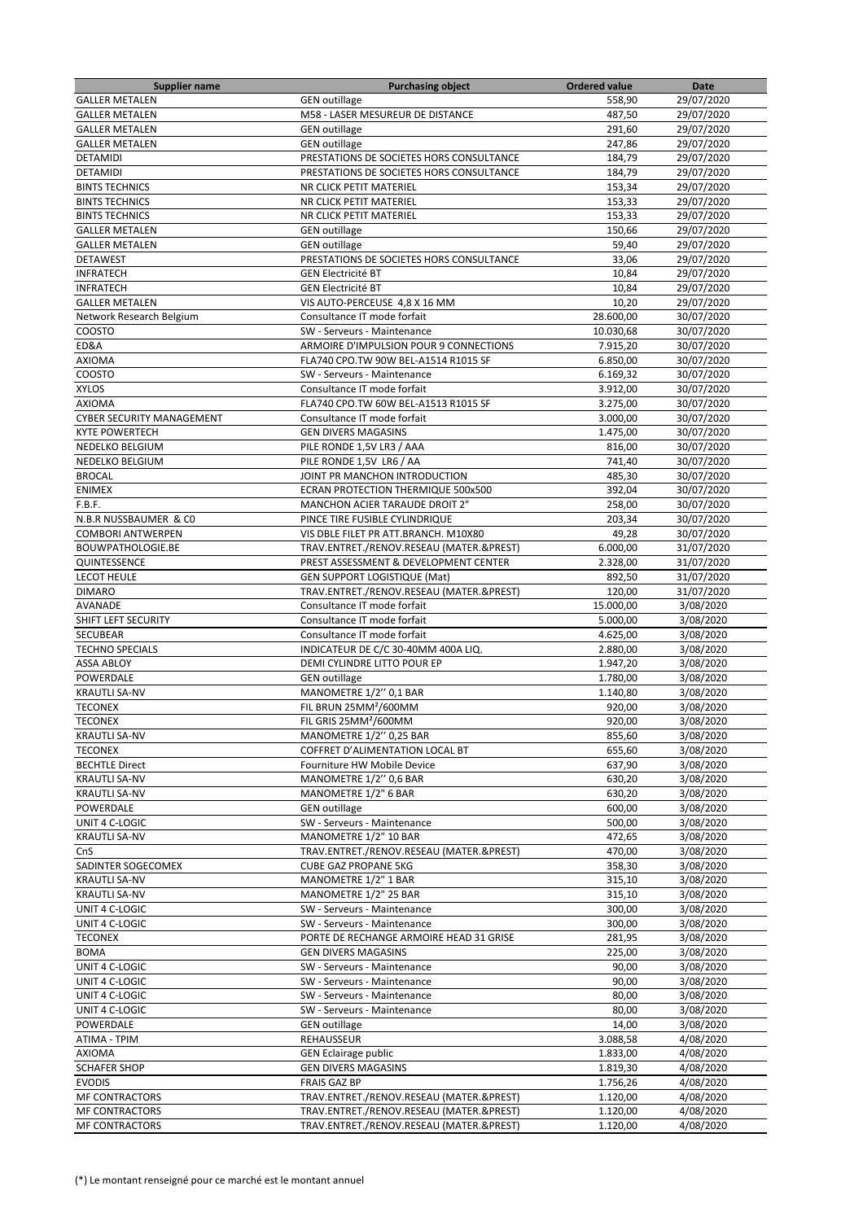| Supplier name | Purchasing object | Ordered value | Date |
|---|---|---|---|
| GALLER METALEN | GEN outillage | 558,90 | 29/07/2020 |
| GALLER METALEN | M58 - LASER MESUREUR DE DISTANCE | 487,50 | 29/07/2020 |
| GALLER METALEN | GEN outillage | 291,60 | 29/07/2020 |
| GALLER METALEN | GEN outillage | 247,86 | 29/07/2020 |
| DETAMIDI | PRESTATIONS DE SOCIETES HORS CONSULTANCE | 184,79 | 29/07/2020 |
| DETAMIDI | PRESTATIONS DE SOCIETES HORS CONSULTANCE | 184,79 | 29/07/2020 |
| BINTS TECHNICS | NR CLICK PETIT MATERIEL | 153,34 | 29/07/2020 |
| BINTS TECHNICS | NR CLICK PETIT MATERIEL | 153,33 | 29/07/2020 |
| BINTS TECHNICS | NR CLICK PETIT MATERIEL | 153,33 | 29/07/2020 |
| GALLER METALEN | GEN outillage | 150,66 | 29/07/2020 |
| GALLER METALEN | GEN outillage | 59,40 | 29/07/2020 |
| DETAWEST | PRESTATIONS DE SOCIETES HORS CONSULTANCE | 33,06 | 29/07/2020 |
| INFRATECH | GEN Electricité BT | 10,84 | 29/07/2020 |
| INFRATECH | GEN Electricité BT | 10,84 | 29/07/2020 |
| GALLER METALEN | VIS AUTO-PERCEUSE 4,8 X 16 MM | 10,20 | 29/07/2020 |
| Network Research Belgium | Consultance IT mode forfait | 28.600,00 | 30/07/2020 |
| COOSTO | SW - Serveurs - Maintenance | 10.030,68 | 30/07/2020 |
| ED&A | ARMOIRE D'IMPULSION POUR 9 CONNECTIONS | 7.915,20 | 30/07/2020 |
| AXIOMA | FLA740 CPO.TW 90W BEL-A1514 R1015 SF | 6.850,00 | 30/07/2020 |
| COOSTO | SW - Serveurs - Maintenance | 6.169,32 | 30/07/2020 |
| XYLOS | Consultance IT mode forfait | 3.912,00 | 30/07/2020 |
| AXIOMA | FLA740 CPO.TW 60W BEL-A1513 R1015 SF | 3.275,00 | 30/07/2020 |
| CYBER SECURITY MANAGEMENT | Consultance IT mode forfait | 3.000,00 | 30/07/2020 |
| KYTE POWERTECH | GEN DIVERS MAGASINS | 1.475,00 | 30/07/2020 |
| NEDELKO BELGIUM | PILE RONDE 1,5V LR3 / AAA | 816,00 | 30/07/2020 |
| NEDELKO BELGIUM | PILE RONDE 1,5V LR6 / AA | 741,40 | 30/07/2020 |
| BROCAL | JOINT PR MANCHON INTRODUCTION | 485,30 | 30/07/2020 |
| ENIMEX | ECRAN PROTECTION THERMIQUE 500x500 | 392,04 | 30/07/2020 |
| F.B.F. | MANCHON ACIER TARAUDE DROIT 2" | 258,00 | 30/07/2020 |
| N.B.R NUSSBAUMER & C0 | PINCE TIRE FUSIBLE CYLINDRIQUE | 203,34 | 30/07/2020 |
| COMBORI ANTWERPEN | VIS DBLE FILET PR ATT.BRANCH. M10X80 | 49,28 | 30/07/2020 |
| BOUWPATHOLOGIE.BE | TRAV.ENTRET./RENOV.RESEAU (MATER.&PREST) | 6.000,00 | 31/07/2020 |
| QUINTESSENCE | PREST ASSESSMENT & DEVELOPMENT CENTER | 2.328,00 | 31/07/2020 |
| LECOT HEULE | GEN SUPPORT LOGISTIQUE (Mat) | 892,50 | 31/07/2020 |
| DIMARO | TRAV.ENTRET./RENOV.RESEAU (MATER.&PREST) | 120,00 | 31/07/2020 |
| AVANADE | Consultance IT mode forfait | 15.000,00 | 3/08/2020 |
| SHIFT LEFT SECURITY | Consultance IT mode forfait | 5.000,00 | 3/08/2020 |
| SECUBEAR | Consultance IT mode forfait | 4.625,00 | 3/08/2020 |
| TECHNO SPECIALS | INDICATEUR DE C/C 30-40MM 400A LIQ. | 2.880,00 | 3/08/2020 |
| ASSA ABLOY | DEMI CYLINDRE LITTO POUR EP | 1.947,20 | 3/08/2020 |
| POWERDALE | GEN outillage | 1.780,00 | 3/08/2020 |
| KRAUTLI SA-NV | MANOMETRE 1/2'' 0,1 BAR | 1.140,80 | 3/08/2020 |
| TECONEX | FIL BRUN 25MM²/600MM | 920,00 | 3/08/2020 |
| TECONEX | FIL GRIS 25MM²/600MM | 920,00 | 3/08/2020 |
| KRAUTLI SA-NV | MANOMETRE 1/2'' 0,25 BAR | 855,60 | 3/08/2020 |
| TECONEX | COFFRET D'ALIMENTATION LOCAL BT | 655,60 | 3/08/2020 |
| BECHTLE Direct | Fourniture HW Mobile Device | 637,90 | 3/08/2020 |
| KRAUTLI SA-NV | MANOMETRE 1/2'' 0,6 BAR | 630,20 | 3/08/2020 |
| KRAUTLI SA-NV | MANOMETRE 1/2" 6 BAR | 630,20 | 3/08/2020 |
| POWERDALE | GEN outillage | 600,00 | 3/08/2020 |
| UNIT 4 C-LOGIC | SW - Serveurs - Maintenance | 500,00 | 3/08/2020 |
| KRAUTLI SA-NV | MANOMETRE 1/2" 10 BAR | 472,65 | 3/08/2020 |
| CnS | TRAV.ENTRET./RENOV.RESEAU (MATER.&PREST) | 470,00 | 3/08/2020 |
| SADINTER SOGECOMEX | CUBE GAZ PROPANE 5KG | 358,30 | 3/08/2020 |
| KRAUTLI SA-NV | MANOMETRE 1/2" 1 BAR | 315,10 | 3/08/2020 |
| KRAUTLI SA-NV | MANOMETRE 1/2" 25 BAR | 315,10 | 3/08/2020 |
| UNIT 4 C-LOGIC | SW - Serveurs - Maintenance | 300,00 | 3/08/2020 |
| UNIT 4 C-LOGIC | SW - Serveurs - Maintenance | 300,00 | 3/08/2020 |
| TECONEX | PORTE DE RECHANGE ARMOIRE HEAD 31 GRISE | 281,95 | 3/08/2020 |
| BOMA | GEN DIVERS MAGASINS | 225,00 | 3/08/2020 |
| UNIT 4 C-LOGIC | SW - Serveurs - Maintenance | 90,00 | 3/08/2020 |
| UNIT 4 C-LOGIC | SW - Serveurs - Maintenance | 90,00 | 3/08/2020 |
| UNIT 4 C-LOGIC | SW - Serveurs - Maintenance | 80,00 | 3/08/2020 |
| UNIT 4 C-LOGIC | SW - Serveurs - Maintenance | 80,00 | 3/08/2020 |
| POWERDALE | GEN outillage | 14,00 | 3/08/2020 |
| ATIMA - TPIM | REHAUSSEUR | 3.088,58 | 4/08/2020 |
| AXIOMA | GEN Eclairage public | 1.833,00 | 4/08/2020 |
| SCHAFER SHOP | GEN DIVERS MAGASINS | 1.819,30 | 4/08/2020 |
| EVODIS | FRAIS GAZ BP | 1.756,26 | 4/08/2020 |
| MF CONTRACTORS | TRAV.ENTRET./RENOV.RESEAU (MATER.&PREST) | 1.120,00 | 4/08/2020 |
| MF CONTRACTORS | TRAV.ENTRET./RENOV.RESEAU (MATER.&PREST) | 1.120,00 | 4/08/2020 |
| MF CONTRACTORS | TRAV.ENTRET./RENOV.RESEAU (MATER.&PREST) | 1.120,00 | 4/08/2020 |

(*) Le montant renseigné pour ce marché est le montant annuel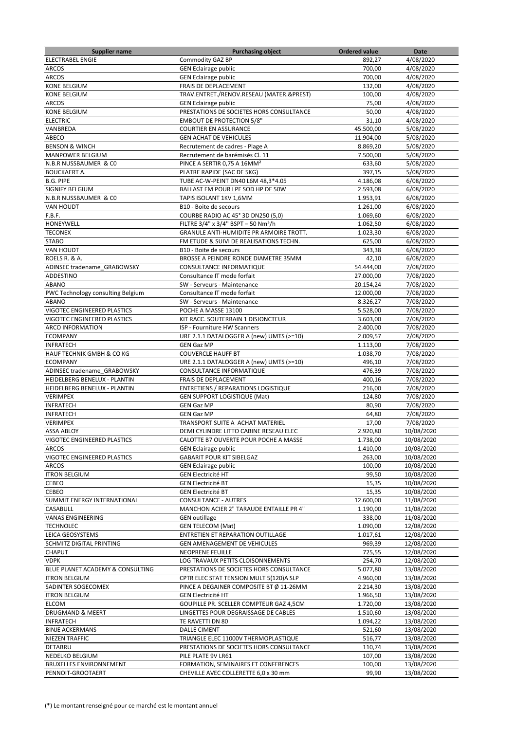| Supplier name | Purchasing object | Ordered value | Date |
|---|---|---|---|
| ELECTRABEL ENGIE | Commodity GAZ BP | 892,27 | 4/08/2020 |
| ARCOS | GEN Eclairage public | 700,00 | 4/08/2020 |
| ARCOS | GEN Eclairage public | 700,00 | 4/08/2020 |
| KONE BELGIUM | FRAIS DE DEPLACEMENT | 132,00 | 4/08/2020 |
| KONE BELGIUM | TRAV.ENTRET./RENOV.RESEAU (MATER.&PREST) | 100,00 | 4/08/2020 |
| ARCOS | GEN Eclairage public | 75,00 | 4/08/2020 |
| KONE BELGIUM | PRESTATIONS DE SOCIETES HORS CONSULTANCE | 50,00 | 4/08/2020 |
| ELECTRIC | EMBOUT DE PROTECTION 5/8" | 31,10 | 4/08/2020 |
| VANBREDA | COURTIER EN ASSURANCE | 45.500,00 | 5/08/2020 |
| ABECO | GEN ACHAT DE VEHICULES | 11.904,00 | 5/08/2020 |
| BENSON & WINCH | Recrutement de cadres - Plage A | 8.869,20 | 5/08/2020 |
| MANPOWER BELGIUM | Recrutement de barémisés Cl. 11 | 7.500,00 | 5/08/2020 |
| N.B.R NUSSBAUMER & C0 | PINCE A SERTIR 0,75 A 16MM² | 633,60 | 5/08/2020 |
| BOUCKAERT A. | PLATRE RAPIDE (SAC DE 5KG) | 397,15 | 5/08/2020 |
| B.G. PIPE | TUBE AC-W-PEINT DN40 L6M 48,3*4.05 | 4.186,08 | 6/08/2020 |
| SIGNIFY BELGIUM | BALLAST EM POUR LPE SOD HP DE 50W | 2.593,08 | 6/08/2020 |
| N.B.R NUSSBAUMER & C0 | TAPIS ISOLANT 1KV 1,6MM | 1.953,91 | 6/08/2020 |
| VAN HOUDT | B10 - Boite de secours | 1.261,00 | 6/08/2020 |
| F.B.F. | COURBE RADIO AC 45° 3D DN250 (5,0) | 1.069,60 | 6/08/2020 |
| HONEYWELL | FILTRE 3/4" x 3/4" BSPT – 50 Nm³/h | 1.062,50 | 6/08/2020 |
| TECONEX | GRANULE ANTI-HUMIDITE PR ARMOIRE TROTT. | 1.023,30 | 6/08/2020 |
| STABO | FM ETUDE & SUIVI DE REALISATIONS TECHN. | 625,00 | 6/08/2020 |
| VAN HOUDT | B10 - Boite de secours | 343,38 | 6/08/2020 |
| ROELS R. & A. | BROSSE A PEINDRE RONDE DIAMETRE 35MM | 42,10 | 6/08/2020 |
| ADINSEC tradename_GRABOWSKY | CONSULTANCE INFORMATIQUE | 54.444,00 | 7/08/2020 |
| ADDESTINO | Consultance IT mode forfait | 27.000,00 | 7/08/2020 |
| ABANO | SW - Serveurs - Maintenance | 20.154,24 | 7/08/2020 |
| PWC Technology consulting Belgium | Consultance IT mode forfait | 12.000,00 | 7/08/2020 |
| ABANO | SW - Serveurs - Maintenance | 8.326,27 | 7/08/2020 |
| VIGOTEC ENGINEERED PLASTICS | POCHE A MASSE 13100 | 5.528,00 | 7/08/2020 |
| VIGOTEC ENGINEERED PLASTICS | KIT RACC. SOUTERRAIN 1 DISJONCTEUR | 3.603,00 | 7/08/2020 |
| ARCO INFORMATION | ISP - Fourniture HW Scanners | 2.400,00 | 7/08/2020 |
| ECOMPANY | URE 2.1.1 DATALOGGER A (new) UMTS (>=10) | 2.009,57 | 7/08/2020 |
| INFRATECH | GEN Gaz MP | 1.113,00 | 7/08/2020 |
| HAUF TECHNIK GMBH & CO KG | COUVERCLE HAUFF BT | 1.038,70 | 7/08/2020 |
| ECOMPANY | URE 2.1.1 DATALOGGER A (new) UMTS (>=10) | 496,10 | 7/08/2020 |
| ADINSEC tradename_GRABOWSKY | CONSULTANCE INFORMATIQUE | 476,39 | 7/08/2020 |
| HEIDELBERG BENELUX - PLANTIN | FRAIS DE DEPLACEMENT | 400,16 | 7/08/2020 |
| HEIDELBERG BENELUX - PLANTIN | ENTRETIENS / REPARATIONS LOGISTIQUE | 216,00 | 7/08/2020 |
| VERIMPEX | GEN SUPPORT LOGISTIQUE (Mat) | 124,80 | 7/08/2020 |
| INFRATECH | GEN Gaz MP | 80,90 | 7/08/2020 |
| INFRATECH | GEN Gaz MP | 64,80 | 7/08/2020 |
| VERIMPEX | TRANSPORT SUITE A ACHAT MATERIEL | 17,00 | 7/08/2020 |
| ASSA ABLOY | DEMI CYLINDRE LITTO CABINE RESEAU ELEC | 2.920,80 | 10/08/2020 |
| VIGOTEC ENGINEERED PLASTICS | CALOTTE B7 OUVERTE POUR POCHE A MASSE | 1.738,00 | 10/08/2020 |
| ARCOS | GEN Eclairage public | 1.410,00 | 10/08/2020 |
| VIGOTEC ENGINEERED PLASTICS | GABARIT POUR KIT SIBELGAZ | 263,00 | 10/08/2020 |
| ARCOS | GEN Eclairage public | 100,00 | 10/08/2020 |
| ITRON BELGIUM | GEN Electricité HT | 99,50 | 10/08/2020 |
| CEBEO | GEN Electricité BT | 15,35 | 10/08/2020 |
| CEBEO | GEN Electricité BT | 15,35 | 10/08/2020 |
| SUMMIT ENERGY INTERNATIONAL | CONSULTANCE - AUTRES | 12.600,00 | 11/08/2020 |
| CASABULL | MANCHON ACIER 2" TARAUDE ENTAILLE PR 4" | 1.190,00 | 11/08/2020 |
| VANAS ENGINEERING | GEN outillage | 338,00 | 11/08/2020 |
| TECHNOLEC | GEN TELECOM (Mat) | 1.090,00 | 12/08/2020 |
| LEICA GEOSYSTEMS | ENTRETIEN ET REPARATION OUTILLAGE | 1.017,61 | 12/08/2020 |
| SCHMITZ DIGITAL PRINTING | GEN AMENAGEMENT DE VEHICULES | 969,39 | 12/08/2020 |
| CHAPUT | NEOPRENE FEUILLE | 725,55 | 12/08/2020 |
| VDPK | LOG TRAVAUX PETITS CLOISONNEMENTS | 254,70 | 12/08/2020 |
| BLUE PLANET ACADEMY & CONSULTING | PRESTATIONS DE SOCIETES HORS CONSULTANCE | 5.077,80 | 13/08/2020 |
| ITRON BELGIUM | CPTR ELEC STAT TENSION MULT 5(120)A SLP | 4.960,00 | 13/08/2020 |
| SADINTER SOGECOMEX | PINCE A DEGAINER COMPOSITE BT Ø 11-26MM | 2.214,30 | 13/08/2020 |
| ITRON BELGIUM | GEN Electricité HT | 1.966,50 | 13/08/2020 |
| ELCOM | GOUPILLE PR. SCELLER COMPTEUR GAZ 4,5CM | 1.720,00 | 13/08/2020 |
| DRUGMAND & MEERT | LINGETTES POUR DEGRAISSAGE DE CABLES | 1.510,60 | 13/08/2020 |
| INFRATECH | TE RAVETTI DN 80 | 1.094,22 | 13/08/2020 |
| BINJE ACKERMANS | DALLE CIMENT | 521,60 | 13/08/2020 |
| NIEZEN TRAFFIC | TRIANGLE ELEC 11000V THERMOPLASTIQUE | 516,77 | 13/08/2020 |
| DETABRU | PRESTATIONS DE SOCIETES HORS CONSULTANCE | 110,74 | 13/08/2020 |
| NEDELKO BELGIUM | PILE PLATE 9V LR61 | 107,00 | 13/08/2020 |
| BRUXELLES ENVIRONNEMENT | FORMATION, SEMINAIRES ET CONFERENCES | 100,00 | 13/08/2020 |
| PENNOIT-GROOTAERT | CHEVILLE AVEC COLLERETTE 6,0 x 30 mm | 99,90 | 13/08/2020 |

(*) Le montant renseigné pour ce marché est le montant annuel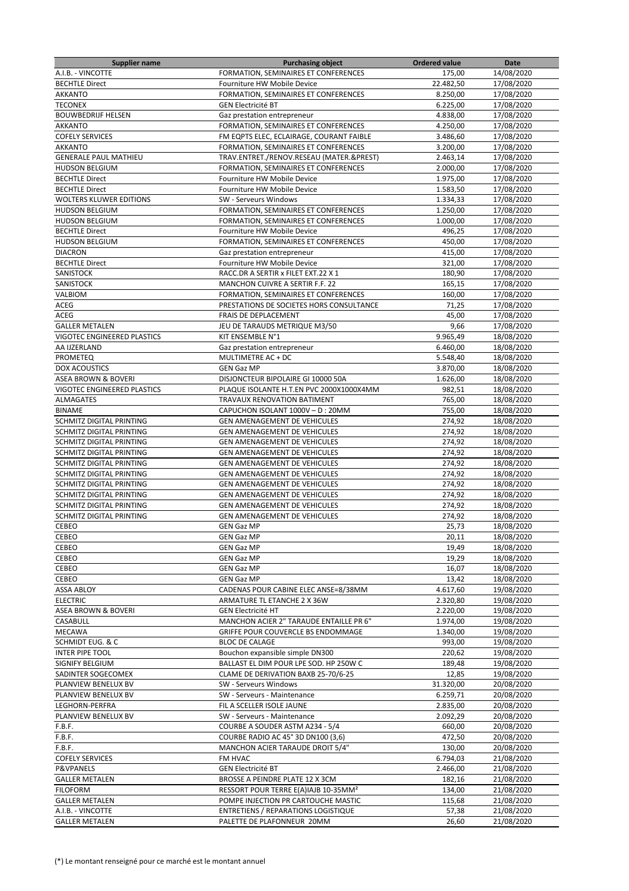| Supplier name | Purchasing object | Ordered value | Date |
|---|---|---|---|
| A.I.B. - VINCOTTE | FORMATION, SEMINAIRES ET CONFERENCES | 175,00 | 14/08/2020 |
| BECHTLE Direct | Fourniture HW Mobile Device | 22.482,50 | 17/08/2020 |
| AKKANTO | FORMATION, SEMINAIRES ET CONFERENCES | 8.250,00 | 17/08/2020 |
| TECONEX | GEN Electricité BT | 6.225,00 | 17/08/2020 |
| BOUWBEDRIJF HELSEN | Gaz prestation entrepreneur | 4.838,00 | 17/08/2020 |
| AKKANTO | FORMATION, SEMINAIRES ET CONFERENCES | 4.250,00 | 17/08/2020 |
| COFELY SERVICES | FM EQPTS ELEC, ECLAIRAGE, COURANT FAIBLE | 3.486,60 | 17/08/2020 |
| AKKANTO | FORMATION, SEMINAIRES ET CONFERENCES | 3.200,00 | 17/08/2020 |
| GENERALE PAUL MATHIEU | TRAV.ENTRET./RENOV.RESEAU (MATER.&PREST) | 2.463,14 | 17/08/2020 |
| HUDSON BELGIUM | FORMATION, SEMINAIRES ET CONFERENCES | 2.000,00 | 17/08/2020 |
| BECHTLE Direct | Fourniture HW Mobile Device | 1.975,00 | 17/08/2020 |
| BECHTLE Direct | Fourniture HW Mobile Device | 1.583,50 | 17/08/2020 |
| WOLTERS KLUWER EDITIONS | SW - Serveurs Windows | 1.334,33 | 17/08/2020 |
| HUDSON BELGIUM | FORMATION, SEMINAIRES ET CONFERENCES | 1.250,00 | 17/08/2020 |
| HUDSON BELGIUM | FORMATION, SEMINAIRES ET CONFERENCES | 1.000,00 | 17/08/2020 |
| BECHTLE Direct | Fourniture HW Mobile Device | 496,25 | 17/08/2020 |
| HUDSON BELGIUM | FORMATION, SEMINAIRES ET CONFERENCES | 450,00 | 17/08/2020 |
| DIACRON | Gaz prestation entrepreneur | 415,00 | 17/08/2020 |
| BECHTLE Direct | Fourniture HW Mobile Device | 321,00 | 17/08/2020 |
| SANISTOCK | RACC.DR A SERTIR x FILET EXT.22 X 1 | 180,90 | 17/08/2020 |
| SANISTOCK | MANCHON CUIVRE A SERTIR F.F. 22 | 165,15 | 17/08/2020 |
| VALBIOM | FORMATION, SEMINAIRES ET CONFERENCES | 160,00 | 17/08/2020 |
| ACEG | PRESTATIONS DE SOCIETES HORS CONSULTANCE | 71,25 | 17/08/2020 |
| ACEG | FRAIS DE DEPLACEMENT | 45,00 | 17/08/2020 |
| GALLER METALEN | JEU DE TARAUDS METRIQUE M3/50 | 9,66 | 17/08/2020 |
| VIGOTEC ENGINEERED PLASTICS | KIT ENSEMBLE N°1 | 9.965,49 | 18/08/2020 |
| AA IJZERLAND | Gaz prestation entrepreneur | 6.460,00 | 18/08/2020 |
| PROMETEQ | MULTIMETRE AC + DC | 5.548,40 | 18/08/2020 |
| DOX ACOUSTICS | GEN Gaz MP | 3.870,00 | 18/08/2020 |
| ASEA BROWN & BOVERI | DISJONCTEUR BIPOLAIRE GI 10000 50A | 1.626,00 | 18/08/2020 |
| VIGOTEC ENGINEERED PLASTICS | PLAQUE ISOLANTE H.T.EN PVC 2000X1000X4MM | 982,51 | 18/08/2020 |
| ALMAGATES | TRAVAUX RENOVATION BATIMENT | 765,00 | 18/08/2020 |
| BINAME | CAPUCHON ISOLANT 1000V – D : 20MM | 755,00 | 18/08/2020 |
| SCHMITZ DIGITAL PRINTING | GEN AMENAGEMENT DE VEHICULES | 274,92 | 18/08/2020 |
| SCHMITZ DIGITAL PRINTING | GEN AMENAGEMENT DE VEHICULES | 274,92 | 18/08/2020 |
| SCHMITZ DIGITAL PRINTING | GEN AMENAGEMENT DE VEHICULES | 274,92 | 18/08/2020 |
| SCHMITZ DIGITAL PRINTING | GEN AMENAGEMENT DE VEHICULES | 274,92 | 18/08/2020 |
| SCHMITZ DIGITAL PRINTING | GEN AMENAGEMENT DE VEHICULES | 274,92 | 18/08/2020 |
| SCHMITZ DIGITAL PRINTING | GEN AMENAGEMENT DE VEHICULES | 274,92 | 18/08/2020 |
| SCHMITZ DIGITAL PRINTING | GEN AMENAGEMENT DE VEHICULES | 274,92 | 18/08/2020 |
| SCHMITZ DIGITAL PRINTING | GEN AMENAGEMENT DE VEHICULES | 274,92 | 18/08/2020 |
| SCHMITZ DIGITAL PRINTING | GEN AMENAGEMENT DE VEHICULES | 274,92 | 18/08/2020 |
| SCHMITZ DIGITAL PRINTING | GEN AMENAGEMENT DE VEHICULES | 274,92 | 18/08/2020 |
| CEBEO | GEN Gaz MP | 25,73 | 18/08/2020 |
| CEBEO | GEN Gaz MP | 20,11 | 18/08/2020 |
| CEBEO | GEN Gaz MP | 19,49 | 18/08/2020 |
| CEBEO | GEN Gaz MP | 19,29 | 18/08/2020 |
| CEBEO | GEN Gaz MP | 16,07 | 18/08/2020 |
| CEBEO | GEN Gaz MP | 13,42 | 18/08/2020 |
| ASSA ABLOY | CADENAS POUR CABINE ELEC ANSE=8/38MM | 4.617,60 | 19/08/2020 |
| ELECTRIC | ARMATURE TL ETANCHE 2 X 36W | 2.320,80 | 19/08/2020 |
| ASEA BROWN & BOVERI | GEN Electricité HT | 2.220,00 | 19/08/2020 |
| CASABULL | MANCHON ACIER 2" TARAUDE ENTAILLE PR 6" | 1.974,00 | 19/08/2020 |
| MECAWA | GRIFFE POUR COUVERCLE BS ENDOMMAGE | 1.340,00 | 19/08/2020 |
| SCHMIDT EUG. & C | BLOC DE CALAGE | 993,00 | 19/08/2020 |
| INTER PIPE TOOL | Bouchon expansible simple DN300 | 220,62 | 19/08/2020 |
| SIGNIFY BELGIUM | BALLAST EL DIM POUR LPE SOD. HP 250W C | 189,48 | 19/08/2020 |
| SADINTER SOGECOMEX | CLAME DE DERIVATION BAXB 25-70/6-25 | 12,85 | 19/08/2020 |
| PLANVIEW BENELUX BV | SW - Serveurs Windows | 31.320,00 | 20/08/2020 |
| PLANVIEW BENELUX BV | SW - Serveurs - Maintenance | 6.259,71 | 20/08/2020 |
| LEGHORN-PERFRA | FIL A SCELLER ISOLE JAUNE | 2.835,00 | 20/08/2020 |
| PLANVIEW BENELUX BV | SW - Serveurs - Maintenance | 2.092,29 | 20/08/2020 |
| F.B.F. | COURBE A SOUDER ASTM A234 - 5/4 | 660,00 | 20/08/2020 |
| F.B.F. | COURBE RADIO AC 45° 3D DN100 (3,6) | 472,50 | 20/08/2020 |
| F.B.F. | MANCHON ACIER TARAUDE DROIT 5/4" | 130,00 | 20/08/2020 |
| COFELY SERVICES | FM HVAC | 6.794,03 | 21/08/2020 |
| P&VPANELS | GEN Electricité BT | 2.466,00 | 21/08/2020 |
| GALLER METALEN | BROSSE A PEINDRE PLATE 12 X 3CM | 182,16 | 21/08/2020 |
| FILOFORM | RESSORT POUR TERRE E(A)IAJB 10-35MM² | 134,00 | 21/08/2020 |
| GALLER METALEN | POMPE INJECTION PR CARTOUCHE MASTIC | 115,68 | 21/08/2020 |
| A.I.B. - VINCOTTE | ENTRETIENS / REPARATIONS LOGISTIQUE | 57,38 | 21/08/2020 |
| GALLER METALEN | PALETTE DE PLAFONNEUR 20MM | 26,60 | 21/08/2020 |

(*) Le montant renseigné pour ce marché est le montant annuel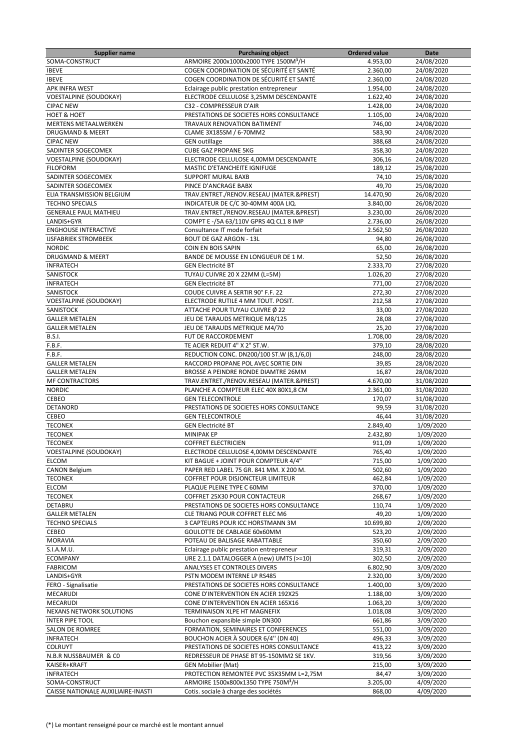| Supplier name | Purchasing object | Ordered value | Date |
|---|---|---|---|
| SOMA-CONSTRUCT | ARMOIRE 2000x1000x2000 TYPE 1500M³/H | 4.953,00 | 24/08/2020 |
| IBEVE | COGEN COORDINATION DE SÉCURITÉ ET SANTÉ | 2.360,00 | 24/08/2020 |
| IBEVE | COGEN COORDINATION DE SÉCURITÉ ET SANTÉ | 2.360,00 | 24/08/2020 |
| APK INFRA WEST | Eclairage public prestation entrepreneur | 1.954,00 | 24/08/2020 |
| VOESTALPINE (SOUDOKAY) | ELECTRODE CELLULOSE 3,25MM DESCENDANTE | 1.622,40 | 24/08/2020 |
| CIPAC NEW | C32 - COMPRESSEUR D'AIR | 1.428,00 | 24/08/2020 |
| HOET & HOET | PRESTATIONS DE SOCIETES HORS CONSULTANCE | 1.105,00 | 24/08/2020 |
| MERTENS METAALWERKEN | TRAVAUX RENOVATION BATIMENT | 746,00 | 24/08/2020 |
| DRUGMAND & MEERT | CLAME 3X185SM / 6-70MM2 | 583,90 | 24/08/2020 |
| CIPAC NEW | GEN outillage | 388,68 | 24/08/2020 |
| SADINTER SOGECOMEX | CUBE GAZ PROPANE 5KG | 358,30 | 24/08/2020 |
| VOESTALPINE (SOUDOKAY) | ELECTRODE CELLULOSE 4,00MM DESCENDANTE | 306,16 | 24/08/2020 |
| FILOFORM | MASTIC D'ETANCHEITE IGNIFUGE | 189,12 | 25/08/2020 |
| SADINTER SOGECOMEX | SUPPORT MURAL BAXB | 74,10 | 25/08/2020 |
| SADINTER SOGECOMEX | PINCE D'ANCRAGE BABX | 49,70 | 25/08/2020 |
| ELIA TRANSMISSION BELGIUM | TRAV.ENTRET./RENOV.RESEAU (MATER.&PREST) | 14.470,90 | 26/08/2020 |
| TECHNO SPECIALS | INDICATEUR DE C/C 30-40MM 400A LIQ. | 3.840,00 | 26/08/2020 |
| GENERALE PAUL MATHIEU | TRAV.ENTRET./RENOV.RESEAU (MATER.&PREST) | 3.230,00 | 26/08/2020 |
| LANDIS+GYR | COMPT E -/5A 63/110V GPRS 4Q CL1 8 IMP | 2.736,00 | 26/08/2020 |
| ENGHOUSE INTERACTIVE | Consultance IT mode forfait | 2.562,50 | 26/08/2020 |
| IJSFABRIEK STROMBEEK | BOUT DE GAZ ARGON - 13L | 94,80 | 26/08/2020 |
| NORDIC | COIN EN BOIS SAPIN | 65,00 | 26/08/2020 |
| DRUGMAND & MEERT | BANDE DE MOUSSE EN LONGUEUR DE 1 M. | 52,50 | 26/08/2020 |
| INFRATECH | GEN Electricité BT | 2.333,70 | 27/08/2020 |
| SANISTOCK | TUYAU CUIVRE 20 X 22MM (L=5M) | 1.026,20 | 27/08/2020 |
| INFRATECH | GEN Electricité BT | 771,00 | 27/08/2020 |
| SANISTOCK | COUDE CUIVRE A SERTIR 90° F.F. 22 | 272,30 | 27/08/2020 |
| VOESTALPINE (SOUDOKAY) | ELECTRODE RUTILE 4 MM TOUT. POSIT. | 212,58 | 27/08/2020 |
| SANISTOCK | ATTACHE POUR TUYAU CUIVRE Ø 22 | 33,00 | 27/08/2020 |
| GALLER METALEN | JEU DE TARAUDS METRIQUE M8/125 | 28,08 | 27/08/2020 |
| GALLER METALEN | JEU DE TARAUDS METRIQUE M4/70 | 25,20 | 27/08/2020 |
| B.S.I. | FUT DE RACCORDEMENT | 1.708,00 | 28/08/2020 |
| F.B.F. | TE ACIER REDUIT 4" X 2" ST.W. | 379,10 | 28/08/2020 |
| F.B.F. | REDUCTION CONC. DN200/100 ST.W (8,1/6,0) | 248,00 | 28/08/2020 |
| GALLER METALEN | RACCORD PROPANE POL AVEC SORTIE DIN | 39,85 | 28/08/2020 |
| GALLER METALEN | BROSSE A PEINDRE RONDE DIAMTRE 26MM | 16,87 | 28/08/2020 |
| MF CONTRACTORS | TRAV.ENTRET./RENOV.RESEAU (MATER.&PREST) | 4.670,00 | 31/08/2020 |
| NORDIC | PLANCHE A COMPTEUR ELEC 40X 80X1,8 CM | 2.361,00 | 31/08/2020 |
| CEBEO | GEN TELECONTROLE | 170,07 | 31/08/2020 |
| DETANORD | PRESTATIONS DE SOCIETES HORS CONSULTANCE | 99,59 | 31/08/2020 |
| CEBEO | GEN TELECONTROLE | 46,44 | 31/08/2020 |
| TECONEX | GEN Electricité BT | 2.849,40 | 1/09/2020 |
| TECONEX | MINIPAK EP | 2.432,80 | 1/09/2020 |
| TECONEX | COFFRET ELECTRICIEN | 911,09 | 1/09/2020 |
| VOESTALPINE (SOUDOKAY) | ELECTRODE CELLULOSE 4,00MM DESCENDANTE | 765,40 | 1/09/2020 |
| ELCOM | KIT BAGUE + JOINT POUR COMPTEUR 4/4" | 715,00 | 1/09/2020 |
| CANON Belgium | PAPER RED LABEL 75 GR. 841 MM. X 200 M. | 502,60 | 1/09/2020 |
| TECONEX | COFFRET POUR DISJONCTEUR LIMITEUR | 462,84 | 1/09/2020 |
| ELCOM | PLAQUE PLEINE TYPE C 60MM | 370,00 | 1/09/2020 |
| TECONEX | COFFRET 25X30 POUR CONTACTEUR | 268,67 | 1/09/2020 |
| DETABRU | PRESTATIONS DE SOCIETES HORS CONSULTANCE | 110,74 | 1/09/2020 |
| GALLER METALEN | CLE TRIANG POUR COFFRET ELEC M6 | 49,20 | 1/09/2020 |
| TECHNO SPECIALS | 3 CAPTEURS POUR ICC HORSTMANN 3M | 10.699,80 | 2/09/2020 |
| CEBEO | GOULOTTE DE CABLAGE 60x60MM | 523,20 | 2/09/2020 |
| MORAVIA | POTEAU DE BALISAGE RABATTABLE | 350,60 | 2/09/2020 |
| S.I.A.M.U. | Eclairage public prestation entrepreneur | 319,31 | 2/09/2020 |
| ECOMPANY | URE 2.1.1 DATALOGGER A (new) UMTS (>=10) | 302,50 | 2/09/2020 |
| FABRICOM | ANALYSES ET CONTROLES DIVERS | 6.802,90 | 3/09/2020 |
| LANDIS+GYR | PSTN MODEM INTERNE LP RS485 | 2.320,00 | 3/09/2020 |
| FERO - Signalisatie | PRESTATIONS DE SOCIETES HORS CONSULTANCE | 1.400,00 | 3/09/2020 |
| MECARUDI | CONE D'INTERVENTION EN ACIER 192X25 | 1.188,00 | 3/09/2020 |
| MECARUDI | CONE D'INTERVENTION EN ACIER 165X16 | 1.063,20 | 3/09/2020 |
| NEXANS NETWORK SOLUTIONS | TERMINAISON XLPE HT MAGNEFIX | 1.018,08 | 3/09/2020 |
| INTER PIPE TOOL | Bouchon expansible simple DN300 | 661,86 | 3/09/2020 |
| SALON DE ROMREE | FORMATION, SEMINAIRES ET CONFERENCES | 551,00 | 3/09/2020 |
| INFRATECH | BOUCHON ACIER À SOUDER 6/4'' (DN 40) | 496,33 | 3/09/2020 |
| COLRUYT | PRESTATIONS DE SOCIETES HORS CONSULTANCE | 413,22 | 3/09/2020 |
| N.B.R NUSSBAUMER & C0 | REDRESSEUR DE PHASE BT 95-150MM2 SE 1KV. | 319,56 | 3/09/2020 |
| KAISER+KRAFT | GEN Mobilier (Mat) | 215,00 | 3/09/2020 |
| INFRATECH | PROTECTION REMONTEE PVC 35X35MM L=2,75M | 84,47 | 3/09/2020 |
| SOMA-CONSTRUCT | ARMOIRE 1500x800x1350 TYPE 750M³/H | 3.205,00 | 4/09/2020 |
| CAISSE NATIONALE AUXILIAIRE-INASTI | Cotis. sociale à charge des sociétés | 868,00 | 4/09/2020 |

(*) Le montant renseigné pour ce marché est le montant annuel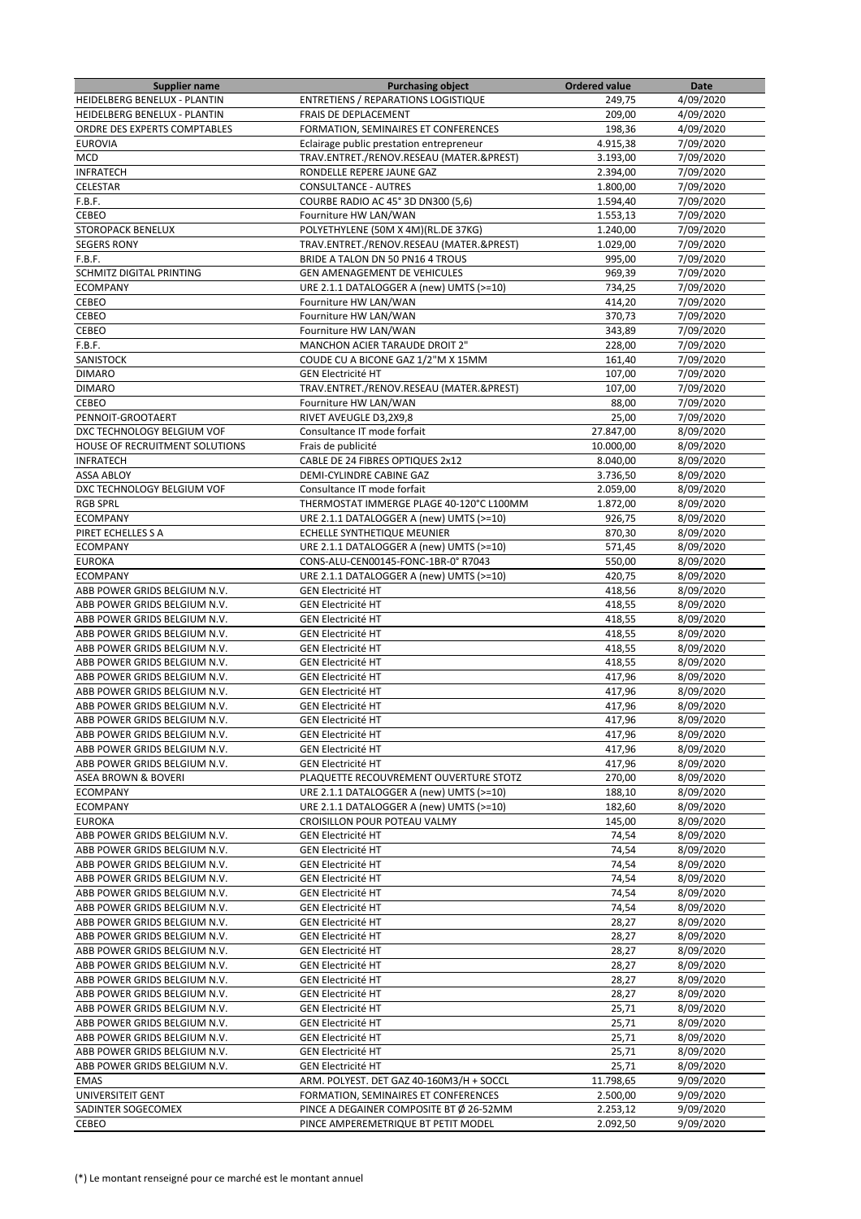| Supplier name | Purchasing object | Ordered value | Date |
|---|---|---|---|
| HEIDELBERG BENELUX - PLANTIN | ENTRETIENS / REPARATIONS LOGISTIQUE | 249,75 | 4/09/2020 |
| HEIDELBERG BENELUX - PLANTIN | FRAIS DE DEPLACEMENT | 209,00 | 4/09/2020 |
| ORDRE DES EXPERTS COMPTABLES | FORMATION, SEMINAIRES ET CONFERENCES | 198,36 | 4/09/2020 |
| EUROVIA | Eclairage public prestation entrepreneur | 4.915,38 | 7/09/2020 |
| MCD | TRAV.ENTRET./RENOV.RESEAU (MATER.&PREST) | 3.193,00 | 7/09/2020 |
| INFRATECH | RONDELLE REPERE JAUNE GAZ | 2.394,00 | 7/09/2020 |
| CELESTAR | CONSULTANCE - AUTRES | 1.800,00 | 7/09/2020 |
| F.B.F. | COURBE RADIO AC 45° 3D DN300 (5,6) | 1.594,40 | 7/09/2020 |
| CEBEO | Fourniture HW LAN/WAN | 1.553,13 | 7/09/2020 |
| STOROPACK BENELUX | POLYETHYLENE (50M X 4M)(RL.DE 37KG) | 1.240,00 | 7/09/2020 |
| SEGERS RONY | TRAV.ENTRET./RENOV.RESEAU (MATER.&PREST) | 1.029,00 | 7/09/2020 |
| F.B.F. | BRIDE A TALON DN 50 PN16 4 TROUS | 995,00 | 7/09/2020 |
| SCHMITZ DIGITAL PRINTING | GEN AMENAGEMENT DE VEHICULES | 969,39 | 7/09/2020 |
| ECOMPANY | URE 2.1.1 DATALOGGER A (new) UMTS (>=10) | 734,25 | 7/09/2020 |
| CEBEO | Fourniture HW LAN/WAN | 414,20 | 7/09/2020 |
| CEBEO | Fourniture HW LAN/WAN | 370,73 | 7/09/2020 |
| CEBEO | Fourniture HW LAN/WAN | 343,89 | 7/09/2020 |
| F.B.F. | MANCHON ACIER TARAUDE DROIT 2" | 228,00 | 7/09/2020 |
| SANISTOCK | COUDE CU A BICONE GAZ 1/2"M X 15MM | 161,40 | 7/09/2020 |
| DIMARO | GEN Electricité HT | 107,00 | 7/09/2020 |
| DIMARO | TRAV.ENTRET./RENOV.RESEAU (MATER.&PREST) | 107,00 | 7/09/2020 |
| CEBEO | Fourniture HW LAN/WAN | 88,00 | 7/09/2020 |
| PENNOIT-GROOTAERT | RIVET AVEUGLE D3,2X9,8 | 25,00 | 7/09/2020 |
| DXC TECHNOLOGY BELGIUM VOF | Consultance IT mode forfait | 27.847,00 | 8/09/2020 |
| HOUSE OF RECRUITMENT SOLUTIONS | Frais de publicité | 10.000,00 | 8/09/2020 |
| INFRATECH | CABLE DE 24 FIBRES OPTIQUES 2x12 | 8.040,00 | 8/09/2020 |
| ASSA ABLOY | DEMI-CYLINDRE CABINE GAZ | 3.736,50 | 8/09/2020 |
| DXC TECHNOLOGY BELGIUM VOF | Consultance IT mode forfait | 2.059,00 | 8/09/2020 |
| RGB SPRL | THERMOSTAT IMMERGE PLAGE 40-120°C L100MM | 1.872,00 | 8/09/2020 |
| ECOMPANY | URE 2.1.1 DATALOGGER A (new) UMTS (>=10) | 926,75 | 8/09/2020 |
| PIRET ECHELLES S A | ECHELLE SYNTHETIQUE MEUNIER | 870,30 | 8/09/2020 |
| ECOMPANY | URE 2.1.1 DATALOGGER A (new) UMTS (>=10) | 571,45 | 8/09/2020 |
| EUROKA | CONS-ALU-CEN00145-FONC-1BR-0° R7043 | 550,00 | 8/09/2020 |
| ECOMPANY | URE 2.1.1 DATALOGGER A (new) UMTS (>=10) | 420,75 | 8/09/2020 |
| ABB POWER GRIDS BELGIUM N.V. | GEN Electricité HT | 418,56 | 8/09/2020 |
| ABB POWER GRIDS BELGIUM N.V. | GEN Electricité HT | 418,55 | 8/09/2020 |
| ABB POWER GRIDS BELGIUM N.V. | GEN Electricité HT | 418,55 | 8/09/2020 |
| ABB POWER GRIDS BELGIUM N.V. | GEN Electricité HT | 418,55 | 8/09/2020 |
| ABB POWER GRIDS BELGIUM N.V. | GEN Electricité HT | 418,55 | 8/09/2020 |
| ABB POWER GRIDS BELGIUM N.V. | GEN Electricité HT | 418,55 | 8/09/2020 |
| ABB POWER GRIDS BELGIUM N.V. | GEN Electricité HT | 417,96 | 8/09/2020 |
| ABB POWER GRIDS BELGIUM N.V. | GEN Electricité HT | 417,96 | 8/09/2020 |
| ABB POWER GRIDS BELGIUM N.V. | GEN Electricité HT | 417,96 | 8/09/2020 |
| ABB POWER GRIDS BELGIUM N.V. | GEN Electricité HT | 417,96 | 8/09/2020 |
| ABB POWER GRIDS BELGIUM N.V. | GEN Electricité HT | 417,96 | 8/09/2020 |
| ABB POWER GRIDS BELGIUM N.V. | GEN Electricité HT | 417,96 | 8/09/2020 |
| ABB POWER GRIDS BELGIUM N.V. | GEN Electricité HT | 417,96 | 8/09/2020 |
| ASEA BROWN & BOVERI | PLAQUETTE RECOUVREMENT OUVERTURE STOTZ | 270,00 | 8/09/2020 |
| ECOMPANY | URE 2.1.1 DATALOGGER A (new) UMTS (>=10) | 188,10 | 8/09/2020 |
| ECOMPANY | URE 2.1.1 DATALOGGER A (new) UMTS (>=10) | 182,60 | 8/09/2020 |
| EUROKA | CROISILLON POUR POTEAU VALMY | 145,00 | 8/09/2020 |
| ABB POWER GRIDS BELGIUM N.V. | GEN Electricité HT | 74,54 | 8/09/2020 |
| ABB POWER GRIDS BELGIUM N.V. | GEN Electricité HT | 74,54 | 8/09/2020 |
| ABB POWER GRIDS BELGIUM N.V. | GEN Electricité HT | 74,54 | 8/09/2020 |
| ABB POWER GRIDS BELGIUM N.V. | GEN Electricité HT | 74,54 | 8/09/2020 |
| ABB POWER GRIDS BELGIUM N.V. | GEN Electricité HT | 74,54 | 8/09/2020 |
| ABB POWER GRIDS BELGIUM N.V. | GEN Electricité HT | 74,54 | 8/09/2020 |
| ABB POWER GRIDS BELGIUM N.V. | GEN Electricité HT | 28,27 | 8/09/2020 |
| ABB POWER GRIDS BELGIUM N.V. | GEN Electricité HT | 28,27 | 8/09/2020 |
| ABB POWER GRIDS BELGIUM N.V. | GEN Electricité HT | 28,27 | 8/09/2020 |
| ABB POWER GRIDS BELGIUM N.V. | GEN Electricité HT | 28,27 | 8/09/2020 |
| ABB POWER GRIDS BELGIUM N.V. | GEN Electricité HT | 28,27 | 8/09/2020 |
| ABB POWER GRIDS BELGIUM N.V. | GEN Electricité HT | 28,27 | 8/09/2020 |
| ABB POWER GRIDS BELGIUM N.V. | GEN Electricité HT | 25,71 | 8/09/2020 |
| ABB POWER GRIDS BELGIUM N.V. | GEN Electricité HT | 25,71 | 8/09/2020 |
| ABB POWER GRIDS BELGIUM N.V. | GEN Electricité HT | 25,71 | 8/09/2020 |
| ABB POWER GRIDS BELGIUM N.V. | GEN Electricité HT | 25,71 | 8/09/2020 |
| ABB POWER GRIDS BELGIUM N.V. | GEN Electricité HT | 25,71 | 8/09/2020 |
| EMAS | ARM. POLYEST. DET GAZ 40-160M3/H + SOCCL | 11.798,65 | 9/09/2020 |
| UNIVERSITEIT GENT | FORMATION, SEMINAIRES ET CONFERENCES | 2.500,00 | 9/09/2020 |
| SADINTER SOGECOMEX | PINCE A DEGAINER COMPOSITE BT Ø 26-52MM | 2.253,12 | 9/09/2020 |
| CEBEO | PINCE AMPEREMETRIQUE BT PETIT MODEL | 2.092,50 | 9/09/2020 |

(*) Le montant renseigné pour ce marché est le montant annuel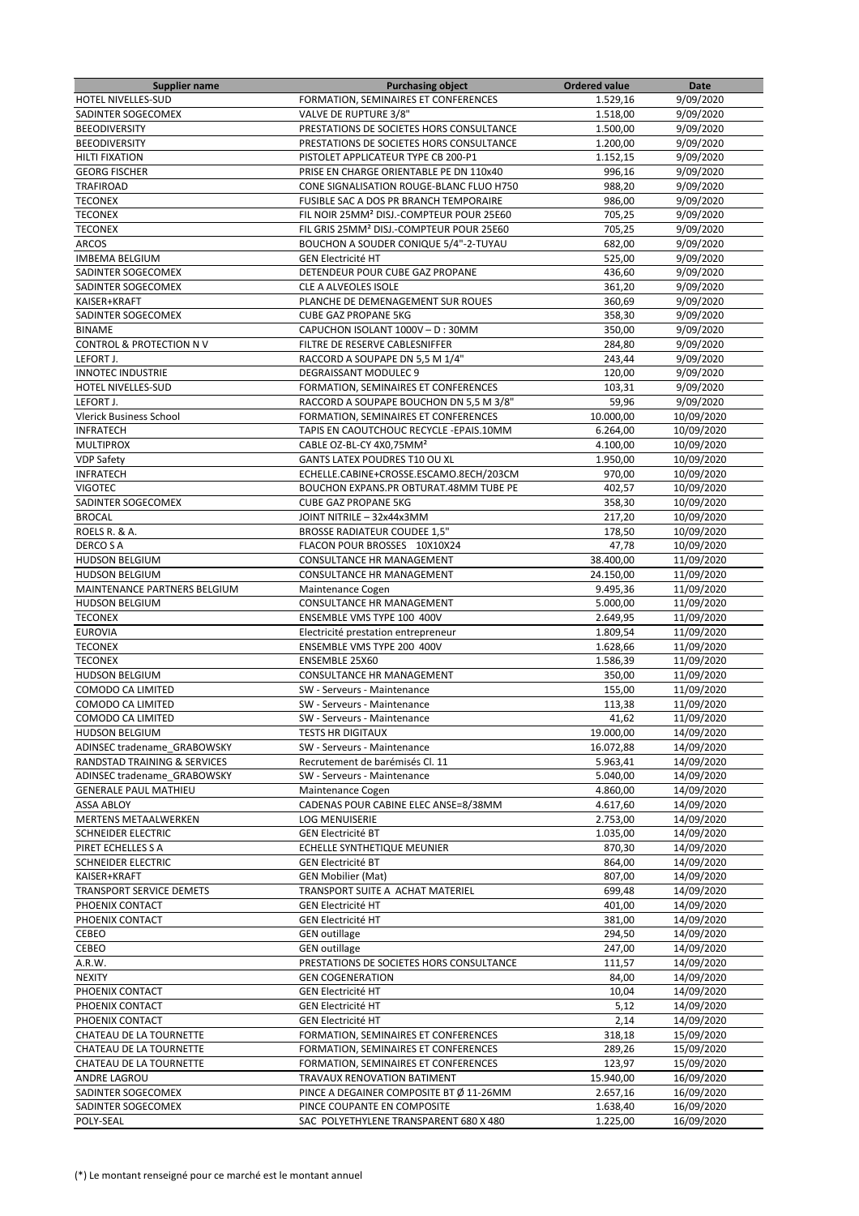| Supplier name | Purchasing object | Ordered value | Date |
| --- | --- | --- | --- |
| HOTEL NIVELLES-SUD | FORMATION, SEMINAIRES ET CONFERENCES | 1.529,16 | 9/09/2020 |
| SADINTER SOGECOMEX | VALVE DE RUPTURE 3/8" | 1.518,00 | 9/09/2020 |
| BEEODIVERSITY | PRESTATIONS DE SOCIETES HORS CONSULTANCE | 1.500,00 | 9/09/2020 |
| BEEODIVERSITY | PRESTATIONS DE SOCIETES HORS CONSULTANCE | 1.200,00 | 9/09/2020 |
| HILTI FIXATION | PISTOLET APPLICATEUR TYPE CB 200-P1 | 1.152,15 | 9/09/2020 |
| GEORG FISCHER | PRISE EN CHARGE ORIENTABLE PE DN 110x40 | 996,16 | 9/09/2020 |
| TRAFIROAD | CONE SIGNALISATION ROUGE-BLANC FLUO H750 | 988,20 | 9/09/2020 |
| TECONEX | FUSIBLE SAC A DOS PR BRANCH TEMPORAIRE | 986,00 | 9/09/2020 |
| TECONEX | FIL NOIR 25MM² DISJ.-COMPTEUR POUR 25E60 | 705,25 | 9/09/2020 |
| TECONEX | FIL GRIS 25MM² DISJ.-COMPTEUR POUR 25E60 | 705,25 | 9/09/2020 |
| ARCOS | BOUCHON A SOUDER CONIQUE 5/4"-2-TUYAU | 682,00 | 9/09/2020 |
| IMBEMA BELGIUM | GEN Electricité HT | 525,00 | 9/09/2020 |
| SADINTER SOGECOMEX | DETENDEUR POUR CUBE GAZ PROPANE | 436,60 | 9/09/2020 |
| SADINTER SOGECOMEX | CLE A ALVEOLES ISOLE | 361,20 | 9/09/2020 |
| KAISER+KRAFT | PLANCHE DE DEMENAGEMENT SUR ROUES | 360,69 | 9/09/2020 |
| SADINTER SOGECOMEX | CUBE GAZ PROPANE 5KG | 358,30 | 9/09/2020 |
| BINAME | CAPUCHON ISOLANT 1000V – D : 30MM | 350,00 | 9/09/2020 |
| CONTROL & PROTECTION N V | FILTRE DE RESERVE CABLESNIFFER | 284,80 | 9/09/2020 |
| LEFORT J. | RACCORD A SOUPAPE DN 5,5 M 1/4" | 243,44 | 9/09/2020 |
| INNOTEC INDUSTRIE | DEGRAISSANT MODULEC 9 | 120,00 | 9/09/2020 |
| HOTEL NIVELLES-SUD | FORMATION, SEMINAIRES ET CONFERENCES | 103,31 | 9/09/2020 |
| LEFORT J. | RACCORD A SOUPAPE BOUCHON DN 5,5 M 3/8" | 59,96 | 9/09/2020 |
| Vlerick Business School | FORMATION, SEMINAIRES ET CONFERENCES | 10.000,00 | 10/09/2020 |
| INFRATECH | TAPIS EN CAOUTCHOUC RECYCLE -EPAIS.10MM | 6.264,00 | 10/09/2020 |
| MULTIPROX | CABLE OZ-BL-CY 4X0,75MM² | 4.100,00 | 10/09/2020 |
| VDP Safety | GANTS LATEX POUDRES T10 OU XL | 1.950,00 | 10/09/2020 |
| INFRATECH | ECHELLE.CABINE+CROSSE.ESCAMO.8ECH/203CM | 970,00 | 10/09/2020 |
| VIGOTEC | BOUCHON EXPANS.PR OBTURAT.48MM TUBE PE | 402,57 | 10/09/2020 |
| SADINTER SOGECOMEX | CUBE GAZ PROPANE 5KG | 358,30 | 10/09/2020 |
| BROCAL | JOINT NITRILE – 32x44x3MM | 217,20 | 10/09/2020 |
| ROELS R. & A. | BROSSE RADIATEUR COUDEE 1,5" | 178,50 | 10/09/2020 |
| DERCO S A | FLACON POUR BROSSES 10X10X24 | 47,78 | 10/09/2020 |
| HUDSON BELGIUM | CONSULTANCE HR MANAGEMENT | 38.400,00 | 11/09/2020 |
| HUDSON BELGIUM | CONSULTANCE HR MANAGEMENT | 24.150,00 | 11/09/2020 |
| MAINTENANCE PARTNERS BELGIUM | Maintenance Cogen | 9.495,36 | 11/09/2020 |
| HUDSON BELGIUM | CONSULTANCE HR MANAGEMENT | 5.000,00 | 11/09/2020 |
| TECONEX | ENSEMBLE VMS TYPE 100 400V | 2.649,95 | 11/09/2020 |
| EUROVIA | Electricité prestation entrepreneur | 1.809,54 | 11/09/2020 |
| TECONEX | ENSEMBLE VMS TYPE 200 400V | 1.628,66 | 11/09/2020 |
| TECONEX | ENSEMBLE 25X60 | 1.586,39 | 11/09/2020 |
| HUDSON BELGIUM | CONSULTANCE HR MANAGEMENT | 350,00 | 11/09/2020 |
| COMODO CA LIMITED | SW - Serveurs - Maintenance | 155,00 | 11/09/2020 |
| COMODO CA LIMITED | SW - Serveurs - Maintenance | 113,38 | 11/09/2020 |
| COMODO CA LIMITED | SW - Serveurs - Maintenance | 41,62 | 11/09/2020 |
| HUDSON BELGIUM | TESTS HR DIGITAUX | 19.000,00 | 14/09/2020 |
| ADINSEC tradename_GRABOWSKY | SW - Serveurs - Maintenance | 16.072,88 | 14/09/2020 |
| RANDSTAD TRAINING & SERVICES | Recrutement de barémisés Cl. 11 | 5.963,41 | 14/09/2020 |
| ADINSEC tradename_GRABOWSKY | SW - Serveurs - Maintenance | 5.040,00 | 14/09/2020 |
| GENERALE PAUL MATHIEU | Maintenance Cogen | 4.860,00 | 14/09/2020 |
| ASSA ABLOY | CADENAS POUR CABINE ELEC ANSE=8/38MM | 4.617,60 | 14/09/2020 |
| MERTENS METAALWERKEN | LOG MENUISERIE | 2.753,00 | 14/09/2020 |
| SCHNEIDER ELECTRIC | GEN Electricité BT | 1.035,00 | 14/09/2020 |
| PIRET ECHELLES S A | ECHELLE SYNTHETIQUE MEUNIER | 870,30 | 14/09/2020 |
| SCHNEIDER ELECTRIC | GEN Electricité BT | 864,00 | 14/09/2020 |
| KAISER+KRAFT | GEN Mobilier (Mat) | 807,00 | 14/09/2020 |
| TRANSPORT SERVICE DEMETS | TRANSPORT SUITE A ACHAT MATERIEL | 699,48 | 14/09/2020 |
| PHOENIX CONTACT | GEN Electricité HT | 401,00 | 14/09/2020 |
| PHOENIX CONTACT | GEN Electricité HT | 381,00 | 14/09/2020 |
| CEBEO | GEN outillage | 294,50 | 14/09/2020 |
| CEBEO | GEN outillage | 247,00 | 14/09/2020 |
| A.R.W. | PRESTATIONS DE SOCIETES HORS CONSULTANCE | 111,57 | 14/09/2020 |
| NEXITY | GEN COGENERATION | 84,00 | 14/09/2020 |
| PHOENIX CONTACT | GEN Electricité HT | 10,04 | 14/09/2020 |
| PHOENIX CONTACT | GEN Electricité HT | 5,12 | 14/09/2020 |
| PHOENIX CONTACT | GEN Electricité HT | 2,14 | 14/09/2020 |
| CHATEAU DE LA TOURNETTE | FORMATION, SEMINAIRES ET CONFERENCES | 318,18 | 15/09/2020 |
| CHATEAU DE LA TOURNETTE | FORMATION, SEMINAIRES ET CONFERENCES | 289,26 | 15/09/2020 |
| CHATEAU DE LA TOURNETTE | FORMATION, SEMINAIRES ET CONFERENCES | 123,97 | 15/09/2020 |
| ANDRE LAGROU | TRAVAUX RENOVATION BATIMENT | 15.940,00 | 16/09/2020 |
| SADINTER SOGECOMEX | PINCE A DEGAINER COMPOSITE BT Ø 11-26MM | 2.657,16 | 16/09/2020 |
| SADINTER SOGECOMEX | PINCE COUPANTE EN COMPOSITE | 1.638,40 | 16/09/2020 |
| POLY-SEAL | SAC POLYETHYLENE TRANSPARENT 680 X 480 | 1.225,00 | 16/09/2020 |

(*) Le montant renseigné pour ce marché est le montant annuel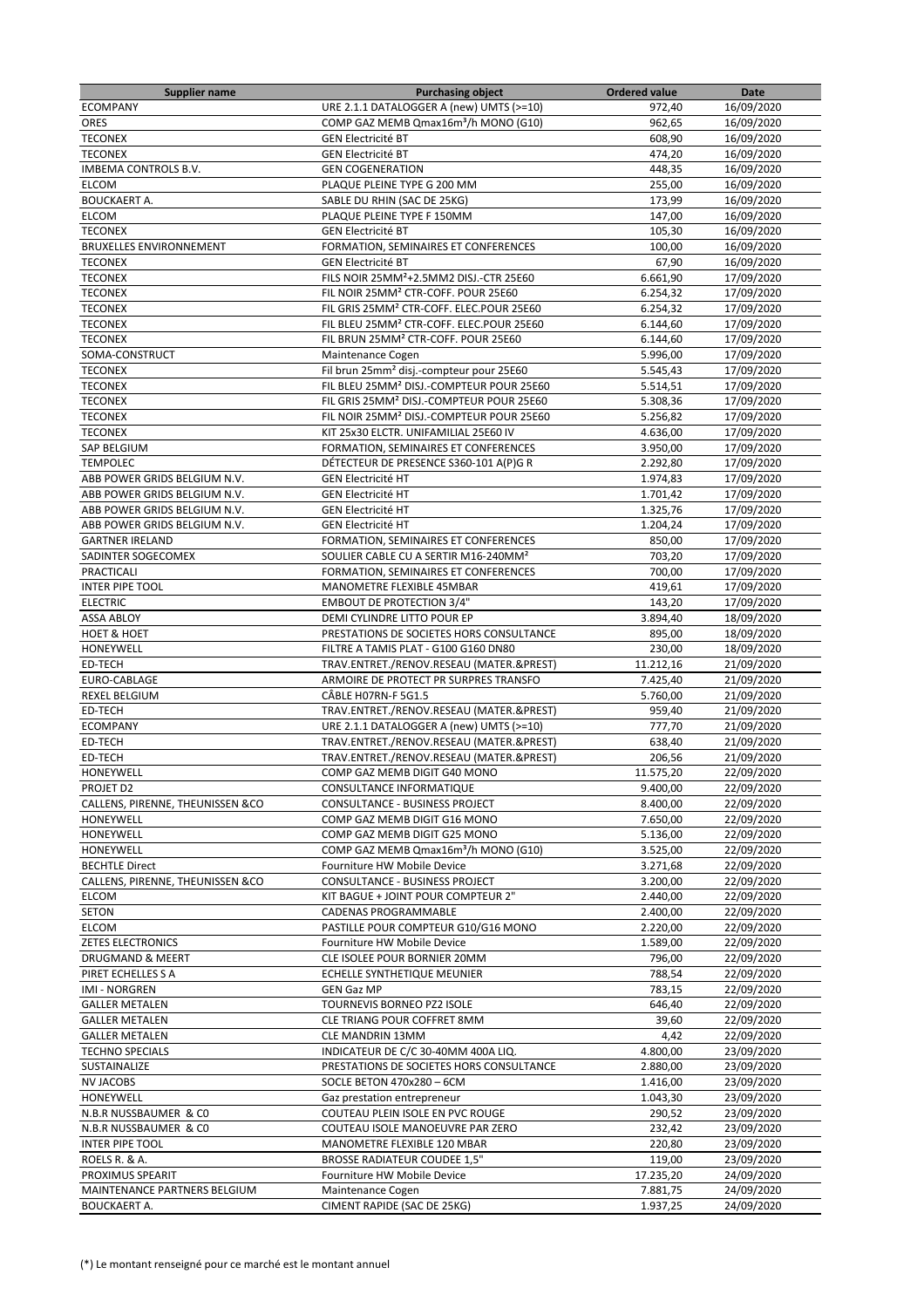| Supplier name | Purchasing object | Ordered value | Date |
|---|---|---|---|
| ECOMPANY | URE 2.1.1 DATALOGGER A (new) UMTS (>=10) | 972,40 | 16/09/2020 |
| ORES | COMP GAZ MEMB Qmax16m³/h MONO (G10) | 962,65 | 16/09/2020 |
| TECONEX | GEN Electricité BT | 608,90 | 16/09/2020 |
| TECONEX | GEN Electricité BT | 474,20 | 16/09/2020 |
| IMBEMA CONTROLS B.V. | GEN COGENERATION | 448,35 | 16/09/2020 |
| ELCOM | PLAQUE PLEINE TYPE G 200 MM | 255,00 | 16/09/2020 |
| BOUCKAERT A. | SABLE DU RHIN (SAC DE 25KG) | 173,99 | 16/09/2020 |
| ELCOM | PLAQUE PLEINE TYPE F 150MM | 147,00 | 16/09/2020 |
| TECONEX | GEN Electricité BT | 105,30 | 16/09/2020 |
| BRUXELLES ENVIRONNEMENT | FORMATION, SEMINAIRES ET CONFERENCES | 100,00 | 16/09/2020 |
| TECONEX | GEN Electricité BT | 67,90 | 16/09/2020 |
| TECONEX | FILS NOIR 25MM²+2.5MM2 DISJ.-CTR 25E60 | 6.661,90 | 17/09/2020 |
| TECONEX | FIL NOIR 25MM² CTR-COFF. POUR 25E60 | 6.254,32 | 17/09/2020 |
| TECONEX | FIL GRIS 25MM² CTR-COFF. ELEC.POUR 25E60 | 6.254,32 | 17/09/2020 |
| TECONEX | FIL BLEU 25MM² CTR-COFF. ELEC.POUR 25E60 | 6.144,60 | 17/09/2020 |
| TECONEX | FIL BRUN 25MM² CTR-COFF. POUR 25E60 | 6.144,60 | 17/09/2020 |
| SOMA-CONSTRUCT | Maintenance Cogen | 5.996,00 | 17/09/2020 |
| TECONEX | Fil brun 25mm² disj.-compteur pour 25E60 | 5.545,43 | 17/09/2020 |
| TECONEX | FIL BLEU 25MM² DISJ.-COMPTEUR POUR 25E60 | 5.514,51 | 17/09/2020 |
| TECONEX | FIL GRIS 25MM² DISJ.-COMPTEUR POUR 25E60 | 5.308,36 | 17/09/2020 |
| TECONEX | FIL NOIR 25MM² DISJ.-COMPTEUR POUR 25E60 | 5.256,82 | 17/09/2020 |
| TECONEX | KIT 25x30 ELCTR. UNIFAMILIAL 25E60 IV | 4.636,00 | 17/09/2020 |
| SAP BELGIUM | FORMATION, SEMINAIRES ET CONFERENCES | 3.950,00 | 17/09/2020 |
| TEMPOLEC | DÉTECTEUR DE PRESENCE S360-101 A(P)G R | 2.292,80 | 17/09/2020 |
| ABB POWER GRIDS BELGIUM N.V. | GEN Electricité HT | 1.974,83 | 17/09/2020 |
| ABB POWER GRIDS BELGIUM N.V. | GEN Electricité HT | 1.701,42 | 17/09/2020 |
| ABB POWER GRIDS BELGIUM N.V. | GEN Electricité HT | 1.325,76 | 17/09/2020 |
| ABB POWER GRIDS BELGIUM N.V. | GEN Electricité HT | 1.204,24 | 17/09/2020 |
| GARTNER IRELAND | FORMATION, SEMINAIRES ET CONFERENCES | 850,00 | 17/09/2020 |
| SADINTER SOGECOMEX | SOULIER CABLE CU A SERTIR M16-240MM² | 703,20 | 17/09/2020 |
| PRACTICALI | FORMATION, SEMINAIRES ET CONFERENCES | 700,00 | 17/09/2020 |
| INTER PIPE TOOL | MANOMETRE FLEXIBLE 45MBAR | 419,61 | 17/09/2020 |
| ELECTRIC | EMBOUT DE PROTECTION 3/4" | 143,20 | 17/09/2020 |
| ASSA ABLOY | DEMI CYLINDRE LITTO POUR EP | 3.894,40 | 18/09/2020 |
| HOET & HOET | PRESTATIONS DE SOCIETES HORS CONSULTANCE | 895,00 | 18/09/2020 |
| HONEYWELL | FILTRE A TAMIS PLAT - G100 G160 DN80 | 230,00 | 18/09/2020 |
| ED-TECH | TRAV.ENTRET./RENOV.RESEAU (MATER.&PREST) | 11.212,16 | 21/09/2020 |
| EURO-CABLAGE | ARMOIRE DE PROTECT PR SURPRES TRANSFO | 7.425,40 | 21/09/2020 |
| REXEL BELGIUM | CÂBLE H07RN-F 5G1.5 | 5.760,00 | 21/09/2020 |
| ED-TECH | TRAV.ENTRET./RENOV.RESEAU (MATER.&PREST) | 959,40 | 21/09/2020 |
| ECOMPANY | URE 2.1.1 DATALOGGER A (new) UMTS (>=10) | 777,70 | 21/09/2020 |
| ED-TECH | TRAV.ENTRET./RENOV.RESEAU (MATER.&PREST) | 638,40 | 21/09/2020 |
| ED-TECH | TRAV.ENTRET./RENOV.RESEAU (MATER.&PREST) | 206,56 | 21/09/2020 |
| HONEYWELL | COMP GAZ MEMB DIGIT G40 MONO | 11.575,20 | 22/09/2020 |
| PROJET D2 | CONSULTANCE INFORMATIQUE | 9.400,00 | 22/09/2020 |
| CALLENS, PIRENNE, THEUNISSEN &CO | CONSULTANCE - BUSINESS PROJECT | 8.400,00 | 22/09/2020 |
| HONEYWELL | COMP GAZ MEMB DIGIT G16 MONO | 7.650,00 | 22/09/2020 |
| HONEYWELL | COMP GAZ MEMB DIGIT G25 MONO | 5.136,00 | 22/09/2020 |
| HONEYWELL | COMP GAZ MEMB Qmax16m³/h MONO (G10) | 3.525,00 | 22/09/2020 |
| BECHTLE Direct | Fourniture HW Mobile Device | 3.271,68 | 22/09/2020 |
| CALLENS, PIRENNE, THEUNISSEN &CO | CONSULTANCE - BUSINESS PROJECT | 3.200,00 | 22/09/2020 |
| ELCOM | KIT BAGUE + JOINT POUR COMPTEUR 2" | 2.440,00 | 22/09/2020 |
| SETON | CADENAS PROGRAMMABLE | 2.400,00 | 22/09/2020 |
| ELCOM | PASTILLE POUR COMPTEUR G10/G16 MONO | 2.220,00 | 22/09/2020 |
| ZETES ELECTRONICS | Fourniture HW Mobile Device | 1.589,00 | 22/09/2020 |
| DRUGMAND & MEERT | CLE ISOLEE POUR BORNIER 20MM | 796,00 | 22/09/2020 |
| PIRET ECHELLES S A | ECHELLE SYNTHETIQUE MEUNIER | 788,54 | 22/09/2020 |
| IMI - NORGREN | GEN Gaz MP | 783,15 | 22/09/2020 |
| GALLER METALEN | TOURNEVIS BORNEO PZ2 ISOLE | 646,40 | 22/09/2020 |
| GALLER METALEN | CLE TRIANG POUR COFFRET 8MM | 39,60 | 22/09/2020 |
| GALLER METALEN | CLE MANDRIN 13MM | 4,42 | 22/09/2020 |
| TECHNO SPECIALS | INDICATEUR DE C/C 30-40MM 400A LIQ. | 4.800,00 | 23/09/2020 |
| SUSTAINALIZE | PRESTATIONS DE SOCIETES HORS CONSULTANCE | 2.880,00 | 23/09/2020 |
| NV JACOBS | SOCLE BETON 470x280 – 6CM | 1.416,00 | 23/09/2020 |
| HONEYWELL | Gaz prestation entrepreneur | 1.043,30 | 23/09/2020 |
| N.B.R NUSSBAUMER & C0 | COUTEAU PLEIN ISOLE EN PVC ROUGE | 290,52 | 23/09/2020 |
| N.B.R NUSSBAUMER & C0 | COUTEAU ISOLE MANOEUVRE PAR ZERO | 232,42 | 23/09/2020 |
| INTER PIPE TOOL | MANOMETRE FLEXIBLE 120 MBAR | 220,80 | 23/09/2020 |
| ROELS R. & A. | BROSSE RADIATEUR COUDEE 1,5" | 119,00 | 23/09/2020 |
| PROXIMUS SPEARIT | Fourniture HW Mobile Device | 17.235,20 | 24/09/2020 |
| MAINTENANCE PARTNERS BELGIUM | Maintenance Cogen | 7.881,75 | 24/09/2020 |
| BOUCKAERT A. | CIMENT RAPIDE (SAC DE 25KG) | 1.937,25 | 24/09/2020 |

(*) Le montant renseigné pour ce marché est le montant annuel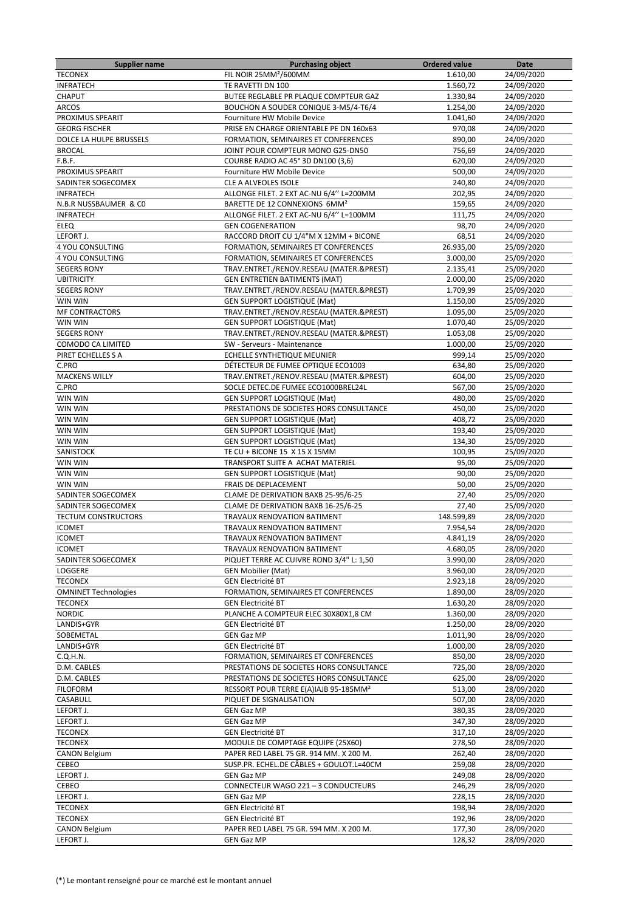| Supplier name | Purchasing object | Ordered value | Date |
|---|---|---|---|
| TECONEX | FIL NOIR 25MM²/600MM | 1.610,00 | 24/09/2020 |
| INFRATECH | TE RAVETTI DN 100 | 1.560,72 | 24/09/2020 |
| CHAPUT | BUTEE REGLABLE PR PLAQUE COMPTEUR GAZ | 1.330,84 | 24/09/2020 |
| ARCOS | BOUCHON A SOUDER CONIQUE 3-M5/4-T6/4 | 1.254,00 | 24/09/2020 |
| PROXIMUS SPEARIT | Fourniture HW Mobile Device | 1.041,60 | 24/09/2020 |
| GEORG FISCHER | PRISE EN CHARGE ORIENTABLE PE DN 160x63 | 970,08 | 24/09/2020 |
| DOLCE LA HULPE BRUSSELS | FORMATION, SEMINAIRES ET CONFERENCES | 890,00 | 24/09/2020 |
| BROCAL | JOINT POUR COMPTEUR MONO G25-DN50 | 756,69 | 24/09/2020 |
| F.B.F. | COURBE RADIO AC 45° 3D DN100 (3,6) | 620,00 | 24/09/2020 |
| PROXIMUS SPEARIT | Fourniture HW Mobile Device | 500,00 | 24/09/2020 |
| SADINTER SOGECOMEX | CLE A ALVEOLES ISOLE | 240,80 | 24/09/2020 |
| INFRATECH | ALLONGE FILET. 2 EXT AC-NU 6/4'' L=200MM | 202,95 | 24/09/2020 |
| N.B.R NUSSBAUMER & C0 | BARETTE DE 12 CONNEXIONS 6MM² | 159,65 | 24/09/2020 |
| INFRATECH | ALLONGE FILET. 2 EXT AC-NU 6/4'' L=100MM | 111,75 | 24/09/2020 |
| ELEQ | GEN COGENERATION | 98,70 | 24/09/2020 |
| LEFORT J. | RACCORD DROIT CU 1/4"M X 12MM + BICONE | 68,51 | 24/09/2020 |
| 4 YOU CONSULTING | FORMATION, SEMINAIRES ET CONFERENCES | 26.935,00 | 25/09/2020 |
| 4 YOU CONSULTING | FORMATION, SEMINAIRES ET CONFERENCES | 3.000,00 | 25/09/2020 |
| SEGERS RONY | TRAV.ENTRET./RENOV.RESEAU (MATER.&PREST) | 2.135,41 | 25/09/2020 |
| UBITRICITY | GEN ENTRETIEN BATIMENTS (MAT) | 2.000,00 | 25/09/2020 |
| SEGERS RONY | TRAV.ENTRET./RENOV.RESEAU (MATER.&PREST) | 1.709,99 | 25/09/2020 |
| WIN WIN | GEN SUPPORT LOGISTIQUE (Mat) | 1.150,00 | 25/09/2020 |
| MF CONTRACTORS | TRAV.ENTRET./RENOV.RESEAU (MATER.&PREST) | 1.095,00 | 25/09/2020 |
| WIN WIN | GEN SUPPORT LOGISTIQUE (Mat) | 1.070,40 | 25/09/2020 |
| SEGERS RONY | TRAV.ENTRET./RENOV.RESEAU (MATER.&PREST) | 1.053,08 | 25/09/2020 |
| COMODO CA LIMITED | SW - Serveurs - Maintenance | 1.000,00 | 25/09/2020 |
| PIRET ECHELLES S A | ECHELLE SYNTHETIQUE MEUNIER | 999,14 | 25/09/2020 |
| C.PRO | DÉTECTEUR DE FUMEE OPTIQUE ECO1003 | 634,80 | 25/09/2020 |
| MACKENS WILLY | TRAV.ENTRET./RENOV.RESEAU (MATER.&PREST) | 604,00 | 25/09/2020 |
| C.PRO | SOCLE DETEC.DE FUMEE ECO1000BREL24L | 567,00 | 25/09/2020 |
| WIN WIN | GEN SUPPORT LOGISTIQUE (Mat) | 480,00 | 25/09/2020 |
| WIN WIN | PRESTATIONS DE SOCIETES HORS CONSULTANCE | 450,00 | 25/09/2020 |
| WIN WIN | GEN SUPPORT LOGISTIQUE (Mat) | 408,72 | 25/09/2020 |
| WIN WIN | GEN SUPPORT LOGISTIQUE (Mat) | 193,40 | 25/09/2020 |
| WIN WIN | GEN SUPPORT LOGISTIQUE (Mat) | 134,30 | 25/09/2020 |
| SANISTOCK | TE CU + BICONE 15 X 15 X 15MM | 100,95 | 25/09/2020 |
| WIN WIN | TRANSPORT SUITE A ACHAT MATERIEL | 95,00 | 25/09/2020 |
| WIN WIN | GEN SUPPORT LOGISTIQUE (Mat) | 90,00 | 25/09/2020 |
| WIN WIN | FRAIS DE DEPLACEMENT | 50,00 | 25/09/2020 |
| SADINTER SOGECOMEX | CLAME DE DERIVATION BAXB 25-95/6-25 | 27,40 | 25/09/2020 |
| SADINTER SOGECOMEX | CLAME DE DERIVATION BAXB 16-25/6-25 | 27,40 | 25/09/2020 |
| TECTUM CONSTRUCTORS | TRAVAUX RENOVATION BATIMENT | 148.599,89 | 28/09/2020 |
| ICOMET | TRAVAUX RENOVATION BATIMENT | 7.954,54 | 28/09/2020 |
| ICOMET | TRAVAUX RENOVATION BATIMENT | 4.841,19 | 28/09/2020 |
| ICOMET | TRAVAUX RENOVATION BATIMENT | 4.680,05 | 28/09/2020 |
| SADINTER SOGECOMEX | PIQUET TERRE AC CUIVRE ROND 3/4" L: 1,50 | 3.990,00 | 28/09/2020 |
| LOGGERE | GEN Mobilier (Mat) | 3.960,00 | 28/09/2020 |
| TECONEX | GEN Electricité BT | 2.923,18 | 28/09/2020 |
| OMNINET Technologies | FORMATION, SEMINAIRES ET CONFERENCES | 1.890,00 | 28/09/2020 |
| TECONEX | GEN Electricité BT | 1.630,20 | 28/09/2020 |
| NORDIC | PLANCHE A COMPTEUR ELEC 30X80X1,8 CM | 1.360,00 | 28/09/2020 |
| LANDIS+GYR | GEN Electricité BT | 1.250,00 | 28/09/2020 |
| SOBEMETAL | GEN Gaz MP | 1.011,90 | 28/09/2020 |
| LANDIS+GYR | GEN Electricité BT | 1.000,00 | 28/09/2020 |
| C.Q.H.N. | FORMATION, SEMINAIRES ET CONFERENCES | 850,00 | 28/09/2020 |
| D.M. CABLES | PRESTATIONS DE SOCIETES HORS CONSULTANCE | 725,00 | 28/09/2020 |
| D.M. CABLES | PRESTATIONS DE SOCIETES HORS CONSULTANCE | 625,00 | 28/09/2020 |
| FILOFORM | RESSORT POUR TERRE E(A)IAJB 95-185MM² | 513,00 | 28/09/2020 |
| CASABULL | PIQUET DE SIGNALISATION | 507,00 | 28/09/2020 |
| LEFORT J. | GEN Gaz MP | 380,35 | 28/09/2020 |
| LEFORT J. | GEN Gaz MP | 347,30 | 28/09/2020 |
| TECONEX | GEN Electricité BT | 317,10 | 28/09/2020 |
| TECONEX | MODULE DE COMPTAGE EQUIPE (25X60) | 278,50 | 28/09/2020 |
| CANON Belgium | PAPER RED LABEL 75 GR. 914 MM. X 200 M. | 262,40 | 28/09/2020 |
| CEBEO | SUSP.PR. ECHEL.DE CÂBLES + GOULOT.L=40CM | 259,08 | 28/09/2020 |
| LEFORT J. | GEN Gaz MP | 249,08 | 28/09/2020 |
| CEBEO | CONNECTEUR WAGO 221 – 3 CONDUCTEURS | 246,29 | 28/09/2020 |
| LEFORT J. | GEN Gaz MP | 228,15 | 28/09/2020 |
| TECONEX | GEN Electricité BT | 198,94 | 28/09/2020 |
| TECONEX | GEN Electricité BT | 192,96 | 28/09/2020 |
| CANON Belgium | PAPER RED LABEL 75 GR. 594 MM. X 200 M. | 177,30 | 28/09/2020 |
| LEFORT J. | GEN Gaz MP | 128,32 | 28/09/2020 |

(*) Le montant renseigné pour ce marché est le montant annuel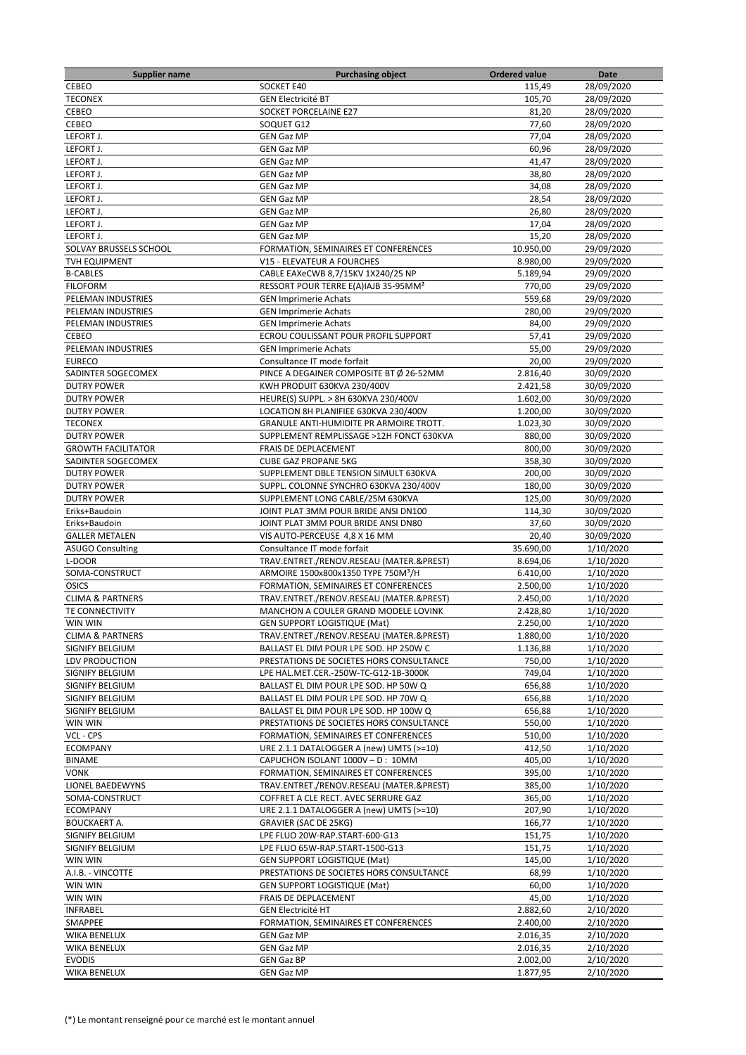| Supplier name | Purchasing object | Ordered value | Date |
|---|---|---|---|
| CEBEO | SOCKET E40 | 115,49 | 28/09/2020 |
| TECONEX | GEN Electricité BT | 105,70 | 28/09/2020 |
| CEBEO | SOCKET PORCELAINE E27 | 81,20 | 28/09/2020 |
| CEBEO | SOQUET G12 | 77,60 | 28/09/2020 |
| LEFORT J. | GEN Gaz MP | 77,04 | 28/09/2020 |
| LEFORT J. | GEN Gaz MP | 60,96 | 28/09/2020 |
| LEFORT J. | GEN Gaz MP | 41,47 | 28/09/2020 |
| LEFORT J. | GEN Gaz MP | 38,80 | 28/09/2020 |
| LEFORT J. | GEN Gaz MP | 34,08 | 28/09/2020 |
| LEFORT J. | GEN Gaz MP | 28,54 | 28/09/2020 |
| LEFORT J. | GEN Gaz MP | 26,80 | 28/09/2020 |
| LEFORT J. | GEN Gaz MP | 17,04 | 28/09/2020 |
| LEFORT J. | GEN Gaz MP | 15,20 | 28/09/2020 |
| SOLVAY BRUSSELS SCHOOL | FORMATION, SEMINAIRES ET CONFERENCES | 10.950,00 | 29/09/2020 |
| TVH EQUIPMENT | V15 - ELEVATEUR A FOURCHES | 8.980,00 | 29/09/2020 |
| B-CABLES | CABLE EAXeCWB 8,7/15KV 1X240/25 NP | 5.189,94 | 29/09/2020 |
| FILOFORM | RESSORT POUR TERRE E(A)IAJB 35-95MM² | 770,00 | 29/09/2020 |
| PELEMAN INDUSTRIES | GEN Imprimerie Achats | 559,68 | 29/09/2020 |
| PELEMAN INDUSTRIES | GEN Imprimerie Achats | 280,00 | 29/09/2020 |
| PELEMAN INDUSTRIES | GEN Imprimerie Achats | 84,00 | 29/09/2020 |
| CEBEO | ECROU COULISSANT POUR PROFIL SUPPORT | 57,41 | 29/09/2020 |
| PELEMAN INDUSTRIES | GEN Imprimerie Achats | 55,00 | 29/09/2020 |
| EURECO | Consultance IT mode forfait | 20,00 | 29/09/2020 |
| SADINTER SOGECOMEX | PINCE A DEGAINER COMPOSITE BT Ø 26-52MM | 2.816,40 | 30/09/2020 |
| DUTRY POWER | KWH PRODUIT 630KVA 230/400V | 2.421,58 | 30/09/2020 |
| DUTRY POWER | HEURE(S) SUPPL. > 8H 630KVA 230/400V | 1.602,00 | 30/09/2020 |
| DUTRY POWER | LOCATION 8H PLANIFIEE 630KVA 230/400V | 1.200,00 | 30/09/2020 |
| TECONEX | GRANULE ANTI-HUMIDITE PR ARMOIRE TROTT. | 1.023,30 | 30/09/2020 |
| DUTRY POWER | SUPPLEMENT REMPLISSAGE >12H FONCT 630KVA | 880,00 | 30/09/2020 |
| GROWTH FACILITATOR | FRAIS DE DEPLACEMENT | 800,00 | 30/09/2020 |
| SADINTER SOGECOMEX | CUBE GAZ PROPANE 5KG | 358,30 | 30/09/2020 |
| DUTRY POWER | SUPPLEMENT DBLE TENSION SIMULT 630KVA | 200,00 | 30/09/2020 |
| DUTRY POWER | SUPPL. COLONNE SYNCHRO 630KVA 230/400V | 180,00 | 30/09/2020 |
| DUTRY POWER | SUPPLEMENT LONG CABLE/25M 630KVA | 125,00 | 30/09/2020 |
| Eriks+Baudoin | JOINT PLAT 3MM POUR BRIDE ANSI DN100 | 114,30 | 30/09/2020 |
| Eriks+Baudoin | JOINT PLAT 3MM POUR BRIDE ANSI DN80 | 37,60 | 30/09/2020 |
| GALLER METALEN | VIS AUTO-PERCEUSE 4,8 X 16 MM | 20,40 | 30/09/2020 |
| ASUGO Consulting | Consultance IT mode forfait | 35.690,00 | 1/10/2020 |
| L-DOOR | TRAV.ENTRET./RENOV.RESEAU (MATER.&PREST) | 8.694,06 | 1/10/2020 |
| SOMA-CONSTRUCT | ARMOIRE 1500x800x1350 TYPE 750M³/H | 6.410,00 | 1/10/2020 |
| OSICS | FORMATION, SEMINAIRES ET CONFERENCES | 2.500,00 | 1/10/2020 |
| CLIMA & PARTNERS | TRAV.ENTRET./RENOV.RESEAU (MATER.&PREST) | 2.450,00 | 1/10/2020 |
| TE CONNECTIVITY | MANCHON A COULER GRAND MODELE LOVINK | 2.428,80 | 1/10/2020 |
| WIN WIN | GEN SUPPORT LOGISTIQUE (Mat) | 2.250,00 | 1/10/2020 |
| CLIMA & PARTNERS | TRAV.ENTRET./RENOV.RESEAU (MATER.&PREST) | 1.880,00 | 1/10/2020 |
| SIGNIFY BELGIUM | BALLAST EL DIM POUR LPE SOD. HP 250W C | 1.136,88 | 1/10/2020 |
| LDV PRODUCTION | PRESTATIONS DE SOCIETES HORS CONSULTANCE | 750,00 | 1/10/2020 |
| SIGNIFY BELGIUM | LPE HAL.MET.CER.-250W-TC-G12-1B-3000K | 749,04 | 1/10/2020 |
| SIGNIFY BELGIUM | BALLAST EL DIM POUR LPE SOD. HP 50W Q | 656,88 | 1/10/2020 |
| SIGNIFY BELGIUM | BALLAST EL DIM POUR LPE SOD. HP 70W Q | 656,88 | 1/10/2020 |
| SIGNIFY BELGIUM | BALLAST EL DIM POUR LPE SOD. HP 100W Q | 656,88 | 1/10/2020 |
| WIN WIN | PRESTATIONS DE SOCIETES HORS CONSULTANCE | 550,00 | 1/10/2020 |
| VCL - CPS | FORMATION, SEMINAIRES ET CONFERENCES | 510,00 | 1/10/2020 |
| ECOMPANY | URE 2.1.1 DATALOGGER A (new) UMTS (>=10) | 412,50 | 1/10/2020 |
| BINAME | CAPUCHON ISOLANT 1000V – D : 10MM | 405,00 | 1/10/2020 |
| VONK | FORMATION, SEMINAIRES ET CONFERENCES | 395,00 | 1/10/2020 |
| LIONEL BAEDEWYNS | TRAV.ENTRET./RENOV.RESEAU (MATER.&PREST) | 385,00 | 1/10/2020 |
| SOMA-CONSTRUCT | COFFRET A CLE RECT. AVEC SERRURE GAZ | 365,00 | 1/10/2020 |
| ECOMPANY | URE 2.1.1 DATALOGGER A (new) UMTS (>=10) | 207,90 | 1/10/2020 |
| BOUCKAERT A. | GRAVIER (SAC DE 25KG) | 166,77 | 1/10/2020 |
| SIGNIFY BELGIUM | LPE FLUO 20W-RAP.START-600-G13 | 151,75 | 1/10/2020 |
| SIGNIFY BELGIUM | LPE FLUO 65W-RAP.START-1500-G13 | 151,75 | 1/10/2020 |
| WIN WIN | GEN SUPPORT LOGISTIQUE (Mat) | 145,00 | 1/10/2020 |
| A.I.B. - VINCOTTE | PRESTATIONS DE SOCIETES HORS CONSULTANCE | 68,99 | 1/10/2020 |
| WIN WIN | GEN SUPPORT LOGISTIQUE (Mat) | 60,00 | 1/10/2020 |
| WIN WIN | FRAIS DE DEPLACEMENT | 45,00 | 1/10/2020 |
| INFRABEL | GEN Electricité HT | 2.882,60 | 2/10/2020 |
| SMAPPEE | FORMATION, SEMINAIRES ET CONFERENCES | 2.400,00 | 2/10/2020 |
| WIKA BENELUX | GEN Gaz MP | 2.016,35 | 2/10/2020 |
| WIKA BENELUX | GEN Gaz MP | 2.016,35 | 2/10/2020 |
| EVODIS | GEN Gaz BP | 2.002,00 | 2/10/2020 |
| WIKA BENELUX | GEN Gaz MP | 1.877,95 | 2/10/2020 |

(*) Le montant renseigné pour ce marché est le montant annuel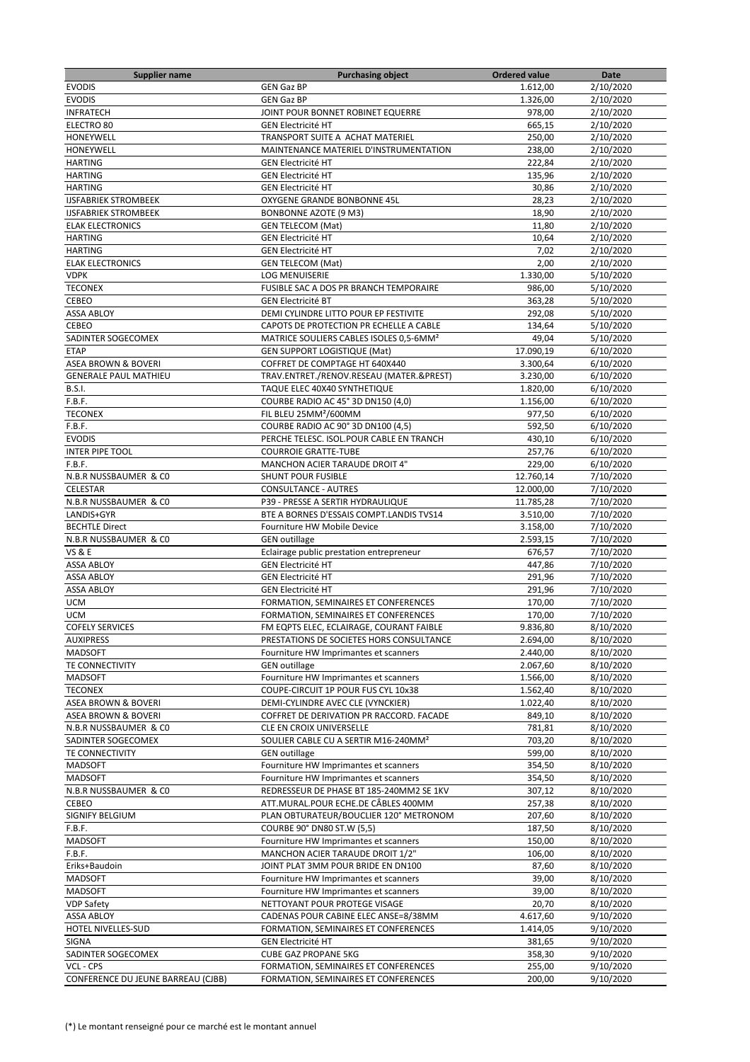| Supplier name | Purchasing object | Ordered value | Date |
|---|---|---|---|
| EVODIS | GEN Gaz BP | 1.612,00 | 2/10/2020 |
| EVODIS | GEN Gaz BP | 1.326,00 | 2/10/2020 |
| INFRATECH | JOINT POUR BONNET ROBINET EQUERRE | 978,00 | 2/10/2020 |
| ELECTRO 80 | GEN Electricité HT | 665,15 | 2/10/2020 |
| HONEYWELL | TRANSPORT SUITE A ACHAT MATERIEL | 250,00 | 2/10/2020 |
| HONEYWELL | MAINTENANCE MATERIEL D'INSTRUMENTATION | 238,00 | 2/10/2020 |
| HARTING | GEN Electricité HT | 222,84 | 2/10/2020 |
| HARTING | GEN Electricité HT | 135,96 | 2/10/2020 |
| HARTING | GEN Electricité HT | 30,86 | 2/10/2020 |
| IJSFABRIEK STROMBEEK | OXYGENE GRANDE BONBONNE 45L | 28,23 | 2/10/2020 |
| IJSFABRIEK STROMBEEK | BONBONNE AZOTE (9 M3) | 18,90 | 2/10/2020 |
| ELAK ELECTRONICS | GEN TELECOM (Mat) | 11,80 | 2/10/2020 |
| HARTING | GEN Electricité HT | 10,64 | 2/10/2020 |
| HARTING | GEN Electricité HT | 7,02 | 2/10/2020 |
| ELAK ELECTRONICS | GEN TELECOM (Mat) | 2,00 | 2/10/2020 |
| VDPK | LOG MENUISERIE | 1.330,00 | 5/10/2020 |
| TECONEX | FUSIBLE SAC A DOS PR BRANCH TEMPORAIRE | 986,00 | 5/10/2020 |
| CEBEO | GEN Electricité BT | 363,28 | 5/10/2020 |
| ASSA ABLOY | DEMI CYLINDRE LITTO POUR EP FESTIVITE | 292,08 | 5/10/2020 |
| CEBEO | CAPOTS DE PROTECTION PR ECHELLE A CABLE | 134,64 | 5/10/2020 |
| SADINTER SOGECOMEX | MATRICE SOULIERS CABLES ISOLES 0,5-6MM² | 49,04 | 5/10/2020 |
| ETAP | GEN SUPPORT LOGISTIQUE (Mat) | 17.090,19 | 6/10/2020 |
| ASEA BROWN & BOVERI | COFFRET DE COMPTAGE HT 640X440 | 3.300,64 | 6/10/2020 |
| GENERALE PAUL MATHIEU | TRAV.ENTRET./RENOV.RESEAU (MATER.&PREST) | 3.230,00 | 6/10/2020 |
| B.S.I. | TAQUE ELEC 40X40 SYNTHETIQUE | 1.820,00 | 6/10/2020 |
| F.B.F. | COURBE RADIO AC 45° 3D DN150 (4,0) | 1.156,00 | 6/10/2020 |
| TECONEX | FIL BLEU 25MM²/600MM | 977,50 | 6/10/2020 |
| F.B.F. | COURBE RADIO AC 90° 3D DN100 (4,5) | 592,50 | 6/10/2020 |
| EVODIS | PERCHE TELESC. ISOL.POUR CABLE EN TRANCH | 430,10 | 6/10/2020 |
| INTER PIPE TOOL | COURROIE GRATTE-TUBE | 257,76 | 6/10/2020 |
| F.B.F. | MANCHON ACIER TARAUDE DROIT 4" | 229,00 | 6/10/2020 |
| N.B.R NUSSBAUMER & C0 | SHUNT POUR FUSIBLE | 12.760,14 | 7/10/2020 |
| CELESTAR | CONSULTANCE - AUTRES | 12.000,00 | 7/10/2020 |
| N.B.R NUSSBAUMER & C0 | P39 - PRESSE A SERTIR HYDRAULIQUE | 11.785,28 | 7/10/2020 |
| LANDIS+GYR | BTE A BORNES D'ESSAIS COMPT.LANDIS TVS14 | 3.510,00 | 7/10/2020 |
| BECHTLE Direct | Fourniture HW Mobile Device | 3.158,00 | 7/10/2020 |
| N.B.R NUSSBAUMER & C0 | GEN outillage | 2.593,15 | 7/10/2020 |
| VS & E | Eclairage public prestation entrepreneur | 676,57 | 7/10/2020 |
| ASSA ABLOY | GEN Electricité HT | 447,86 | 7/10/2020 |
| ASSA ABLOY | GEN Electricité HT | 291,96 | 7/10/2020 |
| ASSA ABLOY | GEN Electricité HT | 291,96 | 7/10/2020 |
| UCM | FORMATION, SEMINAIRES ET CONFERENCES | 170,00 | 7/10/2020 |
| UCM | FORMATION, SEMINAIRES ET CONFERENCES | 170,00 | 7/10/2020 |
| COFELY SERVICES | FM EQPTS ELEC, ECLAIRAGE, COURANT FAIBLE | 9.836,80 | 8/10/2020 |
| AUXIPRESS | PRESTATIONS DE SOCIETES HORS CONSULTANCE | 2.694,00 | 8/10/2020 |
| MADSOFT | Fourniture HW Imprimantes et scanners | 2.440,00 | 8/10/2020 |
| TE CONNECTIVITY | GEN outillage | 2.067,60 | 8/10/2020 |
| MADSOFT | Fourniture HW Imprimantes et scanners | 1.566,00 | 8/10/2020 |
| TECONEX | COUPE-CIRCUIT 1P POUR FUS CYL 10x38 | 1.562,40 | 8/10/2020 |
| ASEA BROWN & BOVERI | DEMI-CYLINDRE AVEC CLE (VYNCKIER) | 1.022,40 | 8/10/2020 |
| ASEA BROWN & BOVERI | COFFRET DE DERIVATION PR RACCORD. FACADE | 849,10 | 8/10/2020 |
| N.B.R NUSSBAUMER & C0 | CLE EN CROIX UNIVERSELLE | 781,81 | 8/10/2020 |
| SADINTER SOGECOMEX | SOULIER CABLE CU A SERTIR M16-240MM² | 703,20 | 8/10/2020 |
| TE CONNECTIVITY | GEN outillage | 599,00 | 8/10/2020 |
| MADSOFT | Fourniture HW Imprimantes et scanners | 354,50 | 8/10/2020 |
| MADSOFT | Fourniture HW Imprimantes et scanners | 354,50 | 8/10/2020 |
| N.B.R NUSSBAUMER & C0 | REDRESSEUR DE PHASE BT 185-240MM2 SE 1KV | 307,12 | 8/10/2020 |
| CEBEO | ATT.MURAL.POUR ECHE.DE CÂBLES 400MM | 257,38 | 8/10/2020 |
| SIGNIFY BELGIUM | PLAN OBTURATEUR/BOUCLIER 120° METRONOM | 207,60 | 8/10/2020 |
| F.B.F. | COURBE 90° DN80 ST.W (5,5) | 187,50 | 8/10/2020 |
| MADSOFT | Fourniture HW Imprimantes et scanners | 150,00 | 8/10/2020 |
| F.B.F. | MANCHON ACIER TARAUDE DROIT 1/2" | 106,00 | 8/10/2020 |
| Eriks+Baudoin | JOINT PLAT 3MM POUR BRIDE EN DN100 | 87,60 | 8/10/2020 |
| MADSOFT | Fourniture HW Imprimantes et scanners | 39,00 | 8/10/2020 |
| MADSOFT | Fourniture HW Imprimantes et scanners | 39,00 | 8/10/2020 |
| VDP Safety | NETTOYANT POUR PROTEGE VISAGE | 20,70 | 8/10/2020 |
| ASSA ABLOY | CADENAS POUR CABINE ELEC ANSE=8/38MM | 4.617,60 | 9/10/2020 |
| HOTEL NIVELLES-SUD | FORMATION, SEMINAIRES ET CONFERENCES | 1.414,05 | 9/10/2020 |
| SIGNA | GEN Electricité HT | 381,65 | 9/10/2020 |
| SADINTER SOGECOMEX | CUBE GAZ PROPANE 5KG | 358,30 | 9/10/2020 |
| VCL - CPS | FORMATION, SEMINAIRES ET CONFERENCES | 255,00 | 9/10/2020 |
| CONFERENCE DU JEUNE BARREAU (CJBB) | FORMATION, SEMINAIRES ET CONFERENCES | 200,00 | 9/10/2020 |

(*) Le montant renseigné pour ce marché est le montant annuel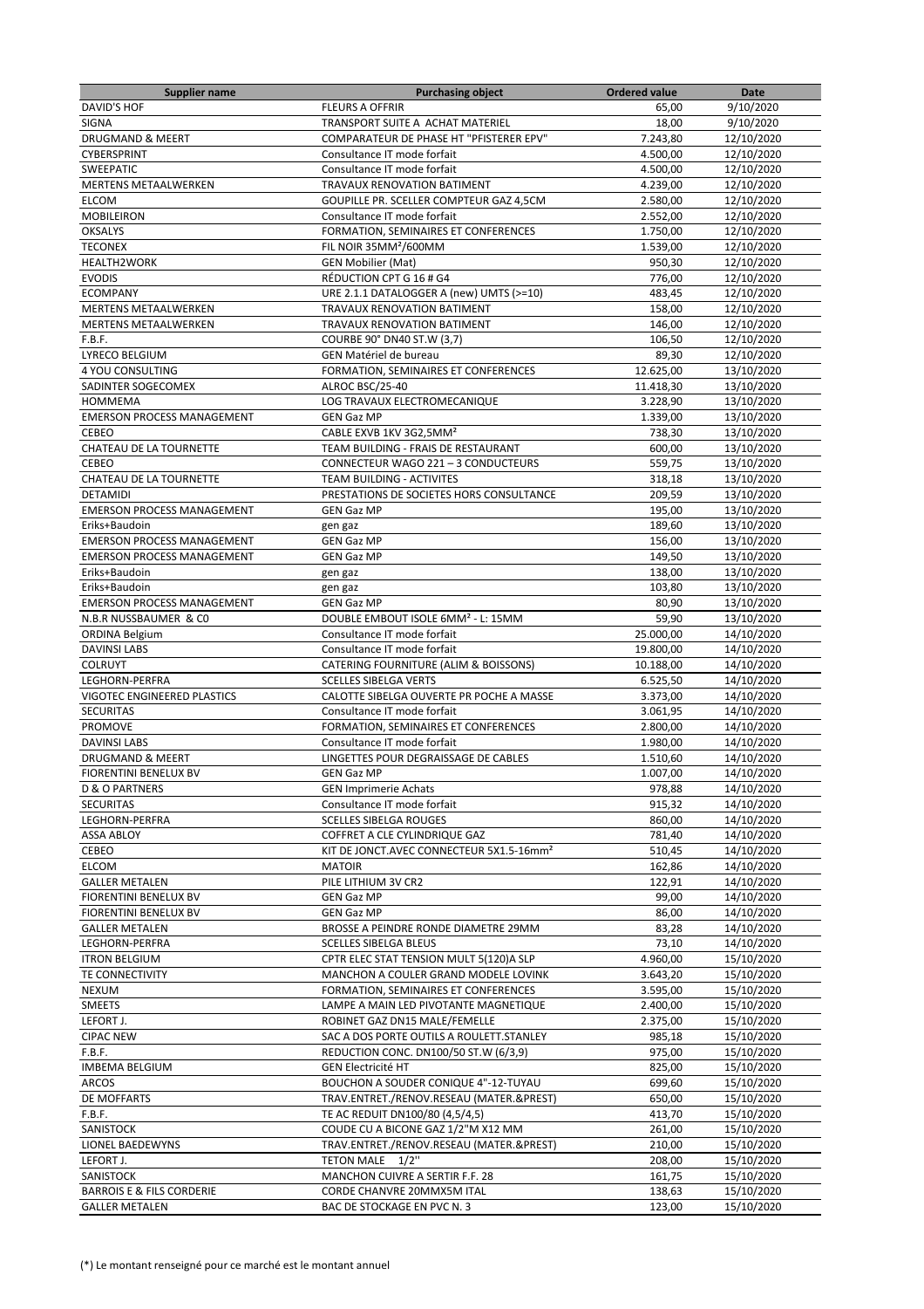| Supplier name | Purchasing object | Ordered value | Date |
|---|---|---|---|
| DAVID'S HOF | FLEURS A OFFRIR | 65,00 | 9/10/2020 |
| SIGNA | TRANSPORT SUITE A ACHAT MATERIEL | 18,00 | 9/10/2020 |
| DRUGMAND & MEERT | COMPARATEUR DE PHASE HT "PFISTERER EPV" | 7.243,80 | 12/10/2020 |
| CYBERSPRINT | Consultance IT mode forfait | 4.500,00 | 12/10/2020 |
| SWEEPATIC | Consultance IT mode forfait | 4.500,00 | 12/10/2020 |
| MERTENS METAALWERKEN | TRAVAUX RENOVATION BATIMENT | 4.239,00 | 12/10/2020 |
| ELCOM | GOUPILLE PR. SCELLER COMPTEUR GAZ 4,5CM | 2.580,00 | 12/10/2020 |
| MOBILEIRON | Consultance IT mode forfait | 2.552,00 | 12/10/2020 |
| OKSALYS | FORMATION, SEMINAIRES ET CONFERENCES | 1.750,00 | 12/10/2020 |
| TECONEX | FIL NOIR 35MM²/600MM | 1.539,00 | 12/10/2020 |
| HEALTH2WORK | GEN Mobilier (Mat) | 950,30 | 12/10/2020 |
| EVODIS | RÉDUCTION CPT G 16 # G4 | 776,00 | 12/10/2020 |
| ECOMPANY | URE 2.1.1 DATALOGGER A (new) UMTS (>=10) | 483,45 | 12/10/2020 |
| MERTENS METAALWERKEN | TRAVAUX RENOVATION BATIMENT | 158,00 | 12/10/2020 |
| MERTENS METAALWERKEN | TRAVAUX RENOVATION BATIMENT | 146,00 | 12/10/2020 |
| F.B.F. | COURBE 90° DN40 ST.W (3,7) | 106,50 | 12/10/2020 |
| LYRECO BELGIUM | GEN Matériel de bureau | 89,30 | 12/10/2020 |
| 4 YOU CONSULTING | FORMATION, SEMINAIRES ET CONFERENCES | 12.625,00 | 13/10/2020 |
| SADINTER SOGECOMEX | ALROC BSC/25-40 | 11.418,30 | 13/10/2020 |
| HOMMEMA | LOG TRAVAUX ELECTROMECANIQUE | 3.228,90 | 13/10/2020 |
| EMERSON PROCESS MANAGEMENT | GEN Gaz MP | 1.339,00 | 13/10/2020 |
| CEBEO | CABLE EXVB 1KV 3G2,5MM² | 738,30 | 13/10/2020 |
| CHATEAU DE LA TOURNETTE | TEAM BUILDING - FRAIS DE RESTAURANT | 600,00 | 13/10/2020 |
| CEBEO | CONNECTEUR WAGO 221 – 3 CONDUCTEURS | 559,75 | 13/10/2020 |
| CHATEAU DE LA TOURNETTE | TEAM BUILDING - ACTIVITES | 318,18 | 13/10/2020 |
| DETAMIDI | PRESTATIONS DE SOCIETES HORS CONSULTANCE | 209,59 | 13/10/2020 |
| EMERSON PROCESS MANAGEMENT | GEN Gaz MP | 195,00 | 13/10/2020 |
| Eriks+Baudoin | gen gaz | 189,60 | 13/10/2020 |
| EMERSON PROCESS MANAGEMENT | GEN Gaz MP | 156,00 | 13/10/2020 |
| EMERSON PROCESS MANAGEMENT | GEN Gaz MP | 149,50 | 13/10/2020 |
| Eriks+Baudoin | gen gaz | 138,00 | 13/10/2020 |
| Eriks+Baudoin | gen gaz | 103,80 | 13/10/2020 |
| EMERSON PROCESS MANAGEMENT | GEN Gaz MP | 80,90 | 13/10/2020 |
| N.B.R NUSSBAUMER & C0 | DOUBLE EMBOUT ISOLE 6MM² - L: 15MM | 59,90 | 13/10/2020 |
| ORDINA Belgium | Consultance IT mode forfait | 25.000,00 | 14/10/2020 |
| DAVINSI LABS | Consultance IT mode forfait | 19.800,00 | 14/10/2020 |
| COLRUYT | CATERING FOURNITURE (ALIM & BOISSONS) | 10.188,00 | 14/10/2020 |
| LEGHORN-PERFRA | SCELLES SIBELGA VERTS | 6.525,50 | 14/10/2020 |
| VIGOTEC ENGINEERED PLASTICS | CALOTTE SIBELGA OUVERTE PR POCHE A MASSE | 3.373,00 | 14/10/2020 |
| SECURITAS | Consultance IT mode forfait | 3.061,95 | 14/10/2020 |
| PROMOVE | FORMATION, SEMINAIRES ET CONFERENCES | 2.800,00 | 14/10/2020 |
| DAVINSI LABS | Consultance IT mode forfait | 1.980,00 | 14/10/2020 |
| DRUGMAND & MEERT | LINGETTES POUR DEGRAISSAGE DE CABLES | 1.510,60 | 14/10/2020 |
| FIORENTINI BENELUX BV | GEN Gaz MP | 1.007,00 | 14/10/2020 |
| D & O PARTNERS | GEN Imprimerie Achats | 978,88 | 14/10/2020 |
| SECURITAS | Consultance IT mode forfait | 915,32 | 14/10/2020 |
| LEGHORN-PERFRA | SCELLES SIBELGA ROUGES | 860,00 | 14/10/2020 |
| ASSA ABLOY | COFFRET A CLE CYLINDRIQUE GAZ | 781,40 | 14/10/2020 |
| CEBEO | KIT DE JONCT.AVEC CONNECTEUR 5X1.5-16mm² | 510,45 | 14/10/2020 |
| ELCOM | MATOIR | 162,86 | 14/10/2020 |
| GALLER METALEN | PILE LITHIUM 3V CR2 | 122,91 | 14/10/2020 |
| FIORENTINI BENELUX BV | GEN Gaz MP | 99,00 | 14/10/2020 |
| FIORENTINI BENELUX BV | GEN Gaz MP | 86,00 | 14/10/2020 |
| GALLER METALEN | BROSSE A PEINDRE RONDE DIAMETRE 29MM | 83,28 | 14/10/2020 |
| LEGHORN-PERFRA | SCELLES SIBELGA BLEUS | 73,10 | 14/10/2020 |
| ITRON BELGIUM | CPTR ELEC STAT TENSION MULT 5(120)A SLP | 4.960,00 | 15/10/2020 |
| TE CONNECTIVITY | MANCHON A COULER GRAND MODELE LOVINK | 3.643,20 | 15/10/2020 |
| NEXUM | FORMATION, SEMINAIRES ET CONFERENCES | 3.595,00 | 15/10/2020 |
| SMEETS | LAMPE A MAIN LED PIVOTANTE MAGNETIQUE | 2.400,00 | 15/10/2020 |
| LEFORT J. | ROBINET GAZ DN15 MALE/FEMELLE | 2.375,00 | 15/10/2020 |
| CIPAC NEW | SAC A DOS PORTE OUTILS A ROULETT.STANLEY | 985,18 | 15/10/2020 |
| F.B.F. | REDUCTION CONC. DN100/50 ST.W (6/3,9) | 975,00 | 15/10/2020 |
| IMBEMA BELGIUM | GEN Electricité HT | 825,00 | 15/10/2020 |
| ARCOS | BOUCHON A SOUDER CONIQUE 4"-12-TUYAU | 699,60 | 15/10/2020 |
| DE MOFFARTS | TRAV.ENTRET./RENOV.RESEAU (MATER.&PREST) | 650,00 | 15/10/2020 |
| F.B.F. | TE AC REDUIT DN100/80 (4,5/4,5) | 413,70 | 15/10/2020 |
| SANISTOCK | COUDE CU A BICONE GAZ 1/2"M X12 MM | 261,00 | 15/10/2020 |
| LIONEL BAEDEWYNS | TRAV.ENTRET./RENOV.RESEAU (MATER.&PREST) | 210,00 | 15/10/2020 |
| LEFORT J. | TETON MALE 1/2" | 208,00 | 15/10/2020 |
| SANISTOCK | MANCHON CUIVRE A SERTIR F.F. 28 | 161,75 | 15/10/2020 |
| BARROIS E & FILS CORDERIE | CORDE CHANVRE 20MMX5M ITAL | 138,63 | 15/10/2020 |
| GALLER METALEN | BAC DE STOCKAGE EN PVC N. 3 | 123,00 | 15/10/2020 |

(*) Le montant renseigné pour ce marché est le montant annuel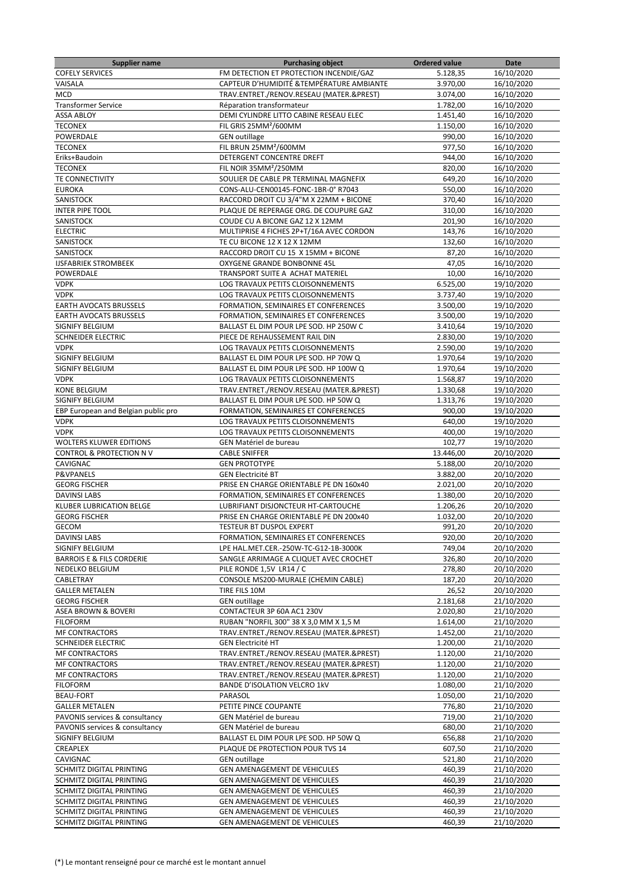| Supplier name | Purchasing object | Ordered value | Date |
|---|---|---|---|
| COFELY SERVICES | FM DETECTION ET PROTECTION INCENDIE/GAZ | 5.128,35 | 16/10/2020 |
| VAISALA | CAPTEUR D'HUMIDITÉ &TEMPÉRATURE AMBIANTE | 3.970,00 | 16/10/2020 |
| MCD | TRAV.ENTRET./RENOV.RESEAU (MATER.&PREST) | 3.074,00 | 16/10/2020 |
| Transformer Service | Réparation transformateur | 1.782,00 | 16/10/2020 |
| ASSA ABLOY | DEMI CYLINDRE LITTO CABINE RESEAU ELEC | 1.451,40 | 16/10/2020 |
| TECONEX | FIL GRIS 25MM²/600MM | 1.150,00 | 16/10/2020 |
| POWERDALE | GEN outillage | 990,00 | 16/10/2020 |
| TECONEX | FIL BRUN 25MM²/600MM | 977,50 | 16/10/2020 |
| Eriks+Baudoin | DETERGENT CONCENTRE DREFT | 944,00 | 16/10/2020 |
| TECONEX | FIL NOIR 35MM²/250MM | 820,00 | 16/10/2020 |
| TE CONNECTIVITY | SOULIER DE CABLE PR TERMINAL MAGNEFIX | 649,20 | 16/10/2020 |
| EUROKA | CONS-ALU-CEN00145-FONC-1BR-0° R7043 | 550,00 | 16/10/2020 |
| SANISTOCK | RACCORD DROIT CU 3/4"M X 22MM + BICONE | 370,40 | 16/10/2020 |
| INTER PIPE TOOL | PLAQUE DE REPERAGE ORG. DE COUPURE GAZ | 310,00 | 16/10/2020 |
| SANISTOCK | COUDE CU A BICONE GAZ 12 X 12MM | 201,90 | 16/10/2020 |
| ELECTRIC | MULTIPRISE 4 FICHES 2P+T/16A AVEC CORDON | 143,76 | 16/10/2020 |
| SANISTOCK | TE CU BICONE 12 X 12 X 12MM | 132,60 | 16/10/2020 |
| SANISTOCK | RACCORD DROIT CU 15 X 15MM + BICONE | 87,20 | 16/10/2020 |
| IJSFABRIEK STROMBEEK | OXYGENE GRANDE BONBONNE 45L | 47,05 | 16/10/2020 |
| POWERDALE | TRANSPORT SUITE A ACHAT MATERIEL | 10,00 | 16/10/2020 |
| VDPK | LOG TRAVAUX PETITS CLOISONNEMENTS | 6.525,00 | 19/10/2020 |
| VDPK | LOG TRAVAUX PETITS CLOISONNEMENTS | 3.737,40 | 19/10/2020 |
| EARTH AVOCATS BRUSSELS | FORMATION, SEMINAIRES ET CONFERENCES | 3.500,00 | 19/10/2020 |
| EARTH AVOCATS BRUSSELS | FORMATION, SEMINAIRES ET CONFERENCES | 3.500,00 | 19/10/2020 |
| SIGNIFY BELGIUM | BALLAST EL DIM POUR LPE SOD. HP 250W C | 3.410,64 | 19/10/2020 |
| SCHNEIDER ELECTRIC | PIECE DE REHAUSSEMENT RAIL DIN | 2.830,00 | 19/10/2020 |
| VDPK | LOG TRAVAUX PETITS CLOISONNEMENTS | 2.590,00 | 19/10/2020 |
| SIGNIFY BELGIUM | BALLAST EL DIM POUR LPE SOD. HP 70W Q | 1.970,64 | 19/10/2020 |
| SIGNIFY BELGIUM | BALLAST EL DIM POUR LPE SOD. HP 100W Q | 1.970,64 | 19/10/2020 |
| VDPK | LOG TRAVAUX PETITS CLOISONNEMENTS | 1.568,87 | 19/10/2020 |
| KONE BELGIUM | TRAV.ENTRET./RENOV.RESEAU (MATER.&PREST) | 1.330,68 | 19/10/2020 |
| SIGNIFY BELGIUM | BALLAST EL DIM POUR LPE SOD. HP 50W Q | 1.313,76 | 19/10/2020 |
| EBP European and Belgian public pro | FORMATION, SEMINAIRES ET CONFERENCES | 900,00 | 19/10/2020 |
| VDPK | LOG TRAVAUX PETITS CLOISONNEMENTS | 640,00 | 19/10/2020 |
| VDPK | LOG TRAVAUX PETITS CLOISONNEMENTS | 400,00 | 19/10/2020 |
| WOLTERS KLUWER EDITIONS | GEN Matériel de bureau | 102,77 | 19/10/2020 |
| CONTROL & PROTECTION N V | CABLE SNIFFER | 13.446,00 | 20/10/2020 |
| CAVIGNAC | GEN PROTOTYPE | 5.188,00 | 20/10/2020 |
| P&VPANELS | GEN Electricité BT | 3.882,00 | 20/10/2020 |
| GEORG FISCHER | PRISE EN CHARGE ORIENTABLE PE DN 160x40 | 2.021,00 | 20/10/2020 |
| DAVINSI LABS | FORMATION, SEMINAIRES ET CONFERENCES | 1.380,00 | 20/10/2020 |
| KLUBER LUBRICATION BELGE | LUBRIFIANT DISJONCTEUR HT-CARTOUCHE | 1.206,26 | 20/10/2020 |
| GEORG FISCHER | PRISE EN CHARGE ORIENTABLE PE DN 200x40 | 1.032,00 | 20/10/2020 |
| GECOM | TESTEUR BT DUSPOL EXPERT | 991,20 | 20/10/2020 |
| DAVINSI LABS | FORMATION, SEMINAIRES ET CONFERENCES | 920,00 | 20/10/2020 |
| SIGNIFY BELGIUM | LPE HAL.MET.CER.-250W-TC-G12-1B-3000K | 749,04 | 20/10/2020 |
| BARROIS E & FILS CORDERIE | SANGLE ARRIMAGE A CLIQUET AVEC CROCHET | 326,80 | 20/10/2020 |
| NEDELKO BELGIUM | PILE RONDE 1,5V LR14 / C | 278,80 | 20/10/2020 |
| CABLETRAY | CONSOLE MS200-MURALE (CHEMIN CABLE) | 187,20 | 20/10/2020 |
| GALLER METALEN | TIRE FILS 10M | 26,52 | 20/10/2020 |
| GEORG FISCHER | GEN outillage | 2.181,68 | 21/10/2020 |
| ASEA BROWN & BOVERI | CONTACTEUR 3P 60A AC1 230V | 2.020,80 | 21/10/2020 |
| FILOFORM | RUBAN "NORFIL 300" 38 X 3,0 MM X 1,5 M | 1.614,00 | 21/10/2020 |
| MF CONTRACTORS | TRAV.ENTRET./RENOV.RESEAU (MATER.&PREST) | 1.452,00 | 21/10/2020 |
| SCHNEIDER ELECTRIC | GEN Electricité HT | 1.200,00 | 21/10/2020 |
| MF CONTRACTORS | TRAV.ENTRET./RENOV.RESEAU (MATER.&PREST) | 1.120,00 | 21/10/2020 |
| MF CONTRACTORS | TRAV.ENTRET./RENOV.RESEAU (MATER.&PREST) | 1.120,00 | 21/10/2020 |
| MF CONTRACTORS | TRAV.ENTRET./RENOV.RESEAU (MATER.&PREST) | 1.120,00 | 21/10/2020 |
| FILOFORM | BANDE D'ISOLATION VELCRO 1kV | 1.080,00 | 21/10/2020 |
| BEAU-FORT | PARASOL | 1.050,00 | 21/10/2020 |
| GALLER METALEN | PETITE PINCE COUPANTE | 776,80 | 21/10/2020 |
| PAVONIS services & consultancy | GEN Matériel de bureau | 719,00 | 21/10/2020 |
| PAVONIS services & consultancy | GEN Matériel de bureau | 680,00 | 21/10/2020 |
| SIGNIFY BELGIUM | BALLAST EL DIM POUR LPE SOD. HP 50W Q | 656,88 | 21/10/2020 |
| CREAPLEX | PLAQUE DE PROTECTION POUR TVS 14 | 607,50 | 21/10/2020 |
| CAVIGNAC | GEN outillage | 521,80 | 21/10/2020 |
| SCHMITZ DIGITAL PRINTING | GEN AMENAGEMENT DE VEHICULES | 460,39 | 21/10/2020 |
| SCHMITZ DIGITAL PRINTING | GEN AMENAGEMENT DE VEHICULES | 460,39 | 21/10/2020 |
| SCHMITZ DIGITAL PRINTING | GEN AMENAGEMENT DE VEHICULES | 460,39 | 21/10/2020 |
| SCHMITZ DIGITAL PRINTING | GEN AMENAGEMENT DE VEHICULES | 460,39 | 21/10/2020 |
| SCHMITZ DIGITAL PRINTING | GEN AMENAGEMENT DE VEHICULES | 460,39 | 21/10/2020 |
| SCHMITZ DIGITAL PRINTING | GEN AMENAGEMENT DE VEHICULES | 460,39 | 21/10/2020 |

(*) Le montant renseigné pour ce marché est le montant annuel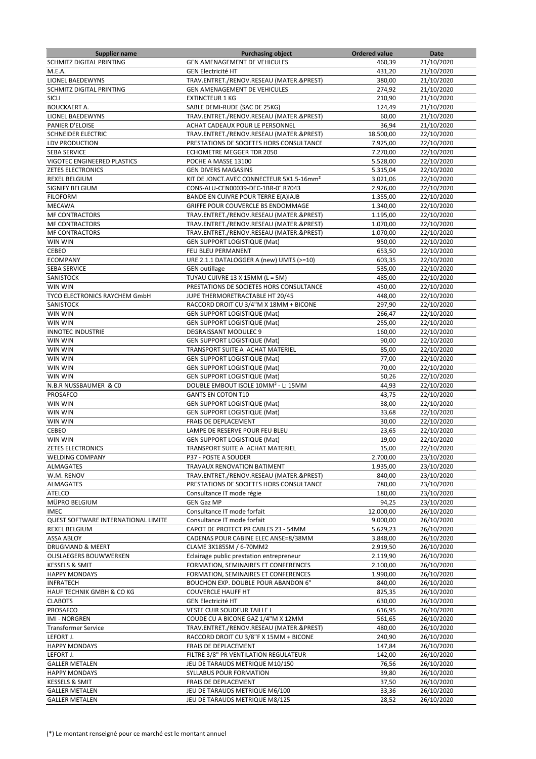| Supplier name | Purchasing object | Ordered value | Date |
|---|---|---|---|
| SCHMITZ DIGITAL PRINTING | GEN AMENAGEMENT DE VEHICULES | 460,39 | 21/10/2020 |
| M.E.A. | GEN Electricité HT | 431,20 | 21/10/2020 |
| LIONEL BAEDEWYNS | TRAV.ENTRET./RENOV.RESEAU (MATER.&PREST) | 380,00 | 21/10/2020 |
| SCHMITZ DIGITAL PRINTING | GEN AMENAGEMENT DE VEHICULES | 274,92 | 21/10/2020 |
| SICLI | EXTINCTEUR 1 KG | 210,90 | 21/10/2020 |
| BOUCKAERT A. | SABLE DEMI-RUDE (SAC DE 25KG) | 124,49 | 21/10/2020 |
| LIONEL BAEDEWYNS | TRAV.ENTRET./RENOV.RESEAU (MATER.&PREST) | 60,00 | 21/10/2020 |
| PANIER D'ELOISE | ACHAT CADEAUX POUR LE PERSONNEL | 36,94 | 21/10/2020 |
| SCHNEIDER ELECTRIC | TRAV.ENTRET./RENOV.RESEAU (MATER.&PREST) | 18.500,00 | 22/10/2020 |
| LDV PRODUCTION | PRESTATIONS DE SOCIETES HORS CONSULTANCE | 7.925,00 | 22/10/2020 |
| SEBA SERVICE | ECHOMETRE MEGGER TDR 2050 | 7.270,00 | 22/10/2020 |
| VIGOTEC ENGINEERED PLASTICS | POCHE A MASSE 13100 | 5.528,00 | 22/10/2020 |
| ZETES ELECTRONICS | GEN DIVERS MAGASINS | 5.315,04 | 22/10/2020 |
| REXEL BELGIUM | KIT DE JONCT.AVEC CONNECTEUR 5X1.5-16mm² | 3.021,06 | 22/10/2020 |
| SIGNIFY BELGIUM | CONS-ALU-CEN00039-DEC-1BR-0° R7043 | 2.926,00 | 22/10/2020 |
| FILOFORM | BANDE EN CUIVRE POUR TERRE E(A)IAJB | 1.355,00 | 22/10/2020 |
| MECAWA | GRIFFE POUR COUVERCLE BS ENDOMMAGE | 1.340,00 | 22/10/2020 |
| MF CONTRACTORS | TRAV.ENTRET./RENOV.RESEAU (MATER.&PREST) | 1.195,00 | 22/10/2020 |
| MF CONTRACTORS | TRAV.ENTRET./RENOV.RESEAU (MATER.&PREST) | 1.070,00 | 22/10/2020 |
| MF CONTRACTORS | TRAV.ENTRET./RENOV.RESEAU (MATER.&PREST) | 1.070,00 | 22/10/2020 |
| WIN WIN | GEN SUPPORT LOGISTIQUE (Mat) | 950,00 | 22/10/2020 |
| CEBEO | FEU BLEU PERMANENT | 653,50 | 22/10/2020 |
| ECOMPANY | URE 2.1.1 DATALOGGER A (new) UMTS (>=10) | 603,35 | 22/10/2020 |
| SEBA SERVICE | GEN outillage | 535,00 | 22/10/2020 |
| SANISTOCK | TUYAU CUIVRE 13 X 15MM (L = 5M) | 485,00 | 22/10/2020 |
| WIN WIN | PRESTATIONS DE SOCIETES HORS CONSULTANCE | 450,00 | 22/10/2020 |
| TYCO ELECTRONICS RAYCHEM GmbH | JUPE THERMORETRACTABLE HT 20/45 | 448,00 | 22/10/2020 |
| SANISTOCK | RACCORD DROIT CU 3/4"M X 18MM + BICONE | 297,90 | 22/10/2020 |
| WIN WIN | GEN SUPPORT LOGISTIQUE (Mat) | 266,47 | 22/10/2020 |
| WIN WIN | GEN SUPPORT LOGISTIQUE (Mat) | 255,00 | 22/10/2020 |
| INNOTEC INDUSTRIE | DEGRAISSANT MODULEC 9 | 160,00 | 22/10/2020 |
| WIN WIN | GEN SUPPORT LOGISTIQUE (Mat) | 90,00 | 22/10/2020 |
| WIN WIN | TRANSPORT SUITE A ACHAT MATERIEL | 85,00 | 22/10/2020 |
| WIN WIN | GEN SUPPORT LOGISTIQUE (Mat) | 77,00 | 22/10/2020 |
| WIN WIN | GEN SUPPORT LOGISTIQUE (Mat) | 70,00 | 22/10/2020 |
| WIN WIN | GEN SUPPORT LOGISTIQUE (Mat) | 50,26 | 22/10/2020 |
| N.B.R NUSSBAUMER & C0 | DOUBLE EMBOUT ISOLE 10MM² - L: 15MM | 44,93 | 22/10/2020 |
| PROSAFCO | GANTS EN COTON T10 | 43,75 | 22/10/2020 |
| WIN WIN | GEN SUPPORT LOGISTIQUE (Mat) | 38,00 | 22/10/2020 |
| WIN WIN | GEN SUPPORT LOGISTIQUE (Mat) | 33,68 | 22/10/2020 |
| WIN WIN | FRAIS DE DEPLACEMENT | 30,00 | 22/10/2020 |
| CEBEO | LAMPE DE RESERVE POUR FEU BLEU | 23,65 | 22/10/2020 |
| WIN WIN | GEN SUPPORT LOGISTIQUE (Mat) | 19,00 | 22/10/2020 |
| ZETES ELECTRONICS | TRANSPORT SUITE A ACHAT MATERIEL | 15,00 | 22/10/2020 |
| WELDING COMPANY | P37 - POSTE A SOUDER | 2.700,00 | 23/10/2020 |
| ALMAGATES | TRAVAUX RENOVATION BATIMENT | 1.935,00 | 23/10/2020 |
| W.M. RENOV | TRAV.ENTRET./RENOV.RESEAU (MATER.&PREST) | 840,00 | 23/10/2020 |
| ALMAGATES | PRESTATIONS DE SOCIETES HORS CONSULTANCE | 780,00 | 23/10/2020 |
| ATELCO | Consultance IT mode régie | 180,00 | 23/10/2020 |
| MÜPRO BELGIUM | GEN Gaz MP | 94,25 | 23/10/2020 |
| IMEC | Consultance IT mode forfait | 12.000,00 | 26/10/2020 |
| QUEST SOFTWARE INTERNATIONAL LIMITE | Consultance IT mode forfait | 9.000,00 | 26/10/2020 |
| REXEL BELGIUM | CAPOT DE PROTECT PR CABLES 23 - 54MM | 5.629,23 | 26/10/2020 |
| ASSA ABLOY | CADENAS POUR CABINE ELEC ANSE=8/38MM | 3.848,00 | 26/10/2020 |
| DRUGMAND & MEERT | CLAME 3X185SM / 6-70MM2 | 2.919,50 | 26/10/2020 |
| OLISLAEGERS BOUWWERKEN | Eclairage public prestation entrepreneur | 2.119,90 | 26/10/2020 |
| KESSELS & SMIT | FORMATION, SEMINAIRES ET CONFERENCES | 2.100,00 | 26/10/2020 |
| HAPPY MONDAYS | FORMATION, SEMINAIRES ET CONFERENCES | 1.990,00 | 26/10/2020 |
| INFRATECH | BOUCHON EXP. DOUBLE POUR ABANDON 6" | 840,00 | 26/10/2020 |
| HAUF TECHNIK GMBH & CO KG | COUVERCLE HAUFF HT | 825,35 | 26/10/2020 |
| CLABOTS | GEN Electricité HT | 630,00 | 26/10/2020 |
| PROSAFCO | VESTE CUIR SOUDEUR TAILLE L | 616,95 | 26/10/2020 |
| IMI - NORGREN | COUDE CU A BICONE GAZ 1/4"M X 12MM | 561,65 | 26/10/2020 |
| Transformer Service | TRAV.ENTRET./RENOV.RESEAU (MATER.&PREST) | 480,00 | 26/10/2020 |
| LEFORT J. | RACCORD DROIT CU 3/8"F X 15MM + BICONE | 240,90 | 26/10/2020 |
| HAPPY MONDAYS | FRAIS DE DEPLACEMENT | 147,84 | 26/10/2020 |
| LEFORT J. | FILTRE 3/8" PR VENTILATION REGULATEUR | 142,00 | 26/10/2020 |
| GALLER METALEN | JEU DE TARAUDS METRIQUE M10/150 | 76,56 | 26/10/2020 |
| HAPPY MONDAYS | SYLLABUS POUR FORMATION | 39,80 | 26/10/2020 |
| KESSELS & SMIT | FRAIS DE DEPLACEMENT | 37,50 | 26/10/2020 |
| GALLER METALEN | JEU DE TARAUDS METRIQUE M6/100 | 33,36 | 26/10/2020 |
| GALLER METALEN | JEU DE TARAUDS METRIQUE M8/125 | 28,52 | 26/10/2020 |

(*) Le montant renseigné pour ce marché est le montant annuel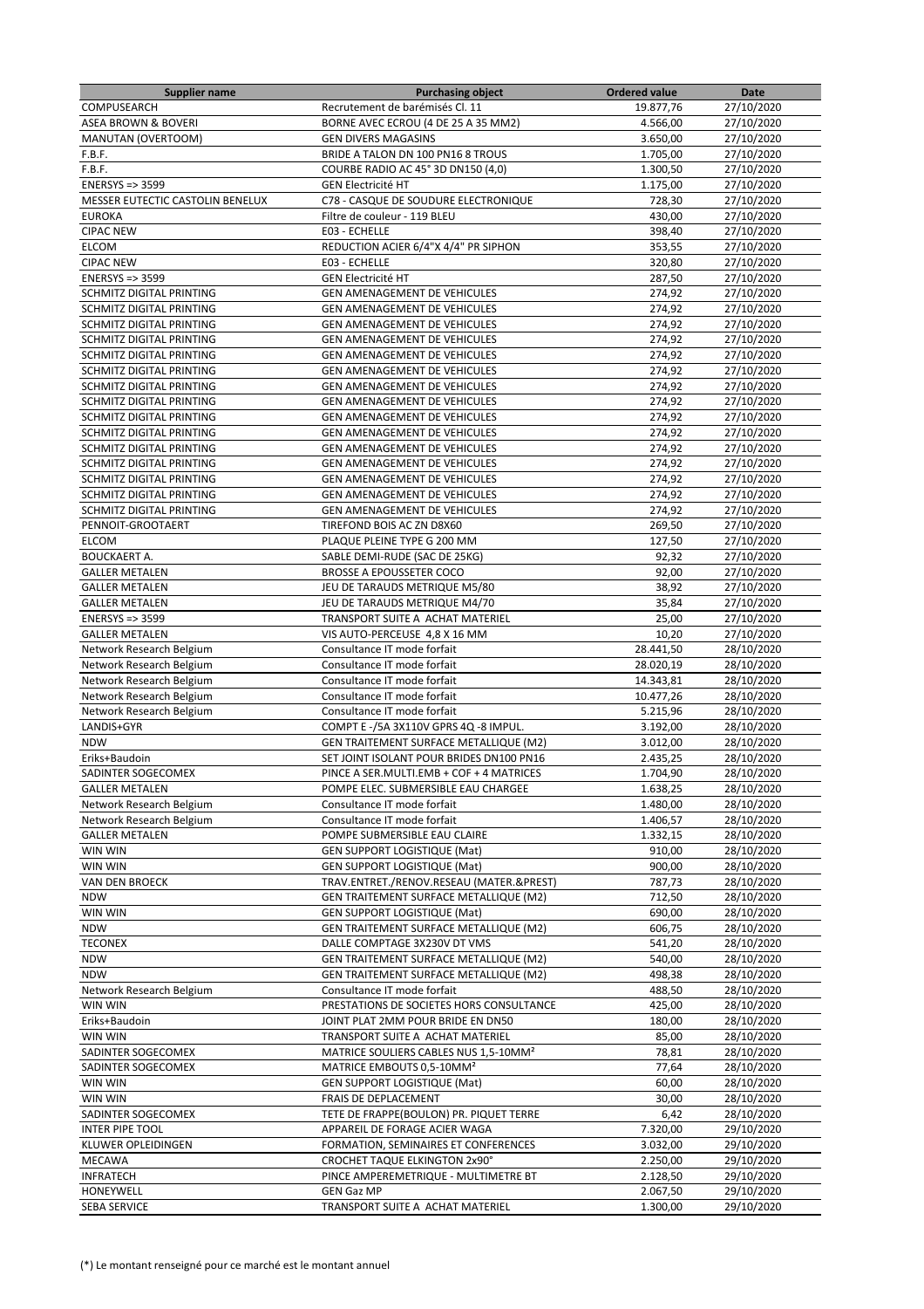| Supplier name | Purchasing object | Ordered value | Date |
|---|---|---|---|
| COMPUSEARCH | Recrutement de barémisés Cl. 11 | 19.877,76 | 27/10/2020 |
| ASEA BROWN & BOVERI | BORNE AVEC ECROU (4 DE 25 A 35 MM2) | 4.566,00 | 27/10/2020 |
| MANUTAN (OVERTOOM) | GEN DIVERS MAGASINS | 3.650,00 | 27/10/2020 |
| F.B.F. | BRIDE A TALON DN 100 PN16 8 TROUS | 1.705,00 | 27/10/2020 |
| F.B.F. | COURBE RADIO AC 45° 3D DN150 (4,0) | 1.300,50 | 27/10/2020 |
| ENERSYS => 3599 | GEN Electricité HT | 1.175,00 | 27/10/2020 |
| MESSER EUTECTIC CASTOLIN BENELUX | C78 - CASQUE DE SOUDURE ELECTRONIQUE | 728,30 | 27/10/2020 |
| EUROKA | Filtre de couleur - 119 BLEU | 430,00 | 27/10/2020 |
| CIPAC NEW | E03 - ECHELLE | 398,40 | 27/10/2020 |
| ELCOM | REDUCTION ACIER 6/4"X 4/4" PR SIPHON | 353,55 | 27/10/2020 |
| CIPAC NEW | E03 - ECHELLE | 320,80 | 27/10/2020 |
| ENERSYS => 3599 | GEN Electricité HT | 287,50 | 27/10/2020 |
| SCHMITZ DIGITAL PRINTING | GEN AMENAGEMENT DE VEHICULES | 274,92 | 27/10/2020 |
| SCHMITZ DIGITAL PRINTING | GEN AMENAGEMENT DE VEHICULES | 274,92 | 27/10/2020 |
| SCHMITZ DIGITAL PRINTING | GEN AMENAGEMENT DE VEHICULES | 274,92 | 27/10/2020 |
| SCHMITZ DIGITAL PRINTING | GEN AMENAGEMENT DE VEHICULES | 274,92 | 27/10/2020 |
| SCHMITZ DIGITAL PRINTING | GEN AMENAGEMENT DE VEHICULES | 274,92 | 27/10/2020 |
| SCHMITZ DIGITAL PRINTING | GEN AMENAGEMENT DE VEHICULES | 274,92 | 27/10/2020 |
| SCHMITZ DIGITAL PRINTING | GEN AMENAGEMENT DE VEHICULES | 274,92 | 27/10/2020 |
| SCHMITZ DIGITAL PRINTING | GEN AMENAGEMENT DE VEHICULES | 274,92 | 27/10/2020 |
| SCHMITZ DIGITAL PRINTING | GEN AMENAGEMENT DE VEHICULES | 274,92 | 27/10/2020 |
| SCHMITZ DIGITAL PRINTING | GEN AMENAGEMENT DE VEHICULES | 274,92 | 27/10/2020 |
| SCHMITZ DIGITAL PRINTING | GEN AMENAGEMENT DE VEHICULES | 274,92 | 27/10/2020 |
| SCHMITZ DIGITAL PRINTING | GEN AMENAGEMENT DE VEHICULES | 274,92 | 27/10/2020 |
| SCHMITZ DIGITAL PRINTING | GEN AMENAGEMENT DE VEHICULES | 274,92 | 27/10/2020 |
| SCHMITZ DIGITAL PRINTING | GEN AMENAGEMENT DE VEHICULES | 274,92 | 27/10/2020 |
| SCHMITZ DIGITAL PRINTING | GEN AMENAGEMENT DE VEHICULES | 274,92 | 27/10/2020 |
| PENNOIT-GROOTAERT | TIREFOND BOIS AC ZN D8X60 | 269,50 | 27/10/2020 |
| ELCOM | PLAQUE PLEINE TYPE G 200 MM | 127,50 | 27/10/2020 |
| BOUCKAERT A. | SABLE DEMI-RUDE (SAC DE 25KG) | 92,32 | 27/10/2020 |
| GALLER METALEN | BROSSE A EPOUSSETER COCO | 92,00 | 27/10/2020 |
| GALLER METALEN | JEU DE TARAUDS METRIQUE M5/80 | 38,92 | 27/10/2020 |
| GALLER METALEN | JEU DE TARAUDS METRIQUE M4/70 | 35,84 | 27/10/2020 |
| ENERSYS => 3599 | TRANSPORT SUITE A ACHAT MATERIEL | 25,00 | 27/10/2020 |
| GALLER METALEN | VIS AUTO-PERCEUSE 4,8 X 16 MM | 10,20 | 27/10/2020 |
| Network Research Belgium | Consultance IT mode forfait | 28.441,50 | 28/10/2020 |
| Network Research Belgium | Consultance IT mode forfait | 28.020,19 | 28/10/2020 |
| Network Research Belgium | Consultance IT mode forfait | 14.343,81 | 28/10/2020 |
| Network Research Belgium | Consultance IT mode forfait | 10.477,26 | 28/10/2020 |
| Network Research Belgium | Consultance IT mode forfait | 5.215,96 | 28/10/2020 |
| LANDIS+GYR | COMPT E -/5A 3X110V GPRS 4Q -8 IMPUL. | 3.192,00 | 28/10/2020 |
| NDW | GEN TRAITEMENT SURFACE METALLIQUE (M2) | 3.012,00 | 28/10/2020 |
| Eriks+Baudoin | SET JOINT ISOLANT POUR BRIDES DN100 PN16 | 2.435,25 | 28/10/2020 |
| SADINTER SOGECOMEX | PINCE A SER.MULTI.EMB + COF + 4 MATRICES | 1.704,90 | 28/10/2020 |
| GALLER METALEN | POMPE ELEC. SUBMERSIBLE EAU CHARGEE | 1.638,25 | 28/10/2020 |
| Network Research Belgium | Consultance IT mode forfait | 1.480,00 | 28/10/2020 |
| Network Research Belgium | Consultance IT mode forfait | 1.406,57 | 28/10/2020 |
| GALLER METALEN | POMPE SUBMERSIBLE EAU CLAIRE | 1.332,15 | 28/10/2020 |
| WIN WIN | GEN SUPPORT LOGISTIQUE (Mat) | 910,00 | 28/10/2020 |
| WIN WIN | GEN SUPPORT LOGISTIQUE (Mat) | 900,00 | 28/10/2020 |
| VAN DEN BROECK | TRAV.ENTRET./RENOV.RESEAU (MATER.&PREST) | 787,73 | 28/10/2020 |
| NDW | GEN TRAITEMENT SURFACE METALLIQUE (M2) | 712,50 | 28/10/2020 |
| WIN WIN | GEN SUPPORT LOGISTIQUE (Mat) | 690,00 | 28/10/2020 |
| NDW | GEN TRAITEMENT SURFACE METALLIQUE (M2) | 606,75 | 28/10/2020 |
| TECONEX | DALLE COMPTAGE 3X230V DT VMS | 541,20 | 28/10/2020 |
| NDW | GEN TRAITEMENT SURFACE METALLIQUE (M2) | 540,00 | 28/10/2020 |
| NDW | GEN TRAITEMENT SURFACE METALLIQUE (M2) | 498,38 | 28/10/2020 |
| Network Research Belgium | Consultance IT mode forfait | 488,50 | 28/10/2020 |
| WIN WIN | PRESTATIONS DE SOCIETES HORS CONSULTANCE | 425,00 | 28/10/2020 |
| Eriks+Baudoin | JOINT PLAT 2MM POUR BRIDE EN DN50 | 180,00 | 28/10/2020 |
| WIN WIN | TRANSPORT SUITE A ACHAT MATERIEL | 85,00 | 28/10/2020 |
| SADINTER SOGECOMEX | MATRICE SOULIERS CABLES NUS 1,5-10MM² | 78,81 | 28/10/2020 |
| SADINTER SOGECOMEX | MATRICE EMBOUTS 0,5-10MM² | 77,64 | 28/10/2020 |
| WIN WIN | GEN SUPPORT LOGISTIQUE (Mat) | 60,00 | 28/10/2020 |
| WIN WIN | FRAIS DE DEPLACEMENT | 30,00 | 28/10/2020 |
| SADINTER SOGECOMEX | TETE DE FRAPPE(BOULON) PR. PIQUET TERRE | 6,42 | 28/10/2020 |
| INTER PIPE TOOL | APPAREIL DE FORAGE ACIER WAGA | 7.320,00 | 29/10/2020 |
| KLUWER OPLEIDINGEN | FORMATION, SEMINAIRES ET CONFERENCES | 3.032,00 | 29/10/2020 |
| MECAWA | CROCHET TAQUE ELKINGTON 2x90° | 2.250,00 | 29/10/2020 |
| INFRATECH | PINCE AMPEREMETRIQUE - MULTIMETRE BT | 2.128,50 | 29/10/2020 |
| HONEYWELL | GEN Gaz MP | 2.067,50 | 29/10/2020 |
| SEBA SERVICE | TRANSPORT SUITE A ACHAT MATERIEL | 1.300,00 | 29/10/2020 |

(*) Le montant renseigné pour ce marché est le montant annuel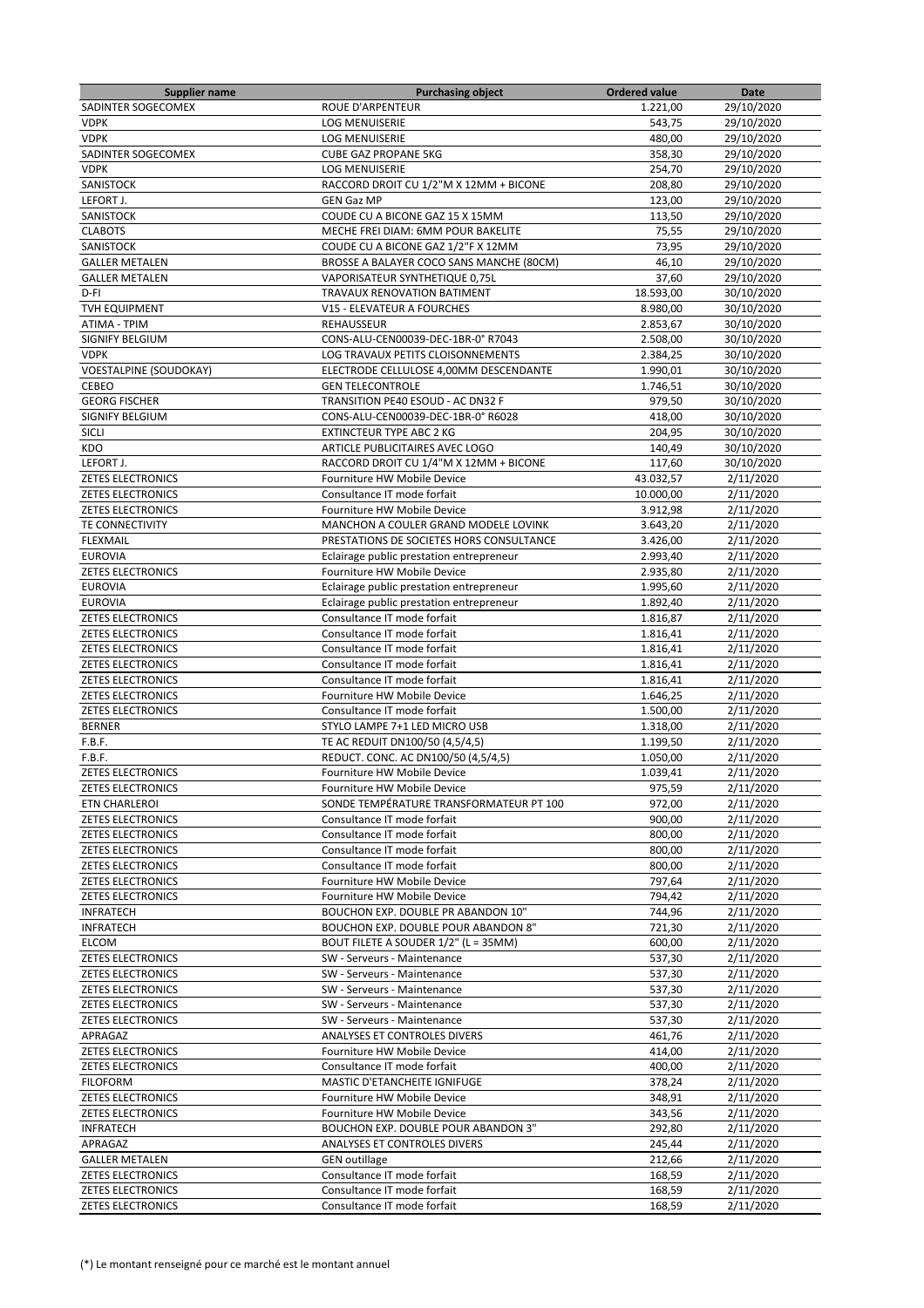| Supplier name | Purchasing object | Ordered value | Date |
|---|---|---|---|
| SADINTER SOGECOMEX | ROUE D'ARPENTEUR | 1.221,00 | 29/10/2020 |
| VDPK | LOG MENUISERIE | 543,75 | 29/10/2020 |
| VDPK | LOG MENUISERIE | 480,00 | 29/10/2020 |
| SADINTER SOGECOMEX | CUBE GAZ PROPANE 5KG | 358,30 | 29/10/2020 |
| VDPK | LOG MENUISERIE | 254,70 | 29/10/2020 |
| SANISTOCK | RACCORD DROIT CU 1/2"M X 12MM + BICONE | 208,80 | 29/10/2020 |
| LEFORT J. | GEN Gaz MP | 123,00 | 29/10/2020 |
| SANISTOCK | COUDE CU A BICONE GAZ 15 X 15MM | 113,50 | 29/10/2020 |
| CLABOTS | MECHE FREI DIAM: 6MM POUR BAKELITE | 75,55 | 29/10/2020 |
| SANISTOCK | COUDE CU A BICONE GAZ 1/2"F X 12MM | 73,95 | 29/10/2020 |
| GALLER METALEN | BROSSE A BALAYER COCO SANS MANCHE (80CM) | 46,10 | 29/10/2020 |
| GALLER METALEN | VAPORISATEUR SYNTHETIQUE 0,75L | 37,60 | 29/10/2020 |
| D-FI | TRAVAUX RENOVATION BATIMENT | 18.593,00 | 30/10/2020 |
| TVH EQUIPMENT | V15 - ELEVATEUR A FOURCHES | 8.980,00 | 30/10/2020 |
| ATIMA - TPIM | REHAUSSEUR | 2.853,67 | 30/10/2020 |
| SIGNIFY BELGIUM | CONS-ALU-CEN00039-DEC-1BR-0° R7043 | 2.508,00 | 30/10/2020 |
| VDPK | LOG TRAVAUX PETITS CLOISONNEMENTS | 2.384,25 | 30/10/2020 |
| VOESTALPINE (SOUDOKAY) | ELECTRODE CELLULOSE 4,00MM DESCENDANTE | 1.990,01 | 30/10/2020 |
| CEBEO | GEN TELECONTROLE | 1.746,51 | 30/10/2020 |
| GEORG FISCHER | TRANSITION PE40 ESOUD - AC DN32 F | 979,50 | 30/10/2020 |
| SIGNIFY BELGIUM | CONS-ALU-CEN00039-DEC-1BR-0° R6028 | 418,00 | 30/10/2020 |
| SICLI | EXTINCTEUR TYPE ABC 2 KG | 204,95 | 30/10/2020 |
| KDO | ARTICLE PUBLICITAIRES AVEC LOGO | 140,49 | 30/10/2020 |
| LEFORT J. | RACCORD DROIT CU 1/4"M X 12MM + BICONE | 117,60 | 30/10/2020 |
| ZETES ELECTRONICS | Fourniture HW Mobile Device | 43.032,57 | 2/11/2020 |
| ZETES ELECTRONICS | Consultance IT mode forfait | 10.000,00 | 2/11/2020 |
| ZETES ELECTRONICS | Fourniture HW Mobile Device | 3.912,98 | 2/11/2020 |
| TE CONNECTIVITY | MANCHON A COULER GRAND MODELE LOVINK | 3.643,20 | 2/11/2020 |
| FLEXMAIL | PRESTATIONS DE SOCIETES HORS CONSULTANCE | 3.426,00 | 2/11/2020 |
| EUROVIA | Eclairage public prestation entrepreneur | 2.993,40 | 2/11/2020 |
| ZETES ELECTRONICS | Fourniture HW Mobile Device | 2.935,80 | 2/11/2020 |
| EUROVIA | Eclairage public prestation entrepreneur | 1.995,60 | 2/11/2020 |
| EUROVIA | Eclairage public prestation entrepreneur | 1.892,40 | 2/11/2020 |
| ZETES ELECTRONICS | Consultance IT mode forfait | 1.816,87 | 2/11/2020 |
| ZETES ELECTRONICS | Consultance IT mode forfait | 1.816,41 | 2/11/2020 |
| ZETES ELECTRONICS | Consultance IT mode forfait | 1.816,41 | 2/11/2020 |
| ZETES ELECTRONICS | Consultance IT mode forfait | 1.816,41 | 2/11/2020 |
| ZETES ELECTRONICS | Consultance IT mode forfait | 1.816,41 | 2/11/2020 |
| ZETES ELECTRONICS | Fourniture HW Mobile Device | 1.646,25 | 2/11/2020 |
| ZETES ELECTRONICS | Consultance IT mode forfait | 1.500,00 | 2/11/2020 |
| BERNER | STYLO LAMPE 7+1 LED MICRO USB | 1.318,00 | 2/11/2020 |
| F.B.F. | TE AC REDUIT DN100/50 (4,5/4,5) | 1.199,50 | 2/11/2020 |
| F.B.F. | REDUCT. CONC. AC DN100/50 (4,5/4,5) | 1.050,00 | 2/11/2020 |
| ZETES ELECTRONICS | Fourniture HW Mobile Device | 1.039,41 | 2/11/2020 |
| ZETES ELECTRONICS | Fourniture HW Mobile Device | 975,59 | 2/11/2020 |
| ETN CHARLEROI | SONDE TEMPÉRATURE TRANSFORMATEUR PT 100 | 972,00 | 2/11/2020 |
| ZETES ELECTRONICS | Consultance IT mode forfait | 900,00 | 2/11/2020 |
| ZETES ELECTRONICS | Consultance IT mode forfait | 800,00 | 2/11/2020 |
| ZETES ELECTRONICS | Consultance IT mode forfait | 800,00 | 2/11/2020 |
| ZETES ELECTRONICS | Consultance IT mode forfait | 800,00 | 2/11/2020 |
| ZETES ELECTRONICS | Fourniture HW Mobile Device | 797,64 | 2/11/2020 |
| ZETES ELECTRONICS | Fourniture HW Mobile Device | 794,42 | 2/11/2020 |
| INFRATECH | BOUCHON EXP. DOUBLE PR ABANDON 10" | 744,96 | 2/11/2020 |
| INFRATECH | BOUCHON EXP. DOUBLE POUR ABANDON 8" | 721,30 | 2/11/2020 |
| ELCOM | BOUT FILETE A SOUDER 1/2" (L = 35MM) | 600,00 | 2/11/2020 |
| ZETES ELECTRONICS | SW - Serveurs - Maintenance | 537,30 | 2/11/2020 |
| ZETES ELECTRONICS | SW - Serveurs - Maintenance | 537,30 | 2/11/2020 |
| ZETES ELECTRONICS | SW - Serveurs - Maintenance | 537,30 | 2/11/2020 |
| ZETES ELECTRONICS | SW - Serveurs - Maintenance | 537,30 | 2/11/2020 |
| ZETES ELECTRONICS | SW - Serveurs - Maintenance | 537,30 | 2/11/2020 |
| APRAGAZ | ANALYSES ET CONTROLES DIVERS | 461,76 | 2/11/2020 |
| ZETES ELECTRONICS | Fourniture HW Mobile Device | 414,00 | 2/11/2020 |
| ZETES ELECTRONICS | Consultance IT mode forfait | 400,00 | 2/11/2020 |
| FILOFORM | MASTIC D'ETANCHEITE IGNIFUGE | 378,24 | 2/11/2020 |
| ZETES ELECTRONICS | Fourniture HW Mobile Device | 348,91 | 2/11/2020 |
| ZETES ELECTRONICS | Fourniture HW Mobile Device | 343,56 | 2/11/2020 |
| INFRATECH | BOUCHON EXP. DOUBLE POUR ABANDON 3" | 292,80 | 2/11/2020 |
| APRAGAZ | ANALYSES ET CONTROLES DIVERS | 245,44 | 2/11/2020 |
| GALLER METALEN | GEN outillage | 212,66 | 2/11/2020 |
| ZETES ELECTRONICS | Consultance IT mode forfait | 168,59 | 2/11/2020 |
| ZETES ELECTRONICS | Consultance IT mode forfait | 168,59 | 2/11/2020 |
| ZETES ELECTRONICS | Consultance IT mode forfait | 168,59 | 2/11/2020 |

(*) Le montant renseigné pour ce marché est le montant annuel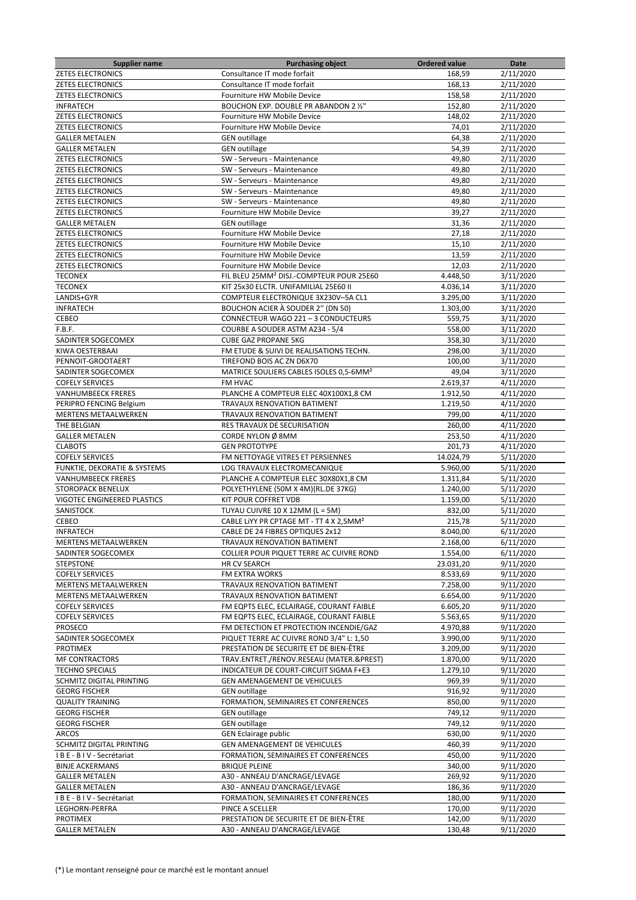| Supplier name | Purchasing object | Ordered value | Date |
|---|---|---|---|
| ZETES ELECTRONICS | Consultance IT mode forfait | 168,59 | 2/11/2020 |
| ZETES ELECTRONICS | Consultance IT mode forfait | 168,13 | 2/11/2020 |
| ZETES ELECTRONICS | Fourniture HW Mobile Device | 158,58 | 2/11/2020 |
| INFRATECH | BOUCHON EXP. DOUBLE PR ABANDON 2 ½" | 152,80 | 2/11/2020 |
| ZETES ELECTRONICS | Fourniture HW Mobile Device | 148,02 | 2/11/2020 |
| ZETES ELECTRONICS | Fourniture HW Mobile Device | 74,01 | 2/11/2020 |
| GALLER METALEN | GEN outillage | 64,38 | 2/11/2020 |
| GALLER METALEN | GEN outillage | 54,39 | 2/11/2020 |
| ZETES ELECTRONICS | SW - Serveurs - Maintenance | 49,80 | 2/11/2020 |
| ZETES ELECTRONICS | SW - Serveurs - Maintenance | 49,80 | 2/11/2020 |
| ZETES ELECTRONICS | SW - Serveurs - Maintenance | 49,80 | 2/11/2020 |
| ZETES ELECTRONICS | SW - Serveurs - Maintenance | 49,80 | 2/11/2020 |
| ZETES ELECTRONICS | SW - Serveurs - Maintenance | 49,80 | 2/11/2020 |
| ZETES ELECTRONICS | Fourniture HW Mobile Device | 39,27 | 2/11/2020 |
| GALLER METALEN | GEN outillage | 31,36 | 2/11/2020 |
| ZETES ELECTRONICS | Fourniture HW Mobile Device | 27,18 | 2/11/2020 |
| ZETES ELECTRONICS | Fourniture HW Mobile Device | 15,10 | 2/11/2020 |
| ZETES ELECTRONICS | Fourniture HW Mobile Device | 13,59 | 2/11/2020 |
| ZETES ELECTRONICS | Fourniture HW Mobile Device | 12,03 | 2/11/2020 |
| TECONEX | FIL BLEU 25MM² DISJ.-COMPTEUR POUR 25E60 | 4.448,50 | 3/11/2020 |
| TECONEX | KIT 25x30 ELCTR. UNIFAMILIAL 25E60 II | 4.036,14 | 3/11/2020 |
| LANDIS+GYR | COMPTEUR ELECTRONIQUE 3X230V–5A CL1 | 3.295,00 | 3/11/2020 |
| INFRATECH | BOUCHON ACIER À SOUDER 2'' (DN 50) | 1.303,00 | 3/11/2020 |
| CEBEO | CONNECTEUR WAGO 221 – 3 CONDUCTEURS | 559,75 | 3/11/2020 |
| F.B.F. | COURBE A SOUDER ASTM A234 - 5/4 | 558,00 | 3/11/2020 |
| SADINTER SOGECOMEX | CUBE GAZ PROPANE 5KG | 358,30 | 3/11/2020 |
| KIWA OESTERBAAI | FM ETUDE & SUIVI DE REALISATIONS TECHN. | 298,00 | 3/11/2020 |
| PENNOIT-GROOTAERT | TIREFOND BOIS AC ZN D6X70 | 100,00 | 3/11/2020 |
| SADINTER SOGECOMEX | MATRICE SOULIERS CABLES ISOLES 0,5-6MM² | 49,04 | 3/11/2020 |
| COFELY SERVICES | FM HVAC | 2.619,37 | 4/11/2020 |
| VANHUMBEECK FRERES | PLANCHE A COMPTEUR ELEC 40X100X1,8 CM | 1.912,50 | 4/11/2020 |
| PERIPRO FENCING Belgium | TRAVAUX RENOVATION BATIMENT | 1.219,50 | 4/11/2020 |
| MERTENS METAALWERKEN | TRAVAUX RENOVATION BATIMENT | 799,00 | 4/11/2020 |
| THE BELGIAN | RES TRAVAUX DE SECURISATION | 260,00 | 4/11/2020 |
| GALLER METALEN | CORDE NYLON Ø 8MM | 253,50 | 4/11/2020 |
| CLABOTS | GEN PROTOTYPE | 201,73 | 4/11/2020 |
| COFELY SERVICES | FM NETTOYAGE VITRES ET PERSIENNES | 14.024,79 | 5/11/2020 |
| FUNKTIE, DEKORATIE & SYSTEMS | LOG TRAVAUX ELECTROMECANIQUE | 5.960,00 | 5/11/2020 |
| VANHUMBEECK FRERES | PLANCHE A COMPTEUR ELEC 30X80X1,8 CM | 1.311,84 | 5/11/2020 |
| STOROPACK BENELUX | POLYETHYLENE (50M X 4M)(RL.DE 37KG) | 1.240,00 | 5/11/2020 |
| VIGOTEC ENGINEERED PLASTICS | KIT POUR COFFRET VDB | 1.159,00 | 5/11/2020 |
| SANISTOCK | TUYAU CUIVRE 10 X 12MM (L = 5M) | 832,00 | 5/11/2020 |
| CEBEO | CABLE LiYY PR CPTAGE MT - TT 4 X 2,5MM² | 215,78 | 5/11/2020 |
| INFRATECH | CABLE DE 24 FIBRES OPTIQUES 2x12 | 8.040,00 | 6/11/2020 |
| MERTENS METAALWERKEN | TRAVAUX RENOVATION BATIMENT | 2.168,00 | 6/11/2020 |
| SADINTER SOGECOMEX | COLLIER POUR PIQUET TERRE AC CUIVRE ROND | 1.554,00 | 6/11/2020 |
| STEPSTONE | HR CV SEARCH | 23.031,20 | 9/11/2020 |
| COFELY SERVICES | FM EXTRA WORKS | 8.533,69 | 9/11/2020 |
| MERTENS METAALWERKEN | TRAVAUX RENOVATION BATIMENT | 7.258,00 | 9/11/2020 |
| MERTENS METAALWERKEN | TRAVAUX RENOVATION BATIMENT | 6.654,00 | 9/11/2020 |
| COFELY SERVICES | FM EQPTS ELEC, ECLAIRAGE, COURANT FAIBLE | 6.605,20 | 9/11/2020 |
| COFELY SERVICES | FM EQPTS ELEC, ECLAIRAGE, COURANT FAIBLE | 5.563,65 | 9/11/2020 |
| PROSECO | FM DETECTION ET PROTECTION INCENDIE/GAZ | 4.970,88 | 9/11/2020 |
| SADINTER SOGECOMEX | PIQUET TERRE AC CUIVRE ROND 3/4" L: 1,50 | 3.990,00 | 9/11/2020 |
| PROTIMEX | PRESTATION DE SECURITE ET DE BIEN-ÊTRE | 3.209,00 | 9/11/2020 |
| MF CONTRACTORS | TRAV.ENTRET./RENOV.RESEAU (MATER.&PREST) | 1.870,00 | 9/11/2020 |
| TECHNO SPECIALS | INDICATEUR DE COURT-CIRCUIT SIGMA F+E3 | 1.279,10 | 9/11/2020 |
| SCHMITZ DIGITAL PRINTING | GEN AMENAGEMENT DE VEHICULES | 969,39 | 9/11/2020 |
| GEORG FISCHER | GEN outillage | 916,92 | 9/11/2020 |
| QUALITY TRAINING | FORMATION, SEMINAIRES ET CONFERENCES | 850,00 | 9/11/2020 |
| GEORG FISCHER | GEN outillage | 749,12 | 9/11/2020 |
| GEORG FISCHER | GEN outillage | 749,12 | 9/11/2020 |
| ARCOS | GEN Eclairage public | 630,00 | 9/11/2020 |
| SCHMITZ DIGITAL PRINTING | GEN AMENAGEMENT DE VEHICULES | 460,39 | 9/11/2020 |
| I B E - B I V - Secrétariat | FORMATION, SEMINAIRES ET CONFERENCES | 450,00 | 9/11/2020 |
| BINJE ACKERMANS | BRIQUE PLEINE | 340,00 | 9/11/2020 |
| GALLER METALEN | A30 - ANNEAU D'ANCRAGE/LEVAGE | 269,92 | 9/11/2020 |
| GALLER METALEN | A30 - ANNEAU D'ANCRAGE/LEVAGE | 186,36 | 9/11/2020 |
| I B E - B I V - Secrétariat | FORMATION, SEMINAIRES ET CONFERENCES | 180,00 | 9/11/2020 |
| LEGHORN-PERFRA | PINCE A SCELLER | 170,00 | 9/11/2020 |
| PROTIMEX | PRESTATION DE SECURITE ET DE BIEN-ÊTRE | 142,00 | 9/11/2020 |
| GALLER METALEN | A30 - ANNEAU D'ANCRAGE/LEVAGE | 130,48 | 9/11/2020 |

(*) Le montant renseigné pour ce marché est le montant annuel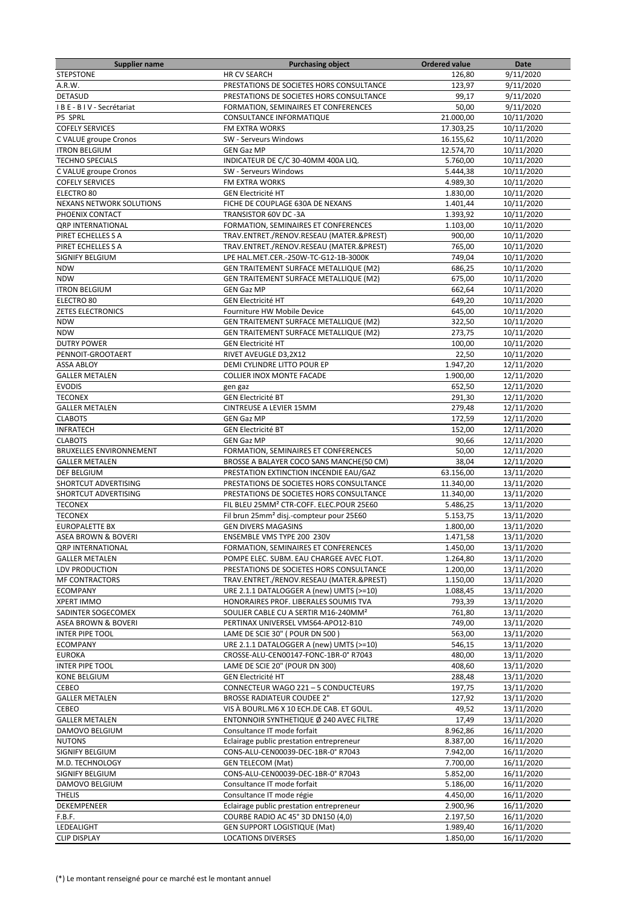| Supplier name | Purchasing object | Ordered value | Date |
|---|---|---|---|
| STEPSTONE | HR CV SEARCH | 126,80 | 9/11/2020 |
| A.R.W. | PRESTATIONS DE SOCIETES HORS CONSULTANCE | 123,97 | 9/11/2020 |
| DETASUD | PRESTATIONS DE SOCIETES HORS CONSULTANCE | 99,17 | 9/11/2020 |
| I B E - B I V - Secrétariat | FORMATION, SEMINAIRES ET CONFERENCES | 50,00 | 9/11/2020 |
| P5 SPRL | CONSULTANCE INFORMATIQUE | 21.000,00 | 10/11/2020 |
| COFELY SERVICES | FM EXTRA WORKS | 17.303,25 | 10/11/2020 |
| C VALUE groupe Cronos | SW - Serveurs Windows | 16.155,62 | 10/11/2020 |
| ITRON BELGIUM | GEN Gaz MP | 12.574,70 | 10/11/2020 |
| TECHNO SPECIALS | INDICATEUR DE C/C 30-40MM 400A LIQ. | 5.760,00 | 10/11/2020 |
| C VALUE groupe Cronos | SW - Serveurs Windows | 5.444,38 | 10/11/2020 |
| COFELY SERVICES | FM EXTRA WORKS | 4.989,30 | 10/11/2020 |
| ELECTRO 80 | GEN Electricité HT | 1.830,00 | 10/11/2020 |
| NEXANS NETWORK SOLUTIONS | FICHE DE COUPLAGE 630A DE NEXANS | 1.401,44 | 10/11/2020 |
| PHOENIX CONTACT | TRANSISTOR 60V DC -3A | 1.393,92 | 10/11/2020 |
| QRP INTERNATIONAL | FORMATION, SEMINAIRES ET CONFERENCES | 1.103,00 | 10/11/2020 |
| PIRET ECHELLES S A | TRAV.ENTRET./RENOV.RESEAU (MATER.&PREST) | 900,00 | 10/11/2020 |
| PIRET ECHELLES S A | TRAV.ENTRET./RENOV.RESEAU (MATER.&PREST) | 765,00 | 10/11/2020 |
| SIGNIFY BELGIUM | LPE HAL.MET.CER.-250W-TC-G12-1B-3000K | 749,04 | 10/11/2020 |
| NDW | GEN TRAITEMENT SURFACE METALLIQUE (M2) | 686,25 | 10/11/2020 |
| NDW | GEN TRAITEMENT SURFACE METALLIQUE (M2) | 675,00 | 10/11/2020 |
| ITRON BELGIUM | GEN Gaz MP | 662,64 | 10/11/2020 |
| ELECTRO 80 | GEN Electricité HT | 649,20 | 10/11/2020 |
| ZETES ELECTRONICS | Fourniture HW Mobile Device | 645,00 | 10/11/2020 |
| NDW | GEN TRAITEMENT SURFACE METALLIQUE (M2) | 322,50 | 10/11/2020 |
| NDW | GEN TRAITEMENT SURFACE METALLIQUE (M2) | 273,75 | 10/11/2020 |
| DUTRY POWER | GEN Electricité HT | 100,00 | 10/11/2020 |
| PENNOIT-GROOTAERT | RIVET AVEUGLE D3,2X12 | 22,50 | 10/11/2020 |
| ASSA ABLOY | DEMI CYLINDRE LITTO POUR EP | 1.947,20 | 12/11/2020 |
| GALLER METALEN | COLLIER INOX MONTE FACADE | 1.900,00 | 12/11/2020 |
| EVODIS | gen gaz | 652,50 | 12/11/2020 |
| TECONEX | GEN Electricité BT | 291,30 | 12/11/2020 |
| GALLER METALEN | CINTREUSE A LEVIER 15MM | 279,48 | 12/11/2020 |
| CLABOTS | GEN Gaz MP | 172,59 | 12/11/2020 |
| INFRATECH | GEN Electricité BT | 152,00 | 12/11/2020 |
| CLABOTS | GEN Gaz MP | 90,66 | 12/11/2020 |
| BRUXELLES ENVIRONNEMENT | FORMATION, SEMINAIRES ET CONFERENCES | 50,00 | 12/11/2020 |
| GALLER METALEN | BROSSE A BALAYER COCO SANS MANCHE(50 CM) | 38,04 | 12/11/2020 |
| DEF BELGIUM | PRESTATION EXTINCTION INCENDIE EAU/GAZ | 63.156,00 | 13/11/2020 |
| SHORTCUT ADVERTISING | PRESTATIONS DE SOCIETES HORS CONSULTANCE | 11.340,00 | 13/11/2020 |
| SHORTCUT ADVERTISING | PRESTATIONS DE SOCIETES HORS CONSULTANCE | 11.340,00 | 13/11/2020 |
| TECONEX | FIL BLEU 25MM² CTR-COFF. ELEC.POUR 25E60 | 5.486,25 | 13/11/2020 |
| TECONEX | Fil brun 25mm² disj.-compteur pour 25E60 | 5.153,75 | 13/11/2020 |
| EUROPALETTE BX | GEN DIVERS MAGASINS | 1.800,00 | 13/11/2020 |
| ASEA BROWN & BOVERI | ENSEMBLE VMS TYPE 200 230V | 1.471,58 | 13/11/2020 |
| QRP INTERNATIONAL | FORMATION, SEMINAIRES ET CONFERENCES | 1.450,00 | 13/11/2020 |
| GALLER METALEN | POMPE ELEC. SUBM. EAU CHARGEE AVEC FLOT. | 1.264,80 | 13/11/2020 |
| LDV PRODUCTION | PRESTATIONS DE SOCIETES HORS CONSULTANCE | 1.200,00 | 13/11/2020 |
| MF CONTRACTORS | TRAV.ENTRET./RENOV.RESEAU (MATER.&PREST) | 1.150,00 | 13/11/2020 |
| ECOMPANY | URE 2.1.1 DATALOGGER A (new) UMTS (>=10) | 1.088,45 | 13/11/2020 |
| XPERT IMMO | HONORAIRES PROF. LIBERALES SOUMIS TVA | 793,39 | 13/11/2020 |
| SADINTER SOGECOMEX | SOULIER CABLE CU A SERTIR M16-240MM² | 761,80 | 13/11/2020 |
| ASEA BROWN & BOVERI | PERTINAX UNIVERSEL VMS64-APO12-B10 | 749,00 | 13/11/2020 |
| INTER PIPE TOOL | LAME DE SCIE 30" ( POUR DN 500 ) | 563,00 | 13/11/2020 |
| ECOMPANY | URE 2.1.1 DATALOGGER A (new) UMTS (>=10) | 546,15 | 13/11/2020 |
| EUROKA | CROSSE-ALU-CEN00147-FONC-1BR-0° R7043 | 480,00 | 13/11/2020 |
| INTER PIPE TOOL | LAME DE SCIE 20" (POUR DN 300) | 408,60 | 13/11/2020 |
| KONE BELGIUM | GEN Electricité HT | 288,48 | 13/11/2020 |
| CEBEO | CONNECTEUR WAGO 221 – 5 CONDUCTEURS | 197,75 | 13/11/2020 |
| GALLER METALEN | BROSSE RADIATEUR COUDEE 2" | 127,92 | 13/11/2020 |
| CEBEO | VIS À BOURL.M6 X 10 ECH.DE CAB. ET GOUL. | 49,52 | 13/11/2020 |
| GALLER METALEN | ENTONNOIR SYNTHETIQUE Ø 240 AVEC FILTRE | 17,49 | 13/11/2020 |
| DAMOVO BELGIUM | Consultance IT mode forfait | 8.962,86 | 16/11/2020 |
| NUTONS | Eclairage public prestation entrepreneur | 8.387,00 | 16/11/2020 |
| SIGNIFY BELGIUM | CONS-ALU-CEN00039-DEC-1BR-0° R7043 | 7.942,00 | 16/11/2020 |
| M.D. TECHNOLOGY | GEN TELECOM (Mat) | 7.700,00 | 16/11/2020 |
| SIGNIFY BELGIUM | CONS-ALU-CEN00039-DEC-1BR-0° R7043 | 5.852,00 | 16/11/2020 |
| DAMOVO BELGIUM | Consultance IT mode forfait | 5.186,00 | 16/11/2020 |
| THELIS | Consultance IT mode régie | 4.450,00 | 16/11/2020 |
| DEKEMPENEER | Eclairage public prestation entrepreneur | 2.900,96 | 16/11/2020 |
| F.B.F. | COURBE RADIO AC 45° 3D DN150 (4,0) | 2.197,50 | 16/11/2020 |
| LEDEALIGHT | GEN SUPPORT LOGISTIQUE (Mat) | 1.989,40 | 16/11/2020 |
| CLIP DISPLAY | LOCATIONS DIVERSES | 1.850,00 | 16/11/2020 |

(*) Le montant renseigné pour ce marché est le montant annuel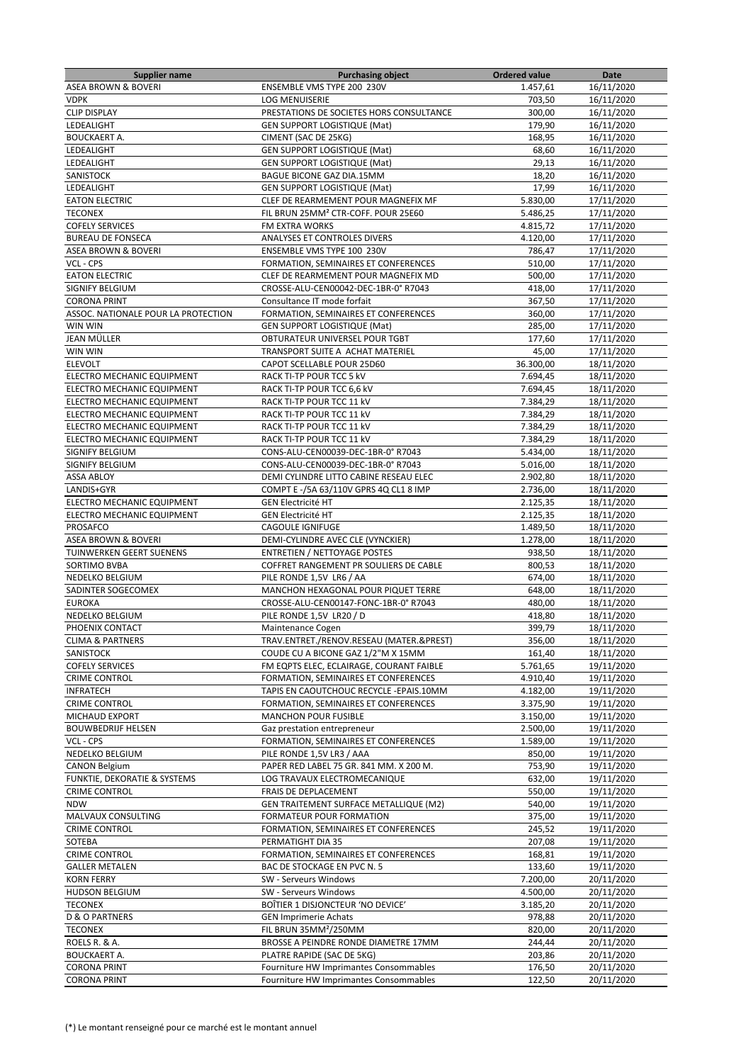| Supplier name | Purchasing object | Ordered value | Date |
|---|---|---|---|
| ASEA BROWN & BOVERI | ENSEMBLE VMS TYPE 200 230V | 1.457,61 | 16/11/2020 |
| VDPK | LOG MENUISERIE | 703,50 | 16/11/2020 |
| CLIP DISPLAY | PRESTATIONS DE SOCIETES HORS CONSULTANCE | 300,00 | 16/11/2020 |
| LEDEALIGHT | GEN SUPPORT LOGISTIQUE (Mat) | 179,90 | 16/11/2020 |
| BOUCKAERT A. | CIMENT (SAC DE 25KG) | 168,95 | 16/11/2020 |
| LEDEALIGHT | GEN SUPPORT LOGISTIQUE (Mat) | 68,60 | 16/11/2020 |
| LEDEALIGHT | GEN SUPPORT LOGISTIQUE (Mat) | 29,13 | 16/11/2020 |
| SANISTOCK | BAGUE BICONE GAZ DIA.15MM | 18,20 | 16/11/2020 |
| LEDEALIGHT | GEN SUPPORT LOGISTIQUE (Mat) | 17,99 | 16/11/2020 |
| EATON ELECTRIC | CLEF DE REARMEMENT POUR MAGNEFIX MF | 5.830,00 | 17/11/2020 |
| TECONEX | FIL BRUN 25MM² CTR-COFF. POUR 25E60 | 5.486,25 | 17/11/2020 |
| COFELY SERVICES | FM EXTRA WORKS | 4.815,72 | 17/11/2020 |
| BUREAU DE FONSECA | ANALYSES ET CONTROLES DIVERS | 4.120,00 | 17/11/2020 |
| ASEA BROWN & BOVERI | ENSEMBLE VMS TYPE 100 230V | 786,47 | 17/11/2020 |
| VCL - CPS | FORMATION, SEMINAIRES ET CONFERENCES | 510,00 | 17/11/2020 |
| EATON ELECTRIC | CLEF DE REARMEMENT POUR MAGNEFIX MD | 500,00 | 17/11/2020 |
| SIGNIFY BELGIUM | CROSSE-ALU-CEN00042-DEC-1BR-0° R7043 | 418,00 | 17/11/2020 |
| CORONA PRINT | Consultance IT mode forfait | 367,50 | 17/11/2020 |
| ASSOC. NATIONALE POUR LA PROTECTION | FORMATION, SEMINAIRES ET CONFERENCES | 360,00 | 17/11/2020 |
| WIN WIN | GEN SUPPORT LOGISTIQUE (Mat) | 285,00 | 17/11/2020 |
| JEAN MÜLLER | OBTURATEUR UNIVERSEL POUR TGBT | 177,60 | 17/11/2020 |
| WIN WIN | TRANSPORT SUITE A ACHAT MATERIEL | 45,00 | 17/11/2020 |
| ELEVOLT | CAPOT SCELLABLE POUR 25D60 | 36.300,00 | 18/11/2020 |
| ELECTRO MECHANIC EQUIPMENT | RACK TI-TP POUR TCC 5 kV | 7.694,45 | 18/11/2020 |
| ELECTRO MECHANIC EQUIPMENT | RACK TI-TP POUR TCC 6,6 kV | 7.694,45 | 18/11/2020 |
| ELECTRO MECHANIC EQUIPMENT | RACK TI-TP POUR TCC 11 kV | 7.384,29 | 18/11/2020 |
| ELECTRO MECHANIC EQUIPMENT | RACK TI-TP POUR TCC 11 kV | 7.384,29 | 18/11/2020 |
| ELECTRO MECHANIC EQUIPMENT | RACK TI-TP POUR TCC 11 kV | 7.384,29 | 18/11/2020 |
| ELECTRO MECHANIC EQUIPMENT | RACK TI-TP POUR TCC 11 kV | 7.384,29 | 18/11/2020 |
| SIGNIFY BELGIUM | CONS-ALU-CEN00039-DEC-1BR-0° R7043 | 5.434,00 | 18/11/2020 |
| SIGNIFY BELGIUM | CONS-ALU-CEN00039-DEC-1BR-0° R7043 | 5.016,00 | 18/11/2020 |
| ASSA ABLOY | DEMI CYLINDRE LITTO CABINE RESEAU ELEC | 2.902,80 | 18/11/2020 |
| LANDIS+GYR | COMPT E -/5A 63/110V GPRS 4Q CL1 8 IMP | 2.736,00 | 18/11/2020 |
| ELECTRO MECHANIC EQUIPMENT | GEN Electricité HT | 2.125,35 | 18/11/2020 |
| ELECTRO MECHANIC EQUIPMENT | GEN Electricité HT | 2.125,35 | 18/11/2020 |
| PROSAFCO | CAGOULE IGNIFUGE | 1.489,50 | 18/11/2020 |
| ASEA BROWN & BOVERI | DEMI-CYLINDRE AVEC CLE (VYNCKIER) | 1.278,00 | 18/11/2020 |
| TUINWERKEN GEERT SUENENS | ENTRETIEN / NETTOYAGE POSTES | 938,50 | 18/11/2020 |
| SORTIMO BVBA | COFFRET RANGEMENT PR SOULIERS DE CABLE | 800,53 | 18/11/2020 |
| NEDELKO BELGIUM | PILE RONDE 1,5V LR6 / AA | 674,00 | 18/11/2020 |
| SADINTER SOGECOMEX | MANCHON HEXAGONAL POUR PIQUET TERRE | 648,00 | 18/11/2020 |
| EUROKA | CROSSE-ALU-CEN00147-FONC-1BR-0° R7043 | 480,00 | 18/11/2020 |
| NEDELKO BELGIUM | PILE RONDE 1,5V LR20 / D | 418,80 | 18/11/2020 |
| PHOENIX CONTACT | Maintenance Cogen | 399,79 | 18/11/2020 |
| CLIMA & PARTNERS | TRAV.ENTRET./RENOV.RESEAU (MATER.&PREST) | 356,00 | 18/11/2020 |
| SANISTOCK | COUDE CU A BICONE GAZ 1/2"M X 15MM | 161,40 | 18/11/2020 |
| COFELY SERVICES | FM EQPTS ELEC, ECLAIRAGE, COURANT FAIBLE | 5.761,65 | 19/11/2020 |
| CRIME CONTROL | FORMATION, SEMINAIRES ET CONFERENCES | 4.910,40 | 19/11/2020 |
| INFRATECH | TAPIS EN CAOUTCHOUC RECYCLE -EPAIS.10MM | 4.182,00 | 19/11/2020 |
| CRIME CONTROL | FORMATION, SEMINAIRES ET CONFERENCES | 3.375,90 | 19/11/2020 |
| MICHAUD EXPORT | MANCHON POUR FUSIBLE | 3.150,00 | 19/11/2020 |
| BOUWBEDRIJF HELSEN | Gaz prestation entrepreneur | 2.500,00 | 19/11/2020 |
| VCL - CPS | FORMATION, SEMINAIRES ET CONFERENCES | 1.589,00 | 19/11/2020 |
| NEDELKO BELGIUM | PILE RONDE 1,5V LR3 / AAA | 850,00 | 19/11/2020 |
| CANON Belgium | PAPER RED LABEL 75 GR. 841 MM. X 200 M. | 753,90 | 19/11/2020 |
| FUNKTIE, DEKORATIE & SYSTEMS | LOG TRAVAUX ELECTROMECANIQUE | 632,00 | 19/11/2020 |
| CRIME CONTROL | FRAIS DE DEPLACEMENT | 550,00 | 19/11/2020 |
| NDW | GEN TRAITEMENT SURFACE METALLIQUE (M2) | 540,00 | 19/11/2020 |
| MALVAUX CONSULTING | FORMATEUR POUR FORMATION | 375,00 | 19/11/2020 |
| CRIME CONTROL | FORMATION, SEMINAIRES ET CONFERENCES | 245,52 | 19/11/2020 |
| SOTEBA | PERMATIGHT DIA 35 | 207,08 | 19/11/2020 |
| CRIME CONTROL | FORMATION, SEMINAIRES ET CONFERENCES | 168,81 | 19/11/2020 |
| GALLER METALEN | BAC DE STOCKAGE EN PVC N. 5 | 133,60 | 19/11/2020 |
| KORN FERRY | SW - Serveurs Windows | 7.200,00 | 20/11/2020 |
| HUDSON BELGIUM | SW - Serveurs Windows | 4.500,00 | 20/11/2020 |
| TECONEX | BOÎTIER 1 DISJONCTEUR 'NO DEVICE' | 3.185,20 | 20/11/2020 |
| D & O PARTNERS | GEN Imprimerie Achats | 978,88 | 20/11/2020 |
| TECONEX | FIL BRUN 35MM²/250MM | 820,00 | 20/11/2020 |
| ROELS R. & A. | BROSSE A PEINDRE RONDE DIAMETRE 17MM | 244,44 | 20/11/2020 |
| BOUCKAERT A. | PLATRE RAPIDE (SAC DE 5KG) | 203,86 | 20/11/2020 |
| CORONA PRINT | Fourniture HW Imprimantes Consommables | 176,50 | 20/11/2020 |
| CORONA PRINT | Fourniture HW Imprimantes Consommables | 122,50 | 20/11/2020 |

(*) Le montant renseigné pour ce marché est le montant annuel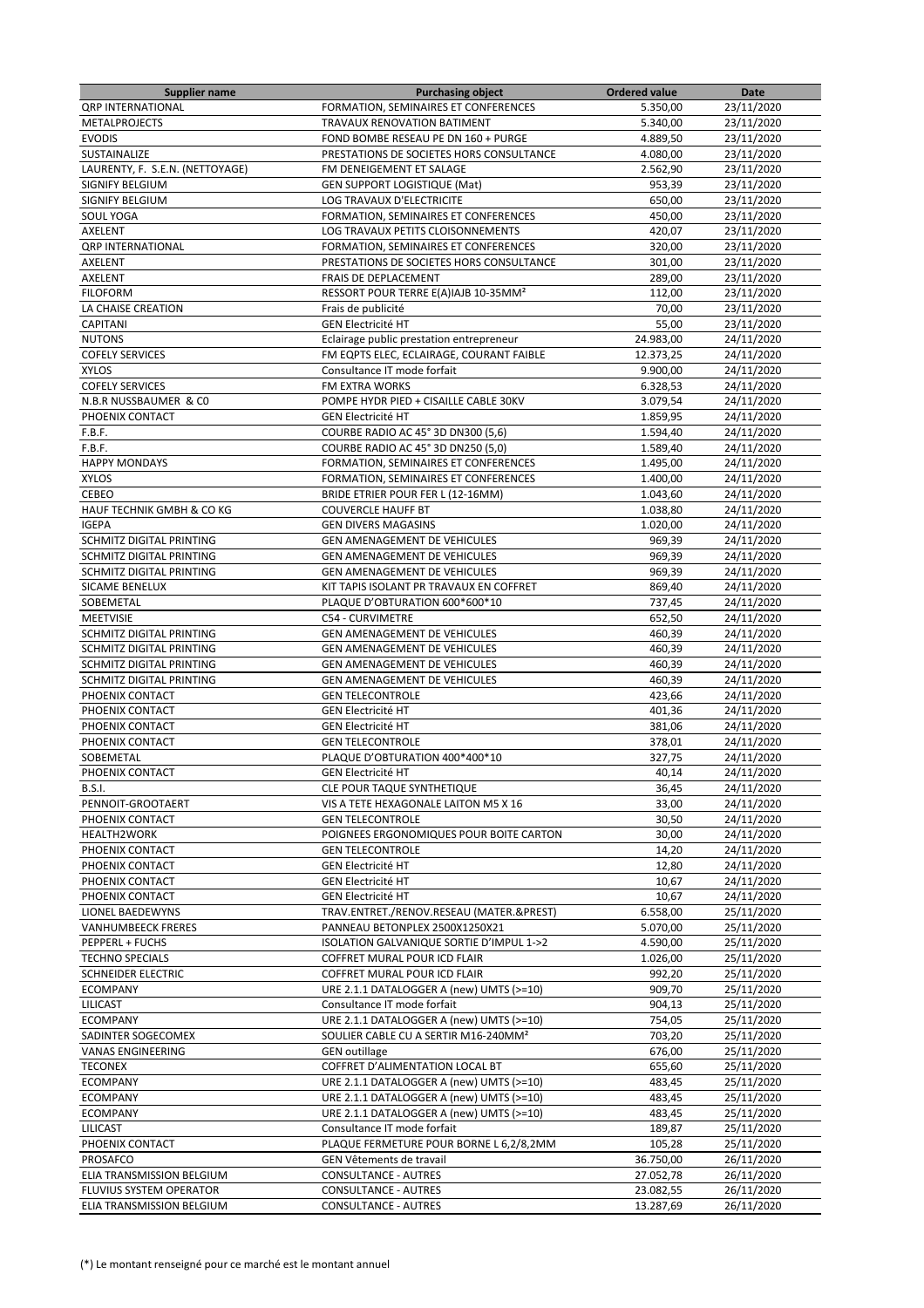| Supplier name | Purchasing object | Ordered value | Date |
|---|---|---|---|
| QRP INTERNATIONAL | FORMATION, SEMINAIRES ET CONFERENCES | 5.350,00 | 23/11/2020 |
| METALPROJECTS | TRAVAUX RENOVATION BATIMENT | 5.340,00 | 23/11/2020 |
| EVODIS | FOND BOMBE RESEAU PE DN 160 + PURGE | 4.889,50 | 23/11/2020 |
| SUSTAINALIZE | PRESTATIONS DE SOCIETES HORS CONSULTANCE | 4.080,00 | 23/11/2020 |
| LAURENTY, F. S.E.N. (NETTOYAGE) | FM DENEIGEMENT ET SALAGE | 2.562,90 | 23/11/2020 |
| SIGNIFY BELGIUM | GEN SUPPORT LOGISTIQUE (Mat) | 953,39 | 23/11/2020 |
| SIGNIFY BELGIUM | LOG TRAVAUX D'ELECTRICITE | 650,00 | 23/11/2020 |
| SOUL YOGA | FORMATION, SEMINAIRES ET CONFERENCES | 450,00 | 23/11/2020 |
| AXELENT | LOG TRAVAUX PETITS CLOISONNEMENTS | 420,07 | 23/11/2020 |
| QRP INTERNATIONAL | FORMATION, SEMINAIRES ET CONFERENCES | 320,00 | 23/11/2020 |
| AXELENT | PRESTATIONS DE SOCIETES HORS CONSULTANCE | 301,00 | 23/11/2020 |
| AXELENT | FRAIS DE DEPLACEMENT | 289,00 | 23/11/2020 |
| FILOFORM | RESSORT POUR TERRE E(A)IAJB 10-35MM² | 112,00 | 23/11/2020 |
| LA CHAISE CREATION | Frais de publicité | 70,00 | 23/11/2020 |
| CAPITANI | GEN Electricité HT | 55,00 | 23/11/2020 |
| NUTONS | Eclairage public prestation entrepreneur | 24.983,00 | 24/11/2020 |
| COFELY SERVICES | FM EQPTS ELEC, ECLAIRAGE, COURANT FAIBLE | 12.373,25 | 24/11/2020 |
| XYLOS | Consultance IT mode forfait | 9.900,00 | 24/11/2020 |
| COFELY SERVICES | FM EXTRA WORKS | 6.328,53 | 24/11/2020 |
| N.B.R NUSSBAUMER & CO | POMPE HYDR PIED + CISAILLE CABLE 30KV | 3.079,54 | 24/11/2020 |
| PHOENIX CONTACT | GEN Electricité HT | 1.859,95 | 24/11/2020 |
| F.B.F. | COURBE RADIO AC 45° 3D DN300 (5,6) | 1.594,40 | 24/11/2020 |
| F.B.F. | COURBE RADIO AC 45° 3D DN250 (5,0) | 1.589,40 | 24/11/2020 |
| HAPPY MONDAYS | FORMATION, SEMINAIRES ET CONFERENCES | 1.495,00 | 24/11/2020 |
| XYLOS | FORMATION, SEMINAIRES ET CONFERENCES | 1.400,00 | 24/11/2020 |
| CEBEO | BRIDE ETRIER POUR FER L (12-16MM) | 1.043,60 | 24/11/2020 |
| HAUF TECHNIK GMBH & CO KG | COUVERCLE HAUFF BT | 1.038,80 | 24/11/2020 |
| IGEPA | GEN DIVERS MAGASINS | 1.020,00 | 24/11/2020 |
| SCHMITZ DIGITAL PRINTING | GEN AMENAGEMENT DE VEHICULES | 969,39 | 24/11/2020 |
| SCHMITZ DIGITAL PRINTING | GEN AMENAGEMENT DE VEHICULES | 969,39 | 24/11/2020 |
| SCHMITZ DIGITAL PRINTING | GEN AMENAGEMENT DE VEHICULES | 969,39 | 24/11/2020 |
| SICAME BENELUX | KIT TAPIS ISOLANT PR TRAVAUX EN COFFRET | 869,40 | 24/11/2020 |
| SOBEMETAL | PLAQUE D'OBTURATION 600*600*10 | 737,45 | 24/11/2020 |
| MEETVISIE | C54 - CURVIMETRE | 652,50 | 24/11/2020 |
| SCHMITZ DIGITAL PRINTING | GEN AMENAGEMENT DE VEHICULES | 460,39 | 24/11/2020 |
| SCHMITZ DIGITAL PRINTING | GEN AMENAGEMENT DE VEHICULES | 460,39 | 24/11/2020 |
| SCHMITZ DIGITAL PRINTING | GEN AMENAGEMENT DE VEHICULES | 460,39 | 24/11/2020 |
| SCHMITZ DIGITAL PRINTING | GEN AMENAGEMENT DE VEHICULES | 460,39 | 24/11/2020 |
| PHOENIX CONTACT | GEN TELECONTROLE | 423,66 | 24/11/2020 |
| PHOENIX CONTACT | GEN Electricité HT | 401,36 | 24/11/2020 |
| PHOENIX CONTACT | GEN Electricité HT | 381,06 | 24/11/2020 |
| PHOENIX CONTACT | GEN TELECONTROLE | 378,01 | 24/11/2020 |
| SOBEMETAL | PLAQUE D'OBTURATION 400*400*10 | 327,75 | 24/11/2020 |
| PHOENIX CONTACT | GEN Electricité HT | 40,14 | 24/11/2020 |
| B.S.I. | CLE POUR TAQUE SYNTHETIQUE | 36,45 | 24/11/2020 |
| PENNOIT-GROOTAERT | VIS A TETE HEXAGONALE LAITON M5 X 16 | 33,00 | 24/11/2020 |
| PHOENIX CONTACT | GEN TELECONTROLE | 30,50 | 24/11/2020 |
| HEALTH2WORK | POIGNEES ERGONOMIQUES POUR BOITE CARTON | 30,00 | 24/11/2020 |
| PHOENIX CONTACT | GEN TELECONTROLE | 14,20 | 24/11/2020 |
| PHOENIX CONTACT | GEN Electricité HT | 12,80 | 24/11/2020 |
| PHOENIX CONTACT | GEN Electricité HT | 10,67 | 24/11/2020 |
| PHOENIX CONTACT | GEN Electricité HT | 10,67 | 24/11/2020 |
| LIONEL BAEDEWYNS | TRAV.ENTRET./RENOV.RESEAU (MATER.&PREST) | 6.558,00 | 25/11/2020 |
| VANHUMBEECK FRERES | PANNEAU BETONPLEX 2500X1250X21 | 5.070,00 | 25/11/2020 |
| PEPPERL + FUCHS | ISOLATION GALVANIQUE SORTIE D'IMPUL 1->2 | 4.590,00 | 25/11/2020 |
| TECHNO SPECIALS | COFFRET MURAL POUR ICD FLAIR | 1.026,00 | 25/11/2020 |
| SCHNEIDER ELECTRIC | COFFRET MURAL POUR ICD FLAIR | 992,20 | 25/11/2020 |
| ECOMPANY | URE 2.1.1 DATALOGGER A (new) UMTS (>=10) | 909,70 | 25/11/2020 |
| LILICAST | Consultance IT mode forfait | 904,13 | 25/11/2020 |
| ECOMPANY | URE 2.1.1 DATALOGGER A (new) UMTS (>=10) | 754,05 | 25/11/2020 |
| SADINTER SOGECOMEX | SOULIER CABLE CU A SERTIR M16-240MM² | 703,20 | 25/11/2020 |
| VANAS ENGINEERING | GEN outillage | 676,00 | 25/11/2020 |
| TECONEX | COFFRET D'ALIMENTATION LOCAL BT | 655,60 | 25/11/2020 |
| ECOMPANY | URE 2.1.1 DATALOGGER A (new) UMTS (>=10) | 483,45 | 25/11/2020 |
| ECOMPANY | URE 2.1.1 DATALOGGER A (new) UMTS (>=10) | 483,45 | 25/11/2020 |
| ECOMPANY | URE 2.1.1 DATALOGGER A (new) UMTS (>=10) | 483,45 | 25/11/2020 |
| LILICAST | Consultance IT mode forfait | 189,87 | 25/11/2020 |
| PHOENIX CONTACT | PLAQUE FERMETURE POUR BORNE L 6,2/8,2MM | 105,28 | 25/11/2020 |
| PROSAFCO | GEN Vêtements de travail | 36.750,00 | 26/11/2020 |
| ELIA TRANSMISSION BELGIUM | CONSULTANCE - AUTRES | 27.052,78 | 26/11/2020 |
| FLUVIUS SYSTEM OPERATOR | CONSULTANCE - AUTRES | 23.082,55 | 26/11/2020 |
| ELIA TRANSMISSION BELGIUM | CONSULTANCE - AUTRES | 13.287,69 | 26/11/2020 |

(*) Le montant renseigné pour ce marché est le montant annuel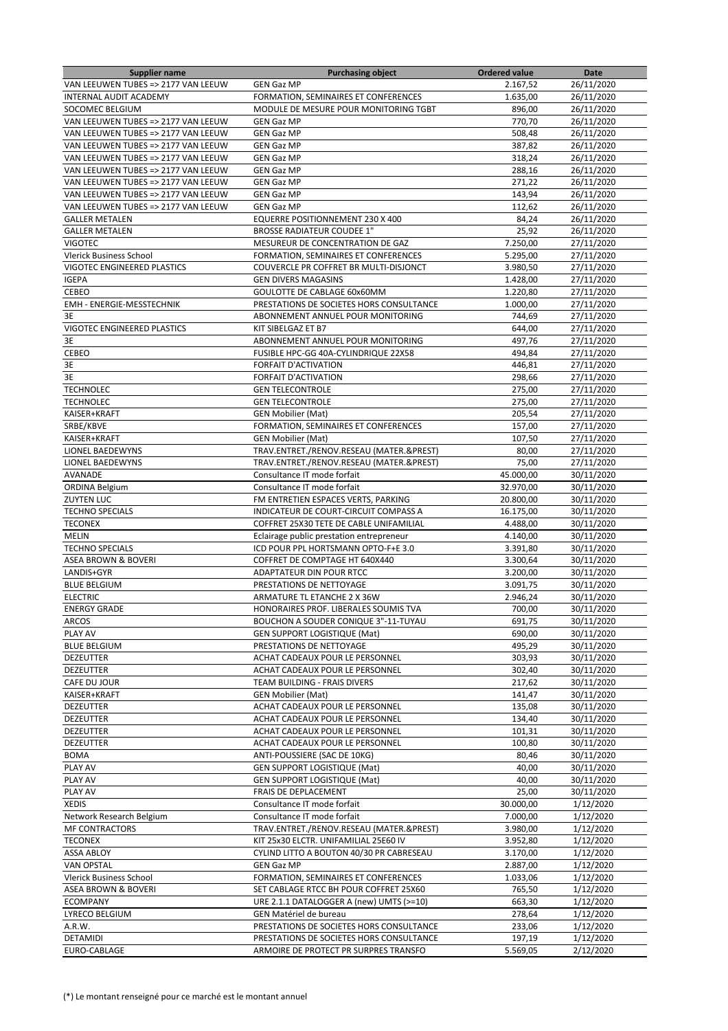| Supplier name | Purchasing object | Ordered value | Date |
|---|---|---|---|
| VAN LEEUWEN TUBES => 2177 VAN LEEUW | GEN Gaz MP | 2.167,52 | 26/11/2020 |
| INTERNAL AUDIT ACADEMY | FORMATION, SEMINAIRES ET CONFERENCES | 1.635,00 | 26/11/2020 |
| SOCOMEC BELGIUM | MODULE DE MESURE POUR MONITORING TGBT | 896,00 | 26/11/2020 |
| VAN LEEUWEN TUBES => 2177 VAN LEEUW | GEN Gaz MP | 770,70 | 26/11/2020 |
| VAN LEEUWEN TUBES => 2177 VAN LEEUW | GEN Gaz MP | 508,48 | 26/11/2020 |
| VAN LEEUWEN TUBES => 2177 VAN LEEUW | GEN Gaz MP | 387,82 | 26/11/2020 |
| VAN LEEUWEN TUBES => 2177 VAN LEEUW | GEN Gaz MP | 318,24 | 26/11/2020 |
| VAN LEEUWEN TUBES => 2177 VAN LEEUW | GEN Gaz MP | 288,16 | 26/11/2020 |
| VAN LEEUWEN TUBES => 2177 VAN LEEUW | GEN Gaz MP | 271,22 | 26/11/2020 |
| VAN LEEUWEN TUBES => 2177 VAN LEEUW | GEN Gaz MP | 143,94 | 26/11/2020 |
| VAN LEEUWEN TUBES => 2177 VAN LEEUW | GEN Gaz MP | 112,62 | 26/11/2020 |
| GALLER METALEN | EQUERRE POSITIONNEMENT 230 X 400 | 84,24 | 26/11/2020 |
| GALLER METALEN | BROSSE RADIATEUR COUDEE 1" | 25,92 | 26/11/2020 |
| VIGOTEC | MESUREUR DE CONCENTRATION DE GAZ | 7.250,00 | 27/11/2020 |
| Vlerick Business School | FORMATION, SEMINAIRES ET CONFERENCES | 5.295,00 | 27/11/2020 |
| VIGOTEC ENGINEERED PLASTICS | COUVERCLE PR COFFRET BR MULTI-DISJONCT | 3.980,50 | 27/11/2020 |
| IGEPA | GEN DIVERS MAGASINS | 1.428,00 | 27/11/2020 |
| CEBEO | GOULOTTE DE CABLAGE 60x60MM | 1.220,80 | 27/11/2020 |
| EMH - ENERGIE-MESSTECHNIK | PRESTATIONS DE SOCIETES HORS CONSULTANCE | 1.000,00 | 27/11/2020 |
| 3E | ABONNEMENT ANNUEL POUR MONITORING | 744,69 | 27/11/2020 |
| VIGOTEC ENGINEERED PLASTICS | KIT SIBELGAZ ET B7 | 644,00 | 27/11/2020 |
| 3E | ABONNEMENT ANNUEL POUR MONITORING | 497,76 | 27/11/2020 |
| CEBEO | FUSIBLE HPC-GG 40A-CYLINDRIQUE 22X58 | 494,84 | 27/11/2020 |
| 3E | FORFAIT D'ACTIVATION | 446,81 | 27/11/2020 |
| 3E | FORFAIT D'ACTIVATION | 298,66 | 27/11/2020 |
| TECHNOLEC | GEN TELECONTROLE | 275,00 | 27/11/2020 |
| TECHNOLEC | GEN TELECONTROLE | 275,00 | 27/11/2020 |
| KAISER+KRAFT | GEN Mobilier (Mat) | 205,54 | 27/11/2020 |
| SRBE/KBVE | FORMATION, SEMINAIRES ET CONFERENCES | 157,00 | 27/11/2020 |
| KAISER+KRAFT | GEN Mobilier (Mat) | 107,50 | 27/11/2020 |
| LIONEL BAEDEWYNS | TRAV.ENTRET./RENOV.RESEAU (MATER.&PREST) | 80,00 | 27/11/2020 |
| LIONEL BAEDEWYNS | TRAV.ENTRET./RENOV.RESEAU (MATER.&PREST) | 75,00 | 27/11/2020 |
| AVANADE | Consultance IT mode forfait | 45.000,00 | 30/11/2020 |
| ORDINA Belgium | Consultance IT mode forfait | 32.970,00 | 30/11/2020 |
| ZUYTEN LUC | FM ENTRETIEN ESPACES VERTS, PARKING | 20.800,00 | 30/11/2020 |
| TECHNO SPECIALS | INDICATEUR DE COURT-CIRCUIT COMPASS A | 16.175,00 | 30/11/2020 |
| TECONEX | COFFRET 25X30 TETE DE CABLE UNIFAMILIAL | 4.488,00 | 30/11/2020 |
| MELIN | Eclairage public prestation entrepreneur | 4.140,00 | 30/11/2020 |
| TECHNO SPECIALS | ICD POUR PPL HORTSMANN OPTO-F+E 3.0 | 3.391,80 | 30/11/2020 |
| ASEA BROWN & BOVERI | COFFRET DE COMPTAGE HT 640X440 | 3.300,64 | 30/11/2020 |
| LANDIS+GYR | ADAPTATEUR DIN POUR RTCC | 3.200,00 | 30/11/2020 |
| BLUE BELGIUM | PRESTATIONS DE NETTOYAGE | 3.091,75 | 30/11/2020 |
| ELECTRIC | ARMATURE TL ETANCHE 2 X 36W | 2.946,24 | 30/11/2020 |
| ENERGY GRADE | HONORAIRES PROF. LIBERALES SOUMIS TVA | 700,00 | 30/11/2020 |
| ARCOS | BOUCHON A SOUDER CONIQUE 3"-11-TUYAU | 691,75 | 30/11/2020 |
| PLAY AV | GEN SUPPORT LOGISTIQUE (Mat) | 690,00 | 30/11/2020 |
| BLUE BELGIUM | PRESTATIONS DE NETTOYAGE | 495,29 | 30/11/2020 |
| DEZEUTTER | ACHAT CADEAUX POUR LE PERSONNEL | 303,93 | 30/11/2020 |
| DEZEUTTER | ACHAT CADEAUX POUR LE PERSONNEL | 302,40 | 30/11/2020 |
| CAFE DU JOUR | TEAM BUILDING - FRAIS DIVERS | 217,62 | 30/11/2020 |
| KAISER+KRAFT | GEN Mobilier (Mat) | 141,47 | 30/11/2020 |
| DEZEUTTER | ACHAT CADEAUX POUR LE PERSONNEL | 135,08 | 30/11/2020 |
| DEZEUTTER | ACHAT CADEAUX POUR LE PERSONNEL | 134,40 | 30/11/2020 |
| DEZEUTTER | ACHAT CADEAUX POUR LE PERSONNEL | 101,31 | 30/11/2020 |
| DEZEUTTER | ACHAT CADEAUX POUR LE PERSONNEL | 100,80 | 30/11/2020 |
| BOMA | ANTI-POUSSIERE (SAC DE 10KG) | 80,46 | 30/11/2020 |
| PLAY AV | GEN SUPPORT LOGISTIQUE (Mat) | 40,00 | 30/11/2020 |
| PLAY AV | GEN SUPPORT LOGISTIQUE (Mat) | 40,00 | 30/11/2020 |
| PLAY AV | FRAIS DE DEPLACEMENT | 25,00 | 30/11/2020 |
| XEDIS | Consultance IT mode forfait | 30.000,00 | 1/12/2020 |
| Network Research Belgium | Consultance IT mode forfait | 7.000,00 | 1/12/2020 |
| MF CONTRACTORS | TRAV.ENTRET./RENOV.RESEAU (MATER.&PREST) | 3.980,00 | 1/12/2020 |
| TECONEX | KIT 25x30 ELCTR. UNIFAMILIAL 25E60 IV | 3.952,80 | 1/12/2020 |
| ASSA ABLOY | CYLIND LITTO A BOUTON 40/30 PR CABRESEAU | 3.170,00 | 1/12/2020 |
| VAN OPSTAL | GEN Gaz MP | 2.887,00 | 1/12/2020 |
| Vlerick Business School | FORMATION, SEMINAIRES ET CONFERENCES | 1.033,06 | 1/12/2020 |
| ASEA BROWN & BOVERI | SET CABLAGE RTCC BH POUR COFFRET 25X60 | 765,50 | 1/12/2020 |
| ECOMPANY | URE 2.1.1 DATALOGGER A (new) UMTS (>=10) | 663,30 | 1/12/2020 |
| LYRECO BELGIUM | GEN Matériel de bureau | 278,64 | 1/12/2020 |
| A.R.W. | PRESTATIONS DE SOCIETES HORS CONSULTANCE | 233,06 | 1/12/2020 |
| DETAMIDI | PRESTATIONS DE SOCIETES HORS CONSULTANCE | 197,19 | 1/12/2020 |
| EURO-CABLAGE | ARMOIRE DE PROTECT PR SURPRES TRANSFO | 5.569,05 | 2/12/2020 |

(*) Le montant renseigné pour ce marché est le montant annuel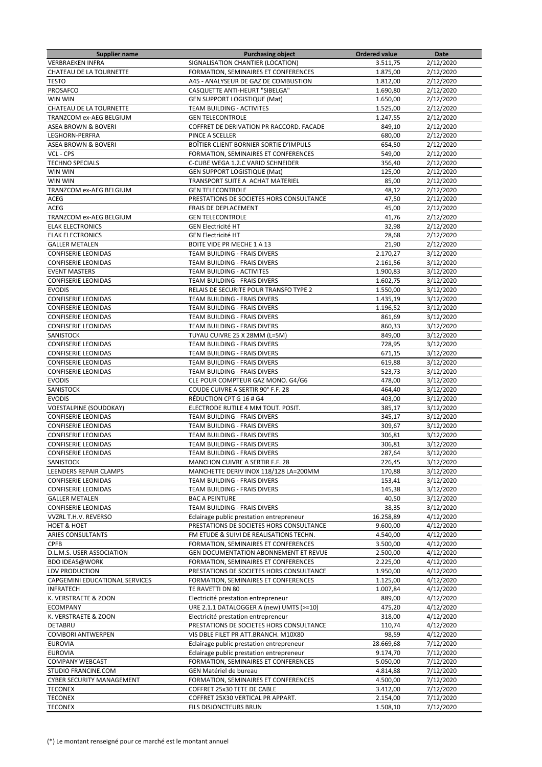| Supplier name | Purchasing object | Ordered value | Date |
|---|---|---|---|
| VERBRAEKEN INFRA | SIGNALISATION CHANTIER (LOCATION) | 3.511,75 | 2/12/2020 |
| CHATEAU DE LA TOURNETTE | FORMATION, SEMINAIRES ET CONFERENCES | 1.875,00 | 2/12/2020 |
| TESTO | A45 - ANALYSEUR DE GAZ DE COMBUSTION | 1.812,00 | 2/12/2020 |
| PROSAFCO | CASQUETTE ANTI-HEURT "SIBELGA" | 1.690,80 | 2/12/2020 |
| WIN WIN | GEN SUPPORT LOGISTIQUE (Mat) | 1.650,00 | 2/12/2020 |
| CHATEAU DE LA TOURNETTE | TEAM BUILDING - ACTIVITES | 1.525,00 | 2/12/2020 |
| TRANZCOM ex-AEG BELGIUM | GEN TELECONTROLE | 1.247,55 | 2/12/2020 |
| ASEA BROWN & BOVERI | COFFRET DE DERIVATION PR RACCORD. FACADE | 849,10 | 2/12/2020 |
| LEGHORN-PERFRA | PINCE A SCELLER | 680,00 | 2/12/2020 |
| ASEA BROWN & BOVERI | BOÎTIER CLIENT BORNIER SORTIE D'IMPULS | 654,50 | 2/12/2020 |
| VCL - CPS | FORMATION, SEMINAIRES ET CONFERENCES | 549,00 | 2/12/2020 |
| TECHNO SPECIALS | C-CUBE WEGA 1.2.C VARIO SCHNEIDER | 356,40 | 2/12/2020 |
| WIN WIN | GEN SUPPORT LOGISTIQUE (Mat) | 125,00 | 2/12/2020 |
| WIN WIN | TRANSPORT SUITE A ACHAT MATERIEL | 85,00 | 2/12/2020 |
| TRANZCOM ex-AEG BELGIUM | GEN TELECONTROLE | 48,12 | 2/12/2020 |
| ACEG | PRESTATIONS DE SOCIETES HORS CONSULTANCE | 47,50 | 2/12/2020 |
| ACEG | FRAIS DE DEPLACEMENT | 45,00 | 2/12/2020 |
| TRANZCOM ex-AEG BELGIUM | GEN TELECONTROLE | 41,76 | 2/12/2020 |
| ELAK ELECTRONICS | GEN Electricité HT | 32,98 | 2/12/2020 |
| ELAK ELECTRONICS | GEN Electricité HT | 28,68 | 2/12/2020 |
| GALLER METALEN | BOITE VIDE PR MECHE 1 A 13 | 21,90 | 2/12/2020 |
| CONFISERIE LEONIDAS | TEAM BUILDING - FRAIS DIVERS | 2.170,27 | 3/12/2020 |
| CONFISERIE LEONIDAS | TEAM BUILDING - FRAIS DIVERS | 2.161,56 | 3/12/2020 |
| EVENT MASTERS | TEAM BUILDING - ACTIVITES | 1.900,83 | 3/12/2020 |
| CONFISERIE LEONIDAS | TEAM BUILDING - FRAIS DIVERS | 1.602,75 | 3/12/2020 |
| EVODIS | RELAIS DE SECURITE POUR TRANSFO TYPE 2 | 1.550,00 | 3/12/2020 |
| CONFISERIE LEONIDAS | TEAM BUILDING - FRAIS DIVERS | 1.435,19 | 3/12/2020 |
| CONFISERIE LEONIDAS | TEAM BUILDING - FRAIS DIVERS | 1.196,52 | 3/12/2020 |
| CONFISERIE LEONIDAS | TEAM BUILDING - FRAIS DIVERS | 861,69 | 3/12/2020 |
| CONFISERIE LEONIDAS | TEAM BUILDING - FRAIS DIVERS | 860,33 | 3/12/2020 |
| SANISTOCK | TUYAU CUIVRE 25 X 28MM (L=5M) | 849,00 | 3/12/2020 |
| CONFISERIE LEONIDAS | TEAM BUILDING - FRAIS DIVERS | 728,95 | 3/12/2020 |
| CONFISERIE LEONIDAS | TEAM BUILDING - FRAIS DIVERS | 671,15 | 3/12/2020 |
| CONFISERIE LEONIDAS | TEAM BUILDING - FRAIS DIVERS | 619,88 | 3/12/2020 |
| CONFISERIE LEONIDAS | TEAM BUILDING - FRAIS DIVERS | 523,73 | 3/12/2020 |
| EVODIS | CLE POUR COMPTEUR GAZ MONO. G4/G6 | 478,00 | 3/12/2020 |
| SANISTOCK | COUDE CUIVRE A SERTIR 90° F.F. 28 | 464,40 | 3/12/2020 |
| EVODIS | RÉDUCTION CPT G 16 # G4 | 403,00 | 3/12/2020 |
| VOESTALPINE (SOUDOKAY) | ELECTRODE RUTILE 4 MM TOUT. POSIT. | 385,17 | 3/12/2020 |
| CONFISERIE LEONIDAS | TEAM BUILDING - FRAIS DIVERS | 345,17 | 3/12/2020 |
| CONFISERIE LEONIDAS | TEAM BUILDING - FRAIS DIVERS | 309,67 | 3/12/2020 |
| CONFISERIE LEONIDAS | TEAM BUILDING - FRAIS DIVERS | 306,81 | 3/12/2020 |
| CONFISERIE LEONIDAS | TEAM BUILDING - FRAIS DIVERS | 306,81 | 3/12/2020 |
| CONFISERIE LEONIDAS | TEAM BUILDING - FRAIS DIVERS | 287,64 | 3/12/2020 |
| SANISTOCK | MANCHON CUIVRE A SERTIR F.F. 28 | 226,45 | 3/12/2020 |
| LEENDERS REPAIR CLAMPS | MANCHETTE DERIV INOX 118/128 LA=200MM | 170,88 | 3/12/2020 |
| CONFISERIE LEONIDAS | TEAM BUILDING - FRAIS DIVERS | 153,41 | 3/12/2020 |
| CONFISERIE LEONIDAS | TEAM BUILDING - FRAIS DIVERS | 145,38 | 3/12/2020 |
| GALLER METALEN | BAC A PEINTURE | 40,50 | 3/12/2020 |
| CONFISERIE LEONIDAS | TEAM BUILDING - FRAIS DIVERS | 38,35 | 3/12/2020 |
| VVZRL T.H.V. REVERSO | Eclairage public prestation entrepreneur | 16.258,89 | 4/12/2020 |
| HOET & HOET | PRESTATIONS DE SOCIETES HORS CONSULTANCE | 9.600,00 | 4/12/2020 |
| ARIES CONSULTANTS | FM ETUDE & SUIVI DE REALISATIONS TECHN. | 4.540,00 | 4/12/2020 |
| CPFB | FORMATION, SEMINAIRES ET CONFERENCES | 3.500,00 | 4/12/2020 |
| D.L.M.S. USER ASSOCIATION | GEN DOCUMENTATION ABONNEMENT ET REVUE | 2.500,00 | 4/12/2020 |
| BDO IDEAS@WORK | FORMATION, SEMINAIRES ET CONFERENCES | 2.225,00 | 4/12/2020 |
| LDV PRODUCTION | PRESTATIONS DE SOCIETES HORS CONSULTANCE | 1.950,00 | 4/12/2020 |
| CAPGEMINI EDUCATIONAL SERVICES | FORMATION, SEMINAIRES ET CONFERENCES | 1.125,00 | 4/12/2020 |
| INFRATECH | TE RAVETTI DN 80 | 1.007,84 | 4/12/2020 |
| K. VERSTRAETE & ZOON | Electricité prestation entrepreneur | 889,00 | 4/12/2020 |
| ECOMPANY | URE 2.1.1 DATALOGGER A (new) UMTS (>=10) | 475,20 | 4/12/2020 |
| K. VERSTRAETE & ZOON | Electricité prestation entrepreneur | 318,00 | 4/12/2020 |
| DETABRU | PRESTATIONS DE SOCIETES HORS CONSULTANCE | 110,74 | 4/12/2020 |
| COMBORI ANTWERPEN | VIS DBLE FILET PR ATT.BRANCH. M10X80 | 98,59 | 4/12/2020 |
| EUROVIA | Eclairage public prestation entrepreneur | 28.669,68 | 7/12/2020 |
| EUROVIA | Eclairage public prestation entrepreneur | 9.174,70 | 7/12/2020 |
| COMPANY WEBCAST | FORMATION, SEMINAIRES ET CONFERENCES | 5.050,00 | 7/12/2020 |
| STUDIO FRANCINE.COM | GEN Matériel de bureau | 4.814,88 | 7/12/2020 |
| CYBER SECURITY MANAGEMENT | FORMATION, SEMINAIRES ET CONFERENCES | 4.500,00 | 7/12/2020 |
| TECONEX | COFFRET 25x30 TETE DE CABLE | 3.412,00 | 7/12/2020 |
| TECONEX | COFFRET 25X30 VERTICAL PR APPART. | 2.154,00 | 7/12/2020 |
| TECONEX | FILS DISJONCTEURS BRUN | 1.508,10 | 7/12/2020 |

(*) Le montant renseigné pour ce marché est le montant annuel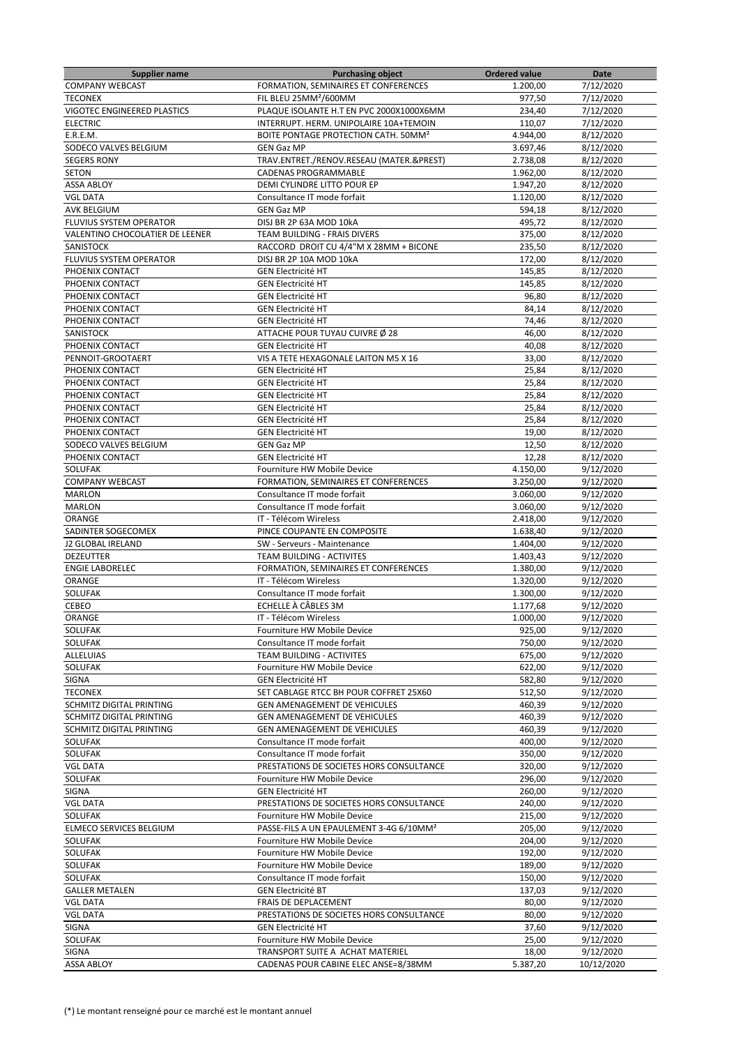| Supplier name | Purchasing object | Ordered value | Date |
|---|---|---|---|
| COMPANY WEBCAST | FORMATION, SEMINAIRES ET CONFERENCES | 1.200,00 | 7/12/2020 |
| TECONEX | FIL BLEU 25MM²/600MM | 977,50 | 7/12/2020 |
| VIGOTEC ENGINEERED PLASTICS | PLAQUE ISOLANTE H.T EN PVC 2000X1000X6MM | 234,40 | 7/12/2020 |
| ELECTRIC | INTERRUPT. HERM. UNIPOLAIRE 10A+TEMOIN | 110,07 | 7/12/2020 |
| E.R.E.M. | BOITE PONTAGE PROTECTION CATH. 50MM² | 4.944,00 | 8/12/2020 |
| SODECO VALVES BELGIUM | GEN Gaz MP | 3.697,46 | 8/12/2020 |
| SEGERS RONY | TRAV.ENTRET./RENOV.RESEAU (MATER.&PREST) | 2.738,08 | 8/12/2020 |
| SETON | CADENAS PROGRAMMABLE | 1.962,00 | 8/12/2020 |
| ASSA ABLOY | DEMI CYLINDRE LITTO POUR EP | 1.947,20 | 8/12/2020 |
| VGL DATA | Consultance IT mode forfait | 1.120,00 | 8/12/2020 |
| AVK BELGIUM | GEN Gaz MP | 594,18 | 8/12/2020 |
| FLUVIUS SYSTEM OPERATOR | DISJ BR 2P 63A MOD 10kA | 495,72 | 8/12/2020 |
| VALENTINO CHOCOLATIER DE LEENER | TEAM BUILDING - FRAIS DIVERS | 375,00 | 8/12/2020 |
| SANISTOCK | RACCORD DROIT CU 4/4"M X 28MM + BICONE | 235,50 | 8/12/2020 |
| FLUVIUS SYSTEM OPERATOR | DISJ BR 2P 10A MOD 10kA | 172,00 | 8/12/2020 |
| PHOENIX CONTACT | GEN Electricité HT | 145,85 | 8/12/2020 |
| PHOENIX CONTACT | GEN Electricité HT | 145,85 | 8/12/2020 |
| PHOENIX CONTACT | GEN Electricité HT | 96,80 | 8/12/2020 |
| PHOENIX CONTACT | GEN Electricité HT | 84,14 | 8/12/2020 |
| PHOENIX CONTACT | GEN Electricité HT | 74,46 | 8/12/2020 |
| SANISTOCK | ATTACHE POUR TUYAU CUIVRE Ø 28 | 46,00 | 8/12/2020 |
| PHOENIX CONTACT | GEN Electricité HT | 40,08 | 8/12/2020 |
| PENNOIT-GROOTAERT | VIS A TETE HEXAGONALE LAITON M5 X 16 | 33,00 | 8/12/2020 |
| PHOENIX CONTACT | GEN Electricité HT | 25,84 | 8/12/2020 |
| PHOENIX CONTACT | GEN Electricité HT | 25,84 | 8/12/2020 |
| PHOENIX CONTACT | GEN Electricité HT | 25,84 | 8/12/2020 |
| PHOENIX CONTACT | GEN Electricité HT | 25,84 | 8/12/2020 |
| PHOENIX CONTACT | GEN Electricité HT | 25,84 | 8/12/2020 |
| PHOENIX CONTACT | GEN Electricité HT | 19,00 | 8/12/2020 |
| SODECO VALVES BELGIUM | GEN Gaz MP | 12,50 | 8/12/2020 |
| PHOENIX CONTACT | GEN Electricité HT | 12,28 | 8/12/2020 |
| SOLUFAK | Fourniture HW Mobile Device | 4.150,00 | 9/12/2020 |
| COMPANY WEBCAST | FORMATION, SEMINAIRES ET CONFERENCES | 3.250,00 | 9/12/2020 |
| MARLON | Consultance IT mode forfait | 3.060,00 | 9/12/2020 |
| MARLON | Consultance IT mode forfait | 3.060,00 | 9/12/2020 |
| ORANGE | IT - Télécom Wireless | 2.418,00 | 9/12/2020 |
| SADINTER SOGECOMEX | PINCE COUPANTE EN COMPOSITE | 1.638,40 | 9/12/2020 |
| J2 GLOBAL IRELAND | SW - Serveurs - Maintenance | 1.404,00 | 9/12/2020 |
| DEZEUTTER | TEAM BUILDING - ACTIVITES | 1.403,43 | 9/12/2020 |
| ENGIE LABORELEC | FORMATION, SEMINAIRES ET CONFERENCES | 1.380,00 | 9/12/2020 |
| ORANGE | IT - Télécom Wireless | 1.320,00 | 9/12/2020 |
| SOLUFAK | Consultance IT mode forfait | 1.300,00 | 9/12/2020 |
| CEBEO | ECHELLE À CÂBLES 3M | 1.177,68 | 9/12/2020 |
| ORANGE | IT - Télécom Wireless | 1.000,00 | 9/12/2020 |
| SOLUFAK | Fourniture HW Mobile Device | 925,00 | 9/12/2020 |
| SOLUFAK | Consultance IT mode forfait | 750,00 | 9/12/2020 |
| ALLELUIAS | TEAM BUILDING - ACTIVITES | 675,00 | 9/12/2020 |
| SOLUFAK | Fourniture HW Mobile Device | 622,00 | 9/12/2020 |
| SIGNA | GEN Electricité HT | 582,80 | 9/12/2020 |
| TECONEX | SET CABLAGE RTCC BH POUR COFFRET 25X60 | 512,50 | 9/12/2020 |
| SCHMITZ DIGITAL PRINTING | GEN AMENAGEMENT DE VEHICULES | 460,39 | 9/12/2020 |
| SCHMITZ DIGITAL PRINTING | GEN AMENAGEMENT DE VEHICULES | 460,39 | 9/12/2020 |
| SCHMITZ DIGITAL PRINTING | GEN AMENAGEMENT DE VEHICULES | 460,39 | 9/12/2020 |
| SOLUFAK | Consultance IT mode forfait | 400,00 | 9/12/2020 |
| SOLUFAK | Consultance IT mode forfait | 350,00 | 9/12/2020 |
| VGL DATA | PRESTATIONS DE SOCIETES HORS CONSULTANCE | 320,00 | 9/12/2020 |
| SOLUFAK | Fourniture HW Mobile Device | 296,00 | 9/12/2020 |
| SIGNA | GEN Electricité HT | 260,00 | 9/12/2020 |
| VGL DATA | PRESTATIONS DE SOCIETES HORS CONSULTANCE | 240,00 | 9/12/2020 |
| SOLUFAK | Fourniture HW Mobile Device | 215,00 | 9/12/2020 |
| ELMECO SERVICES BELGIUM | PASSE-FILS A UN EPAULEMENT 3-4G 6/10MM² | 205,00 | 9/12/2020 |
| SOLUFAK | Fourniture HW Mobile Device | 204,00 | 9/12/2020 |
| SOLUFAK | Fourniture HW Mobile Device | 192,00 | 9/12/2020 |
| SOLUFAK | Fourniture HW Mobile Device | 189,00 | 9/12/2020 |
| SOLUFAK | Consultance IT mode forfait | 150,00 | 9/12/2020 |
| GALLER METALEN | GEN Electricité BT | 137,03 | 9/12/2020 |
| VGL DATA | FRAIS DE DEPLACEMENT | 80,00 | 9/12/2020 |
| VGL DATA | PRESTATIONS DE SOCIETES HORS CONSULTANCE | 80,00 | 9/12/2020 |
| SIGNA | GEN Electricité HT | 37,60 | 9/12/2020 |
| SOLUFAK | Fourniture HW Mobile Device | 25,00 | 9/12/2020 |
| SIGNA | TRANSPORT SUITE A ACHAT MATERIEL | 18,00 | 9/12/2020 |
| ASSA ABLOY | CADENAS POUR CABINE ELEC ANSE=8/38MM | 5.387,20 | 10/12/2020 |

(*) Le montant renseigné pour ce marché est le montant annuel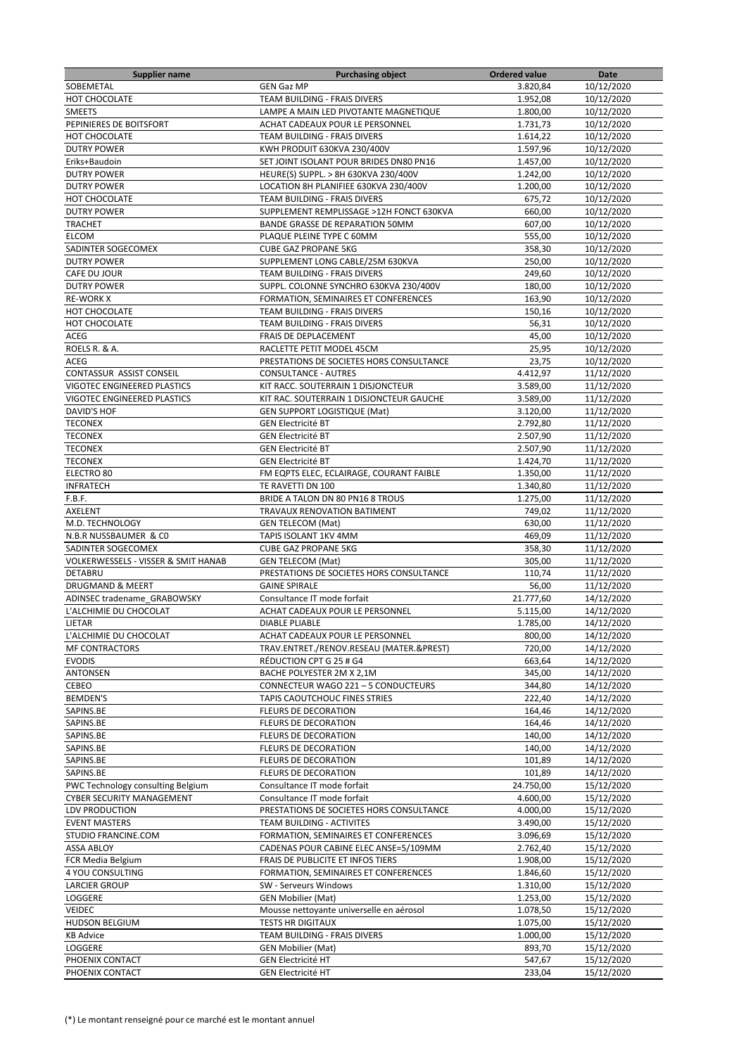| Supplier name | Purchasing object | Ordered value | Date |
|---|---|---|---|
| SOBEMETAL | GEN Gaz MP | 3.820,84 | 10/12/2020 |
| HOT CHOCOLATE | TEAM BUILDING - FRAIS DIVERS | 1.952,08 | 10/12/2020 |
| SMEETS | LAMPE A MAIN LED PIVOTANTE MAGNETIQUE | 1.800,00 | 10/12/2020 |
| PEPINIERES DE BOITSFORT | ACHAT CADEAUX POUR LE PERSONNEL | 1.731,73 | 10/12/2020 |
| HOT CHOCOLATE | TEAM BUILDING - FRAIS DIVERS | 1.614,22 | 10/12/2020 |
| DUTRY POWER | KWH PRODUIT 630KVA 230/400V | 1.597,96 | 10/12/2020 |
| Eriks+Baudoin | SET JOINT ISOLANT POUR BRIDES DN80 PN16 | 1.457,00 | 10/12/2020 |
| DUTRY POWER | HEURE(S) SUPPL. > 8H 630KVA 230/400V | 1.242,00 | 10/12/2020 |
| DUTRY POWER | LOCATION 8H PLANIFIEE 630KVA 230/400V | 1.200,00 | 10/12/2020 |
| HOT CHOCOLATE | TEAM BUILDING - FRAIS DIVERS | 675,72 | 10/12/2020 |
| DUTRY POWER | SUPPLEMENT REMPLISSAGE >12H FONCT 630KVA | 660,00 | 10/12/2020 |
| TRACHET | BANDE GRASSE DE REPARATION 50MM | 607,00 | 10/12/2020 |
| ELCOM | PLAQUE PLEINE TYPE C 60MM | 555,00 | 10/12/2020 |
| SADINTER SOGECOMEX | CUBE GAZ PROPANE 5KG | 358,30 | 10/12/2020 |
| DUTRY POWER | SUPPLEMENT LONG CABLE/25M 630KVA | 250,00 | 10/12/2020 |
| CAFE DU JOUR | TEAM BUILDING - FRAIS DIVERS | 249,60 | 10/12/2020 |
| DUTRY POWER | SUPPL. COLONNE SYNCHRO 630KVA 230/400V | 180,00 | 10/12/2020 |
| RE-WORK X | FORMATION, SEMINAIRES ET CONFERENCES | 163,90 | 10/12/2020 |
| HOT CHOCOLATE | TEAM BUILDING - FRAIS DIVERS | 150,16 | 10/12/2020 |
| HOT CHOCOLATE | TEAM BUILDING - FRAIS DIVERS | 56,31 | 10/12/2020 |
| ACEG | FRAIS DE DEPLACEMENT | 45,00 | 10/12/2020 |
| ROELS R. & A. | RACLETTE PETIT MODEL 45CM | 25,95 | 10/12/2020 |
| ACEG | PRESTATIONS DE SOCIETES HORS CONSULTANCE | 23,75 | 10/12/2020 |
| CONTASSUR ASSIST CONSEIL | CONSULTANCE - AUTRES | 4.412,97 | 11/12/2020 |
| VIGOTEC ENGINEERED PLASTICS | KIT RACC. SOUTERRAIN 1 DISJONCTEUR | 3.589,00 | 11/12/2020 |
| VIGOTEC ENGINEERED PLASTICS | KIT RAC. SOUTERRAIN 1 DISJONCTEUR GAUCHE | 3.589,00 | 11/12/2020 |
| DAVID'S HOF | GEN SUPPORT LOGISTIQUE (Mat) | 3.120,00 | 11/12/2020 |
| TECONEX | GEN Electricité BT | 2.792,80 | 11/12/2020 |
| TECONEX | GEN Electricité BT | 2.507,90 | 11/12/2020 |
| TECONEX | GEN Electricité BT | 2.507,90 | 11/12/2020 |
| TECONEX | GEN Electricité BT | 1.424,70 | 11/12/2020 |
| ELECTRO 80 | FM EQPTS ELEC, ECLAIRAGE, COURANT FAIBLE | 1.350,00 | 11/12/2020 |
| INFRATECH | TE RAVETTI DN 100 | 1.340,80 | 11/12/2020 |
| F.B.F. | BRIDE A TALON DN 80 PN16 8 TROUS | 1.275,00 | 11/12/2020 |
| AXELENT | TRAVAUX RENOVATION BATIMENT | 749,02 | 11/12/2020 |
| M.D. TECHNOLOGY | GEN TELECOM (Mat) | 630,00 | 11/12/2020 |
| N.B.R NUSSBAUMER & C0 | TAPIS ISOLANT 1KV 4MM | 469,09 | 11/12/2020 |
| SADINTER SOGECOMEX | CUBE GAZ PROPANE 5KG | 358,30 | 11/12/2020 |
| VOLKERWESSELS - VISSER & SMIT HANAB | GEN TELECOM (Mat) | 305,00 | 11/12/2020 |
| DETABRU | PRESTATIONS DE SOCIETES HORS CONSULTANCE | 110,74 | 11/12/2020 |
| DRUGMAND & MEERT | GAINE SPIRALE | 56,00 | 11/12/2020 |
| ADINSEC tradename_GRABOWSKY | Consultance IT mode forfait | 21.777,60 | 14/12/2020 |
| L'ALCHIMIE DU CHOCOLAT | ACHAT CADEAUX POUR LE PERSONNEL | 5.115,00 | 14/12/2020 |
| LIETAR | DIABLE PLIABLE | 1.785,00 | 14/12/2020 |
| L'ALCHIMIE DU CHOCOLAT | ACHAT CADEAUX POUR LE PERSONNEL | 800,00 | 14/12/2020 |
| MF CONTRACTORS | TRAV.ENTRET./RENOV.RESEAU (MATER.&PREST) | 720,00 | 14/12/2020 |
| EVODIS | RÉDUCTION CPT G 25 # G4 | 663,64 | 14/12/2020 |
| ANTONSEN | BACHE POLYESTER 2M X 2,1M | 345,00 | 14/12/2020 |
| CEBEO | CONNECTEUR WAGO 221 – 5 CONDUCTEURS | 344,80 | 14/12/2020 |
| BEMDEN'S | TAPIS CAOUTCHOUC FINES STRIES | 222,40 | 14/12/2020 |
| SAPINS.BE | FLEURS DE DECORATION | 164,46 | 14/12/2020 |
| SAPINS.BE | FLEURS DE DECORATION | 164,46 | 14/12/2020 |
| SAPINS.BE | FLEURS DE DECORATION | 140,00 | 14/12/2020 |
| SAPINS.BE | FLEURS DE DECORATION | 140,00 | 14/12/2020 |
| SAPINS.BE | FLEURS DE DECORATION | 101,89 | 14/12/2020 |
| SAPINS.BE | FLEURS DE DECORATION | 101,89 | 14/12/2020 |
| PWC Technology consulting Belgium | Consultance IT mode forfait | 24.750,00 | 15/12/2020 |
| CYBER SECURITY MANAGEMENT | Consultance IT mode forfait | 4.600,00 | 15/12/2020 |
| LDV PRODUCTION | PRESTATIONS DE SOCIETES HORS CONSULTANCE | 4.000,00 | 15/12/2020 |
| EVENT MASTERS | TEAM BUILDING - ACTIVITES | 3.490,00 | 15/12/2020 |
| STUDIO FRANCINE.COM | FORMATION, SEMINAIRES ET CONFERENCES | 3.096,69 | 15/12/2020 |
| ASSA ABLOY | CADENAS POUR CABINE ELEC ANSE=5/109MM | 2.762,40 | 15/12/2020 |
| FCR Media Belgium | FRAIS DE PUBLICITE ET INFOS TIERS | 1.908,00 | 15/12/2020 |
| 4 YOU CONSULTING | FORMATION, SEMINAIRES ET CONFERENCES | 1.846,60 | 15/12/2020 |
| LARCIER GROUP | SW - Serveurs Windows | 1.310,00 | 15/12/2020 |
| LOGGERE | GEN Mobilier (Mat) | 1.253,00 | 15/12/2020 |
| VEIDEC | Mousse nettoyante universelle en aérosol | 1.078,50 | 15/12/2020 |
| HUDSON BELGIUM | TESTS HR DIGITAUX | 1.075,00 | 15/12/2020 |
| KB Advice | TEAM BUILDING - FRAIS DIVERS | 1.000,00 | 15/12/2020 |
| LOGGERE | GEN Mobilier (Mat) | 893,70 | 15/12/2020 |
| PHOENIX CONTACT | GEN Electricité HT | 547,67 | 15/12/2020 |
| PHOENIX CONTACT | GEN Electricité HT | 233,04 | 15/12/2020 |

(*) Le montant renseigné pour ce marché est le montant annuel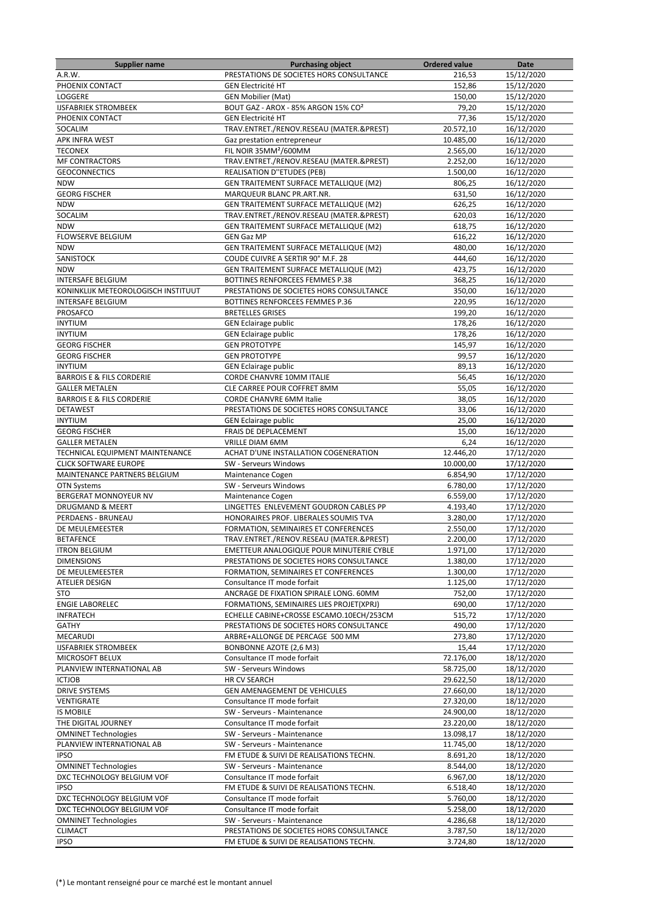| Supplier name | Purchasing object | Ordered value | Date |
| --- | --- | --- | --- |
| A.R.W. | PRESTATIONS DE SOCIETES HORS CONSULTANCE | 216,53 | 15/12/2020 |
| PHOENIX CONTACT | GEN Electricité HT | 152,86 | 15/12/2020 |
| LOGGERE | GEN Mobilier (Mat) | 150,00 | 15/12/2020 |
| IJSFABRIEK STROMBEEK | BOUT GAZ - AROX - 85% ARGON 15% CO² | 79,20 | 15/12/2020 |
| PHOENIX CONTACT | GEN Electricité HT | 77,36 | 15/12/2020 |
| SOCALIM | TRAV.ENTRET./RENOV.RESEAU (MATER.&PREST) | 20.572,10 | 16/12/2020 |
| APK INFRA WEST | Gaz prestation entrepreneur | 10.485,00 | 16/12/2020 |
| TECONEX | FIL NOIR 35MM²/600MM | 2.565,00 | 16/12/2020 |
| MF CONTRACTORS | TRAV.ENTRET./RENOV.RESEAU (MATER.&PREST) | 2.252,00 | 16/12/2020 |
| GEOCONNECTICS | REALISATION D''ETUDES (PEB) | 1.500,00 | 16/12/2020 |
| NDW | GEN TRAITEMENT SURFACE METALLIQUE (M2) | 806,25 | 16/12/2020 |
| GEORG FISCHER | MARQUEUR BLANC PR.ART.NR. | 631,50 | 16/12/2020 |
| NDW | GEN TRAITEMENT SURFACE METALLIQUE (M2) | 626,25 | 16/12/2020 |
| SOCALIM | TRAV.ENTRET./RENOV.RESEAU (MATER.&PREST) | 620,03 | 16/12/2020 |
| NDW | GEN TRAITEMENT SURFACE METALLIQUE (M2) | 618,75 | 16/12/2020 |
| FLOWSERVE BELGIUM | GEN Gaz MP | 616,22 | 16/12/2020 |
| NDW | GEN TRAITEMENT SURFACE METALLIQUE (M2) | 480,00 | 16/12/2020 |
| SANISTOCK | COUDE CUIVRE A SERTIR 90° M.F. 28 | 444,60 | 16/12/2020 |
| NDW | GEN TRAITEMENT SURFACE METALLIQUE (M2) | 423,75 | 16/12/2020 |
| INTERSAFE BELGIUM | BOTTINES RENFORCEES FEMMES P.38 | 368,25 | 16/12/2020 |
| KONINKLIJK METEOROLOGISCH INSTITUUT | PRESTATIONS DE SOCIETES HORS CONSULTANCE | 350,00 | 16/12/2020 |
| INTERSAFE BELGIUM | BOTTINES RENFORCEES FEMMES P.36 | 220,95 | 16/12/2020 |
| PROSAFCO | BRETELLES GRISES | 199,20 | 16/12/2020 |
| INYTIUM | GEN Eclairage public | 178,26 | 16/12/2020 |
| INYTIUM | GEN Eclairage public | 178,26 | 16/12/2020 |
| GEORG FISCHER | GEN PROTOTYPE | 145,97 | 16/12/2020 |
| GEORG FISCHER | GEN PROTOTYPE | 99,57 | 16/12/2020 |
| INYTIUM | GEN Eclairage public | 89,13 | 16/12/2020 |
| BARROIS E & FILS CORDERIE | CORDE CHANVRE 10MM ITALIE | 56,45 | 16/12/2020 |
| GALLER METALEN | CLE CARREE POUR COFFRET 8MM | 55,05 | 16/12/2020 |
| BARROIS E & FILS CORDERIE | CORDE CHANVRE 6MM Italie | 38,05 | 16/12/2020 |
| DETAWEST | PRESTATIONS DE SOCIETES HORS CONSULTANCE | 33,06 | 16/12/2020 |
| INYTIUM | GEN Eclairage public | 25,00 | 16/12/2020 |
| GEORG FISCHER | FRAIS DE DEPLACEMENT | 15,00 | 16/12/2020 |
| GALLER METALEN | VRILLE DIAM 6MM | 6,24 | 16/12/2020 |
| TECHNICAL EQUIPMENT MAINTENANCE | ACHAT D'UNE INSTALLATION COGENERATION | 12.446,20 | 17/12/2020 |
| CLICK SOFTWARE EUROPE | SW - Serveurs Windows | 10.000,00 | 17/12/2020 |
| MAINTENANCE PARTNERS BELGIUM | Maintenance Cogen | 6.854,90 | 17/12/2020 |
| OTN Systems | SW - Serveurs Windows | 6.780,00 | 17/12/2020 |
| BERGERAT MONNOYEUR NV | Maintenance Cogen | 6.559,00 | 17/12/2020 |
| DRUGMAND & MEERT | LINGETTES ENLEVEMENT GOUDRON CABLES PP | 4.193,40 | 17/12/2020 |
| PERDAENS - BRUNEAU | HONORAIRES PROF. LIBERALES SOUMIS TVA | 3.280,00 | 17/12/2020 |
| DE MEULEMEESTER | FORMATION, SEMINAIRES ET CONFERENCES | 2.550,00 | 17/12/2020 |
| BETAFENCE | TRAV.ENTRET./RENOV.RESEAU (MATER.&PREST) | 2.200,00 | 17/12/2020 |
| ITRON BELGIUM | EMETTEUR ANALOGIQUE POUR MINUTERIE CYBLE | 1.971,00 | 17/12/2020 |
| DIMENSIONS | PRESTATIONS DE SOCIETES HORS CONSULTANCE | 1.380,00 | 17/12/2020 |
| DE MEULEMEESTER | FORMATION, SEMINAIRES ET CONFERENCES | 1.300,00 | 17/12/2020 |
| ATELIER DESIGN | Consultance IT mode forfait | 1.125,00 | 17/12/2020 |
| STO | ANCRAGE DE FIXATION SPIRALE LONG. 60MM | 752,00 | 17/12/2020 |
| ENGIE LABORELEC | FORMATIONS, SEMINAIRES LIES PROJET(XPRJ) | 690,00 | 17/12/2020 |
| INFRATECH | ECHELLE CABINE+CROSSE ESCAMO.10ECH/253CM | 515,72 | 17/12/2020 |
| GATHY | PRESTATIONS DE SOCIETES HORS CONSULTANCE | 490,00 | 17/12/2020 |
| MECARUDI | ARBRE+ALLONGE DE PERCAGE 500 MM | 273,80 | 17/12/2020 |
| IJSFABRIEK STROMBEEK | BONBONNE AZOTE (2,6 M3) | 15,44 | 17/12/2020 |
| MICROSOFT BELUX | Consultance IT mode forfait | 72.176,00 | 18/12/2020 |
| PLANVIEW INTERNATIONAL AB | SW - Serveurs Windows | 58.725,00 | 18/12/2020 |
| ICTJOB | HR CV SEARCH | 29.622,50 | 18/12/2020 |
| DRIVE SYSTEMS | GEN AMENAGEMENT DE VEHICULES | 27.660,00 | 18/12/2020 |
| VENTIGRATE | Consultance IT mode forfait | 27.320,00 | 18/12/2020 |
| IS MOBILE | SW - Serveurs - Maintenance | 24.900,00 | 18/12/2020 |
| THE DIGITAL JOURNEY | Consultance IT mode forfait | 23.220,00 | 18/12/2020 |
| OMNINET Technologies | SW - Serveurs - Maintenance | 13.098,17 | 18/12/2020 |
| PLANVIEW INTERNATIONAL AB | SW - Serveurs - Maintenance | 11.745,00 | 18/12/2020 |
| IPSO | FM ETUDE & SUIVI DE REALISATIONS TECHN. | 8.691,20 | 18/12/2020 |
| OMNINET Technologies | SW - Serveurs - Maintenance | 8.544,00 | 18/12/2020 |
| DXC TECHNOLOGY BELGIUM VOF | Consultance IT mode forfait | 6.967,00 | 18/12/2020 |
| IPSO | FM ETUDE & SUIVI DE REALISATIONS TECHN. | 6.518,40 | 18/12/2020 |
| DXC TECHNOLOGY BELGIUM VOF | Consultance IT mode forfait | 5.760,00 | 18/12/2020 |
| DXC TECHNOLOGY BELGIUM VOF | Consultance IT mode forfait | 5.258,00 | 18/12/2020 |
| OMNINET Technologies | SW - Serveurs - Maintenance | 4.286,68 | 18/12/2020 |
| CLIMACT | PRESTATIONS DE SOCIETES HORS CONSULTANCE | 3.787,50 | 18/12/2020 |
| IPSO | FM ETUDE & SUIVI DE REALISATIONS TECHN. | 3.724,80 | 18/12/2020 |

(*) Le montant renseigné pour ce marché est le montant annuel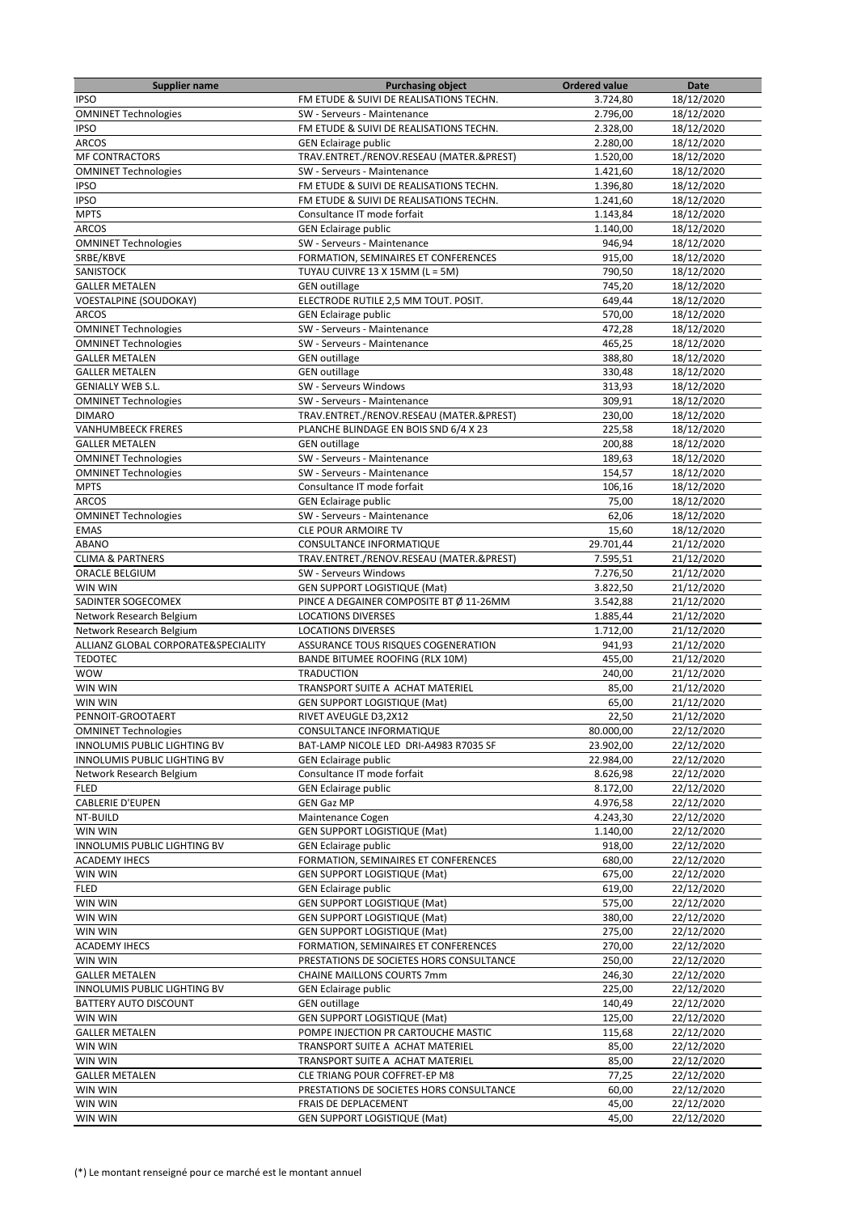| Supplier name | Purchasing object | Ordered value | Date |
|---|---|---|---|
| IPSO | FM ETUDE & SUIVI DE REALISATIONS TECHN. | 3.724,80 | 18/12/2020 |
| OMNINET Technologies | SW - Serveurs - Maintenance | 2.796,00 | 18/12/2020 |
| IPSO | FM ETUDE & SUIVI DE REALISATIONS TECHN. | 2.328,00 | 18/12/2020 |
| ARCOS | GEN Eclairage public | 2.280,00 | 18/12/2020 |
| MF CONTRACTORS | TRAV.ENTRET./RENOV.RESEAU (MATER.&PREST) | 1.520,00 | 18/12/2020 |
| OMNINET Technologies | SW - Serveurs - Maintenance | 1.421,60 | 18/12/2020 |
| IPSO | FM ETUDE & SUIVI DE REALISATIONS TECHN. | 1.396,80 | 18/12/2020 |
| IPSO | FM ETUDE & SUIVI DE REALISATIONS TECHN. | 1.241,60 | 18/12/2020 |
| MPTS | Consultance IT mode forfait | 1.143,84 | 18/12/2020 |
| ARCOS | GEN Eclairage public | 1.140,00 | 18/12/2020 |
| OMNINET Technologies | SW - Serveurs - Maintenance | 946,94 | 18/12/2020 |
| SRBE/KBVE | FORMATION, SEMINAIRES ET CONFERENCES | 915,00 | 18/12/2020 |
| SANISTOCK | TUYAU CUIVRE 13 X 15MM (L = 5M) | 790,50 | 18/12/2020 |
| GALLER METALEN | GEN outillage | 745,20 | 18/12/2020 |
| VOESTALPINE (SOUDOKAY) | ELECTRODE RUTILE 2,5 MM TOUT. POSIT. | 649,44 | 18/12/2020 |
| ARCOS | GEN Eclairage public | 570,00 | 18/12/2020 |
| OMNINET Technologies | SW - Serveurs - Maintenance | 472,28 | 18/12/2020 |
| OMNINET Technologies | SW - Serveurs - Maintenance | 465,25 | 18/12/2020 |
| GALLER METALEN | GEN outillage | 388,80 | 18/12/2020 |
| GALLER METALEN | GEN outillage | 330,48 | 18/12/2020 |
| GENIALLY WEB S.L. | SW - Serveurs Windows | 313,93 | 18/12/2020 |
| OMNINET Technologies | SW - Serveurs - Maintenance | 309,91 | 18/12/2020 |
| DIMARO | TRAV.ENTRET./RENOV.RESEAU (MATER.&PREST) | 230,00 | 18/12/2020 |
| VANHUMBEECK FRERES | PLANCHE BLINDAGE EN BOIS SND 6/4 X 23 | 225,58 | 18/12/2020 |
| GALLER METALEN | GEN outillage | 200,88 | 18/12/2020 |
| OMNINET Technologies | SW - Serveurs - Maintenance | 189,63 | 18/12/2020 |
| OMNINET Technologies | SW - Serveurs - Maintenance | 154,57 | 18/12/2020 |
| MPTS | Consultance IT mode forfait | 106,16 | 18/12/2020 |
| ARCOS | GEN Eclairage public | 75,00 | 18/12/2020 |
| OMNINET Technologies | SW - Serveurs - Maintenance | 62,06 | 18/12/2020 |
| EMAS | CLE POUR ARMOIRE TV | 15,60 | 18/12/2020 |
| ABANO | CONSULTANCE INFORMATIQUE | 29.701,44 | 21/12/2020 |
| CLIMA & PARTNERS | TRAV.ENTRET./RENOV.RESEAU (MATER.&PREST) | 7.595,51 | 21/12/2020 |
| ORACLE BELGIUM | SW - Serveurs Windows | 7.276,50 | 21/12/2020 |
| WIN WIN | GEN SUPPORT LOGISTIQUE (Mat) | 3.822,50 | 21/12/2020 |
| SADINTER SOGECOMEX | PINCE A DEGAINER COMPOSITE BT Ø 11-26MM | 3.542,88 | 21/12/2020 |
| Network Research Belgium | LOCATIONS DIVERSES | 1.885,44 | 21/12/2020 |
| Network Research Belgium | LOCATIONS DIVERSES | 1.712,00 | 21/12/2020 |
| ALLIANZ GLOBAL CORPORATE&SPECIALITY | ASSURANCE TOUS RISQUES COGENERATION | 941,93 | 21/12/2020 |
| TEDOTEC | BANDE BITUMEE ROOFING (RLX 10M) | 455,00 | 21/12/2020 |
| WOW | TRADUCTION | 240,00 | 21/12/2020 |
| WIN WIN | TRANSPORT SUITE A ACHAT MATERIEL | 85,00 | 21/12/2020 |
| WIN WIN | GEN SUPPORT LOGISTIQUE (Mat) | 65,00 | 21/12/2020 |
| PENNOIT-GROOTAERT | RIVET AVEUGLE D3,2X12 | 22,50 | 21/12/2020 |
| OMNINET Technologies | CONSULTANCE INFORMATIQUE | 80.000,00 | 22/12/2020 |
| INNOLUMIS PUBLIC LIGHTING BV | BAT-LAMP NICOLE LED DRI-A4983 R7035 SF | 23.902,00 | 22/12/2020 |
| INNOLUMIS PUBLIC LIGHTING BV | GEN Eclairage public | 22.984,00 | 22/12/2020 |
| Network Research Belgium | Consultance IT mode forfait | 8.626,98 | 22/12/2020 |
| FLED | GEN Eclairage public | 8.172,00 | 22/12/2020 |
| CABLERIE D'EUPEN | GEN Gaz MP | 4.976,58 | 22/12/2020 |
| NT-BUILD | Maintenance Cogen | 4.243,30 | 22/12/2020 |
| WIN WIN | GEN SUPPORT LOGISTIQUE (Mat) | 1.140,00 | 22/12/2020 |
| INNOLUMIS PUBLIC LIGHTING BV | GEN Eclairage public | 918,00 | 22/12/2020 |
| ACADEMY IHECS | FORMATION, SEMINAIRES ET CONFERENCES | 680,00 | 22/12/2020 |
| WIN WIN | GEN SUPPORT LOGISTIQUE (Mat) | 675,00 | 22/12/2020 |
| FLED | GEN Eclairage public | 619,00 | 22/12/2020 |
| WIN WIN | GEN SUPPORT LOGISTIQUE (Mat) | 575,00 | 22/12/2020 |
| WIN WIN | GEN SUPPORT LOGISTIQUE (Mat) | 380,00 | 22/12/2020 |
| WIN WIN | GEN SUPPORT LOGISTIQUE (Mat) | 275,00 | 22/12/2020 |
| ACADEMY IHECS | FORMATION, SEMINAIRES ET CONFERENCES | 270,00 | 22/12/2020 |
| WIN WIN | PRESTATIONS DE SOCIETES HORS CONSULTANCE | 250,00 | 22/12/2020 |
| GALLER METALEN | CHAINE MAILLONS COURTS 7mm | 246,30 | 22/12/2020 |
| INNOLUMIS PUBLIC LIGHTING BV | GEN Eclairage public | 225,00 | 22/12/2020 |
| BATTERY AUTO DISCOUNT | GEN outillage | 140,49 | 22/12/2020 |
| WIN WIN | GEN SUPPORT LOGISTIQUE (Mat) | 125,00 | 22/12/2020 |
| GALLER METALEN | POMPE INJECTION PR CARTOUCHE MASTIC | 115,68 | 22/12/2020 |
| WIN WIN | TRANSPORT SUITE A ACHAT MATERIEL | 85,00 | 22/12/2020 |
| WIN WIN | TRANSPORT SUITE A ACHAT MATERIEL | 85,00 | 22/12/2020 |
| GALLER METALEN | CLE TRIANG POUR COFFRET-EP M8 | 77,25 | 22/12/2020 |
| WIN WIN | PRESTATIONS DE SOCIETES HORS CONSULTANCE | 60,00 | 22/12/2020 |
| WIN WIN | FRAIS DE DEPLACEMENT | 45,00 | 22/12/2020 |
| WIN WIN | GEN SUPPORT LOGISTIQUE (Mat) | 45,00 | 22/12/2020 |

(*) Le montant renseigné pour ce marché est le montant annuel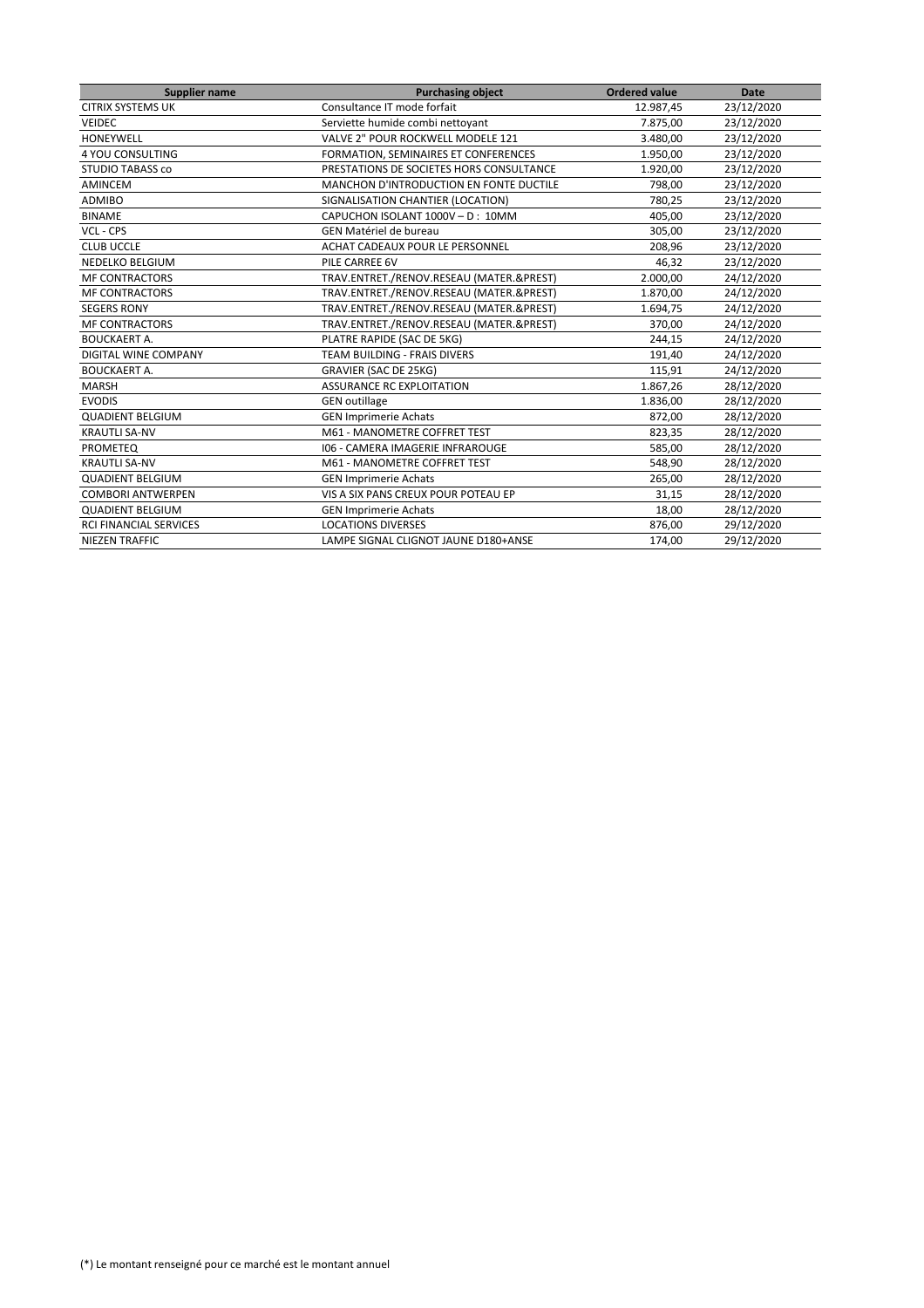| Supplier name | Purchasing object | Ordered value | Date |
|---|---|---|---|
| CITRIX SYSTEMS UK | Consultance IT mode forfait | 12.987,45 | 23/12/2020 |
| VEIDEC | Serviette humide combi nettoyant | 7.875,00 | 23/12/2020 |
| HONEYWELL | VALVE 2" POUR ROCKWELL MODELE 121 | 3.480,00 | 23/12/2020 |
| 4 YOU CONSULTING | FORMATION, SEMINAIRES ET CONFERENCES | 1.950,00 | 23/12/2020 |
| STUDIO TABASS co | PRESTATIONS DE SOCIETES HORS CONSULTANCE | 1.920,00 | 23/12/2020 |
| AMINCEM | MANCHON D'INTRODUCTION EN FONTE DUCTILE | 798,00 | 23/12/2020 |
| ADMIBO | SIGNALISATION CHANTIER (LOCATION) | 780,25 | 23/12/2020 |
| BINAME | CAPUCHON ISOLANT 1000V – D : 10MM | 405,00 | 23/12/2020 |
| VCL - CPS | GEN Matériel de bureau | 305,00 | 23/12/2020 |
| CLUB UCCLE | ACHAT CADEAUX POUR LE PERSONNEL | 208,96 | 23/12/2020 |
| NEDELKO BELGIUM | PILE CARREE 6V | 46,32 | 23/12/2020 |
| MF CONTRACTORS | TRAV.ENTRET./RENOV.RESEAU (MATER.&PREST) | 2.000,00 | 24/12/2020 |
| MF CONTRACTORS | TRAV.ENTRET./RENOV.RESEAU (MATER.&PREST) | 1.870,00 | 24/12/2020 |
| SEGERS RONY | TRAV.ENTRET./RENOV.RESEAU (MATER.&PREST) | 1.694,75 | 24/12/2020 |
| MF CONTRACTORS | TRAV.ENTRET./RENOV.RESEAU (MATER.&PREST) | 370,00 | 24/12/2020 |
| BOUCKAERT A. | PLATRE RAPIDE (SAC DE 5KG) | 244,15 | 24/12/2020 |
| DIGITAL WINE COMPANY | TEAM BUILDING - FRAIS DIVERS | 191,40 | 24/12/2020 |
| BOUCKAERT A. | GRAVIER (SAC DE 25KG) | 115,91 | 24/12/2020 |
| MARSH | ASSURANCE RC EXPLOITATION | 1.867,26 | 28/12/2020 |
| EVODIS | GEN outillage | 1.836,00 | 28/12/2020 |
| QUADIENT BELGIUM | GEN Imprimerie Achats | 872,00 | 28/12/2020 |
| KRAUTLI SA-NV | M61 - MANOMETRE COFFRET TEST | 823,35 | 28/12/2020 |
| PROMETEQ | I06 - CAMERA IMAGERIE INFRAROUGE | 585,00 | 28/12/2020 |
| KRAUTLI SA-NV | M61 - MANOMETRE COFFRET TEST | 548,90 | 28/12/2020 |
| QUADIENT BELGIUM | GEN Imprimerie Achats | 265,00 | 28/12/2020 |
| COMBORI ANTWERPEN | VIS A SIX PANS CREUX POUR POTEAU EP | 31,15 | 28/12/2020 |
| QUADIENT BELGIUM | GEN Imprimerie Achats | 18,00 | 28/12/2020 |
| RCI FINANCIAL SERVICES | LOCATIONS DIVERSES | 876,00 | 29/12/2020 |
| NIEZEN TRAFFIC | LAMPE SIGNAL CLIGNOT JAUNE D180+ANSE | 174,00 | 29/12/2020 |

(*) Le montant renseigné pour ce marché est le montant annuel